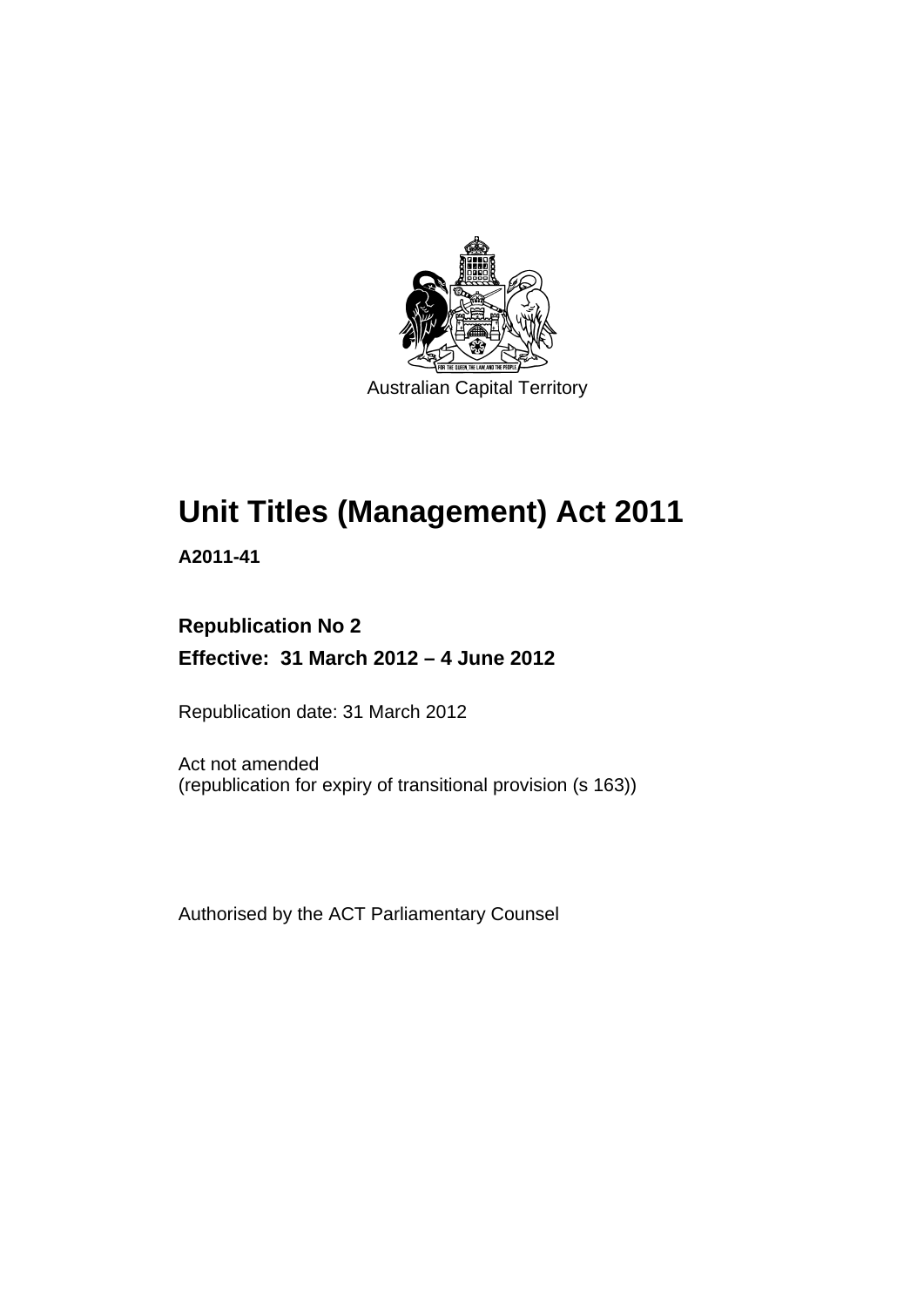Australian Capital Territory

# Unit Titles (Management) Act 2011

**A2011-41**

**Republication No 2**

**Effective: 31 March 2012 – 4 June 2012**

Republication date: 31 March 2012

Act not amended
(republication for expiry of transitional provision (s 163))

Authorised by the ACT Parliamentary Counsel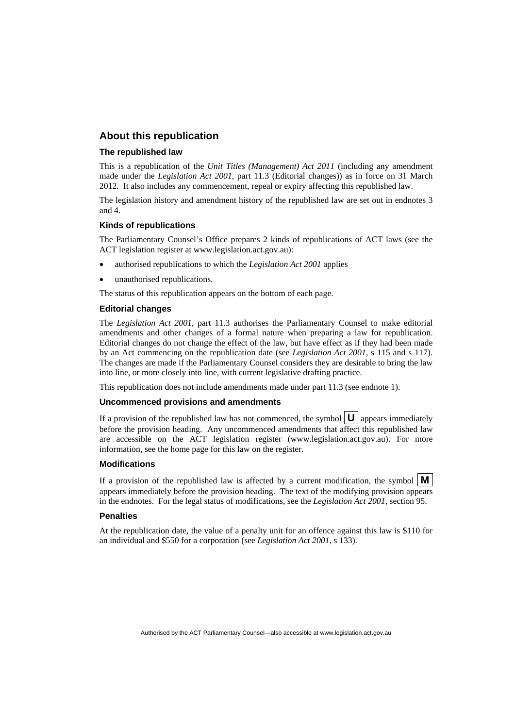## About this republication

### The republished law

This is a republication of the *Unit Titles (Management) Act 2011* (including any amendment made under the *Legislation Act 2001*, part 11.3 (Editorial changes)) as in force on 31 March 2012. It also includes any commencement, repeal or expiry affecting this republished law.

The legislation history and amendment history of the republished law are set out in endnotes 3 and 4.

### Kinds of republications

The Parliamentary Counsel's Office prepares 2 kinds of republications of ACT laws (see the ACT legislation register at www.legislation.act.gov.au):

- authorised republications to which the *Legislation Act 2001* applies
- unauthorised republications.

The status of this republication appears on the bottom of each page.

### Editorial changes

The *Legislation Act 2001*, part 11.3 authorises the Parliamentary Counsel to make editorial amendments and other changes of a formal nature when preparing a law for republication. Editorial changes do not change the effect of the law, but have effect as if they had been made by an Act commencing on the republication date (see *Legislation Act 2001*, s 115 and s 117). The changes are made if the Parliamentary Counsel considers they are desirable to bring the law into line, or more closely into line, with current legislative drafting practice.

This republication does not include amendments made under part 11.3 (see endnote 1).

### Uncommenced provisions and amendments

If a provision of the republished law has not commenced, the symbol **U** appears immediately before the provision heading. Any uncommenced amendments that affect this republished law are accessible on the ACT legislation register (www.legislation.act.gov.au). For more information, see the home page for this law on the register.

### Modifications

If a provision of the republished law is affected by a current modification, the symbol **M** appears immediately before the provision heading. The text of the modifying provision appears in the endnotes. For the legal status of modifications, see the *Legislation Act 2001*, section 95.

### Penalties

At the republication date, the value of a penalty unit for an offence against this law is $110 for an individual and $550 for a corporation (see *Legislation Act 2001*, s 133).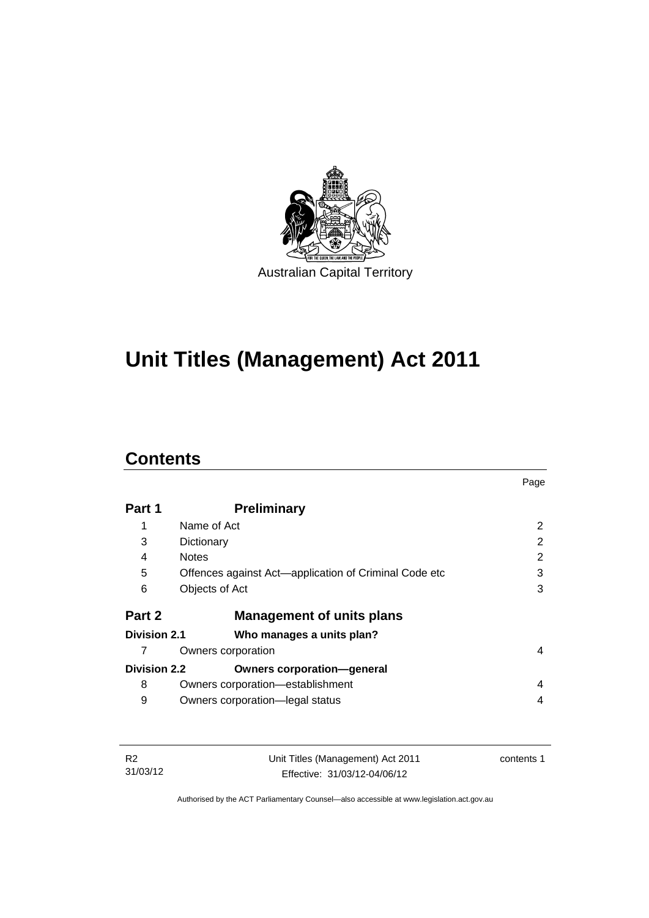Australian Capital Territory

# Unit Titles (Management) Act 2011

## Contents

| | | Page |
|---|---|---|
| **Part 1** | **Preliminary** | |
| 1 | Name of Act | 2 |
| 3 | Dictionary | 2 |
| 4 | Notes | 2 |
| 5 | Offences against Act—application of Criminal Code etc | 3 |
| 6 | Objects of Act | 3 |
| **Part 2** | **Management of units plans** | |
| **Division 2.1** | **Who manages a units plan?** | |
| 7 | Owners corporation | 4 |
| **Division 2.2** | **Owners corporation—general** | |
| 8 | Owners corporation—establishment | 4 |
| 9 | Owners corporation—legal status | 4 |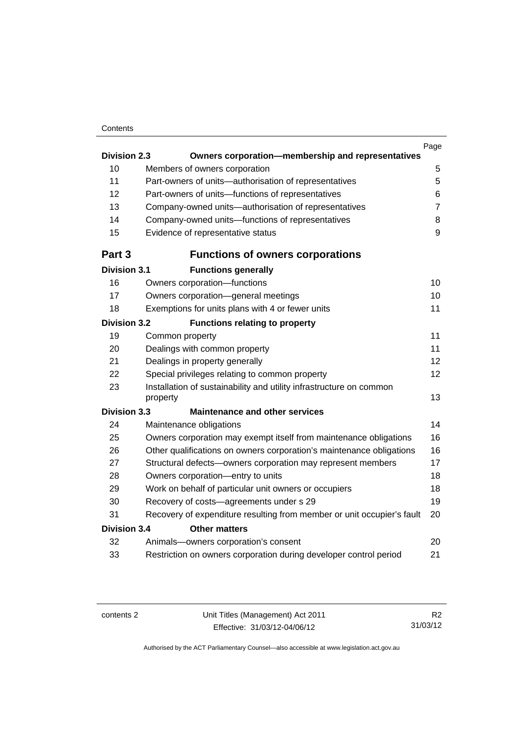| | | Page |
|---|---|---|
| **Division 2.3** | **Owners corporation—membership and representatives** | |
| 10 | Members of owners corporation | 5 |
| 11 | Part-owners of units—authorisation of representatives | 5 |
| 12 | Part-owners of units—functions of representatives | 6 |
| 13 | Company-owned units—authorisation of representatives | 7 |
| 14 | Company-owned units—functions of representatives | 8 |
| 15 | Evidence of representative status | 9 |
| **Part 3** | **Functions of owners corporations** | |
| **Division 3.1** | **Functions generally** | |
| 16 | Owners corporation—functions | 10 |
| 17 | Owners corporation—general meetings | 10 |
| 18 | Exemptions for units plans with 4 or fewer units | 11 |
| **Division 3.2** | **Functions relating to property** | |
| 19 | Common property | 11 |
| 20 | Dealings with common property | 11 |
| 21 | Dealings in property generally | 12 |
| 22 | Special privileges relating to common property | 12 |
| 23 | Installation of sustainability and utility infrastructure on common property | 13 |
| **Division 3.3** | **Maintenance and other services** | |
| 24 | Maintenance obligations | 14 |
| 25 | Owners corporation may exempt itself from maintenance obligations | 16 |
| 26 | Other qualifications on owners corporation's maintenance obligations | 16 |
| 27 | Structural defects—owners corporation may represent members | 17 |
| 28 | Owners corporation—entry to units | 18 |
| 29 | Work on behalf of particular unit owners or occupiers | 18 |
| 30 | Recovery of costs—agreements under s 29 | 19 |
| 31 | Recovery of expenditure resulting from member or unit occupier's fault | 20 |
| **Division 3.4** | **Other matters** | |
| 32 | Animals—owners corporation's consent | 20 |
| 33 | Restriction on owners corporation during developer control period | 21 |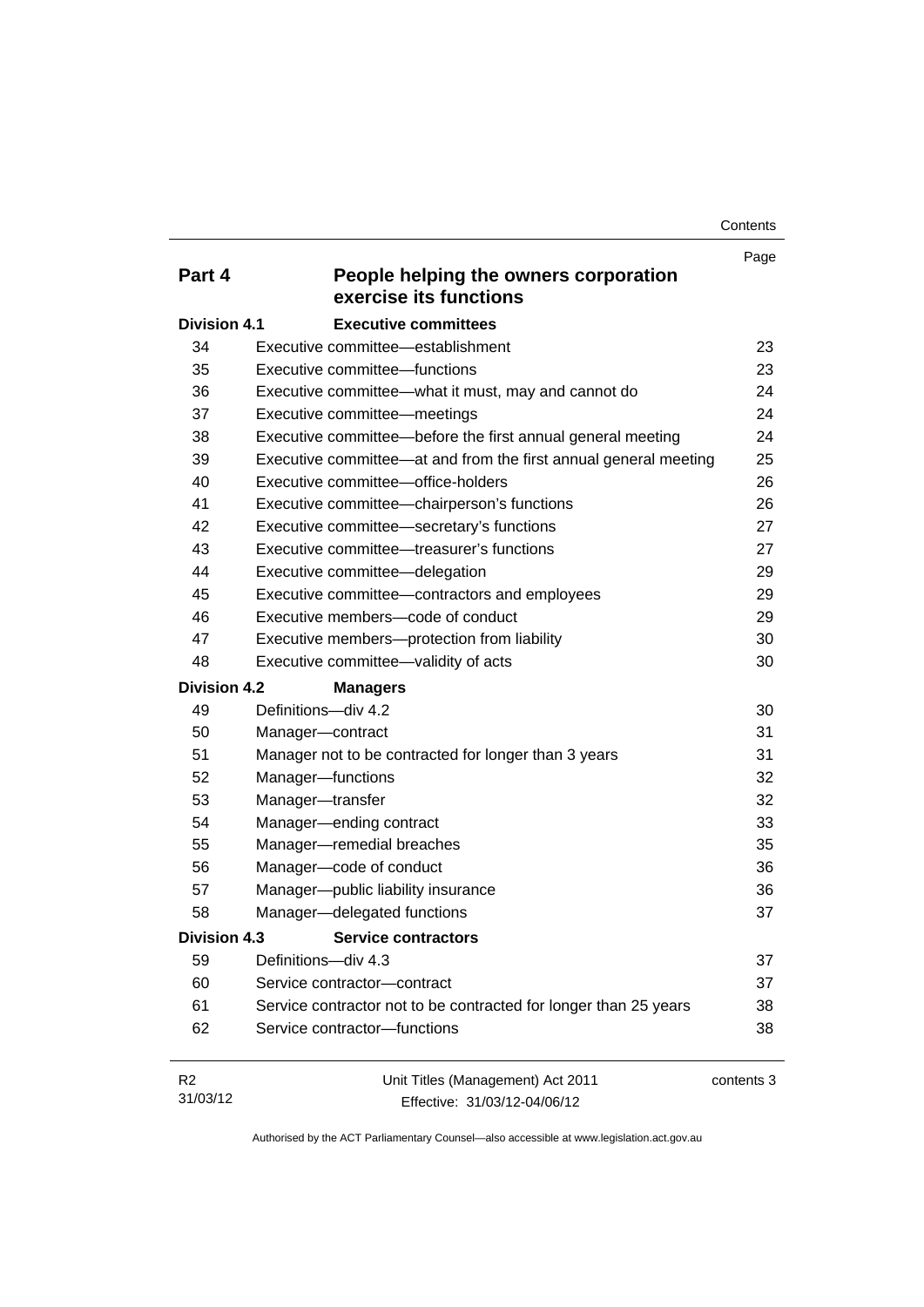| | | Page |
|---|---|---|
| **Part 4** | **People helping the owners corporation exercise its functions** | |
| **Division 4.1** | **Executive committees** | |
| 34 | Executive committee—establishment | 23 |
| 35 | Executive committee—functions | 23 |
| 36 | Executive committee—what it must, may and cannot do | 24 |
| 37 | Executive committee—meetings | 24 |
| 38 | Executive committee—before the first annual general meeting | 24 |
| 39 | Executive committee—at and from the first annual general meeting | 25 |
| 40 | Executive committee—office-holders | 26 |
| 41 | Executive committee—chairperson's functions | 26 |
| 42 | Executive committee—secretary's functions | 27 |
| 43 | Executive committee—treasurer's functions | 27 |
| 44 | Executive committee—delegation | 29 |
| 45 | Executive committee—contractors and employees | 29 |
| 46 | Executive members—code of conduct | 29 |
| 47 | Executive members—protection from liability | 30 |
| 48 | Executive committee—validity of acts | 30 |
| **Division 4.2** | **Managers** | |
| 49 | Definitions—div 4.2 | 30 |
| 50 | Manager—contract | 31 |
| 51 | Manager not to be contracted for longer than 3 years | 31 |
| 52 | Manager—functions | 32 |
| 53 | Manager—transfer | 32 |
| 54 | Manager—ending contract | 33 |
| 55 | Manager—remedial breaches | 35 |
| 56 | Manager—code of conduct | 36 |
| 57 | Manager—public liability insurance | 36 |
| 58 | Manager—delegated functions | 37 |
| **Division 4.3** | **Service contractors** | |
| 59 | Definitions—div 4.3 | 37 |
| 60 | Service contractor—contract | 37 |
| 61 | Service contractor not to be contracted for longer than 25 years | 38 |
| 62 | Service contractor—functions | 38 |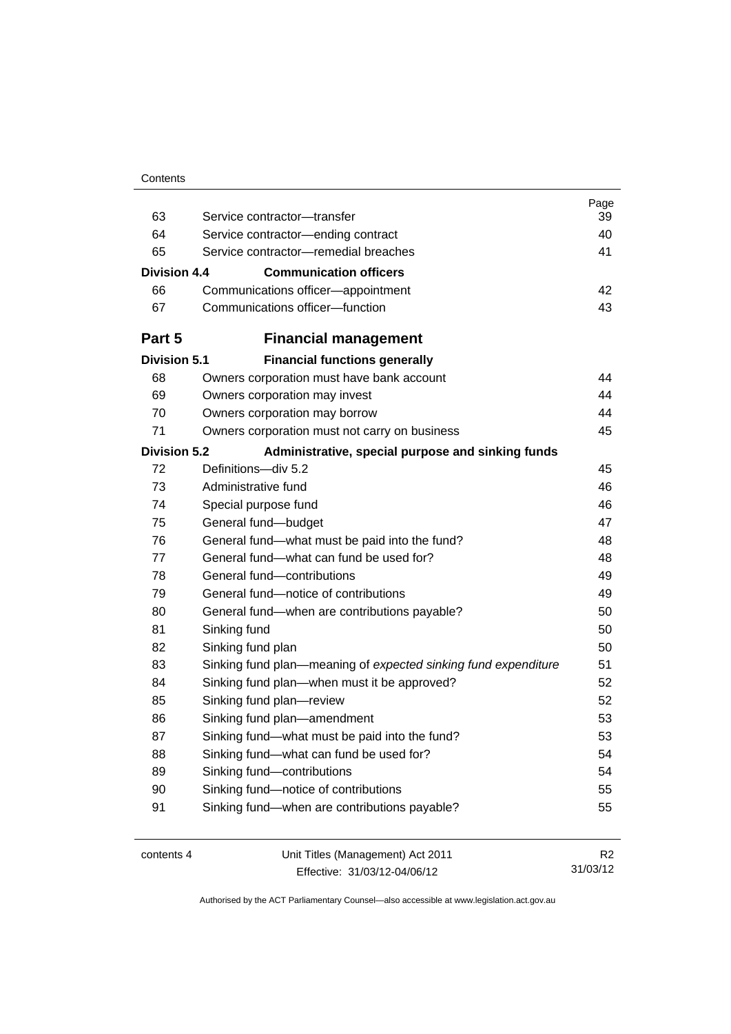| | | Page |
|---|---|---|
| 63 | Service contractor—transfer | 39 |
| 64 | Service contractor—ending contract | 40 |
| 65 | Service contractor—remedial breaches | 41 |
| **Division 4.4** | **Communication officers** | |
| 66 | Communications officer—appointment | 42 |
| 67 | Communications officer—function | 43 |
| **Part 5** | **Financial management** | |
| **Division 5.1** | **Financial functions generally** | |
| 68 | Owners corporation must have bank account | 44 |
| 69 | Owners corporation may invest | 44 |
| 70 | Owners corporation may borrow | 44 |
| 71 | Owners corporation must not carry on business | 45 |
| **Division 5.2** | **Administrative, special purpose and sinking funds** | |
| 72 | Definitions—div 5.2 | 45 |
| 73 | Administrative fund | 46 |
| 74 | Special purpose fund | 46 |
| 75 | General fund—budget | 47 |
| 76 | General fund—what must be paid into the fund? | 48 |
| 77 | General fund—what can fund be used for? | 48 |
| 78 | General fund—contributions | 49 |
| 79 | General fund—notice of contributions | 49 |
| 80 | General fund—when are contributions payable? | 50 |
| 81 | Sinking fund | 50 |
| 82 | Sinking fund plan | 50 |
| 83 | Sinking fund plan—meaning of *expected sinking fund expenditure* | 51 |
| 84 | Sinking fund plan—when must it be approved? | 52 |
| 85 | Sinking fund plan—review | 52 |
| 86 | Sinking fund plan—amendment | 53 |
| 87 | Sinking fund—what must be paid into the fund? | 53 |
| 88 | Sinking fund—what can fund be used for? | 54 |
| 89 | Sinking fund—contributions | 54 |
| 90 | Sinking fund—notice of contributions | 55 |
| 91 | Sinking fund—when are contributions payable? | 55 |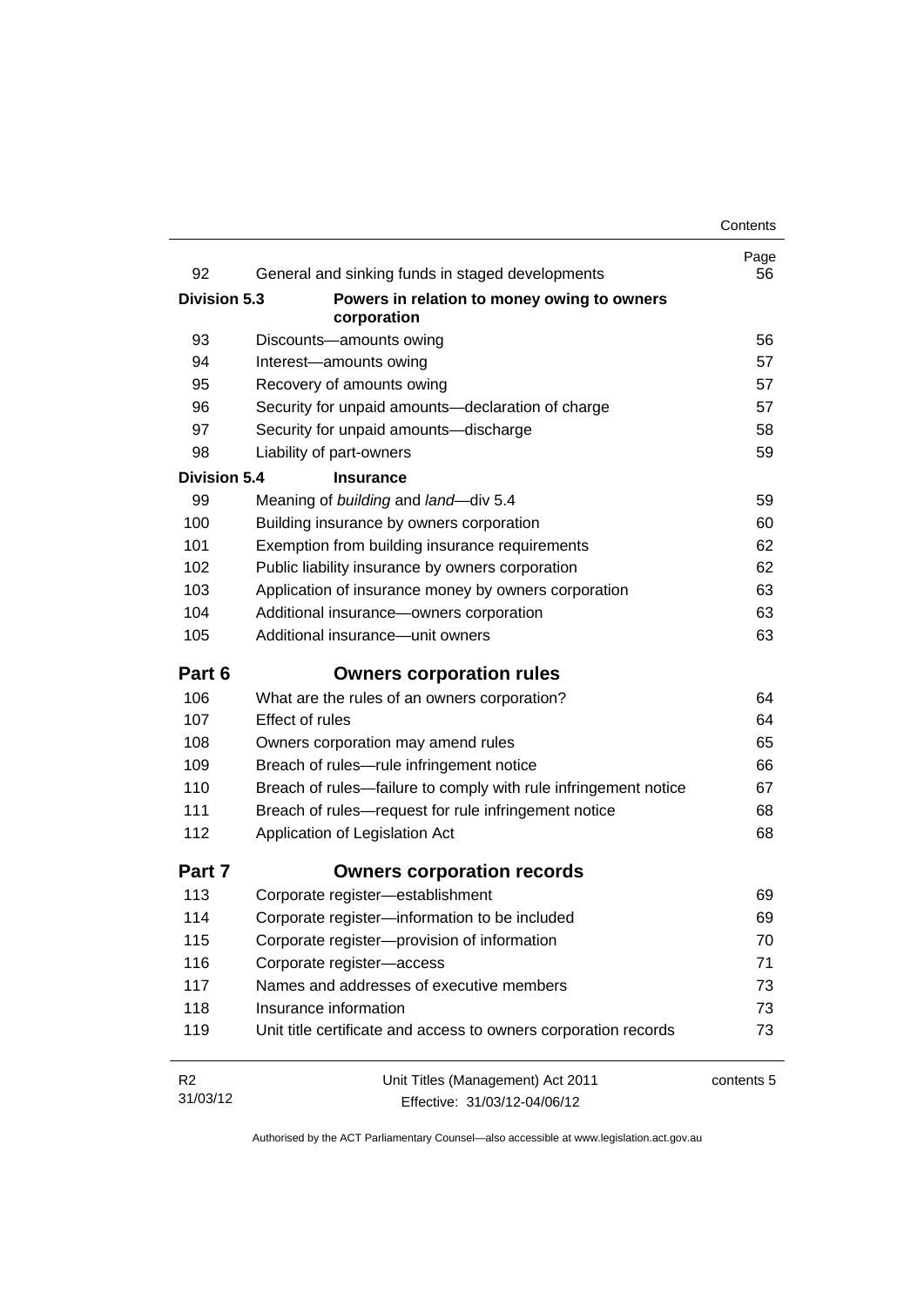| | | Page |
|---|---|---|
| 92 | General and sinking funds in staged developments | 56 |
| **Division 5.3** | **Powers in relation to money owing to owners corporation** | |
| 93 | Discounts—amounts owing | 56 |
| 94 | Interest—amounts owing | 57 |
| 95 | Recovery of amounts owing | 57 |
| 96 | Security for unpaid amounts—declaration of charge | 57 |
| 97 | Security for unpaid amounts—discharge | 58 |
| 98 | Liability of part-owners | 59 |
| **Division 5.4** | **Insurance** | |
| 99 | Meaning of *building* and *land*—div 5.4 | 59 |
| 100 | Building insurance by owners corporation | 60 |
| 101 | Exemption from building insurance requirements | 62 |
| 102 | Public liability insurance by owners corporation | 62 |
| 103 | Application of insurance money by owners corporation | 63 |
| 104 | Additional insurance—owners corporation | 63 |
| 105 | Additional insurance—unit owners | 63 |
| **Part 6** | **Owners corporation rules** | |
| 106 | What are the rules of an owners corporation? | 64 |
| 107 | Effect of rules | 64 |
| 108 | Owners corporation may amend rules | 65 |
| 109 | Breach of rules—rule infringement notice | 66 |
| 110 | Breach of rules—failure to comply with rule infringement notice | 67 |
| 111 | Breach of rules—request for rule infringement notice | 68 |
| 112 | Application of Legislation Act | 68 |
| **Part 7** | **Owners corporation records** | |
| 113 | Corporate register—establishment | 69 |
| 114 | Corporate register—information to be included | 69 |
| 115 | Corporate register—provision of information | 70 |
| 116 | Corporate register—access | 71 |
| 117 | Names and addresses of executive members | 73 |
| 118 | Insurance information | 73 |
| 119 | Unit title certificate and access to owners corporation records | 73 |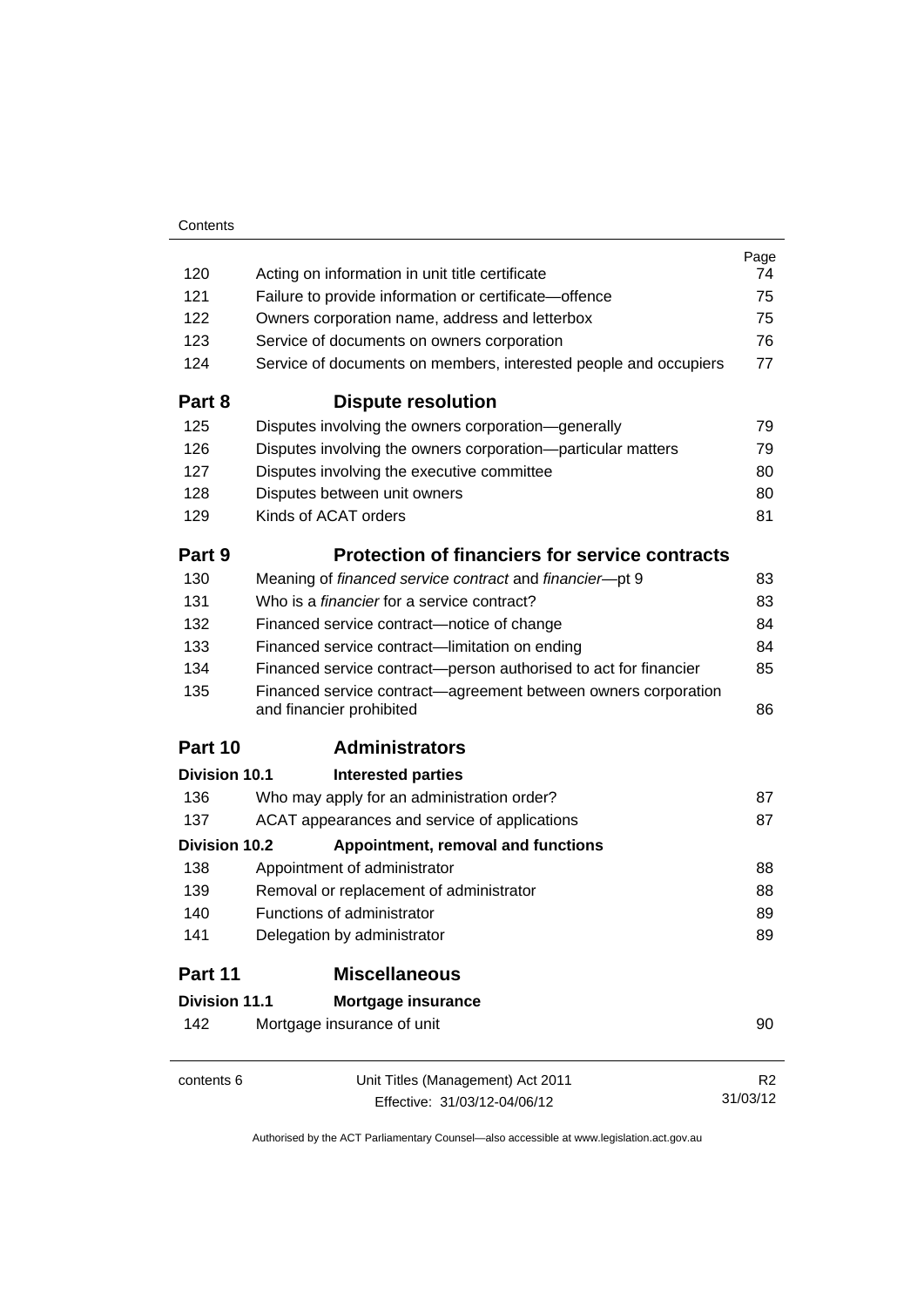| | | Page |
|---|---|---|
| 120 | Acting on information in unit title certificate | 74 |
| 121 | Failure to provide information or certificate—offence | 75 |
| 122 | Owners corporation name, address and letterbox | 75 |
| 123 | Service of documents on owners corporation | 76 |
| 124 | Service of documents on members, interested people and occupiers | 77 |
| **Part 8** | **Dispute resolution** | |
| 125 | Disputes involving the owners corporation—generally | 79 |
| 126 | Disputes involving the owners corporation—particular matters | 79 |
| 127 | Disputes involving the executive committee | 80 |
| 128 | Disputes between unit owners | 80 |
| 129 | Kinds of ACAT orders | 81 |
| **Part 9** | **Protection of financiers for service contracts** | |
| 130 | Meaning of *financed service contract* and *financier*—pt 9 | 83 |
| 131 | Who is a *financier* for a service contract? | 83 |
| 132 | Financed service contract—notice of change | 84 |
| 133 | Financed service contract—limitation on ending | 84 |
| 134 | Financed service contract—person authorised to act for financier | 85 |
| 135 | Financed service contract—agreement between owners corporation and financier prohibited | 86 |
| **Part 10** | **Administrators** | |
| **Division 10.1** | **Interested parties** | |
| 136 | Who may apply for an administration order? | 87 |
| 137 | ACAT appearances and service of applications | 87 |
| **Division 10.2** | **Appointment, removal and functions** | |
| 138 | Appointment of administrator | 88 |
| 139 | Removal or replacement of administrator | 88 |
| 140 | Functions of administrator | 89 |
| 141 | Delegation by administrator | 89 |
| **Part 11** | **Miscellaneous** | |
| **Division 11.1** | **Mortgage insurance** | |
| 142 | Mortgage insurance of unit | 90 |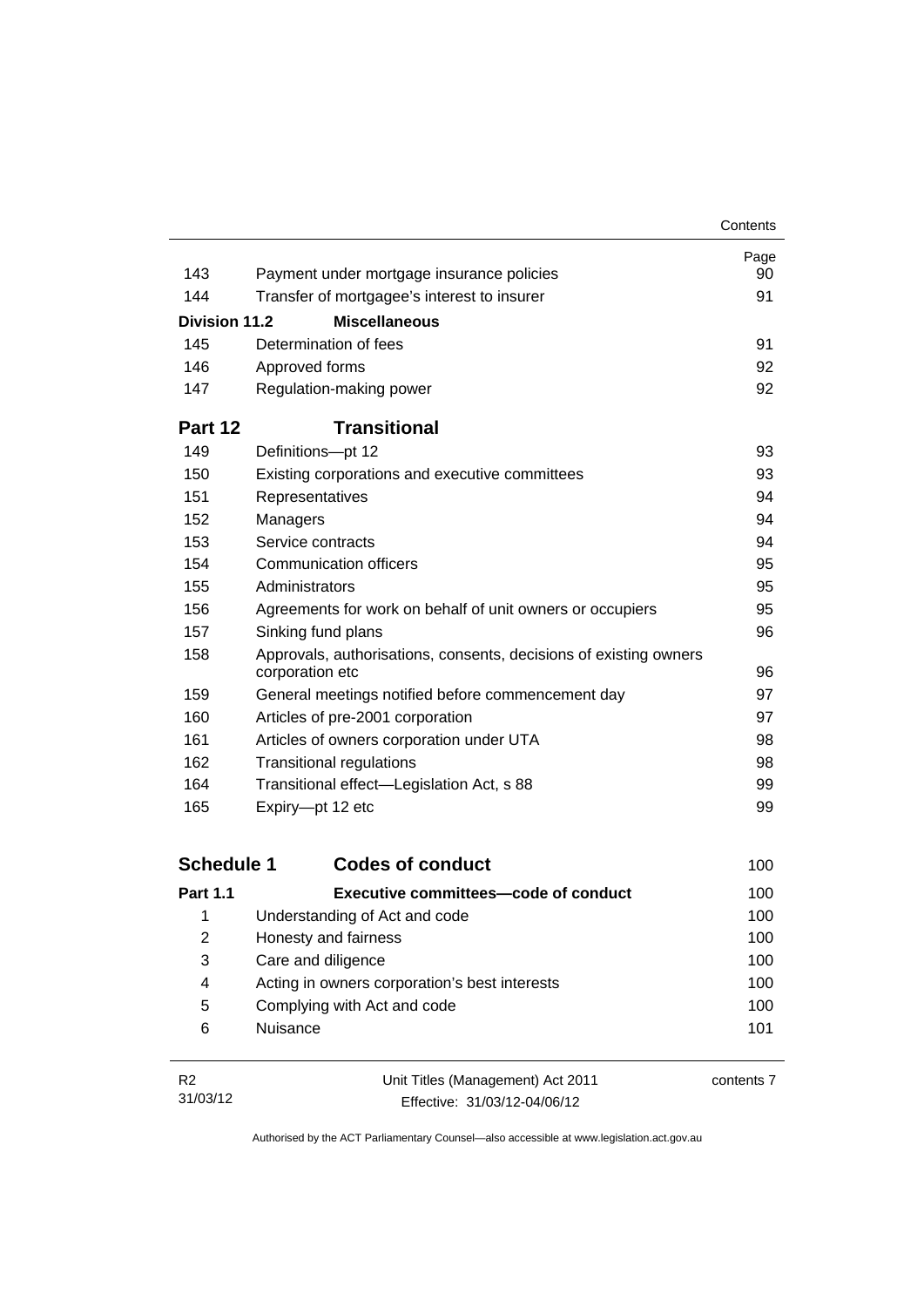| | | Page |
|---|---|---|
| 143 | Payment under mortgage insurance policies | 90 |
| 144 | Transfer of mortgagee's interest to insurer | 91 |
| **Division 11.2** | **Miscellaneous** | |
| 145 | Determination of fees | 91 |
| 146 | Approved forms | 92 |
| 147 | Regulation-making power | 92 |

## Part 12 Transitional

| | | |
|---|---|---|
| 149 | Definitions—pt 12 | 93 |
| 150 | Existing corporations and executive committees | 93 |
| 151 | Representatives | 94 |
| 152 | Managers | 94 |
| 153 | Service contracts | 94 |
| 154 | Communication officers | 95 |
| 155 | Administrators | 95 |
| 156 | Agreements for work on behalf of unit owners or occupiers | 95 |
| 157 | Sinking fund plans | 96 |
| 158 | Approvals, authorisations, consents, decisions of existing owners corporation etc | 96 |
| 159 | General meetings notified before commencement day | 97 |
| 160 | Articles of pre-2001 corporation | 97 |
| 161 | Articles of owners corporation under UTA | 98 |
| 162 | Transitional regulations | 98 |
| 164 | Transitional effect—Legislation Act, s 88 | 99 |
| 165 | Expiry—pt 12 etc | 99 |

## Schedule 1 Codes of conduct 100

| | | |
|---|---|---|
| **Part 1.1** | **Executive committees—code of conduct** | 100 |
| 1 | Understanding of Act and code | 100 |
| 2 | Honesty and fairness | 100 |
| 3 | Care and diligence | 100 |
| 4 | Acting in owners corporation's best interests | 100 |
| 5 | Complying with Act and code | 100 |
| 6 | Nuisance | 101 |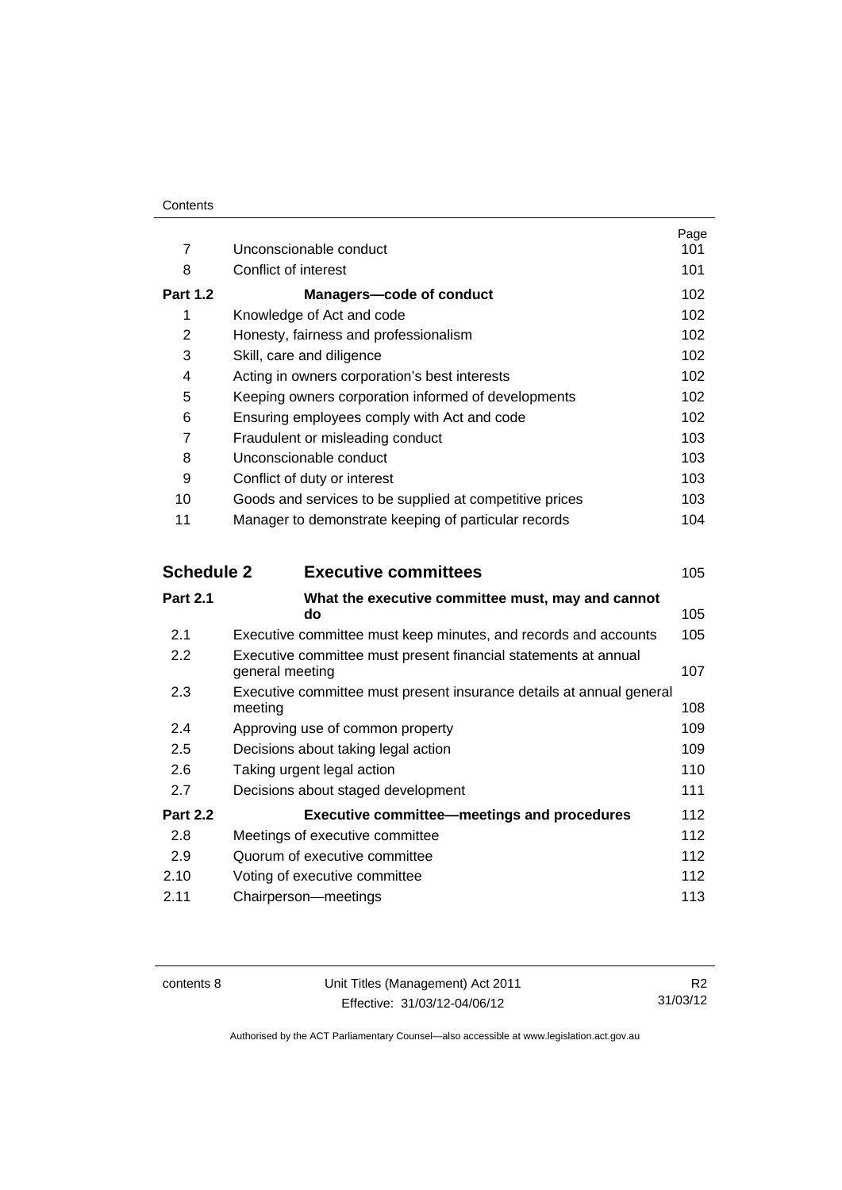| | | Page |
|---|---|---|
| 7 | Unconscionable conduct | 101 |
| 8 | Conflict of interest | 101 |
| **Part 1.2** | **Managers—code of conduct** | 102 |
| 1 | Knowledge of Act and code | 102 |
| 2 | Honesty, fairness and professionalism | 102 |
| 3 | Skill, care and diligence | 102 |
| 4 | Acting in owners corporation's best interests | 102 |
| 5 | Keeping owners corporation informed of developments | 102 |
| 6 | Ensuring employees comply with Act and code | 102 |
| 7 | Fraudulent or misleading conduct | 103 |
| 8 | Unconscionable conduct | 103 |
| 9 | Conflict of duty or interest | 103 |
| 10 | Goods and services to be supplied at competitive prices | 103 |
| 11 | Manager to demonstrate keeping of particular records | 104 |

| | | |
|---|---|---|
| **Schedule 2** | **Executive committees** | 105 |
| **Part 2.1** | **What the executive committee must, may and cannot do** | 105 |
| 2.1 | Executive committee must keep minutes, and records and accounts | 105 |
| 2.2 | Executive committee must present financial statements at annual general meeting | 107 |
| 2.3 | Executive committee must present insurance details at annual general meeting | 108 |
| 2.4 | Approving use of common property | 109 |
| 2.5 | Decisions about taking legal action | 109 |
| 2.6 | Taking urgent legal action | 110 |
| 2.7 | Decisions about staged development | 111 |
| **Part 2.2** | **Executive committee—meetings and procedures** | 112 |
| 2.8 | Meetings of executive committee | 112 |
| 2.9 | Quorum of executive committee | 112 |
| 2.10 | Voting of executive committee | 112 |
| 2.11 | Chairperson—meetings | 113 |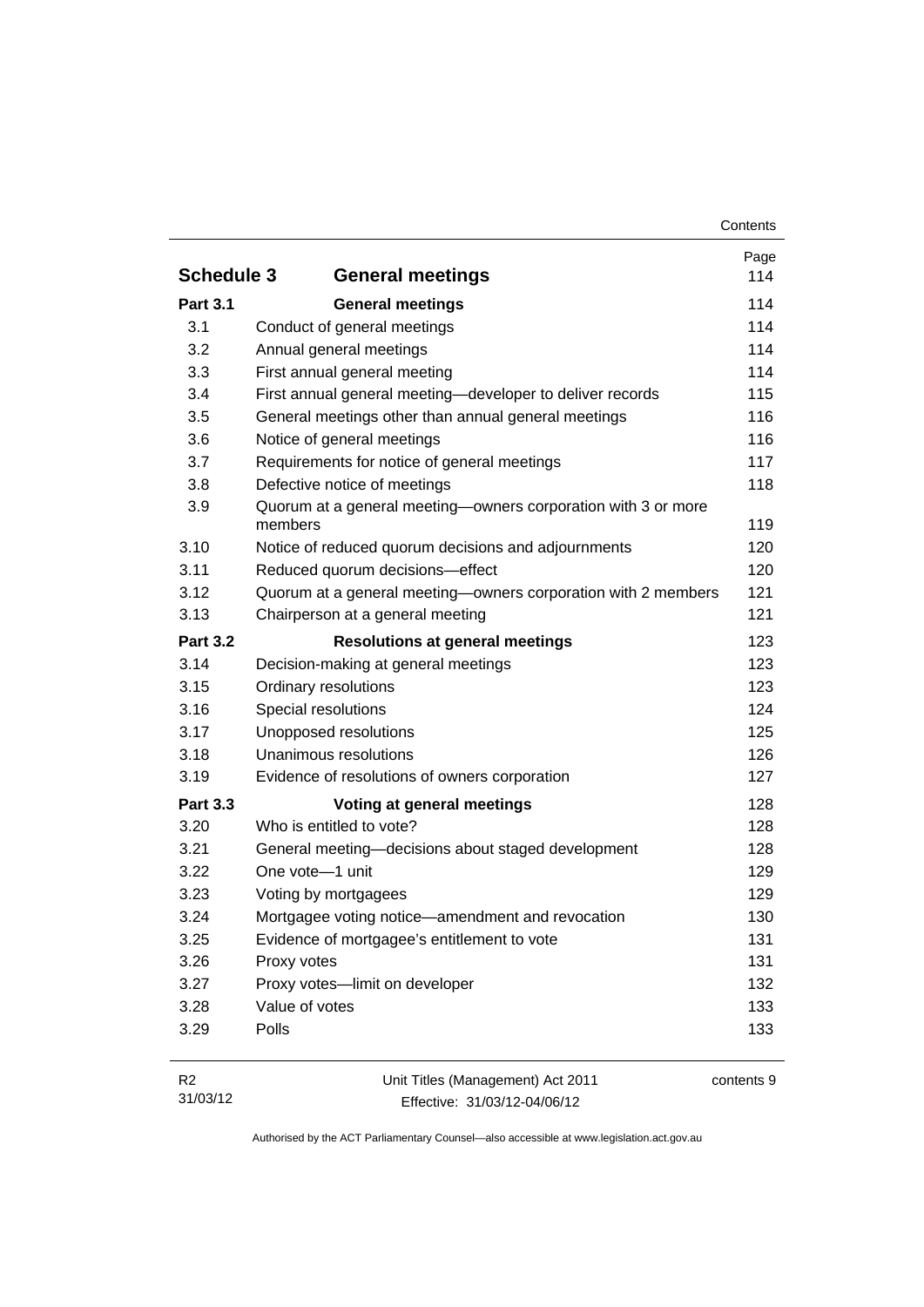| | | Page |
|---|---|---|
| **Schedule 3** | **General meetings** | 114 |
| **Part 3.1** | **General meetings** | 114 |
| 3.1 | Conduct of general meetings | 114 |
| 3.2 | Annual general meetings | 114 |
| 3.3 | First annual general meeting | 114 |
| 3.4 | First annual general meeting—developer to deliver records | 115 |
| 3.5 | General meetings other than annual general meetings | 116 |
| 3.6 | Notice of general meetings | 116 |
| 3.7 | Requirements for notice of general meetings | 117 |
| 3.8 | Defective notice of meetings | 118 |
| 3.9 | Quorum at a general meeting—owners corporation with 3 or more members | 119 |
| 3.10 | Notice of reduced quorum decisions and adjournments | 120 |
| 3.11 | Reduced quorum decisions—effect | 120 |
| 3.12 | Quorum at a general meeting—owners corporation with 2 members | 121 |
| 3.13 | Chairperson at a general meeting | 121 |
| **Part 3.2** | **Resolutions at general meetings** | 123 |
| 3.14 | Decision-making at general meetings | 123 |
| 3.15 | Ordinary resolutions | 123 |
| 3.16 | Special resolutions | 124 |
| 3.17 | Unopposed resolutions | 125 |
| 3.18 | Unanimous resolutions | 126 |
| 3.19 | Evidence of resolutions of owners corporation | 127 |
| **Part 3.3** | **Voting at general meetings** | 128 |
| 3.20 | Who is entitled to vote? | 128 |
| 3.21 | General meeting—decisions about staged development | 128 |
| 3.22 | One vote—1 unit | 129 |
| 3.23 | Voting by mortgagees | 129 |
| 3.24 | Mortgagee voting notice—amendment and revocation | 130 |
| 3.25 | Evidence of mortgagee's entitlement to vote | 131 |
| 3.26 | Proxy votes | 131 |
| 3.27 | Proxy votes—limit on developer | 132 |
| 3.28 | Value of votes | 133 |
| 3.29 | Polls | 133 |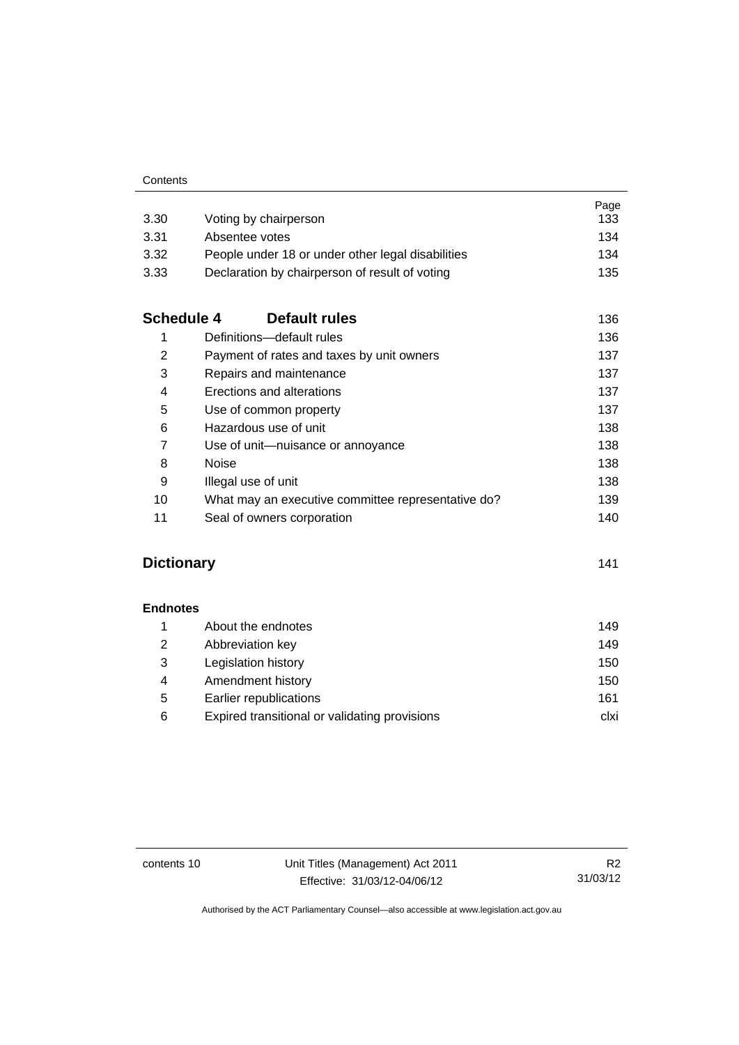| | | Page |
|---|---|---|
| 3.30 | Voting by chairperson | 133 |
| 3.31 | Absentee votes | 134 |
| 3.32 | People under 18 or under other legal disabilities | 134 |
| 3.33 | Declaration by chairperson of result of voting | 135 |

| **Schedule 4** | **Default rules** | 136 |
|---|---|---|
| 1 | Definitions—default rules | 136 |
| 2 | Payment of rates and taxes by unit owners | 137 |
| 3 | Repairs and maintenance | 137 |
| 4 | Erections and alterations | 137 |
| 5 | Use of common property | 137 |
| 6 | Hazardous use of unit | 138 |
| 7 | Use of unit—nuisance or annoyance | 138 |
| 8 | Noise | 138 |
| 9 | Illegal use of unit | 138 |
| 10 | What may an executive committee representative do? | 139 |
| 11 | Seal of owners corporation | 140 |

**Dictionary** 141

| **Endnotes** | | |
|---|---|---|
| 1 | About the endnotes | 149 |
| 2 | Abbreviation key | 149 |
| 3 | Legislation history | 150 |
| 4 | Amendment history | 150 |
| 5 | Earlier republications | 161 |
| 6 | Expired transitional or validating provisions | clxi |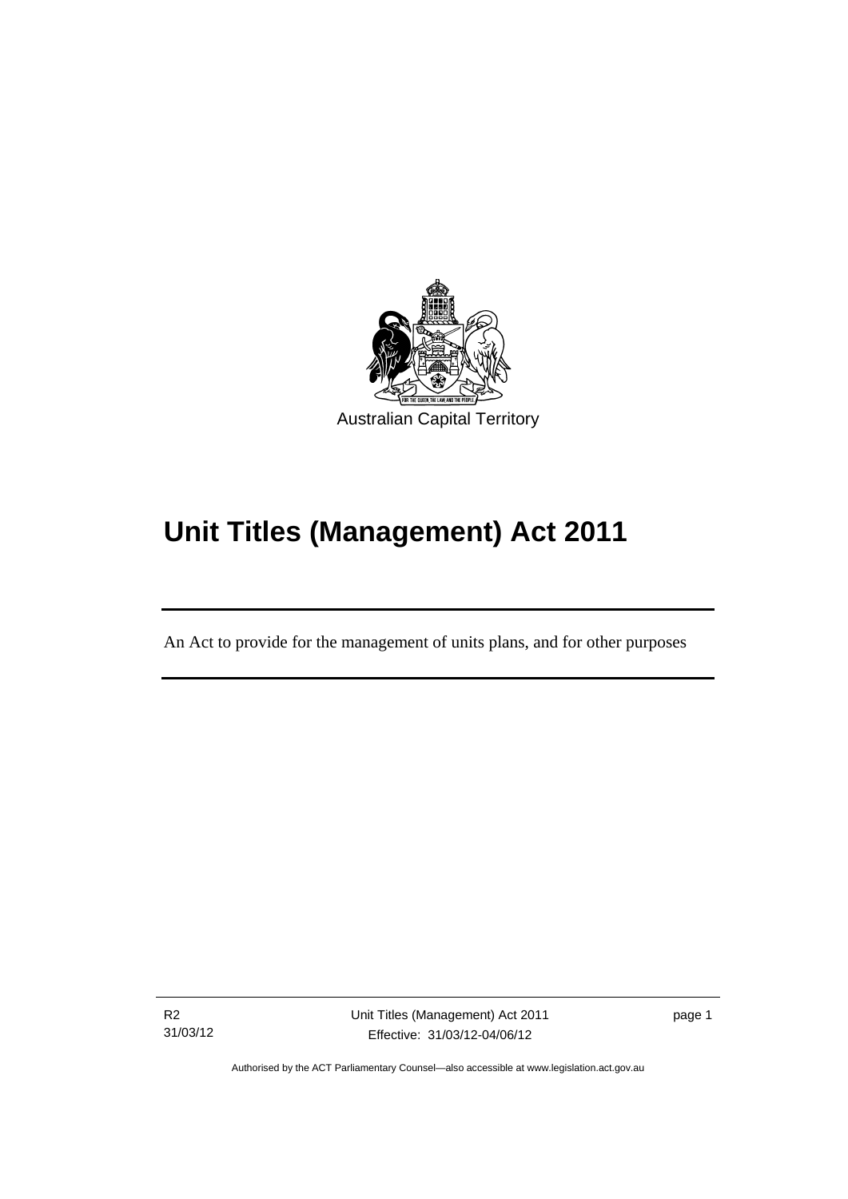Australian Capital Territory

# Unit Titles (Management) Act 2011

An Act to provide for the management of units plans, and for other purposes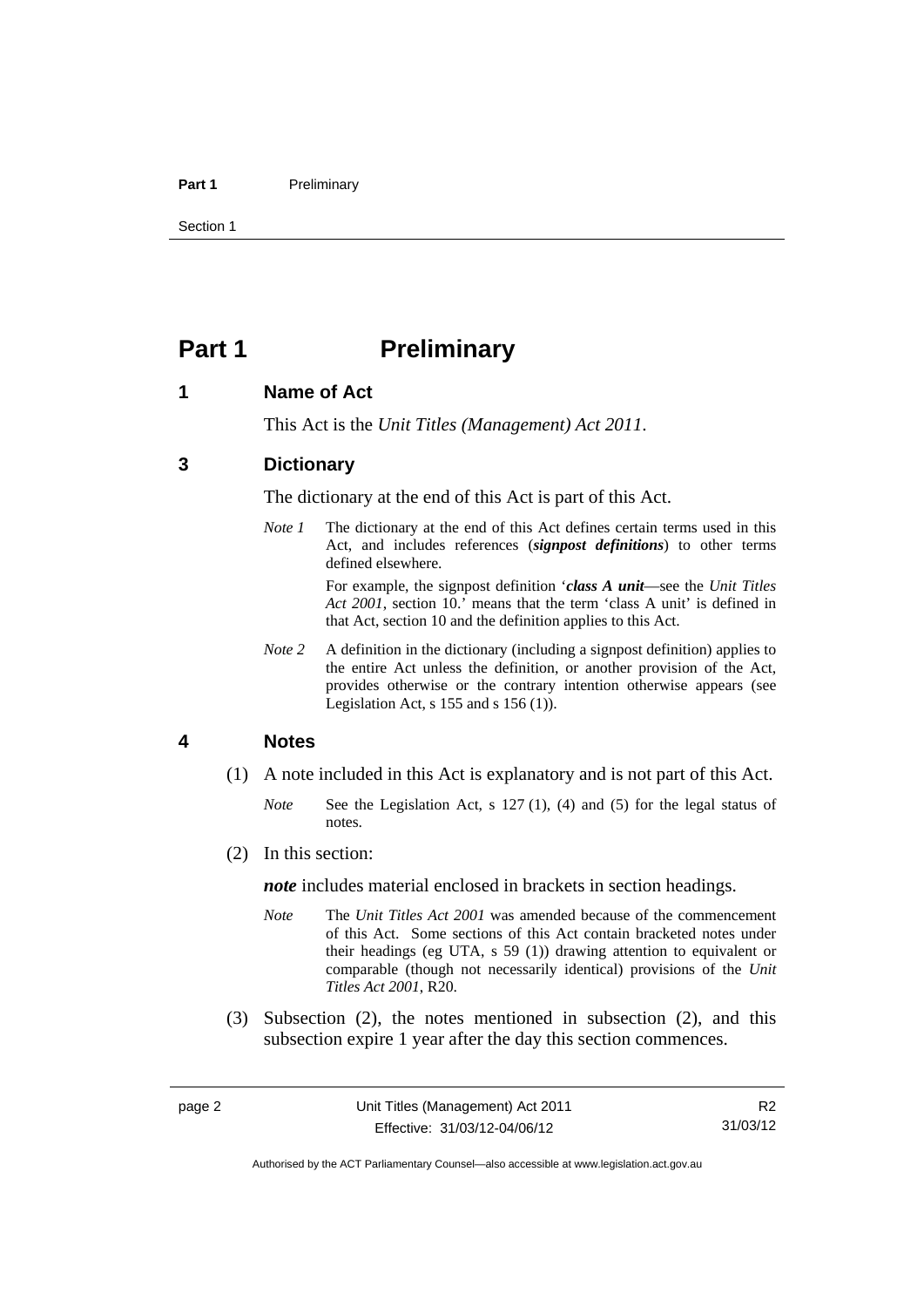# Part 1 Preliminary

## 1 Name of Act

This Act is the *Unit Titles (Management) Act 2011*.

## 3 Dictionary

The dictionary at the end of this Act is part of this Act.

*Note 1* The dictionary at the end of this Act defines certain terms used in this Act, and includes references (***signpost definitions***) to other terms defined elsewhere.

For example, the signpost definition '***class A unit***—see the *Unit Titles Act 2001*, section 10.' means that the term 'class A unit' is defined in that Act, section 10 and the definition applies to this Act.

*Note 2* A definition in the dictionary (including a signpost definition) applies to the entire Act unless the definition, or another provision of the Act, provides otherwise or the contrary intention otherwise appears (see Legislation Act, s 155 and s 156 (1)).

## 4 Notes

(1) A note included in this Act is explanatory and is not part of this Act.

*Note* See the Legislation Act, s 127 (1), (4) and (5) for the legal status of notes.

(2) In this section:

***note*** includes material enclosed in brackets in section headings.

*Note* The *Unit Titles Act 2001* was amended because of the commencement of this Act. Some sections of this Act contain bracketed notes under their headings (eg UTA, s 59 (1)) drawing attention to equivalent or comparable (though not necessarily identical) provisions of the *Unit Titles Act 2001*, R20.

(3) Subsection (2), the notes mentioned in subsection (2), and this subsection expire 1 year after the day this section commences.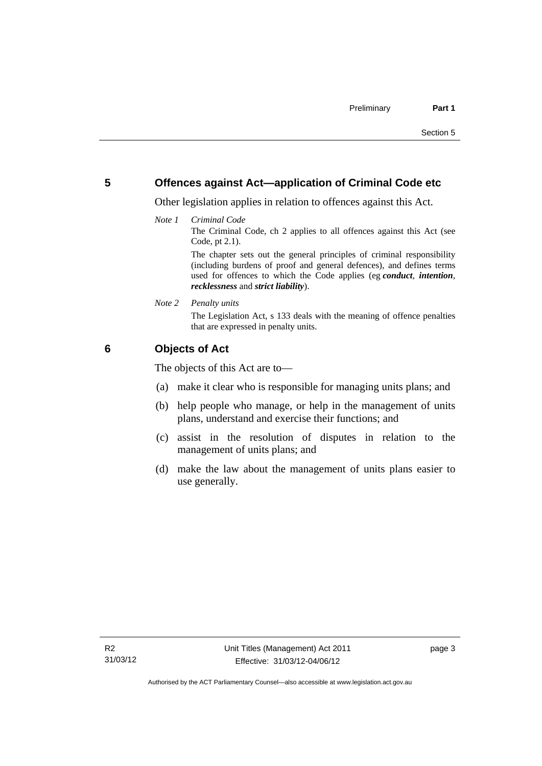## 5 Offences against Act—application of Criminal Code etc

Other legislation applies in relation to offences against this Act.

*Note 1* *Criminal Code*

The Criminal Code, ch 2 applies to all offences against this Act (see Code, pt 2.1).

The chapter sets out the general principles of criminal responsibility (including burdens of proof and general defences), and defines terms used for offences to which the Code applies (eg ***conduct***, ***intention***, ***recklessness*** and ***strict liability***).

*Note 2* *Penalty units*

The Legislation Act, s 133 deals with the meaning of offence penalties that are expressed in penalty units.

## 6 Objects of Act

The objects of this Act are to—

(a) make it clear who is responsible for managing units plans; and

(b) help people who manage, or help in the management of units plans, understand and exercise their functions; and

(c) assist in the resolution of disputes in relation to the management of units plans; and

(d) make the law about the management of units plans easier to use generally.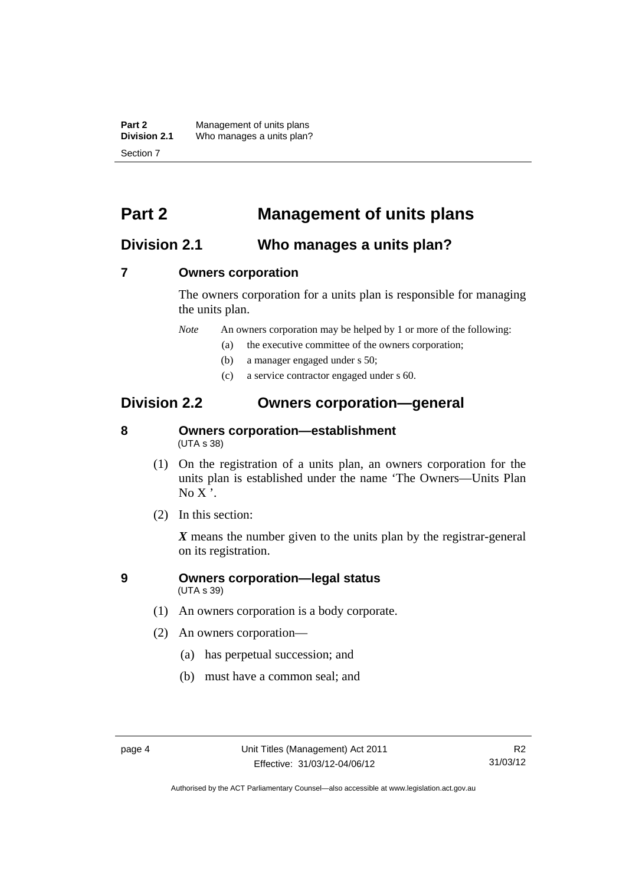# Part 2 Management of units plans

## Division 2.1 Who manages a units plan?

### 7 Owners corporation

The owners corporation for a units plan is responsible for managing the units plan.

*Note* An owners corporation may be helped by 1 or more of the following:

(a) the executive committee of the owners corporation;

(b) a manager engaged under s 50;

(c) a service contractor engaged under s 60.

## Division 2.2 Owners corporation—general

### 8 Owners corporation—establishment

(UTA s 38)

(1) On the registration of a units plan, an owners corporation for the units plan is established under the name 'The Owners—Units Plan No X '.

(2) In this section:

***X*** means the number given to the units plan by the registrar-general on its registration.

### 9 Owners corporation—legal status

(UTA s 39)

(1) An owners corporation is a body corporate.

(2) An owners corporation—

(a) has perpetual succession; and

(b) must have a common seal; and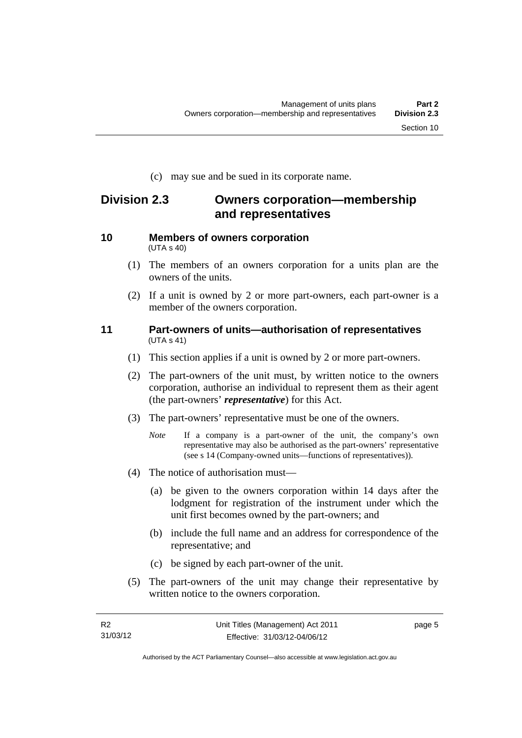(c) may sue and be sued in its corporate name.

## Division 2.3 Owners corporation—membership and representatives

### 10 Members of owners corporation

(UTA s 40)

(1) The members of an owners corporation for a units plan are the owners of the units.

(2) If a unit is owned by 2 or more part-owners, each part-owner is a member of the owners corporation.

### 11 Part-owners of units—authorisation of representatives

(UTA s 41)

(1) This section applies if a unit is owned by 2 or more part-owners.

(2) The part-owners of the unit must, by written notice to the owners corporation, authorise an individual to represent them as their agent (the part-owners' ***representative***) for this Act.

(3) The part-owners' representative must be one of the owners.

*Note* If a company is a part-owner of the unit, the company's own representative may also be authorised as the part-owners' representative (see s 14 (Company-owned units—functions of representatives)).

(4) The notice of authorisation must—

(a) be given to the owners corporation within 14 days after the lodgment for registration of the instrument under which the unit first becomes owned by the part-owners; and

(b) include the full name and an address for correspondence of the representative; and

(c) be signed by each part-owner of the unit.

(5) The part-owners of the unit may change their representative by written notice to the owners corporation.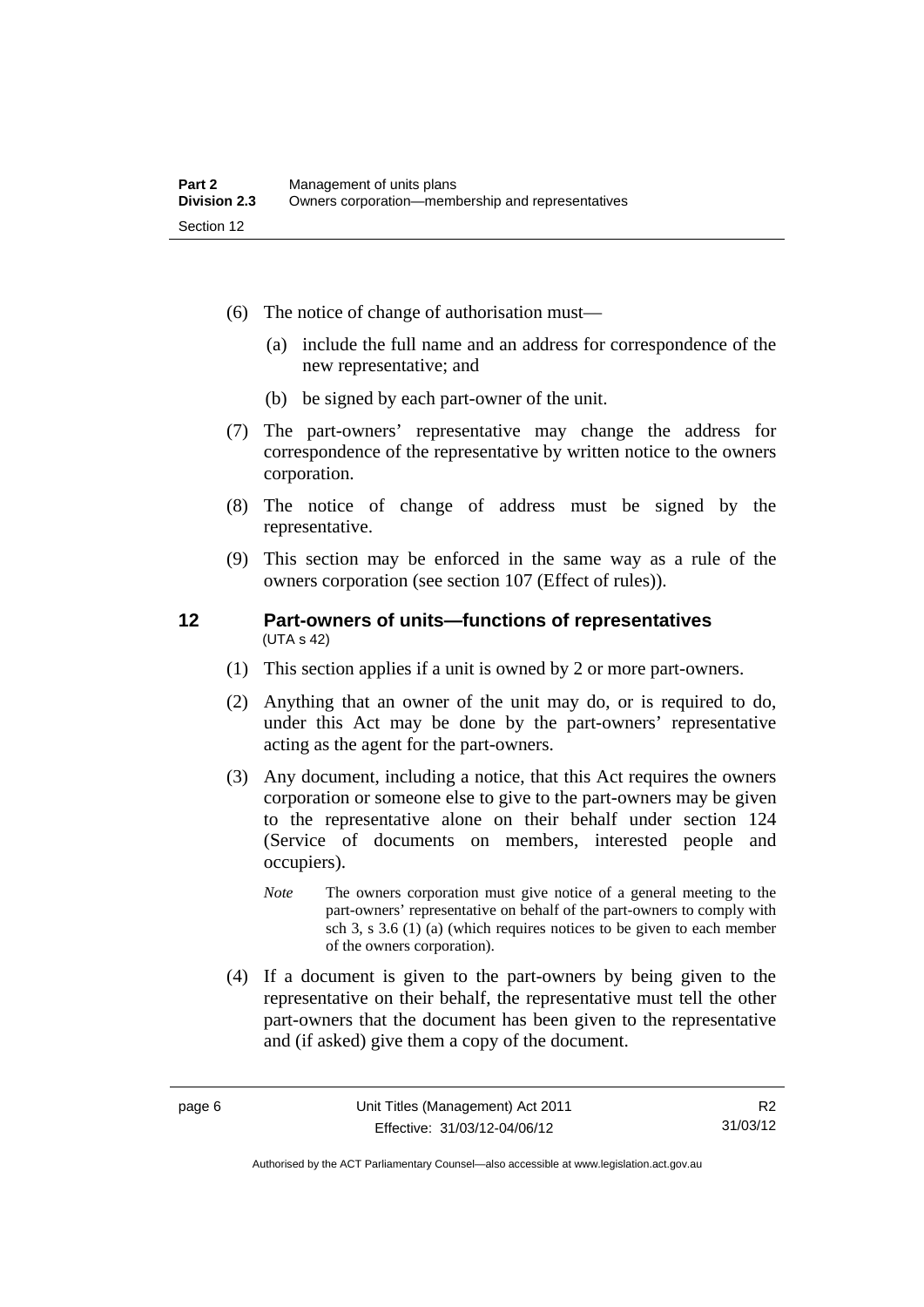(6) The notice of change of authorisation must—

  (a) include the full name and an address for correspondence of the new representative; and

  (b) be signed by each part-owner of the unit.

(7) The part-owners' representative may change the address for correspondence of the representative by written notice to the owners corporation.

(8) The notice of change of address must be signed by the representative.

(9) This section may be enforced in the same way as a rule of the owners corporation (see section 107 (Effect of rules)).

## 12 Part-owners of units—functions of representatives

(UTA s 42)

(1) This section applies if a unit is owned by 2 or more part-owners.

(2) Anything that an owner of the unit may do, or is required to do, under this Act may be done by the part-owners' representative acting as the agent for the part-owners.

(3) Any document, including a notice, that this Act requires the owners corporation or someone else to give to the part-owners may be given to the representative alone on their behalf under section 124 (Service of documents on members, interested people and occupiers).

*Note* The owners corporation must give notice of a general meeting to the part-owners' representative on behalf of the part-owners to comply with sch 3, s 3.6 (1) (a) (which requires notices to be given to each member of the owners corporation).

(4) If a document is given to the part-owners by being given to the representative on their behalf, the representative must tell the other part-owners that the document has been given to the representative and (if asked) give them a copy of the document.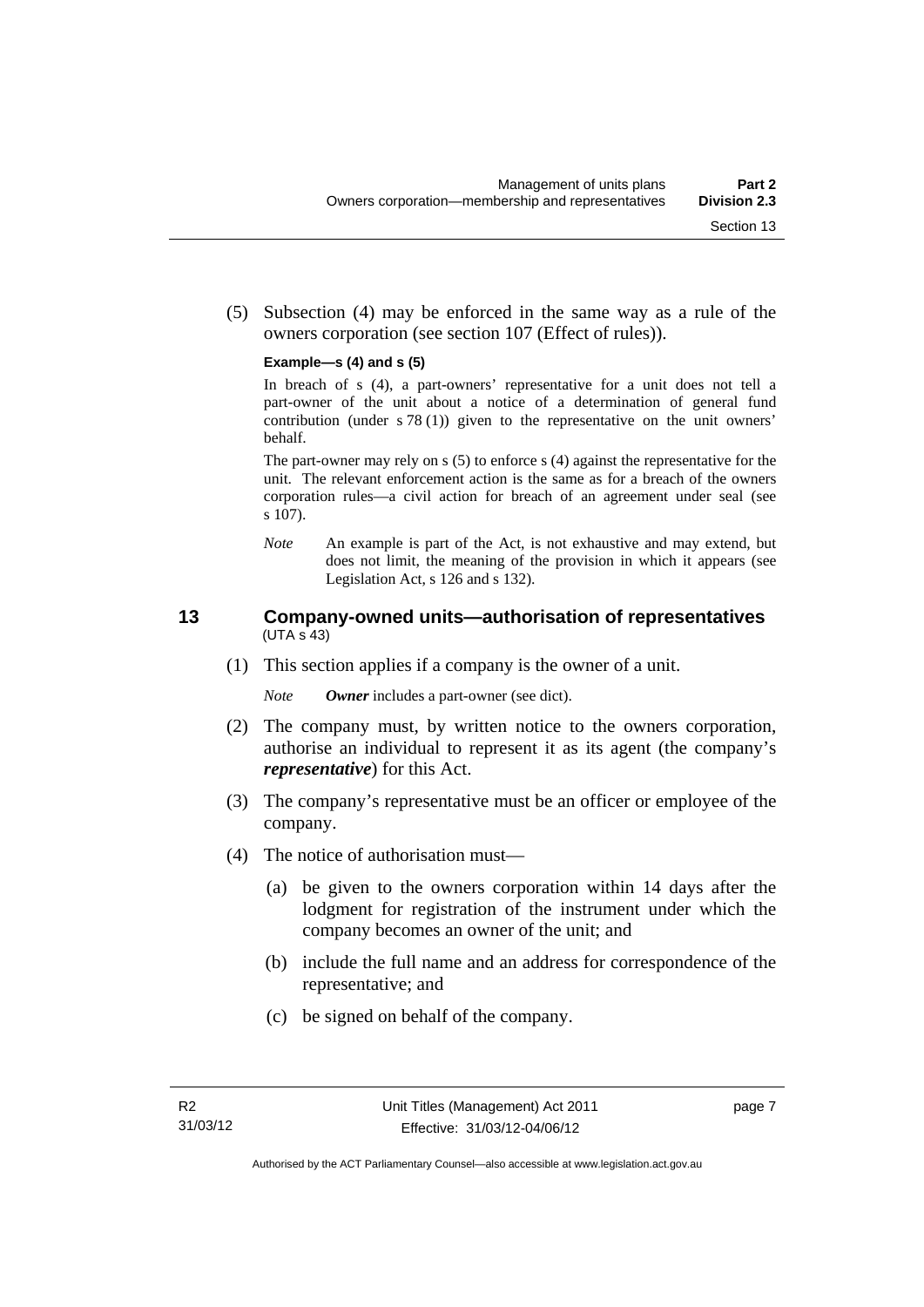(5) Subsection (4) may be enforced in the same way as a rule of the owners corporation (see section 107 (Effect of rules)).

**Example—s (4) and s (5)**

In breach of s (4), a part-owners' representative for a unit does not tell a part-owner of the unit about a notice of a determination of general fund contribution (under s 78 (1)) given to the representative on the unit owners' behalf.

The part-owner may rely on s (5) to enforce s (4) against the representative for the unit. The relevant enforcement action is the same as for a breach of the owners corporation rules—a civil action for breach of an agreement under seal (see s 107).

*Note* An example is part of the Act, is not exhaustive and may extend, but does not limit, the meaning of the provision in which it appears (see Legislation Act, s 126 and s 132).

## 13 Company-owned units—authorisation of representatives

(UTA s 43)

(1) This section applies if a company is the owner of a unit.

*Note* ***Owner*** includes a part-owner (see dict).

(2) The company must, by written notice to the owners corporation, authorise an individual to represent it as its agent (the company's ***representative***) for this Act.

(3) The company's representative must be an officer or employee of the company.

(4) The notice of authorisation must—

(a) be given to the owners corporation within 14 days after the lodgment for registration of the instrument under which the company becomes an owner of the unit; and

(b) include the full name and an address for correspondence of the representative; and

(c) be signed on behalf of the company.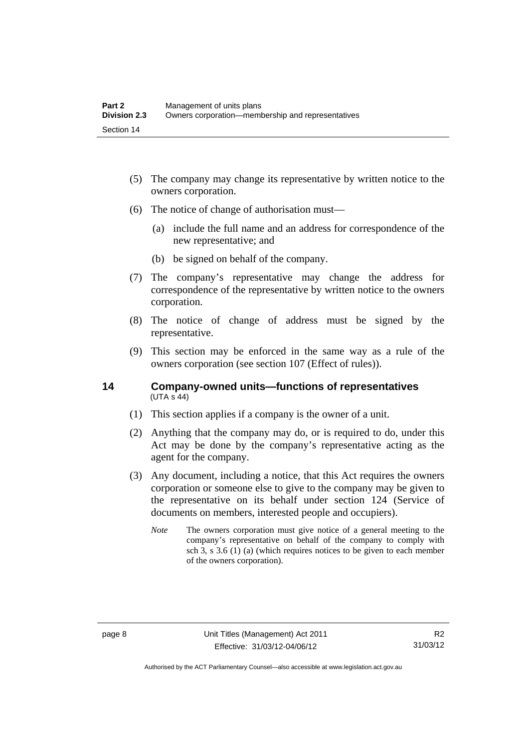(5) The company may change its representative by written notice to the owners corporation.

(6) The notice of change of authorisation must—

(a) include the full name and an address for correspondence of the new representative; and

(b) be signed on behalf of the company.

(7) The company's representative may change the address for correspondence of the representative by written notice to the owners corporation.

(8) The notice of change of address must be signed by the representative.

(9) This section may be enforced in the same way as a rule of the owners corporation (see section 107 (Effect of rules)).

## 14 Company-owned units—functions of representatives

(UTA s 44)

(1) This section applies if a company is the owner of a unit.

(2) Anything that the company may do, or is required to do, under this Act may be done by the company's representative acting as the agent for the company.

(3) Any document, including a notice, that this Act requires the owners corporation or someone else to give to the company may be given to the representative on its behalf under section 124 (Service of documents on members, interested people and occupiers).

*Note* The owners corporation must give notice of a general meeting to the company's representative on behalf of the company to comply with sch 3, s 3.6 (1) (a) (which requires notices to be given to each member of the owners corporation).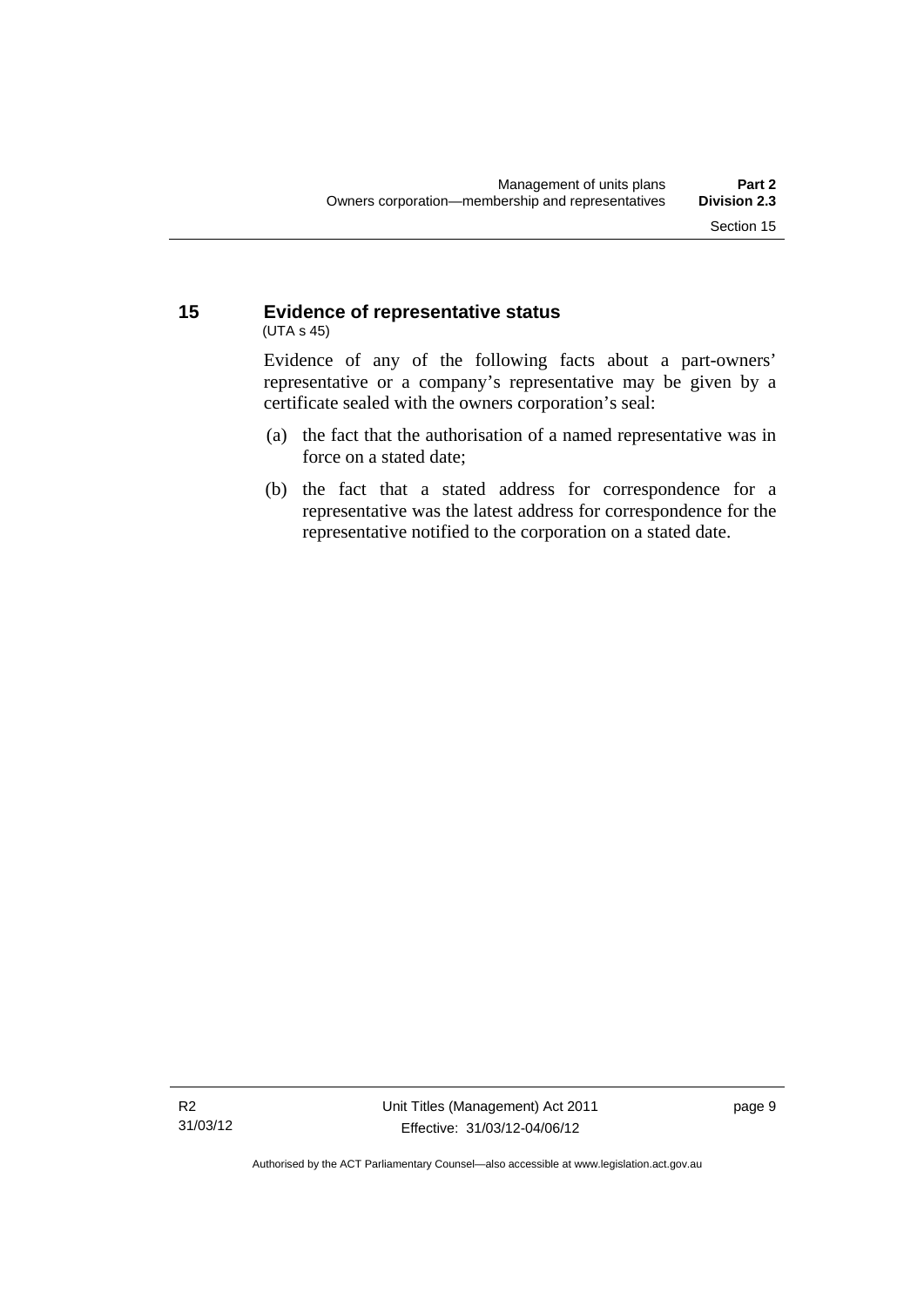## 15 Evidence of representative status

(UTA s 45)

Evidence of any of the following facts about a part-owners' representative or a company's representative may be given by a certificate sealed with the owners corporation's seal:

(a) the fact that the authorisation of a named representative was in force on a stated date;

(b) the fact that a stated address for correspondence for a representative was the latest address for correspondence for the representative notified to the corporation on a stated date.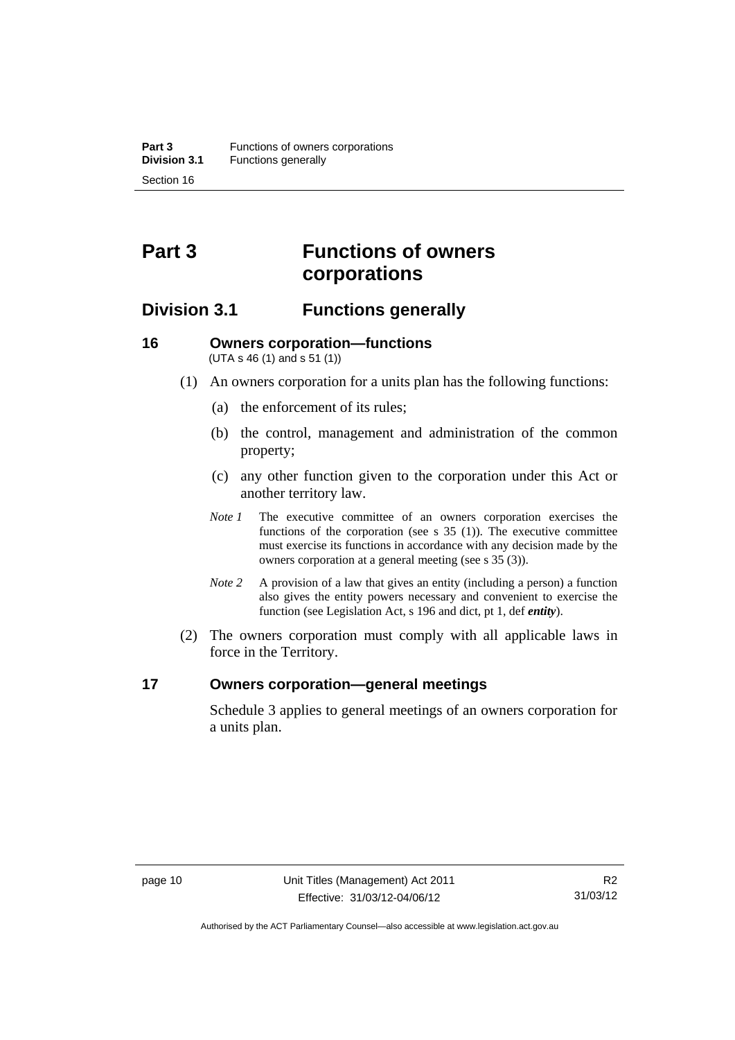# Part 3 Functions of owners corporations

## Division 3.1 Functions generally

### 16 Owners corporation—functions

(UTA s 46 (1) and s 51 (1))

(1) An owners corporation for a units plan has the following functions:

(a) the enforcement of its rules;

(b) the control, management and administration of the common property;

(c) any other function given to the corporation under this Act or another territory law.

*Note 1* The executive committee of an owners corporation exercises the functions of the corporation (see s 35 (1)). The executive committee must exercise its functions in accordance with any decision made by the owners corporation at a general meeting (see s 35 (3)).

*Note 2* A provision of a law that gives an entity (including a person) a function also gives the entity powers necessary and convenient to exercise the function (see Legislation Act, s 196 and dict, pt 1, def ***entity***).

(2) The owners corporation must comply with all applicable laws in force in the Territory.

### 17 Owners corporation—general meetings

Schedule 3 applies to general meetings of an owners corporation for a units plan.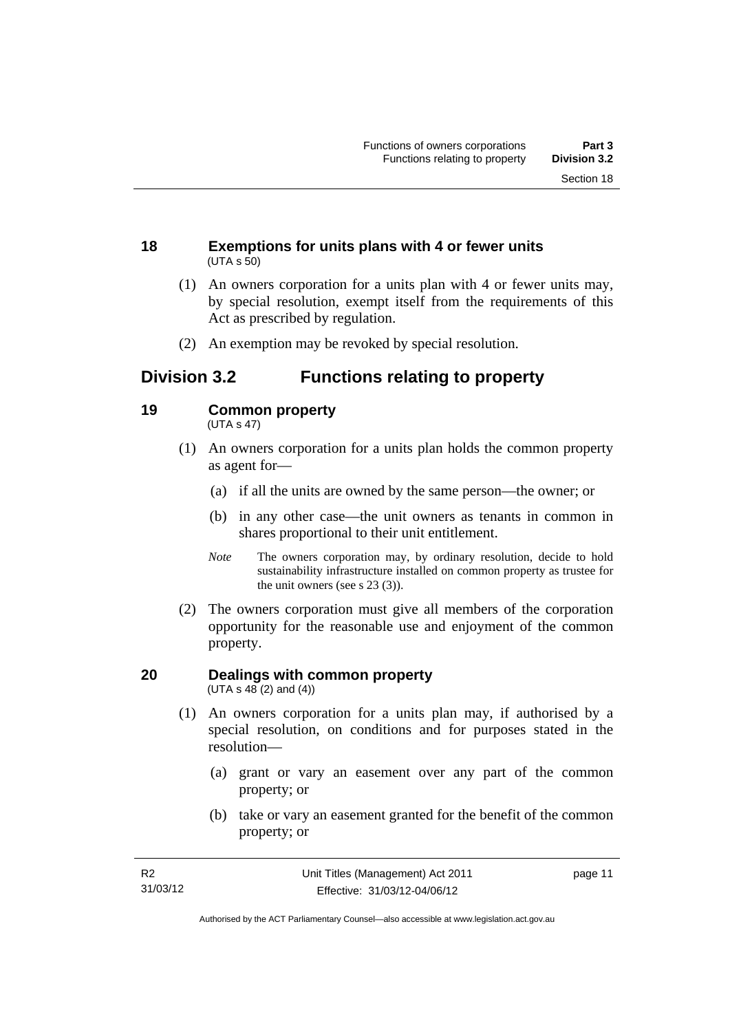### 18 Exemptions for units plans with 4 or fewer units

(UTA s 50)

(1) An owners corporation for a units plan with 4 or fewer units may, by special resolution, exempt itself from the requirements of this Act as prescribed by regulation.

(2) An exemption may be revoked by special resolution.

## Division 3.2 Functions relating to property

### 19 Common property

(UTA s 47)

(1) An owners corporation for a units plan holds the common property as agent for—

(a) if all the units are owned by the same person—the owner; or

(b) in any other case—the unit owners as tenants in common in shares proportional to their unit entitlement.

*Note* The owners corporation may, by ordinary resolution, decide to hold sustainability infrastructure installed on common property as trustee for the unit owners (see s 23 (3)).

(2) The owners corporation must give all members of the corporation opportunity for the reasonable use and enjoyment of the common property.

### 20 Dealings with common property

(UTA s 48 (2) and (4))

(1) An owners corporation for a units plan may, if authorised by a special resolution, on conditions and for purposes stated in the resolution—

(a) grant or vary an easement over any part of the common property; or

(b) take or vary an easement granted for the benefit of the common property; or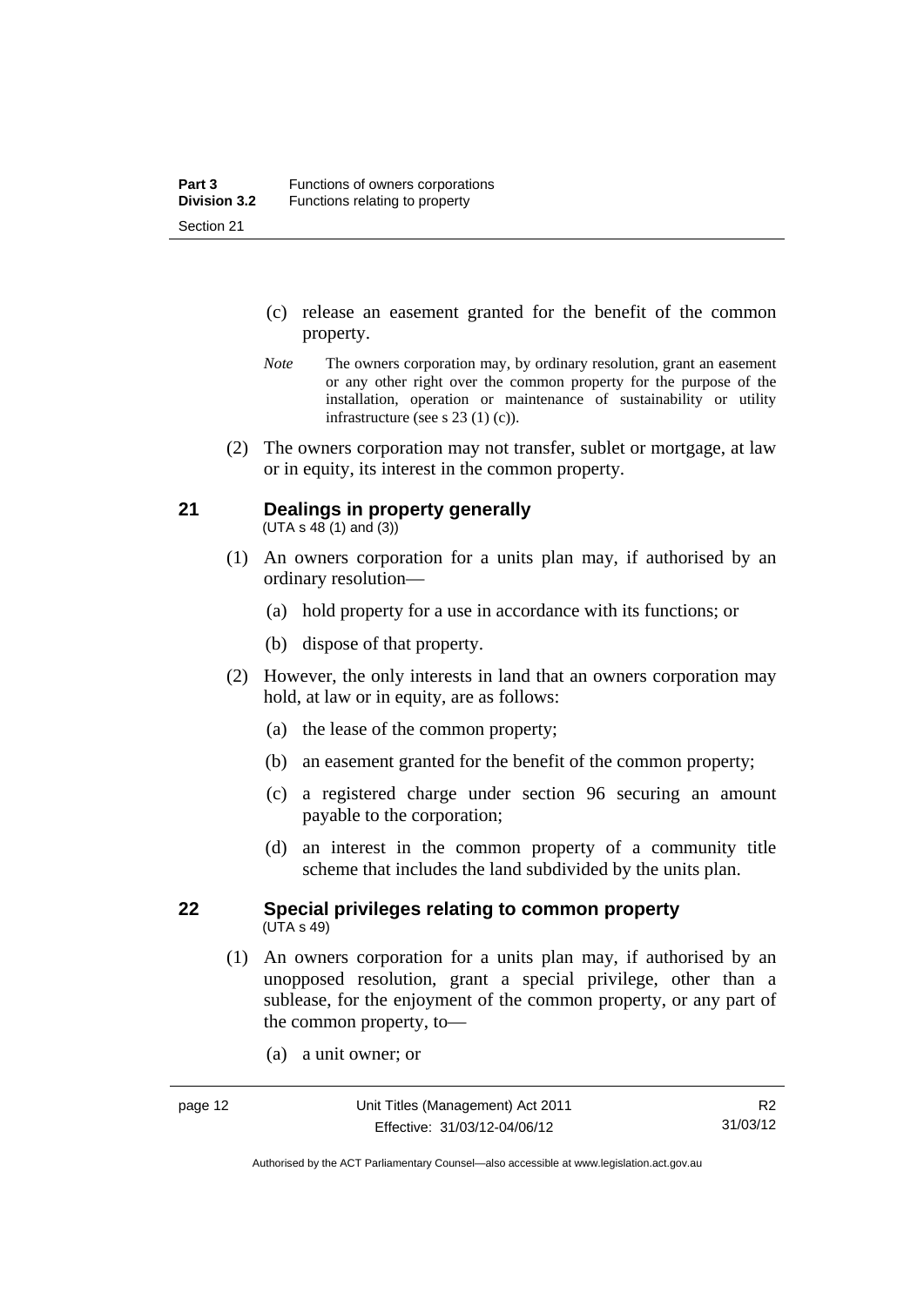(c) release an easement granted for the benefit of the common property.

*Note* The owners corporation may, by ordinary resolution, grant an easement or any other right over the common property for the purpose of the installation, operation or maintenance of sustainability or utility infrastructure (see s 23 (1) (c)).

(2) The owners corporation may not transfer, sublet or mortgage, at law or in equity, its interest in the common property.

## 21 Dealings in property generally

(UTA s 48 (1) and (3))

(1) An owners corporation for a units plan may, if authorised by an ordinary resolution—

(a) hold property for a use in accordance with its functions; or

(b) dispose of that property.

(2) However, the only interests in land that an owners corporation may hold, at law or in equity, are as follows:

(a) the lease of the common property;

(b) an easement granted for the benefit of the common property;

(c) a registered charge under section 96 securing an amount payable to the corporation;

(d) an interest in the common property of a community title scheme that includes the land subdivided by the units plan.

## 22 Special privileges relating to common property

(UTA s 49)

(1) An owners corporation for a units plan may, if authorised by an unopposed resolution, grant a special privilege, other than a sublease, for the enjoyment of the common property, or any part of the common property, to—

(a) a unit owner; or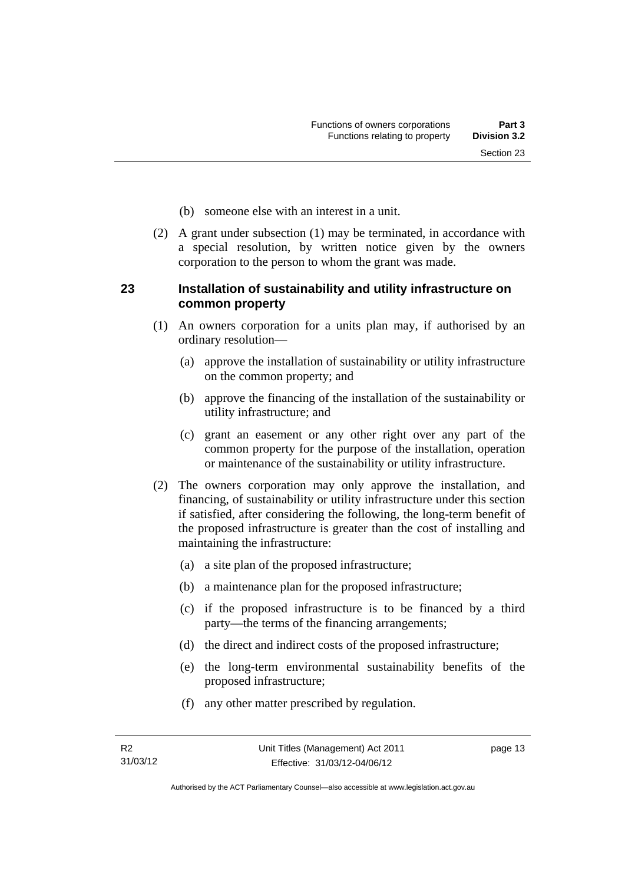(b) someone else with an interest in a unit.

(2) A grant under subsection (1) may be terminated, in accordance with a special resolution, by written notice given by the owners corporation to the person to whom the grant was made.

## 23 Installation of sustainability and utility infrastructure on common property

(1) An owners corporation for a units plan may, if authorised by an ordinary resolution—

(a) approve the installation of sustainability or utility infrastructure on the common property; and

(b) approve the financing of the installation of the sustainability or utility infrastructure; and

(c) grant an easement or any other right over any part of the common property for the purpose of the installation, operation or maintenance of the sustainability or utility infrastructure.

(2) The owners corporation may only approve the installation, and financing, of sustainability or utility infrastructure under this section if satisfied, after considering the following, the long-term benefit of the proposed infrastructure is greater than the cost of installing and maintaining the infrastructure:

(a) a site plan of the proposed infrastructure;

(b) a maintenance plan for the proposed infrastructure;

(c) if the proposed infrastructure is to be financed by a third party—the terms of the financing arrangements;

(d) the direct and indirect costs of the proposed infrastructure;

(e) the long-term environmental sustainability benefits of the proposed infrastructure;

(f) any other matter prescribed by regulation.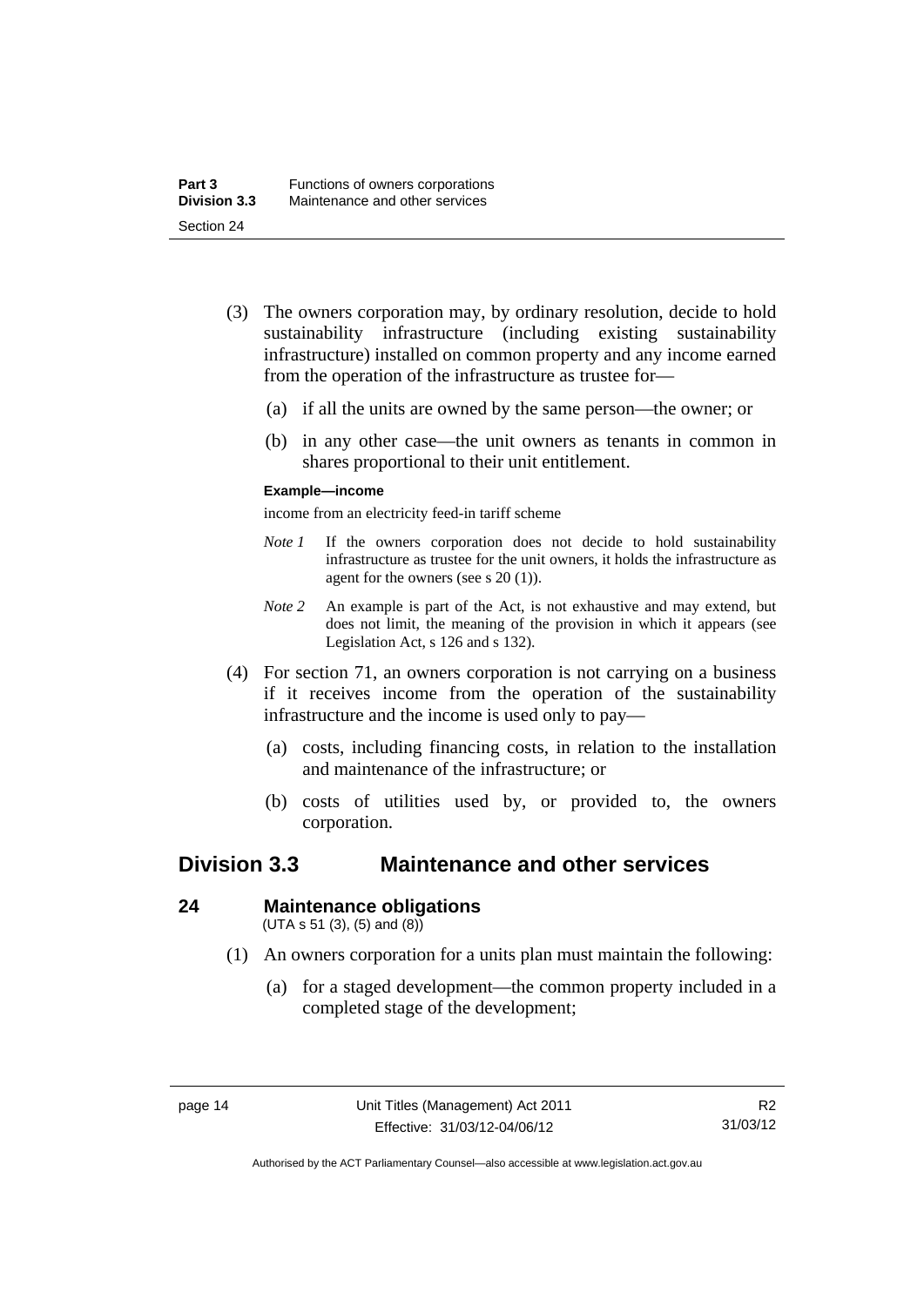(3) The owners corporation may, by ordinary resolution, decide to hold sustainability infrastructure (including existing sustainability infrastructure) installed on common property and any income earned from the operation of the infrastructure as trustee for—

(a) if all the units are owned by the same person—the owner; or

(b) in any other case—the unit owners as tenants in common in shares proportional to their unit entitlement.

**Example—income**

income from an electricity feed-in tariff scheme

*Note 1* If the owners corporation does not decide to hold sustainability infrastructure as trustee for the unit owners, it holds the infrastructure as agent for the owners (see s 20 (1)).

*Note 2* An example is part of the Act, is not exhaustive and may extend, but does not limit, the meaning of the provision in which it appears (see Legislation Act, s 126 and s 132).

(4) For section 71, an owners corporation is not carrying on a business if it receives income from the operation of the sustainability infrastructure and the income is used only to pay—

(a) costs, including financing costs, in relation to the installation and maintenance of the infrastructure; or

(b) costs of utilities used by, or provided to, the owners corporation.

## Division 3.3 Maintenance and other services

### 24 Maintenance obligations

(UTA s 51 (3), (5) and (8))

(1) An owners corporation for a units plan must maintain the following:

(a) for a staged development—the common property included in a completed stage of the development;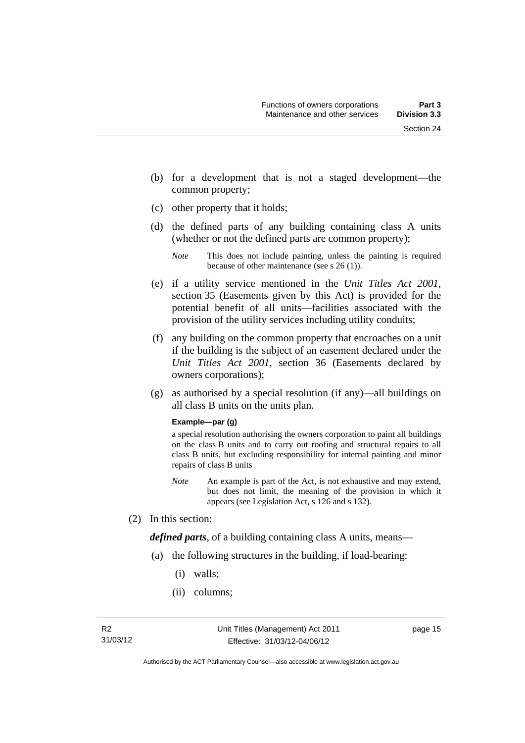(b) for a development that is not a staged development—the common property;

(c) other property that it holds;

(d) the defined parts of any building containing class A units (whether or not the defined parts are common property);

*Note* This does not include painting, unless the painting is required because of other maintenance (see s 26 (1)).

(e) if a utility service mentioned in the *Unit Titles Act 2001*, section 35 (Easements given by this Act) is provided for the potential benefit of all units—facilities associated with the provision of the utility services including utility conduits;

(f) any building on the common property that encroaches on a unit if the building is the subject of an easement declared under the *Unit Titles Act 2001*, section 36 (Easements declared by owners corporations);

(g) as authorised by a special resolution (if any)—all buildings on all class B units on the units plan.

**Example—par (g)**

a special resolution authorising the owners corporation to paint all buildings on the class B units and to carry out roofing and structural repairs to all class B units, but excluding responsibility for internal painting and minor repairs of class B units

*Note* An example is part of the Act, is not exhaustive and may extend, but does not limit, the meaning of the provision in which it appears (see Legislation Act, s 126 and s 132).

(2) In this section:

***defined parts***, of a building containing class A units, means—

(a) the following structures in the building, if load-bearing:

(i) walls;

(ii) columns;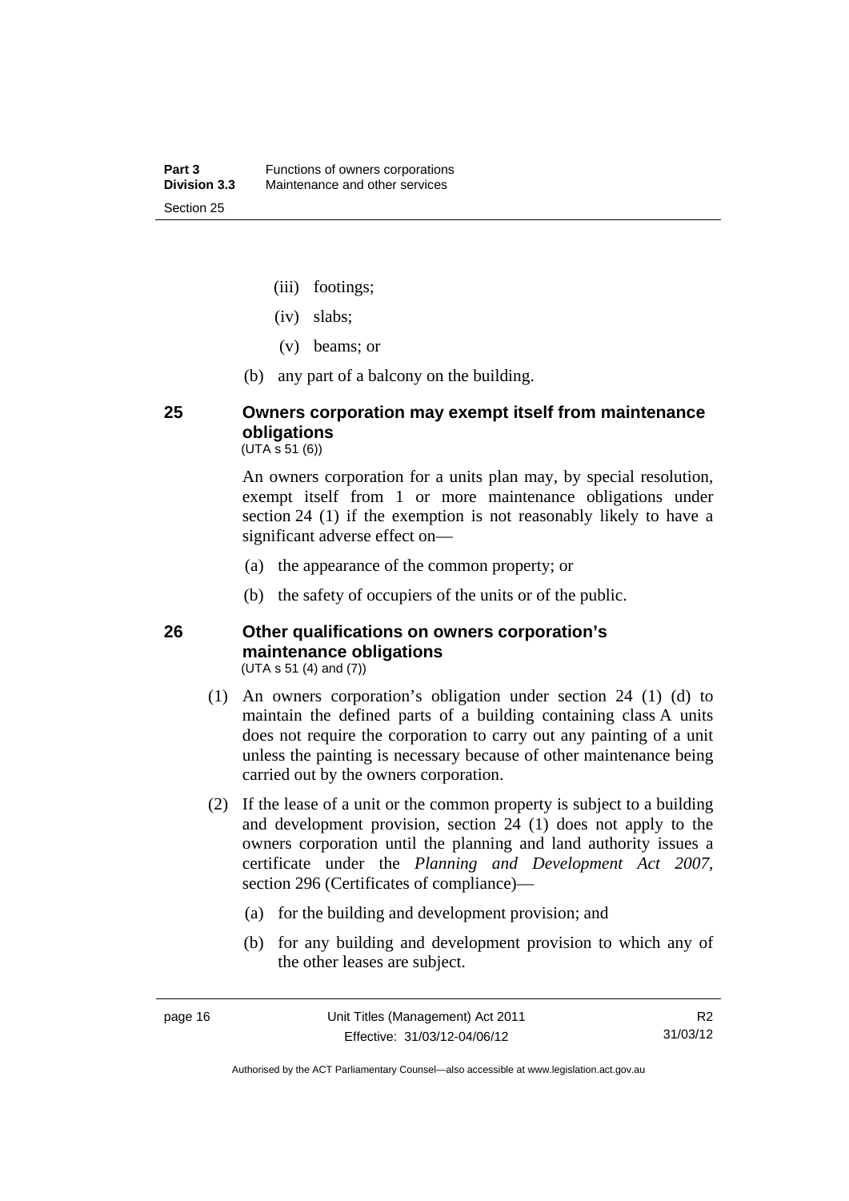(iii) footings;

(iv) slabs;

(v) beams; or

(b) any part of a balcony on the building.

## 25 Owners corporation may exempt itself from maintenance obligations

(UTA s 51 (6))

An owners corporation for a units plan may, by special resolution, exempt itself from 1 or more maintenance obligations under section 24 (1) if the exemption is not reasonably likely to have a significant adverse effect on—

(a) the appearance of the common property; or

(b) the safety of occupiers of the units or of the public.

## 26 Other qualifications on owners corporation's maintenance obligations

(UTA s 51 (4) and (7))

(1) An owners corporation's obligation under section 24 (1) (d) to maintain the defined parts of a building containing class A units does not require the corporation to carry out any painting of a unit unless the painting is necessary because of other maintenance being carried out by the owners corporation.

(2) If the lease of a unit or the common property is subject to a building and development provision, section 24 (1) does not apply to the owners corporation until the planning and land authority issues a certificate under the *Planning and Development Act 2007*, section 296 (Certificates of compliance)—

(a) for the building and development provision; and

(b) for any building and development provision to which any of the other leases are subject.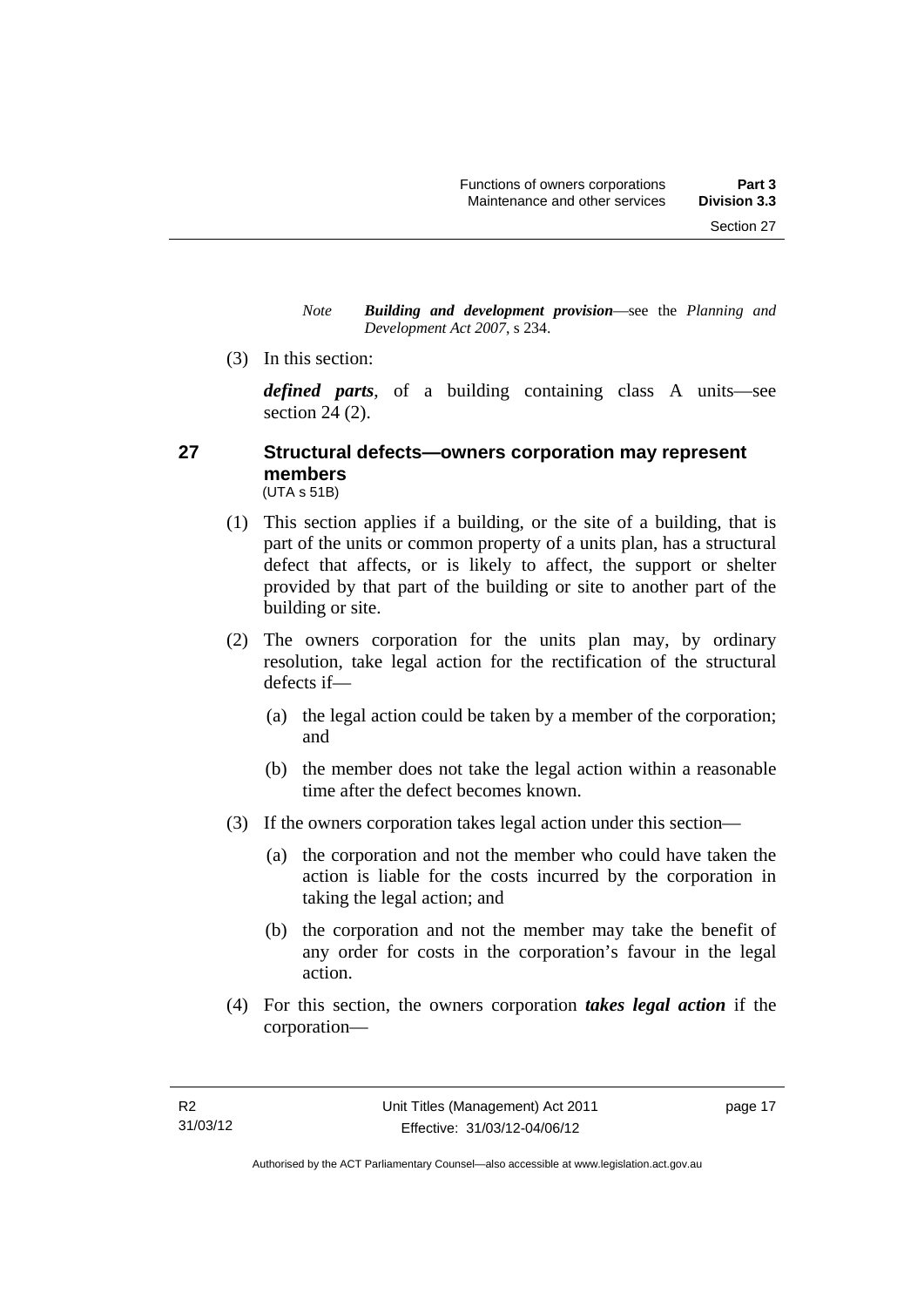*Note* ***Building and development provision***—see the *Planning and Development Act 2007*, s 234.

(3) In this section:

***defined parts***, of a building containing class A units—see section 24 (2).

## 27 Structural defects—owners corporation may represent members

(UTA s 51B)

(1) This section applies if a building, or the site of a building, that is part of the units or common property of a units plan, has a structural defect that affects, or is likely to affect, the support or shelter provided by that part of the building or site to another part of the building or site.

(2) The owners corporation for the units plan may, by ordinary resolution, take legal action for the rectification of the structural defects if—

(a) the legal action could be taken by a member of the corporation; and

(b) the member does not take the legal action within a reasonable time after the defect becomes known.

(3) If the owners corporation takes legal action under this section—

(a) the corporation and not the member who could have taken the action is liable for the costs incurred by the corporation in taking the legal action; and

(b) the corporation and not the member may take the benefit of any order for costs in the corporation's favour in the legal action.

(4) For this section, the owners corporation ***takes legal action*** if the corporation—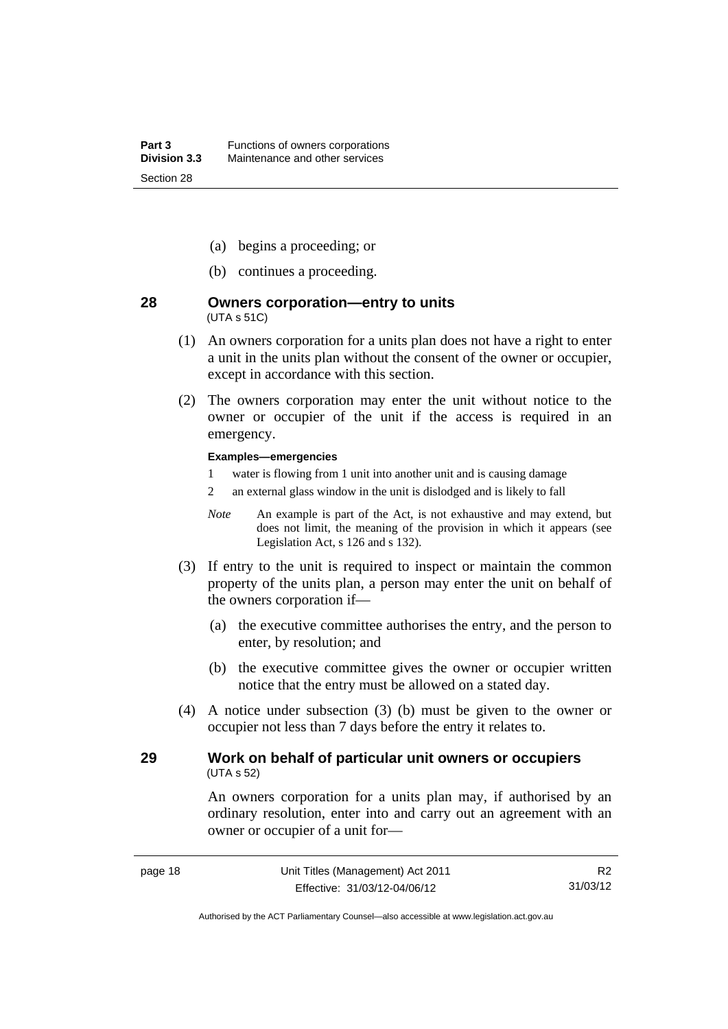(a) begins a proceeding; or

(b) continues a proceeding.

## 28 Owners corporation—entry to units

(UTA s 51C)

(1) An owners corporation for a units plan does not have a right to enter a unit in the units plan without the consent of the owner or occupier, except in accordance with this section.

(2) The owners corporation may enter the unit without notice to the owner or occupier of the unit if the access is required in an emergency.

**Examples—emergencies**

1 water is flowing from 1 unit into another unit and is causing damage

2 an external glass window in the unit is dislodged and is likely to fall

*Note* An example is part of the Act, is not exhaustive and may extend, but does not limit, the meaning of the provision in which it appears (see Legislation Act, s 126 and s 132).

(3) If entry to the unit is required to inspect or maintain the common property of the units plan, a person may enter the unit on behalf of the owners corporation if—

(a) the executive committee authorises the entry, and the person to enter, by resolution; and

(b) the executive committee gives the owner or occupier written notice that the entry must be allowed on a stated day.

(4) A notice under subsection (3) (b) must be given to the owner or occupier not less than 7 days before the entry it relates to.

## 29 Work on behalf of particular unit owners or occupiers

(UTA s 52)

An owners corporation for a units plan may, if authorised by an ordinary resolution, enter into and carry out an agreement with an owner or occupier of a unit for—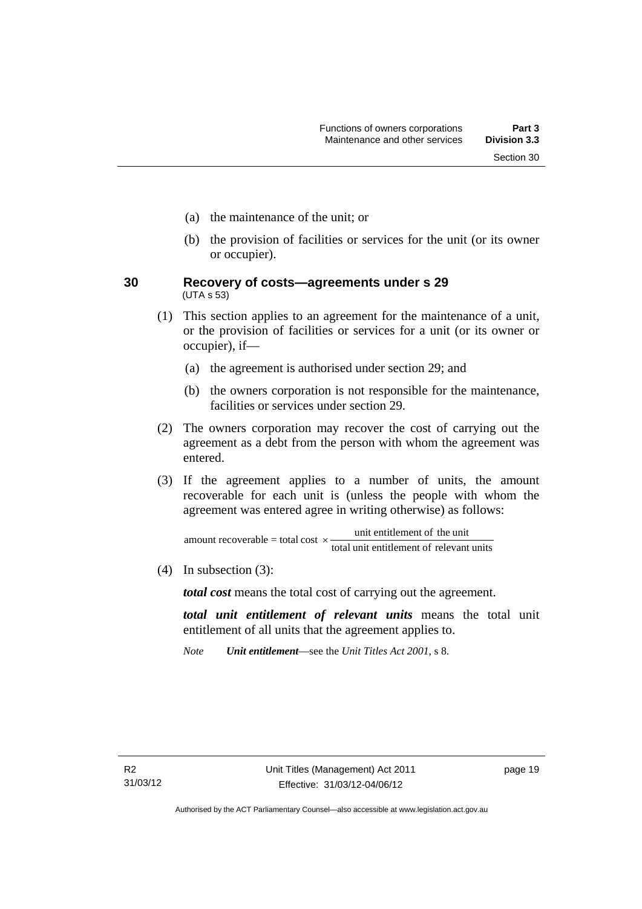(a) the maintenance of the unit; or

(b) the provision of facilities or services for the unit (or its owner or occupier).

### 30 Recovery of costs—agreements under s 29

(UTA s 53)

(1) This section applies to an agreement for the maintenance of a unit, or the provision of facilities or services for a unit (or its owner or occupier), if—

(a) the agreement is authorised under section 29; and

(b) the owners corporation is not responsible for the maintenance, facilities or services under section 29.

(2) The owners corporation may recover the cost of carrying out the agreement as a debt from the person with whom the agreement was entered.

(3) If the agreement applies to a number of units, the amount recoverable for each unit is (unless the people with whom the agreement was entered agree in writing otherwise) as follows:

$$\text{amount recoverable} = \text{total cost} \times \frac{\text{unit entitlement of the unit}}{\text{total unit entitlement of relevant units}}$$

(4) In subsection (3):

***total cost*** means the total cost of carrying out the agreement.

***total unit entitlement of relevant units*** means the total unit entitlement of all units that the agreement applies to.

*Note* ***Unit entitlement***—see the *Unit Titles Act 2001*, s 8.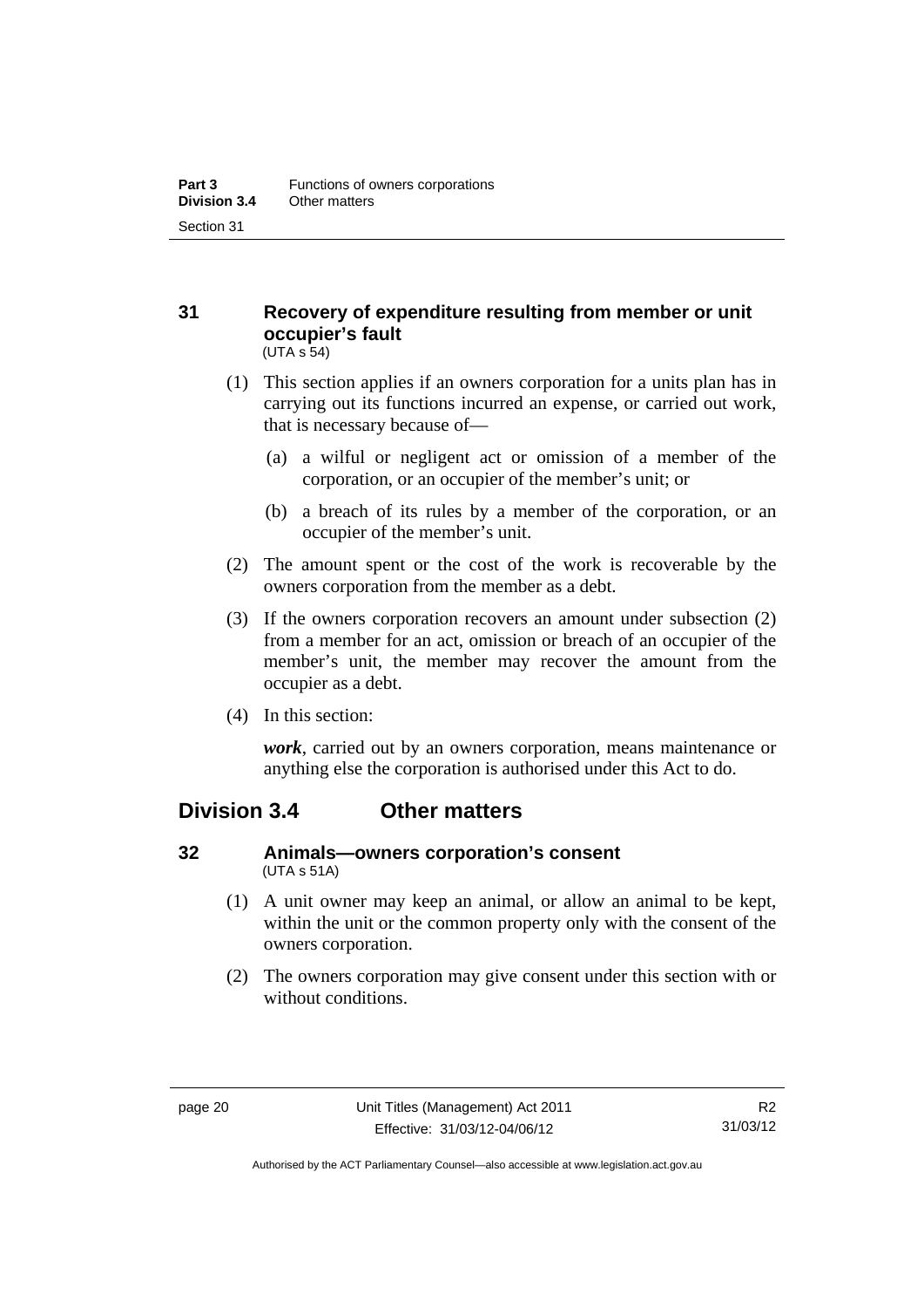### 31 Recovery of expenditure resulting from member or unit occupier's fault

(UTA s 54)

(1) This section applies if an owners corporation for a units plan has in carrying out its functions incurred an expense, or carried out work, that is necessary because of—

(a) a wilful or negligent act or omission of a member of the corporation, or an occupier of the member's unit; or

(b) a breach of its rules by a member of the corporation, or an occupier of the member's unit.

(2) The amount spent or the cost of the work is recoverable by the owners corporation from the member as a debt.

(3) If the owners corporation recovers an amount under subsection (2) from a member for an act, omission or breach of an occupier of the member's unit, the member may recover the amount from the occupier as a debt.

(4) In this section:

***work***, carried out by an owners corporation, means maintenance or anything else the corporation is authorised under this Act to do.

## Division 3.4 Other matters

### 32 Animals—owners corporation's consent

(UTA s 51A)

(1) A unit owner may keep an animal, or allow an animal to be kept, within the unit or the common property only with the consent of the owners corporation.

(2) The owners corporation may give consent under this section with or without conditions.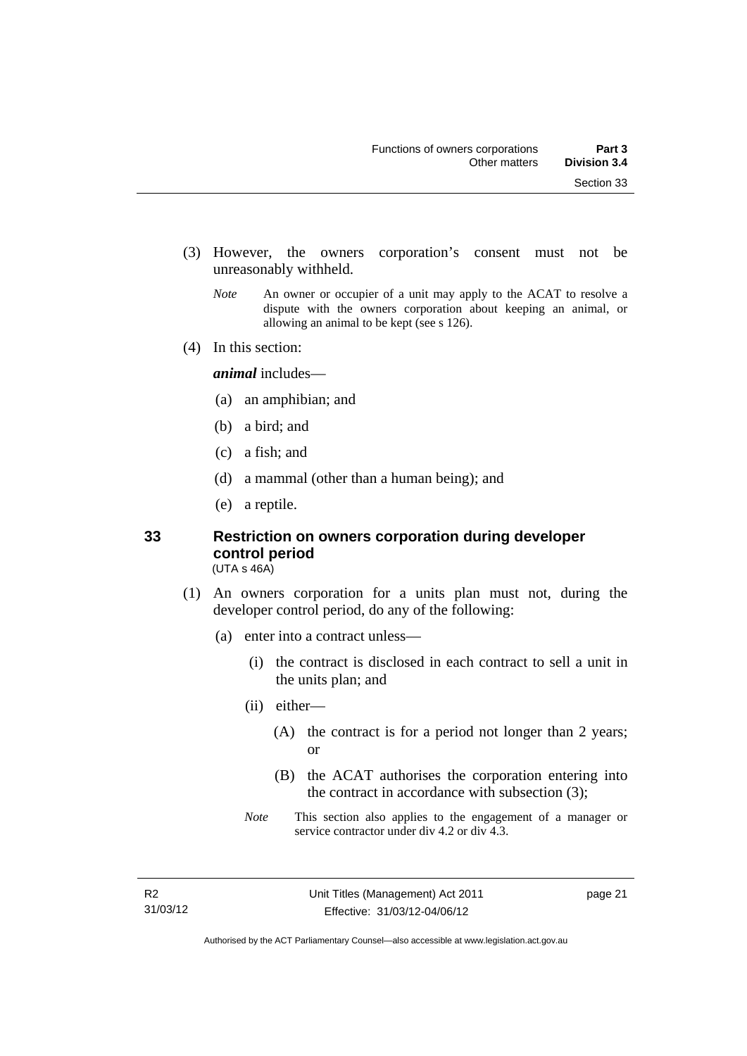(3) However, the owners corporation's consent must not be unreasonably withheld.

*Note* An owner or occupier of a unit may apply to the ACAT to resolve a dispute with the owners corporation about keeping an animal, or allowing an animal to be kept (see s 126).

(4) In this section:

***animal*** includes—

(a) an amphibian; and

(b) a bird; and

(c) a fish; and

(d) a mammal (other than a human being); and

(e) a reptile.

## 33 Restriction on owners corporation during developer control period

(UTA s 46A)

(1) An owners corporation for a units plan must not, during the developer control period, do any of the following:

(a) enter into a contract unless—

(i) the contract is disclosed in each contract to sell a unit in the units plan; and

(ii) either—

(A) the contract is for a period not longer than 2 years; or

(B) the ACAT authorises the corporation entering into the contract in accordance with subsection (3);

*Note* This section also applies to the engagement of a manager or service contractor under div 4.2 or div 4.3.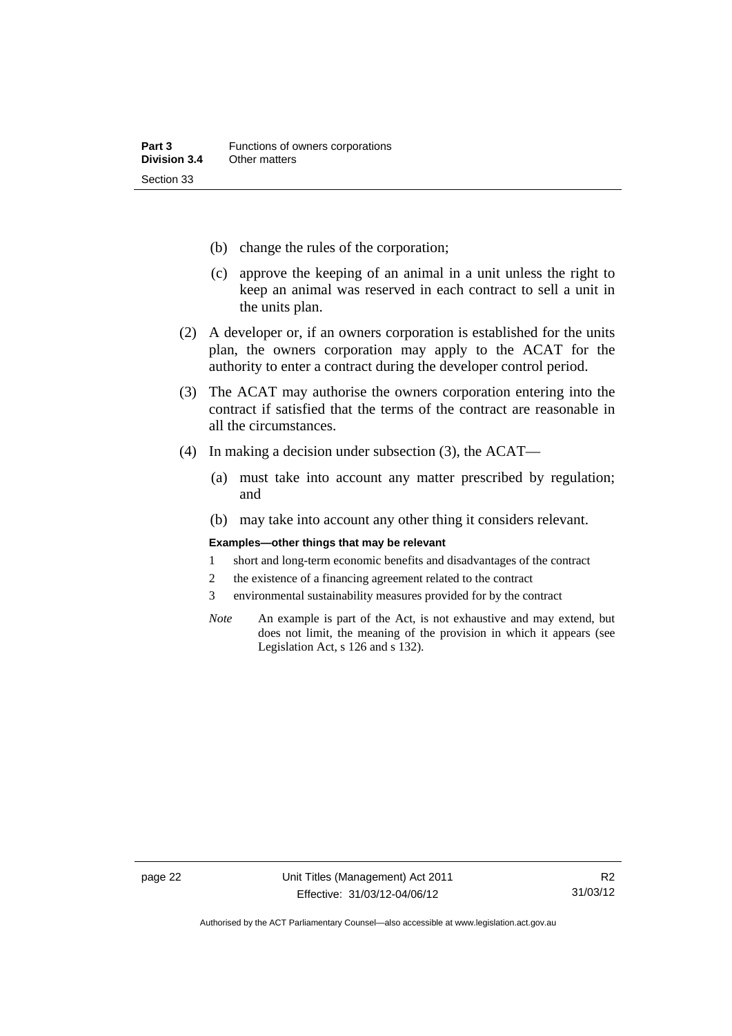(b) change the rules of the corporation;

(c) approve the keeping of an animal in a unit unless the right to keep an animal was reserved in each contract to sell a unit in the units plan.

(2) A developer or, if an owners corporation is established for the units plan, the owners corporation may apply to the ACAT for the authority to enter a contract during the developer control period.

(3) The ACAT may authorise the owners corporation entering into the contract if satisfied that the terms of the contract are reasonable in all the circumstances.

(4) In making a decision under subsection (3), the ACAT—

(a) must take into account any matter prescribed by regulation; and

(b) may take into account any other thing it considers relevant.

**Examples—other things that may be relevant**

1 short and long-term economic benefits and disadvantages of the contract

2 the existence of a financing agreement related to the contract

3 environmental sustainability measures provided for by the contract

*Note* An example is part of the Act, is not exhaustive and may extend, but does not limit, the meaning of the provision in which it appears (see Legislation Act, s 126 and s 132).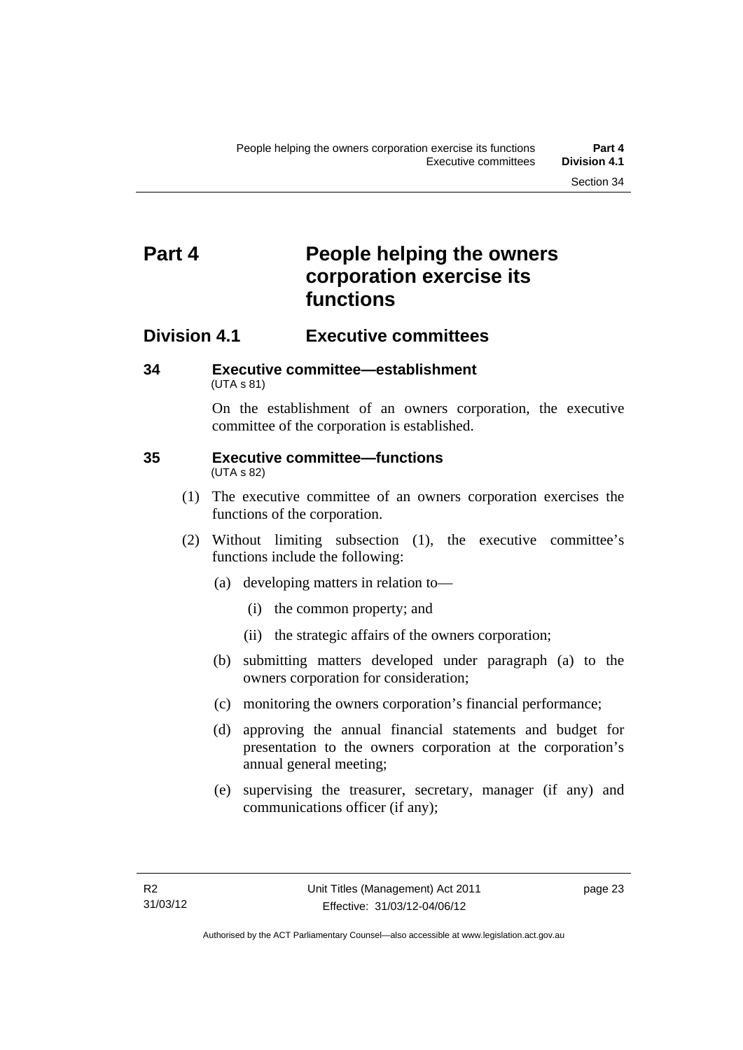# Part 4 People helping the owners corporation exercise its functions

## Division 4.1 Executive committees

### 34 Executive committee—establishment

(UTA s 81)

On the establishment of an owners corporation, the executive committee of the corporation is established.

### 35 Executive committee—functions

(UTA s 82)

(1) The executive committee of an owners corporation exercises the functions of the corporation.

(2) Without limiting subsection (1), the executive committee's functions include the following:

(a) developing matters in relation to—

(i) the common property; and

(ii) the strategic affairs of the owners corporation;

(b) submitting matters developed under paragraph (a) to the owners corporation for consideration;

(c) monitoring the owners corporation's financial performance;

(d) approving the annual financial statements and budget for presentation to the owners corporation at the corporation's annual general meeting;

(e) supervising the treasurer, secretary, manager (if any) and communications officer (if any);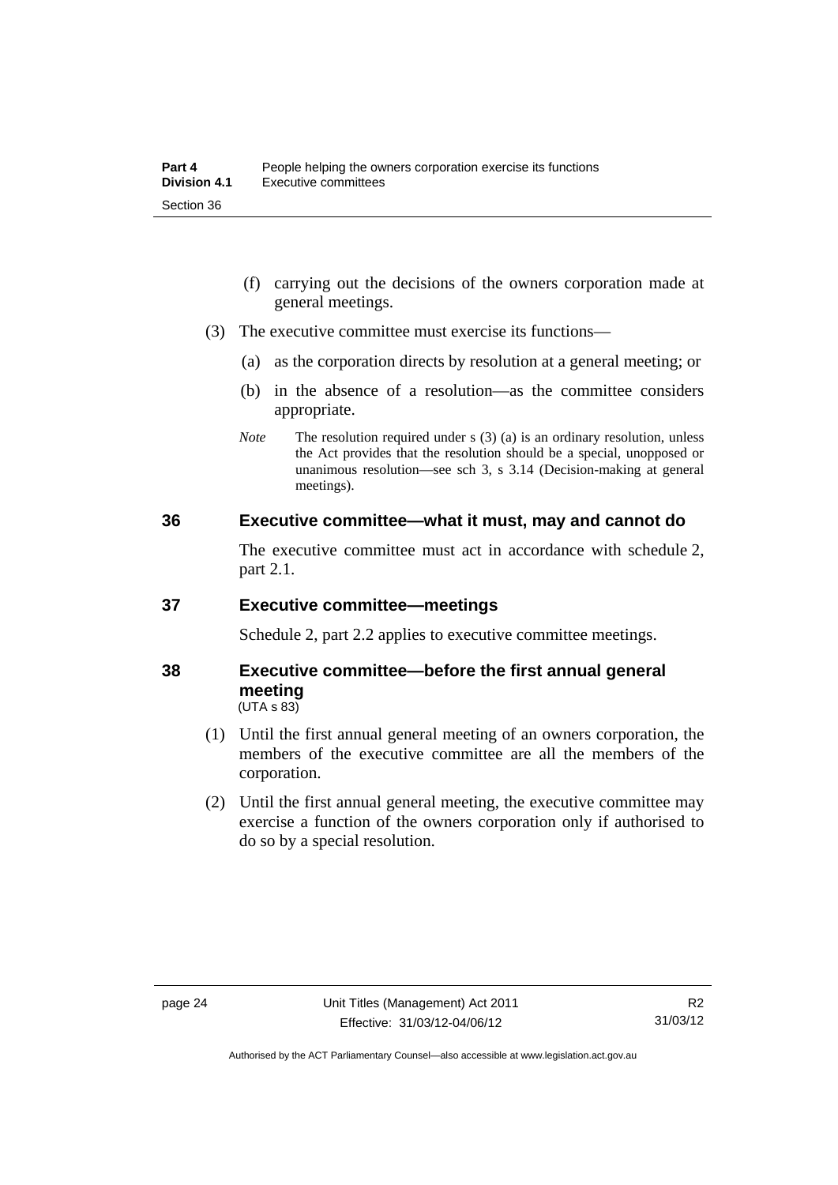(f) carrying out the decisions of the owners corporation made at general meetings.

(3) The executive committee must exercise its functions—

(a) as the corporation directs by resolution at a general meeting; or

(b) in the absence of a resolution—as the committee considers appropriate.

*Note* The resolution required under s (3) (a) is an ordinary resolution, unless the Act provides that the resolution should be a special, unopposed or unanimous resolution—see sch 3, s 3.14 (Decision-making at general meetings).

## 36 Executive committee—what it must, may and cannot do

The executive committee must act in accordance with schedule 2, part 2.1.

## 37 Executive committee—meetings

Schedule 2, part 2.2 applies to executive committee meetings.

## 38 Executive committee—before the first annual general meeting

(UTA s 83)

(1) Until the first annual general meeting of an owners corporation, the members of the executive committee are all the members of the corporation.

(2) Until the first annual general meeting, the executive committee may exercise a function of the owners corporation only if authorised to do so by a special resolution.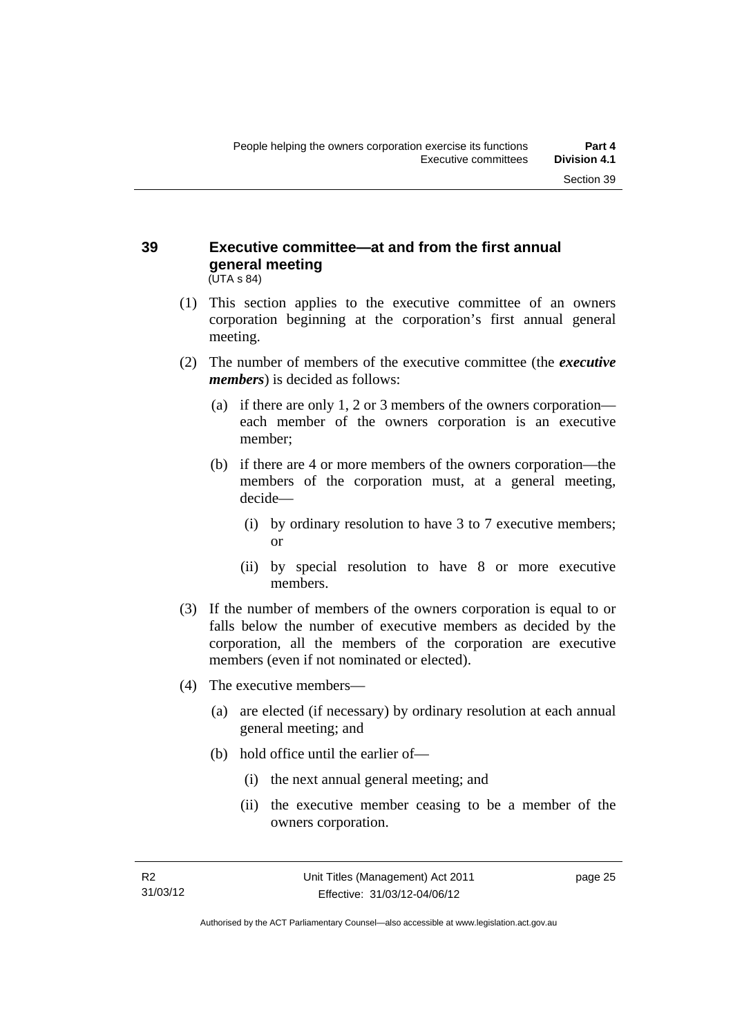## 39 Executive committee—at and from the first annual general meeting

(UTA s 84)

(1) This section applies to the executive committee of an owners corporation beginning at the corporation's first annual general meeting.

(2) The number of members of the executive committee (the ***executive members***) is decided as follows:

(a) if there are only 1, 2 or 3 members of the owners corporation—each member of the owners corporation is an executive member;

(b) if there are 4 or more members of the owners corporation—the members of the corporation must, at a general meeting, decide—

(i) by ordinary resolution to have 3 to 7 executive members; or

(ii) by special resolution to have 8 or more executive members.

(3) If the number of members of the owners corporation is equal to or falls below the number of executive members as decided by the corporation, all the members of the corporation are executive members (even if not nominated or elected).

(4) The executive members—

(a) are elected (if necessary) by ordinary resolution at each annual general meeting; and

(b) hold office until the earlier of—

(i) the next annual general meeting; and

(ii) the executive member ceasing to be a member of the owners corporation.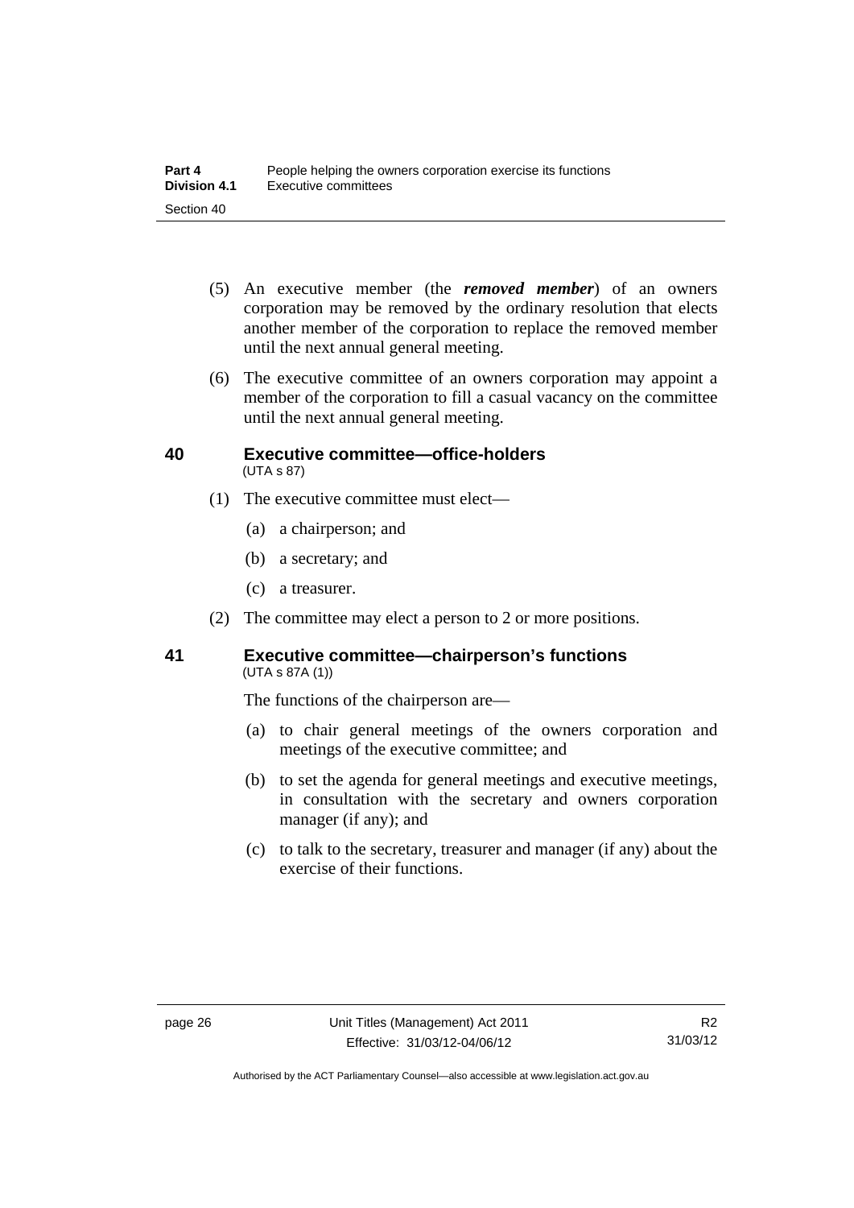(5) An executive member (the ***removed member***) of an owners corporation may be removed by the ordinary resolution that elects another member of the corporation to replace the removed member until the next annual general meeting.

(6) The executive committee of an owners corporation may appoint a member of the corporation to fill a casual vacancy on the committee until the next annual general meeting.

## 40 Executive committee—office-holders

(UTA s 87)

(1) The executive committee must elect—

(a) a chairperson; and

(b) a secretary; and

(c) a treasurer.

(2) The committee may elect a person to 2 or more positions.

## 41 Executive committee—chairperson's functions

(UTA s 87A (1))

The functions of the chairperson are—

(a) to chair general meetings of the owners corporation and meetings of the executive committee; and

(b) to set the agenda for general meetings and executive meetings, in consultation with the secretary and owners corporation manager (if any); and

(c) to talk to the secretary, treasurer and manager (if any) about the exercise of their functions.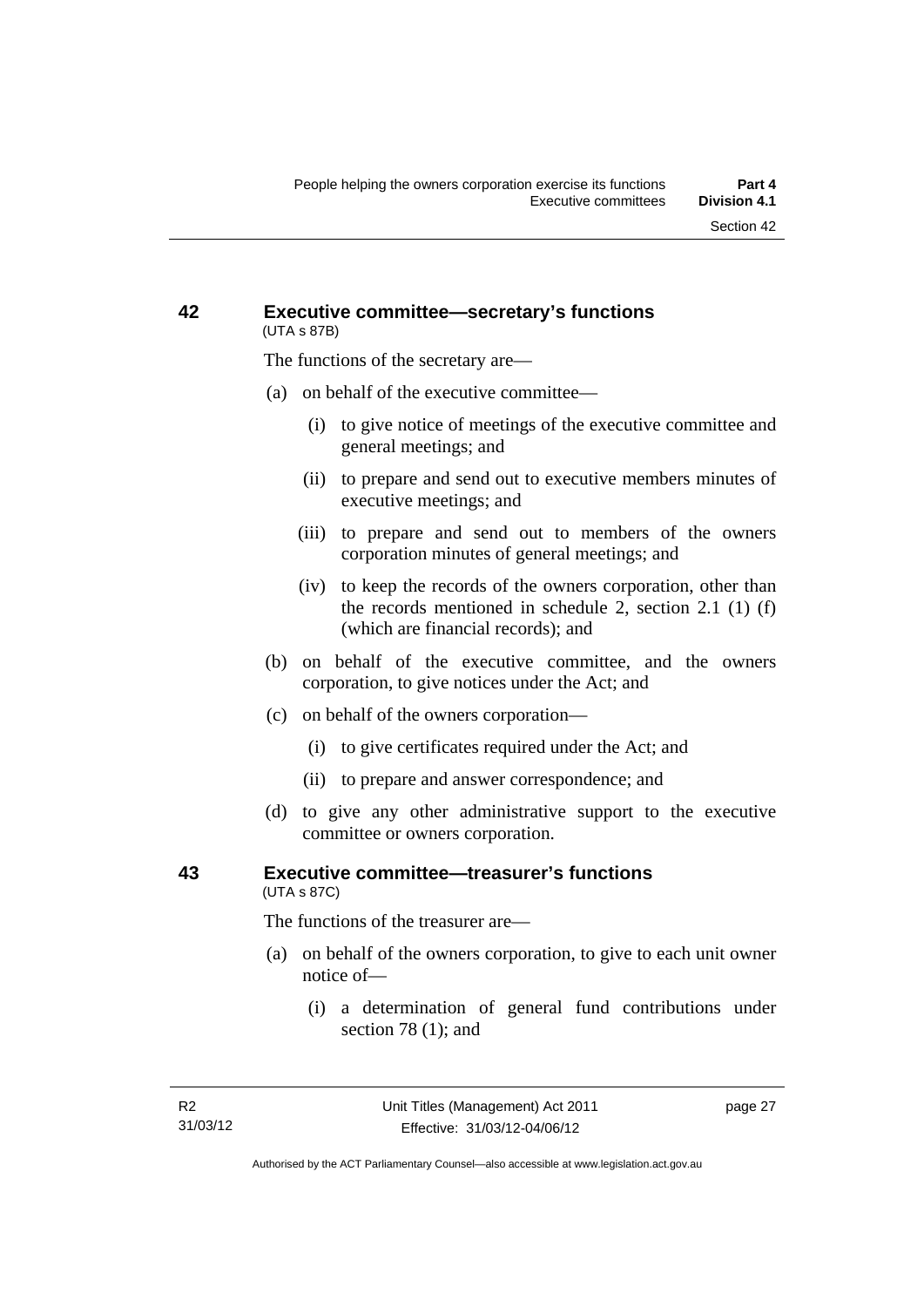### 42 Executive committee—secretary's functions

(UTA s 87B)

The functions of the secretary are—

(a) on behalf of the executive committee—

   (i) to give notice of meetings of the executive committee and general meetings; and

   (ii) to prepare and send out to executive members minutes of executive meetings; and

   (iii) to prepare and send out to members of the owners corporation minutes of general meetings; and

   (iv) to keep the records of the owners corporation, other than the records mentioned in schedule 2, section 2.1 (1) (f) (which are financial records); and

(b) on behalf of the executive committee, and the owners corporation, to give notices under the Act; and

(c) on behalf of the owners corporation—

   (i) to give certificates required under the Act; and

   (ii) to prepare and answer correspondence; and

(d) to give any other administrative support to the executive committee or owners corporation.

### 43 Executive committee—treasurer's functions

(UTA s 87C)

The functions of the treasurer are—

(a) on behalf of the owners corporation, to give to each unit owner notice of—

   (i) a determination of general fund contributions under section 78 (1); and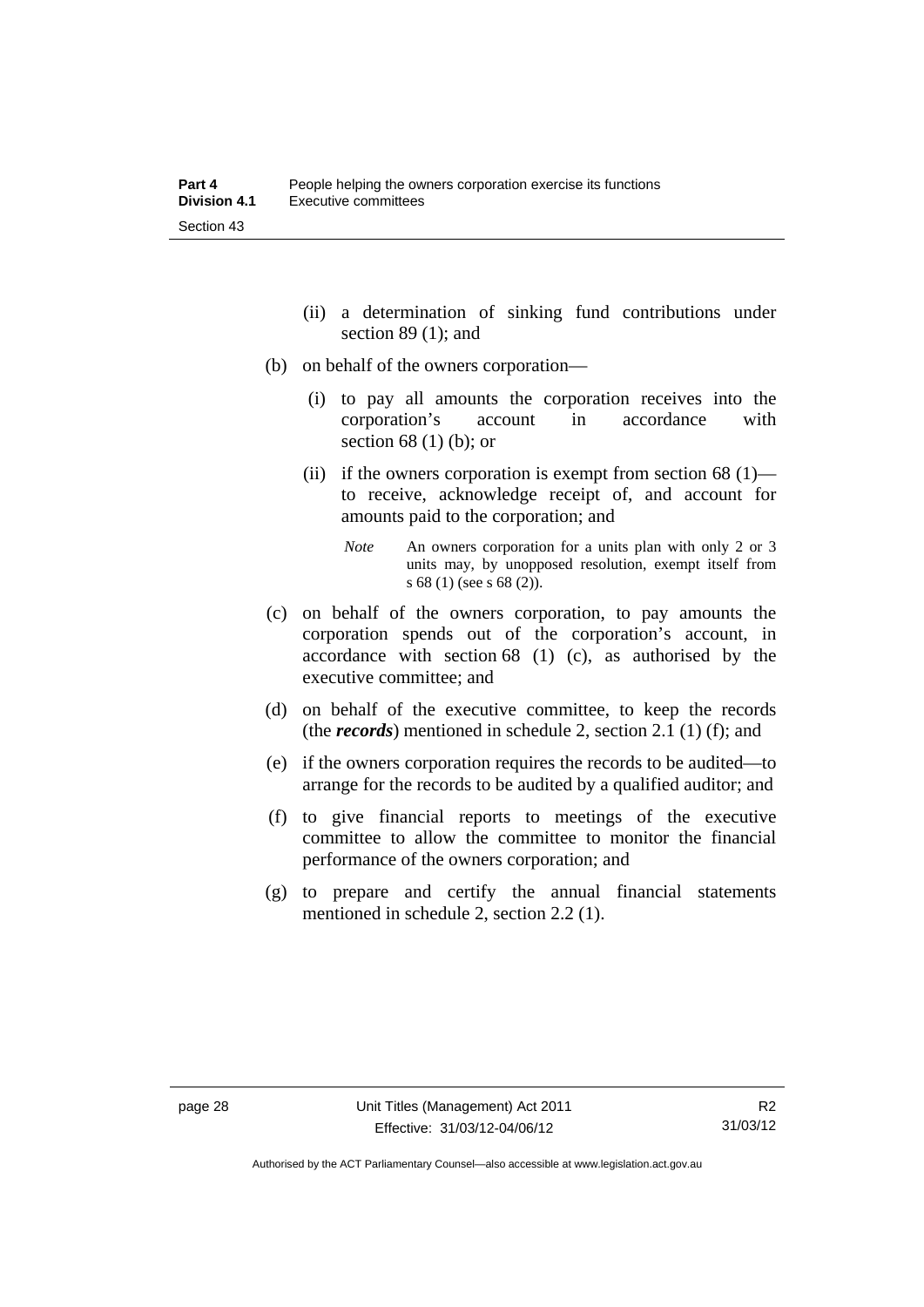(ii) a determination of sinking fund contributions under section 89 (1); and

(b) on behalf of the owners corporation—

(i) to pay all amounts the corporation receives into the corporation's account in accordance with section 68 (1) (b); or

(ii) if the owners corporation is exempt from section 68 (1)—to receive, acknowledge receipt of, and account for amounts paid to the corporation; and

*Note* An owners corporation for a units plan with only 2 or 3 units may, by unopposed resolution, exempt itself from s 68 (1) (see s 68 (2)).

(c) on behalf of the owners corporation, to pay amounts the corporation spends out of the corporation's account, in accordance with section 68 (1) (c), as authorised by the executive committee; and

(d) on behalf of the executive committee, to keep the records (the ***records***) mentioned in schedule 2, section 2.1 (1) (f); and

(e) if the owners corporation requires the records to be audited—to arrange for the records to be audited by a qualified auditor; and

(f) to give financial reports to meetings of the executive committee to allow the committee to monitor the financial performance of the owners corporation; and

(g) to prepare and certify the annual financial statements mentioned in schedule 2, section 2.2 (1).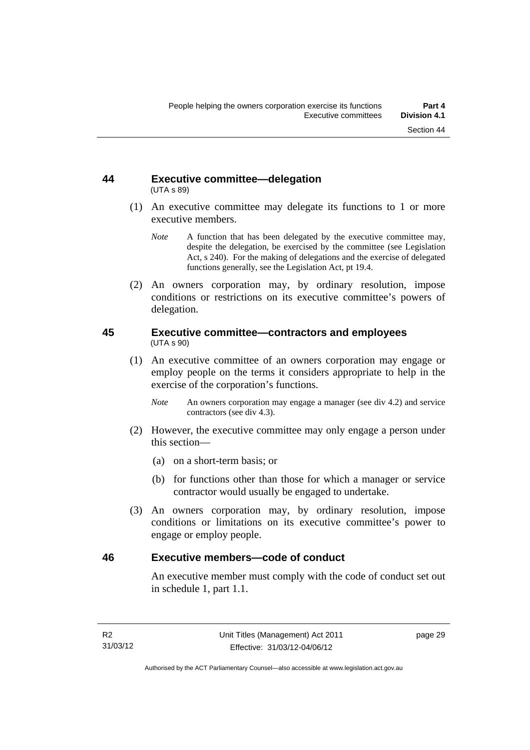## 44 Executive committee—delegation

(UTA s 89)

(1) An executive committee may delegate its functions to 1 or more executive members.

*Note* A function that has been delegated by the executive committee may, despite the delegation, be exercised by the committee (see Legislation Act, s 240). For the making of delegations and the exercise of delegated functions generally, see the Legislation Act, pt 19.4.

(2) An owners corporation may, by ordinary resolution, impose conditions or restrictions on its executive committee's powers of delegation.

## 45 Executive committee—contractors and employees

(UTA s 90)

(1) An executive committee of an owners corporation may engage or employ people on the terms it considers appropriate to help in the exercise of the corporation's functions.

*Note* An owners corporation may engage a manager (see div 4.2) and service contractors (see div 4.3).

(2) However, the executive committee may only engage a person under this section—

(a) on a short-term basis; or

(b) for functions other than those for which a manager or service contractor would usually be engaged to undertake.

(3) An owners corporation may, by ordinary resolution, impose conditions or limitations on its executive committee's power to engage or employ people.

## 46 Executive members—code of conduct

An executive member must comply with the code of conduct set out in schedule 1, part 1.1.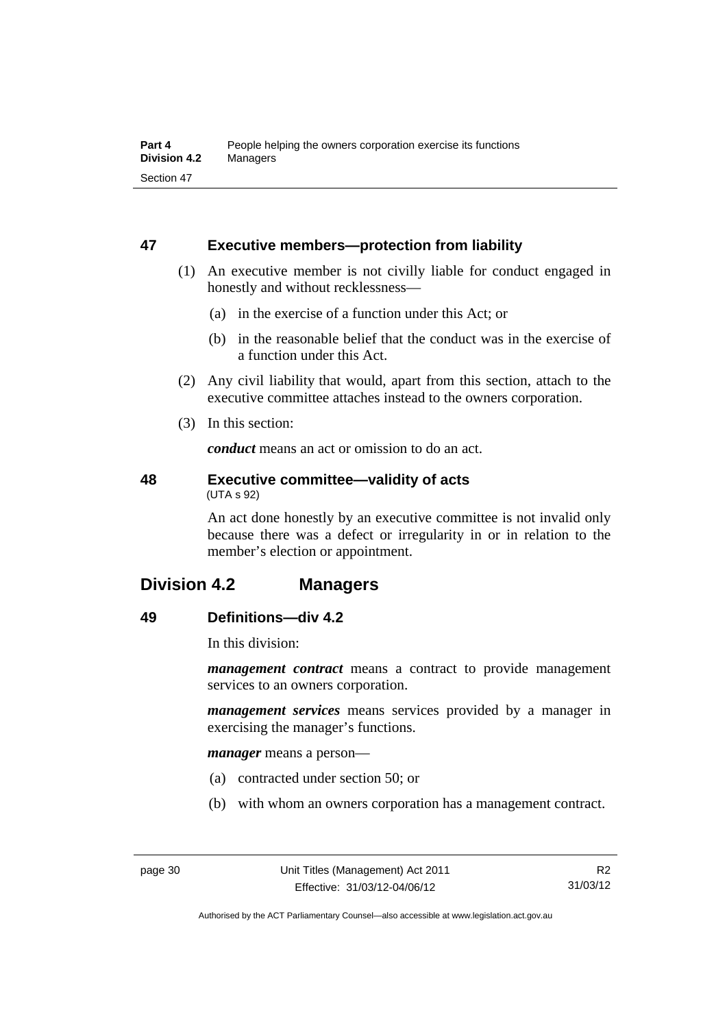### 47 Executive members—protection from liability

(1) An executive member is not civilly liable for conduct engaged in honestly and without recklessness—

(a) in the exercise of a function under this Act; or

(b) in the reasonable belief that the conduct was in the exercise of a function under this Act.

(2) Any civil liability that would, apart from this section, attach to the executive committee attaches instead to the owners corporation.

(3) In this section:

***conduct*** means an act or omission to do an act.

### 48 Executive committee—validity of acts

(UTA s 92)

An act done honestly by an executive committee is not invalid only because there was a defect or irregularity in or in relation to the member's election or appointment.

## Division 4.2 Managers

### 49 Definitions—div 4.2

In this division:

***management contract*** means a contract to provide management services to an owners corporation.

***management services*** means services provided by a manager in exercising the manager's functions.

***manager*** means a person—

(a) contracted under section 50; or

(b) with whom an owners corporation has a management contract.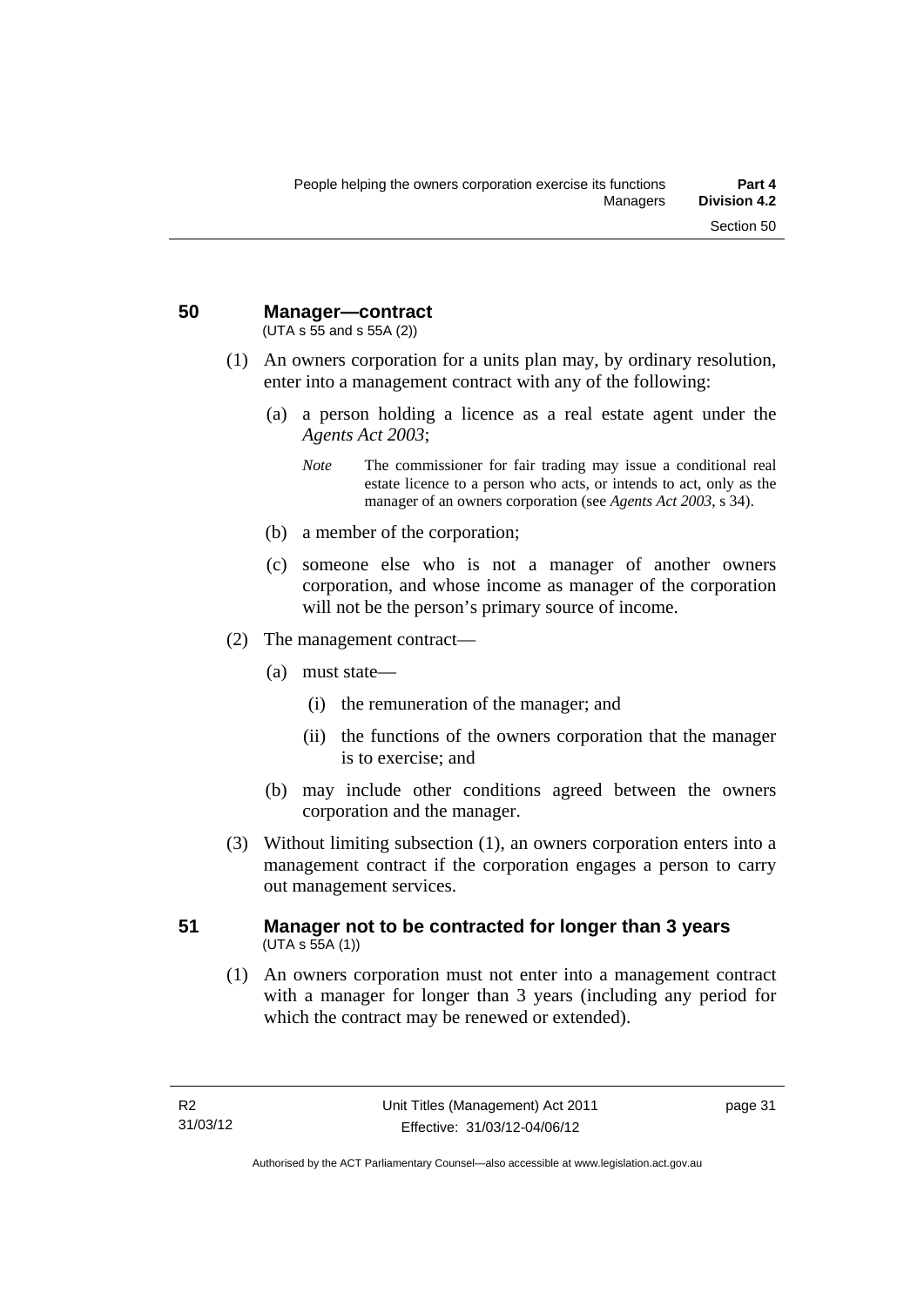## 50 Manager—contract

(UTA s 55 and s 55A (2))

(1) An owners corporation for a units plan may, by ordinary resolution, enter into a management contract with any of the following:

(a) a person holding a licence as a real estate agent under the *Agents Act 2003*;

*Note* The commissioner for fair trading may issue a conditional real estate licence to a person who acts, or intends to act, only as the manager of an owners corporation (see *Agents Act 2003*, s 34).

(b) a member of the corporation;

(c) someone else who is not a manager of another owners corporation, and whose income as manager of the corporation will not be the person's primary source of income.

(2) The management contract—

(a) must state—

(i) the remuneration of the manager; and

(ii) the functions of the owners corporation that the manager is to exercise; and

(b) may include other conditions agreed between the owners corporation and the manager.

(3) Without limiting subsection (1), an owners corporation enters into a management contract if the corporation engages a person to carry out management services.

## 51 Manager not to be contracted for longer than 3 years

(UTA s 55A (1))

(1) An owners corporation must not enter into a management contract with a manager for longer than 3 years (including any period for which the contract may be renewed or extended).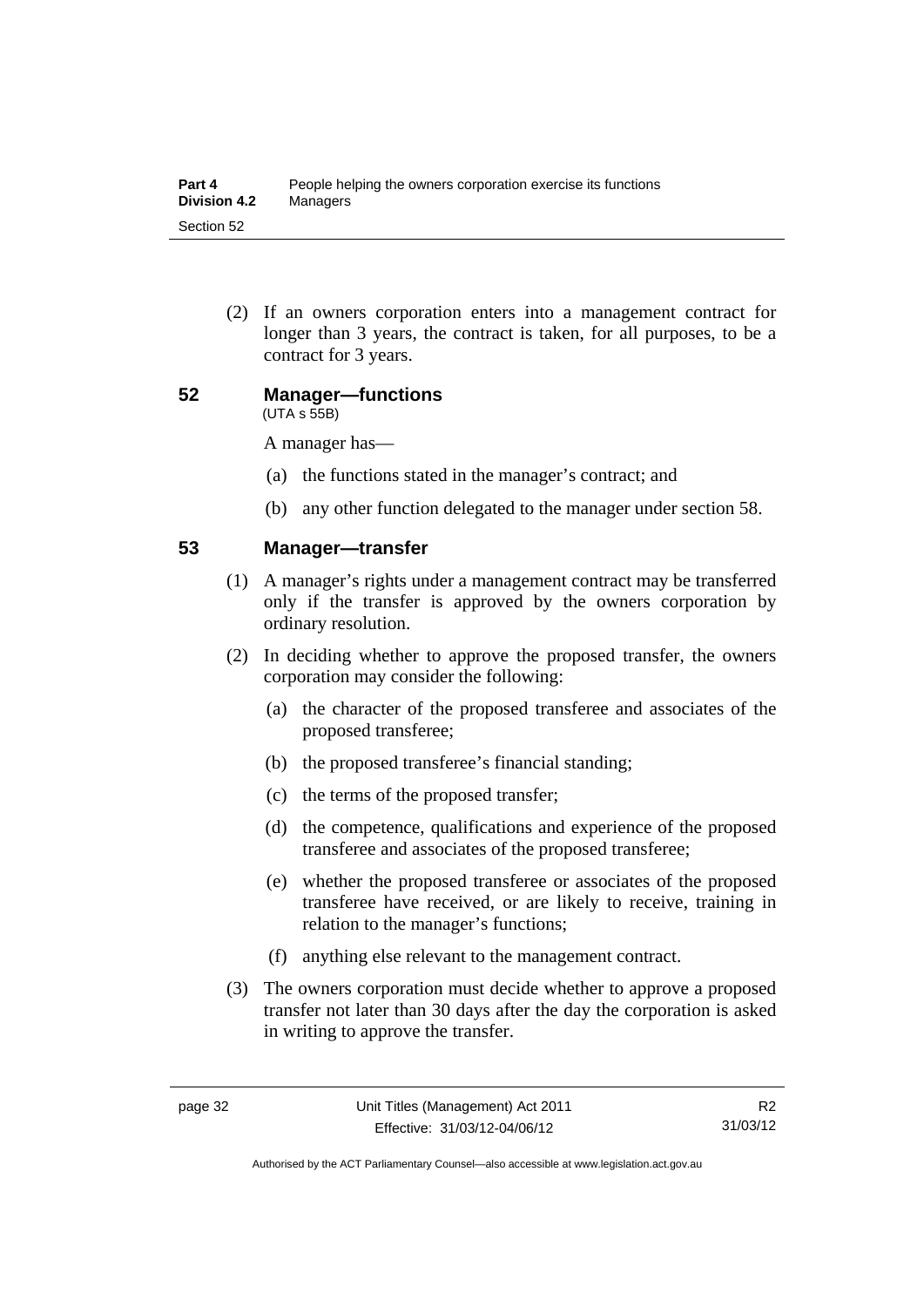(2) If an owners corporation enters into a management contract for longer than 3 years, the contract is taken, for all purposes, to be a contract for 3 years.

## 52 Manager—functions

(UTA s 55B)

A manager has—

(a) the functions stated in the manager's contract; and

(b) any other function delegated to the manager under section 58.

## 53 Manager—transfer

(1) A manager's rights under a management contract may be transferred only if the transfer is approved by the owners corporation by ordinary resolution.

(2) In deciding whether to approve the proposed transfer, the owners corporation may consider the following:

(a) the character of the proposed transferee and associates of the proposed transferee;

(b) the proposed transferee's financial standing;

(c) the terms of the proposed transfer;

(d) the competence, qualifications and experience of the proposed transferee and associates of the proposed transferee;

(e) whether the proposed transferee or associates of the proposed transferee have received, or are likely to receive, training in relation to the manager's functions;

(f) anything else relevant to the management contract.

(3) The owners corporation must decide whether to approve a proposed transfer not later than 30 days after the day the corporation is asked in writing to approve the transfer.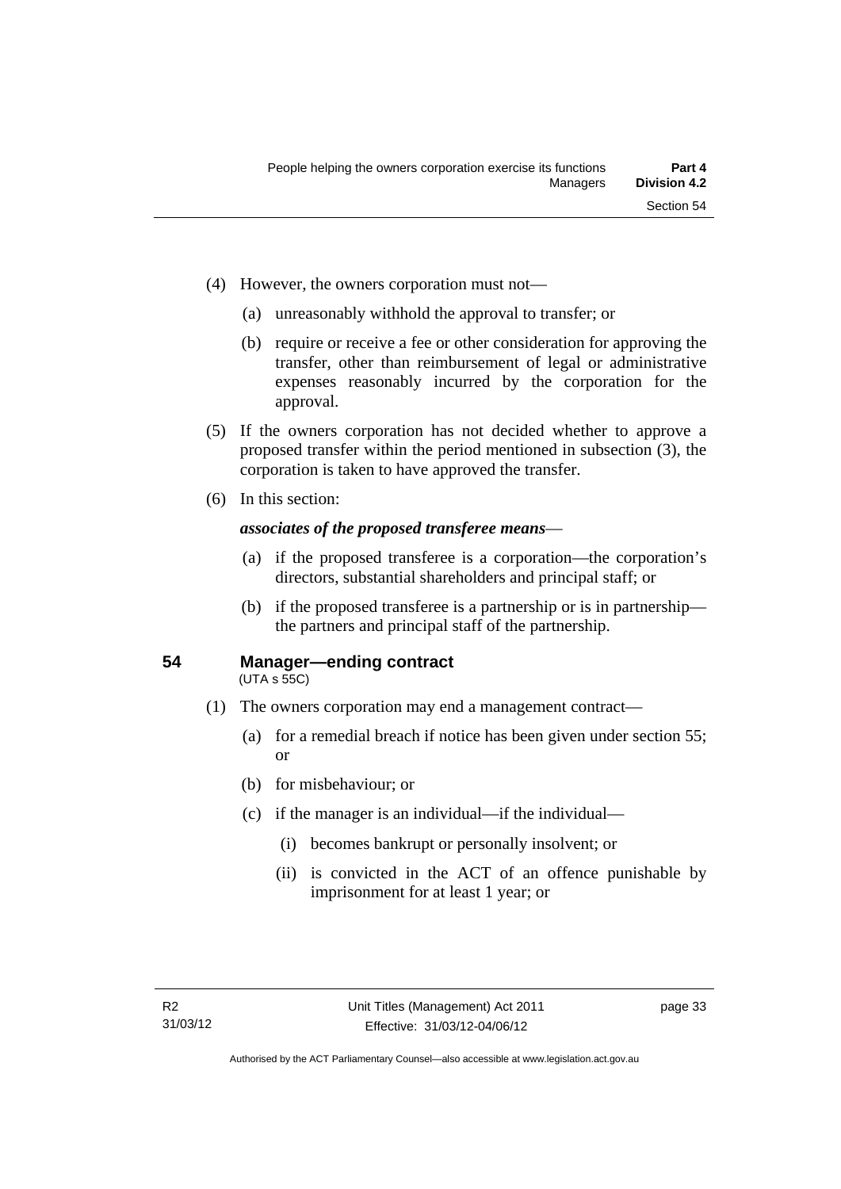(4) However, the owners corporation must not—

  (a) unreasonably withhold the approval to transfer; or

  (b) require or receive a fee or other consideration for approving the transfer, other than reimbursement of legal or administrative expenses reasonably incurred by the corporation for the approval.

(5) If the owners corporation has not decided whether to approve a proposed transfer within the period mentioned in subsection (3), the corporation is taken to have approved the transfer.

(6) In this section:

***associates of the proposed transferee means***—

  (a) if the proposed transferee is a corporation—the corporation's directors, substantial shareholders and principal staff; or

  (b) if the proposed transferee is a partnership or is in partnership—the partners and principal staff of the partnership.

### 54 Manager—ending contract

(UTA s 55C)

(1) The owners corporation may end a management contract—

  (a) for a remedial breach if notice has been given under section 55; or

  (b) for misbehaviour; or

  (c) if the manager is an individual—if the individual—

    (i) becomes bankrupt or personally insolvent; or

    (ii) is convicted in the ACT of an offence punishable by imprisonment for at least 1 year; or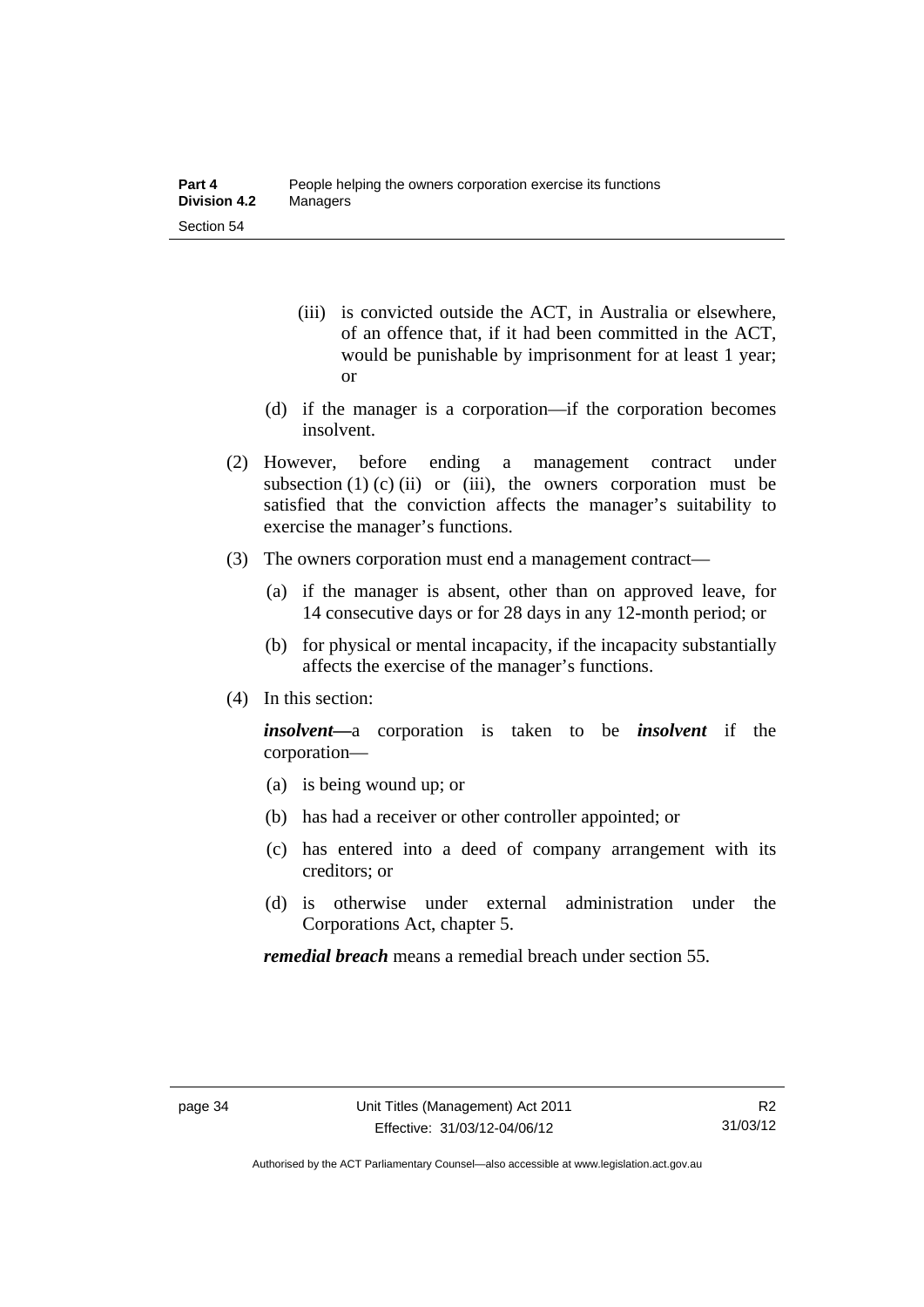(iii) is convicted outside the ACT, in Australia or elsewhere, of an offence that, if it had been committed in the ACT, would be punishable by imprisonment for at least 1 year; or

(d) if the manager is a corporation—if the corporation becomes insolvent.

(2) However, before ending a management contract under subsection (1) (c) (ii) or (iii), the owners corporation must be satisfied that the conviction affects the manager's suitability to exercise the manager's functions.

(3) The owners corporation must end a management contract—

(a) if the manager is absent, other than on approved leave, for 14 consecutive days or for 28 days in any 12-month period; or

(b) for physical or mental incapacity, if the incapacity substantially affects the exercise of the manager's functions.

(4) In this section:

***insolvent***—a corporation is taken to be ***insolvent*** if the corporation—

(a) is being wound up; or

(b) has had a receiver or other controller appointed; or

(c) has entered into a deed of company arrangement with its creditors; or

(d) is otherwise under external administration under the Corporations Act, chapter 5.

***remedial breach*** means a remedial breach under section 55.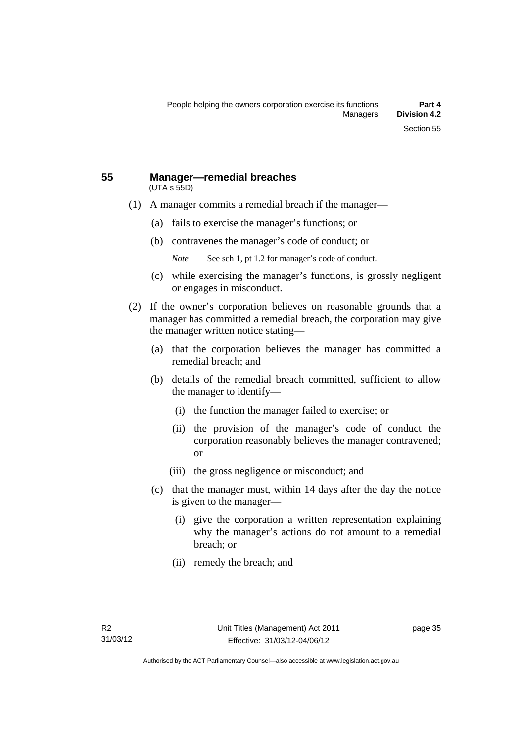## 55 Manager—remedial breaches

(UTA s 55D)

(1) A manager commits a remedial breach if the manager—

(a) fails to exercise the manager's functions; or

(b) contravenes the manager's code of conduct; or

*Note* See sch 1, pt 1.2 for manager's code of conduct.

(c) while exercising the manager's functions, is grossly negligent or engages in misconduct.

(2) If the owner's corporation believes on reasonable grounds that a manager has committed a remedial breach, the corporation may give the manager written notice stating—

(a) that the corporation believes the manager has committed a remedial breach; and

(b) details of the remedial breach committed, sufficient to allow the manager to identify—

(i) the function the manager failed to exercise; or

(ii) the provision of the manager's code of conduct the corporation reasonably believes the manager contravened; or

(iii) the gross negligence or misconduct; and

(c) that the manager must, within 14 days after the day the notice is given to the manager—

(i) give the corporation a written representation explaining why the manager's actions do not amount to a remedial breach; or

(ii) remedy the breach; and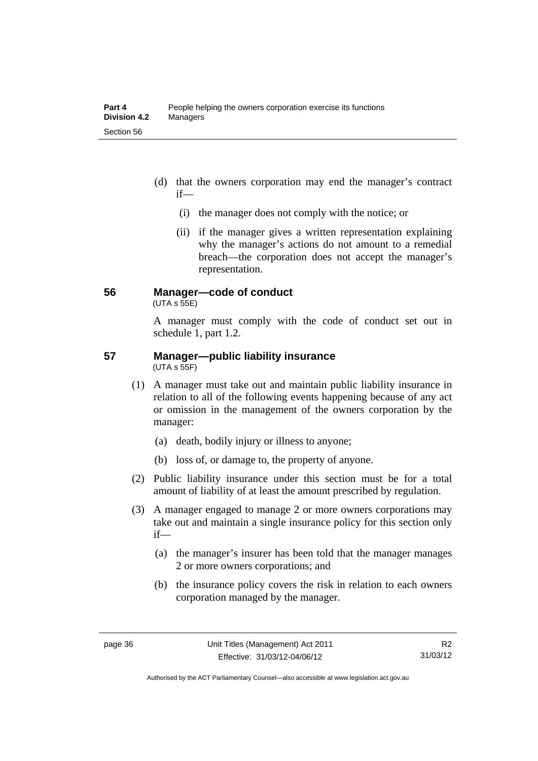(d) that the owners corporation may end the manager's contract if—

  (i) the manager does not comply with the notice; or

  (ii) if the manager gives a written representation explaining why the manager's actions do not amount to a remedial breach—the corporation does not accept the manager's representation.

## 56 Manager—code of conduct

(UTA s 55E)

A manager must comply with the code of conduct set out in schedule 1, part 1.2.

## 57 Manager—public liability insurance

(UTA s 55F)

(1) A manager must take out and maintain public liability insurance in relation to all of the following events happening because of any act or omission in the management of the owners corporation by the manager:

  (a) death, bodily injury or illness to anyone;

  (b) loss of, or damage to, the property of anyone.

(2) Public liability insurance under this section must be for a total amount of liability of at least the amount prescribed by regulation.

(3) A manager engaged to manage 2 or more owners corporations may take out and maintain a single insurance policy for this section only if—

  (a) the manager's insurer has been told that the manager manages 2 or more owners corporations; and

  (b) the insurance policy covers the risk in relation to each owners corporation managed by the manager.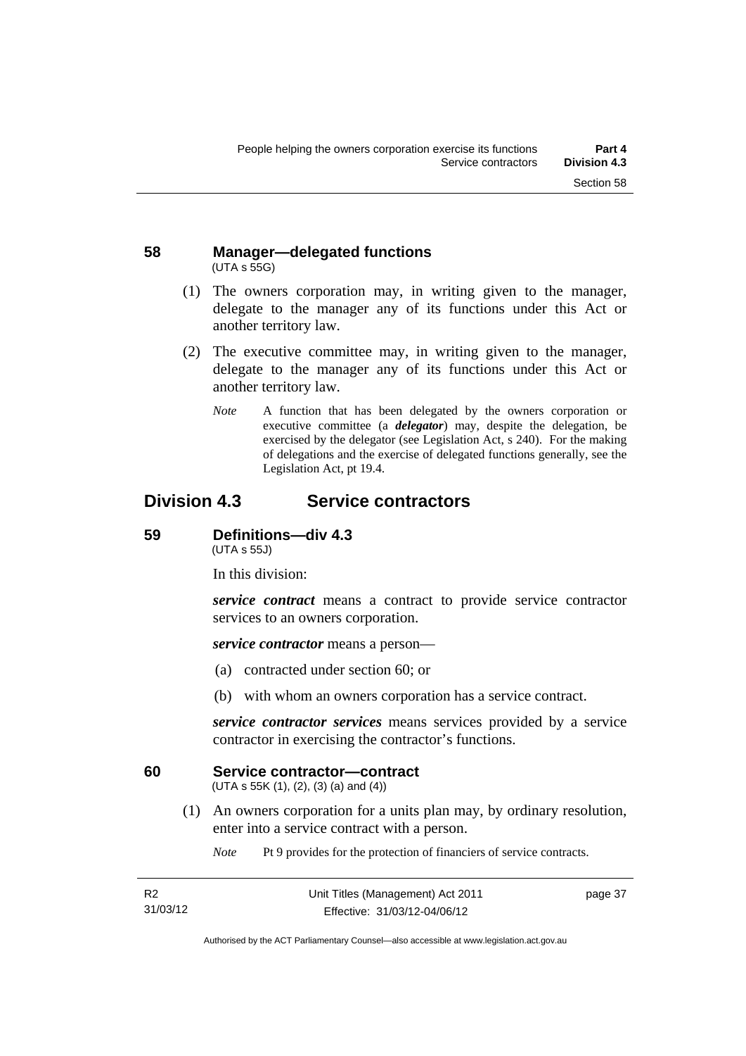## 58 Manager—delegated functions

(UTA s 55G)

(1) The owners corporation may, in writing given to the manager, delegate to the manager any of its functions under this Act or another territory law.

(2) The executive committee may, in writing given to the manager, delegate to the manager any of its functions under this Act or another territory law.

*Note* A function that has been delegated by the owners corporation or executive committee (a ***delegator***) may, despite the delegation, be exercised by the delegator (see Legislation Act, s 240). For the making of delegations and the exercise of delegated functions generally, see the Legislation Act, pt 19.4.

# Division 4.3 Service contractors

## 59 Definitions—div 4.3

(UTA s 55J)

In this division:

***service contract*** means a contract to provide service contractor services to an owners corporation.

***service contractor*** means a person—

(a) contracted under section 60; or

(b) with whom an owners corporation has a service contract.

***service contractor services*** means services provided by a service contractor in exercising the contractor's functions.

## 60 Service contractor—contract

(UTA s 55K (1), (2), (3) (a) and (4))

(1) An owners corporation for a units plan may, by ordinary resolution, enter into a service contract with a person.

*Note* Pt 9 provides for the protection of financiers of service contracts.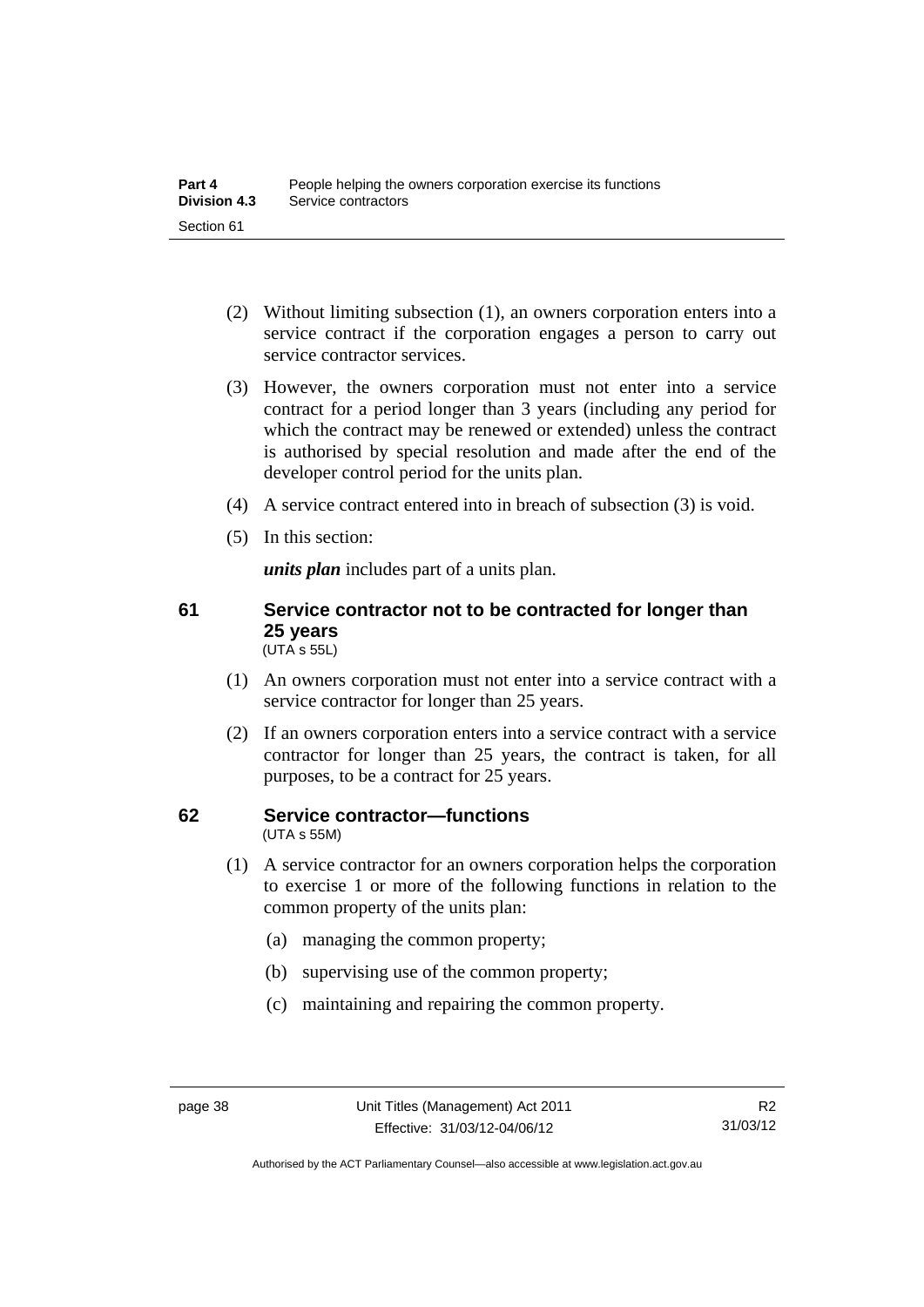(2) Without limiting subsection (1), an owners corporation enters into a service contract if the corporation engages a person to carry out service contractor services.

(3) However, the owners corporation must not enter into a service contract for a period longer than 3 years (including any period for which the contract may be renewed or extended) unless the contract is authorised by special resolution and made after the end of the developer control period for the units plan.

(4) A service contract entered into in breach of subsection (3) is void.

(5) In this section:

***units plan*** includes part of a units plan.

## 61 Service contractor not to be contracted for longer than 25 years

(UTA s 55L)

(1) An owners corporation must not enter into a service contract with a service contractor for longer than 25 years.

(2) If an owners corporation enters into a service contract with a service contractor for longer than 25 years, the contract is taken, for all purposes, to be a contract for 25 years.

## 62 Service contractor—functions

(UTA s 55M)

(1) A service contractor for an owners corporation helps the corporation to exercise 1 or more of the following functions in relation to the common property of the units plan:

(a) managing the common property;

(b) supervising use of the common property;

(c) maintaining and repairing the common property.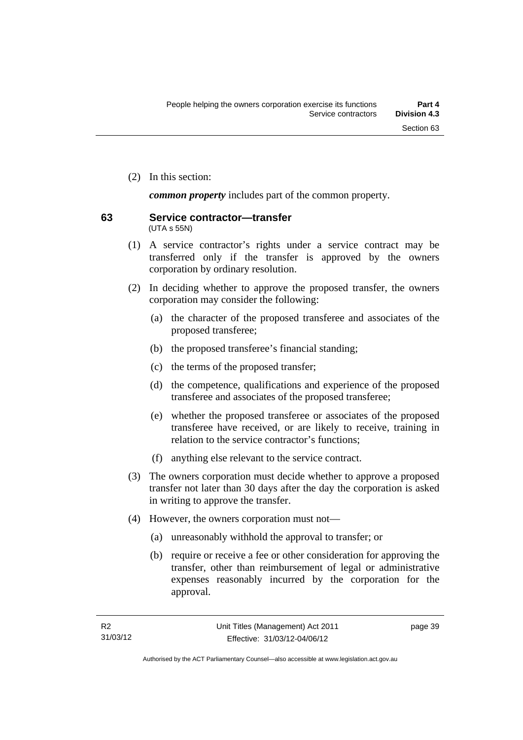(2) In this section:

***common property*** includes part of the common property.

## 63 Service contractor—transfer

(UTA s 55N)

(1) A service contractor's rights under a service contract may be transferred only if the transfer is approved by the owners corporation by ordinary resolution.

(2) In deciding whether to approve the proposed transfer, the owners corporation may consider the following:

(a) the character of the proposed transferee and associates of the proposed transferee;

(b) the proposed transferee's financial standing;

(c) the terms of the proposed transfer;

(d) the competence, qualifications and experience of the proposed transferee and associates of the proposed transferee;

(e) whether the proposed transferee or associates of the proposed transferee have received, or are likely to receive, training in relation to the service contractor's functions;

(f) anything else relevant to the service contract.

(3) The owners corporation must decide whether to approve a proposed transfer not later than 30 days after the day the corporation is asked in writing to approve the transfer.

(4) However, the owners corporation must not—

(a) unreasonably withhold the approval to transfer; or

(b) require or receive a fee or other consideration for approving the transfer, other than reimbursement of legal or administrative expenses reasonably incurred by the corporation for the approval.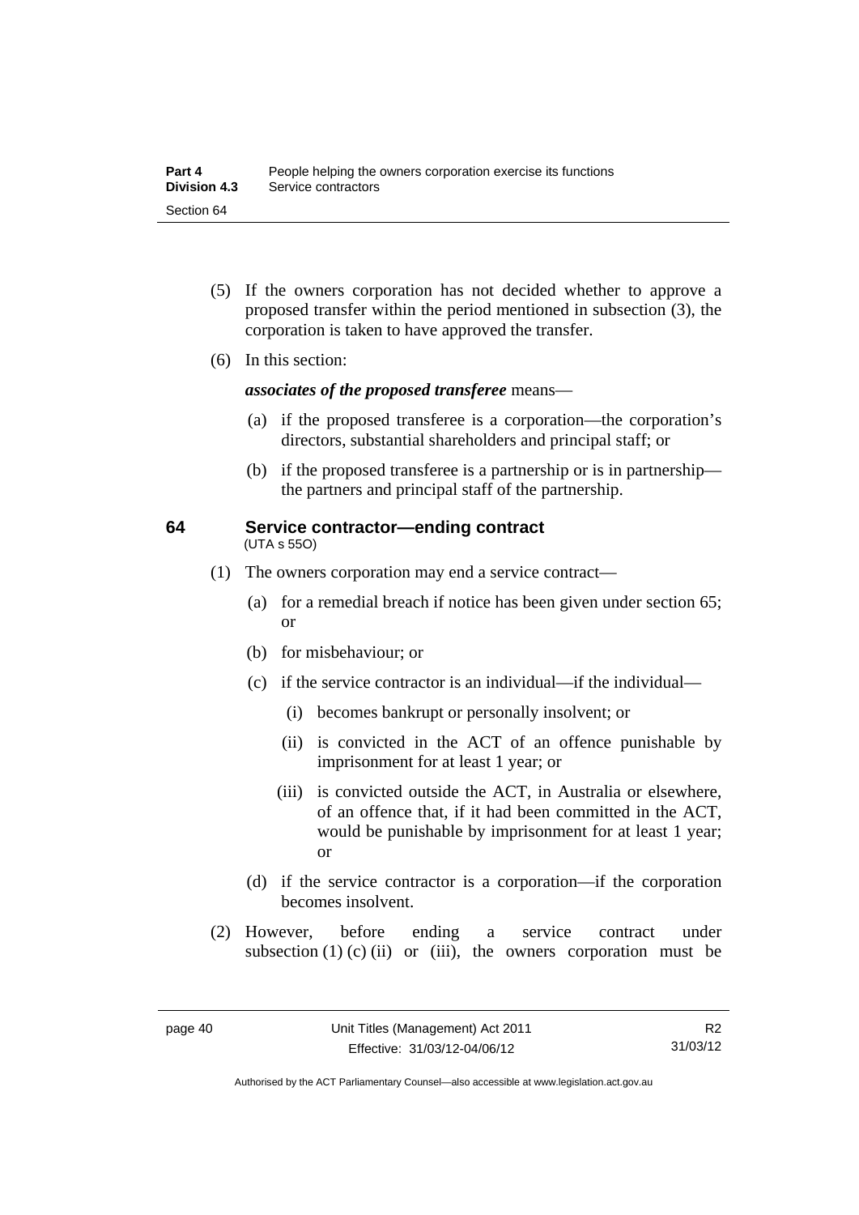(5) If the owners corporation has not decided whether to approve a proposed transfer within the period mentioned in subsection (3), the corporation is taken to have approved the transfer.

(6) In this section:

***associates of the proposed transferee*** means—

(a) if the proposed transferee is a corporation—the corporation's directors, substantial shareholders and principal staff; or

(b) if the proposed transferee is a partnership or is in partnership—the partners and principal staff of the partnership.

## 64 Service contractor—ending contract

(UTA s 55O)

(1) The owners corporation may end a service contract—

(a) for a remedial breach if notice has been given under section 65; or

(b) for misbehaviour; or

(c) if the service contractor is an individual—if the individual—

(i) becomes bankrupt or personally insolvent; or

(ii) is convicted in the ACT of an offence punishable by imprisonment for at least 1 year; or

(iii) is convicted outside the ACT, in Australia or elsewhere, of an offence that, if it had been committed in the ACT, would be punishable by imprisonment for at least 1 year; or

(d) if the service contractor is a corporation—if the corporation becomes insolvent.

(2) However, before ending a service contract under subsection (1) (c) (ii) or (iii), the owners corporation must be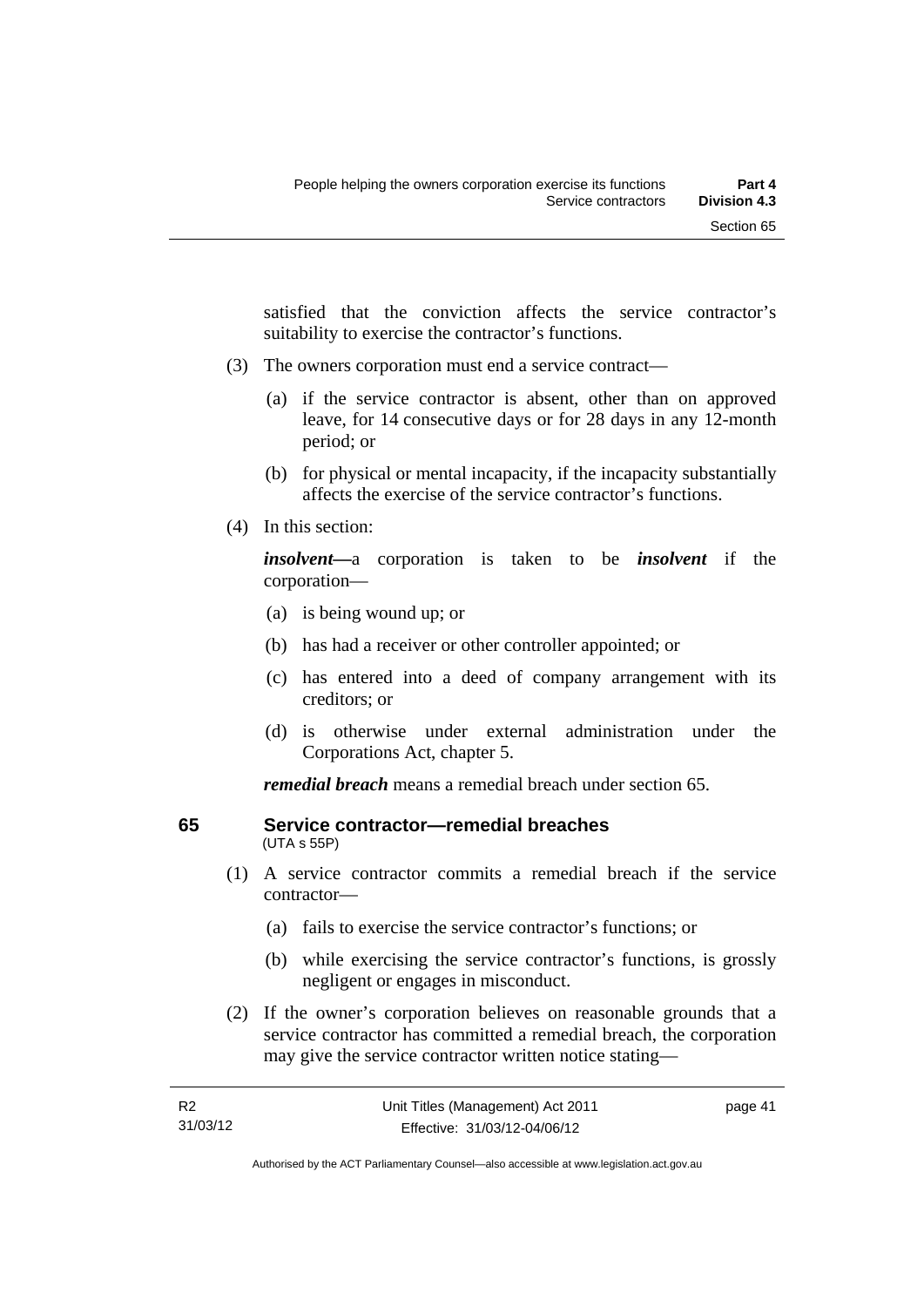satisfied that the conviction affects the service contractor's suitability to exercise the contractor's functions.

(3) The owners corporation must end a service contract—

(a) if the service contractor is absent, other than on approved leave, for 14 consecutive days or for 28 days in any 12-month period; or

(b) for physical or mental incapacity, if the incapacity substantially affects the exercise of the service contractor's functions.

(4) In this section:

***insolvent***—a corporation is taken to be ***insolvent*** if the corporation—

(a) is being wound up; or

(b) has had a receiver or other controller appointed; or

(c) has entered into a deed of company arrangement with its creditors; or

(d) is otherwise under external administration under the Corporations Act, chapter 5.

***remedial breach*** means a remedial breach under section 65.

## 65 Service contractor—remedial breaches

(UTA s 55P)

(1) A service contractor commits a remedial breach if the service contractor—

(a) fails to exercise the service contractor's functions; or

(b) while exercising the service contractor's functions, is grossly negligent or engages in misconduct.

(2) If the owner's corporation believes on reasonable grounds that a service contractor has committed a remedial breach, the corporation may give the service contractor written notice stating—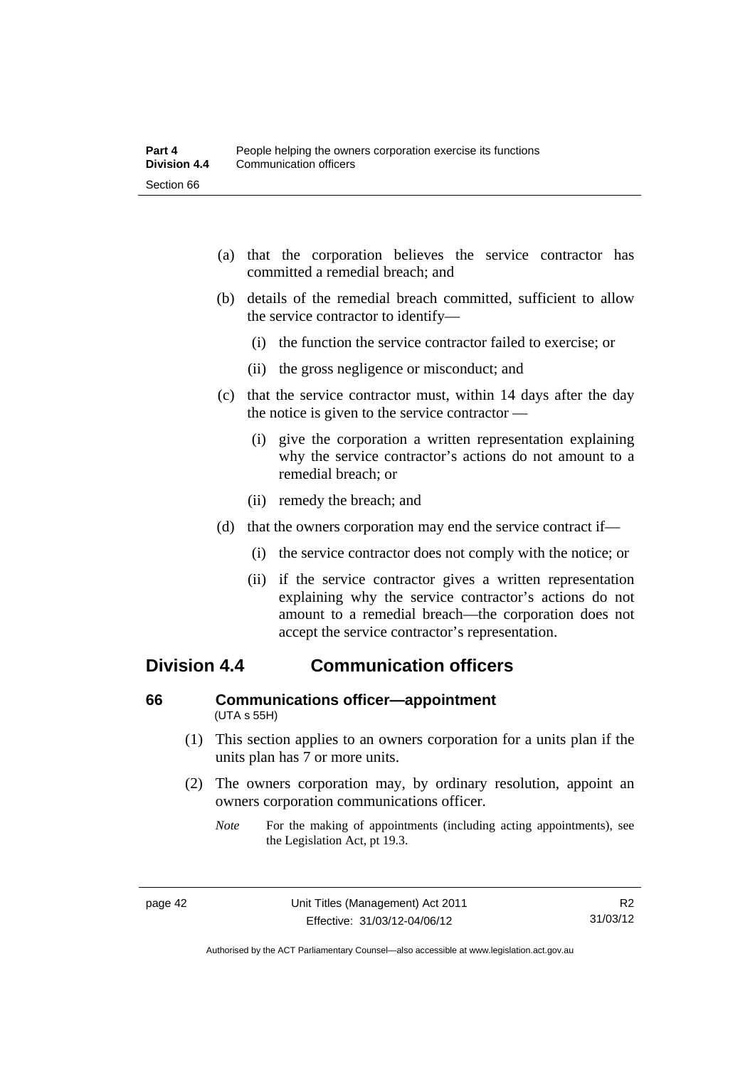(a) that the corporation believes the service contractor has committed a remedial breach; and

(b) details of the remedial breach committed, sufficient to allow the service contractor to identify—

(i) the function the service contractor failed to exercise; or

(ii) the gross negligence or misconduct; and

(c) that the service contractor must, within 14 days after the day the notice is given to the service contractor —

(i) give the corporation a written representation explaining why the service contractor's actions do not amount to a remedial breach; or

(ii) remedy the breach; and

(d) that the owners corporation may end the service contract if—

(i) the service contractor does not comply with the notice; or

(ii) if the service contractor gives a written representation explaining why the service contractor's actions do not amount to a remedial breach—the corporation does not accept the service contractor's representation.

## Division 4.4 Communication officers

### 66 Communications officer—appointment
(UTA s 55H)

(1) This section applies to an owners corporation for a units plan if the units plan has 7 or more units.

(2) The owners corporation may, by ordinary resolution, appoint an owners corporation communications officer.

*Note* For the making of appointments (including acting appointments), see the Legislation Act, pt 19.3.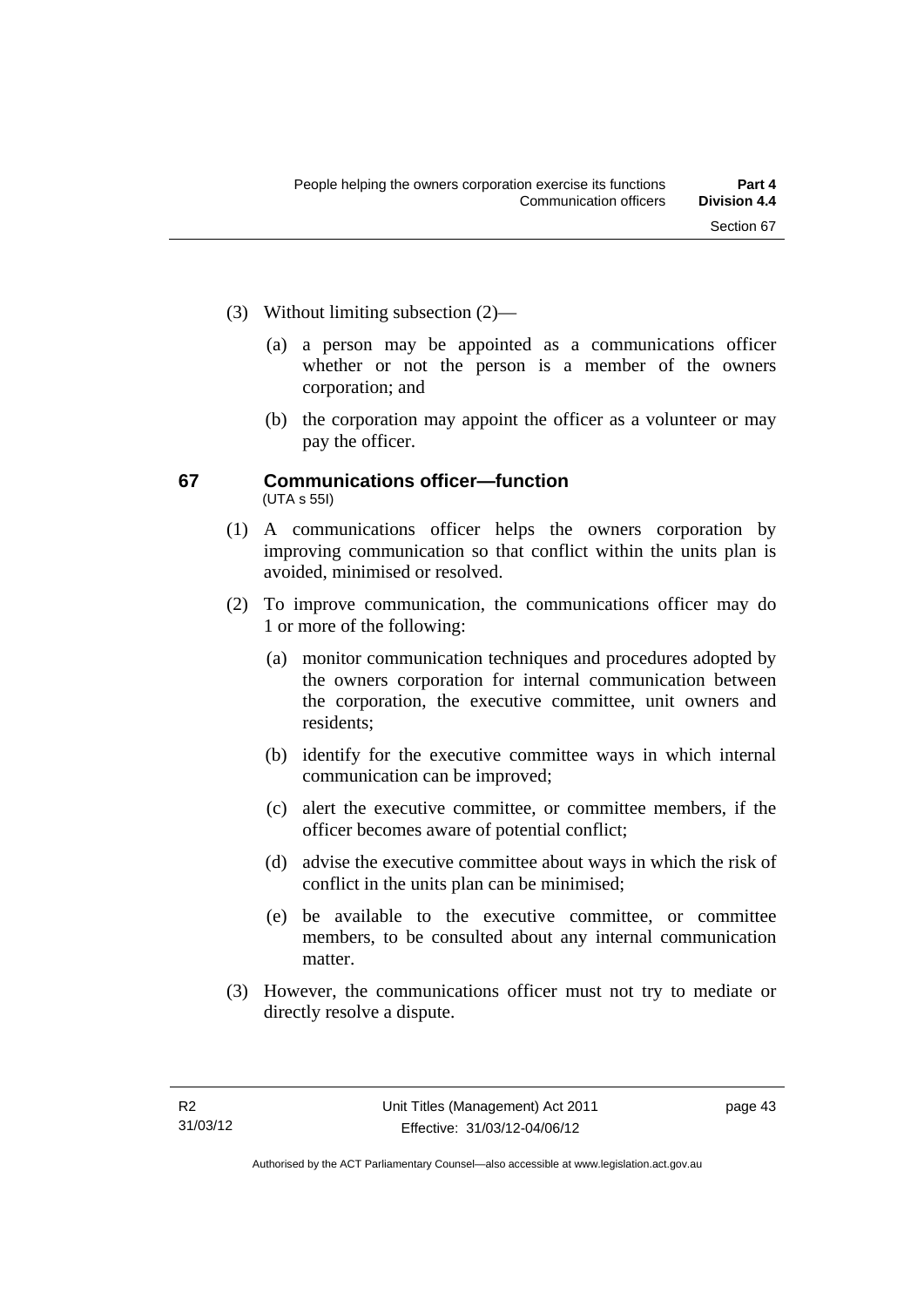(3) Without limiting subsection (2)—

(a) a person may be appointed as a communications officer whether or not the person is a member of the owners corporation; and

(b) the corporation may appoint the officer as a volunteer or may pay the officer.

### 67 Communications officer—function

(UTA s 55I)

(1) A communications officer helps the owners corporation by improving communication so that conflict within the units plan is avoided, minimised or resolved.

(2) To improve communication, the communications officer may do 1 or more of the following:

(a) monitor communication techniques and procedures adopted by the owners corporation for internal communication between the corporation, the executive committee, unit owners and residents;

(b) identify for the executive committee ways in which internal communication can be improved;

(c) alert the executive committee, or committee members, if the officer becomes aware of potential conflict;

(d) advise the executive committee about ways in which the risk of conflict in the units plan can be minimised;

(e) be available to the executive committee, or committee members, to be consulted about any internal communication matter.

(3) However, the communications officer must not try to mediate or directly resolve a dispute.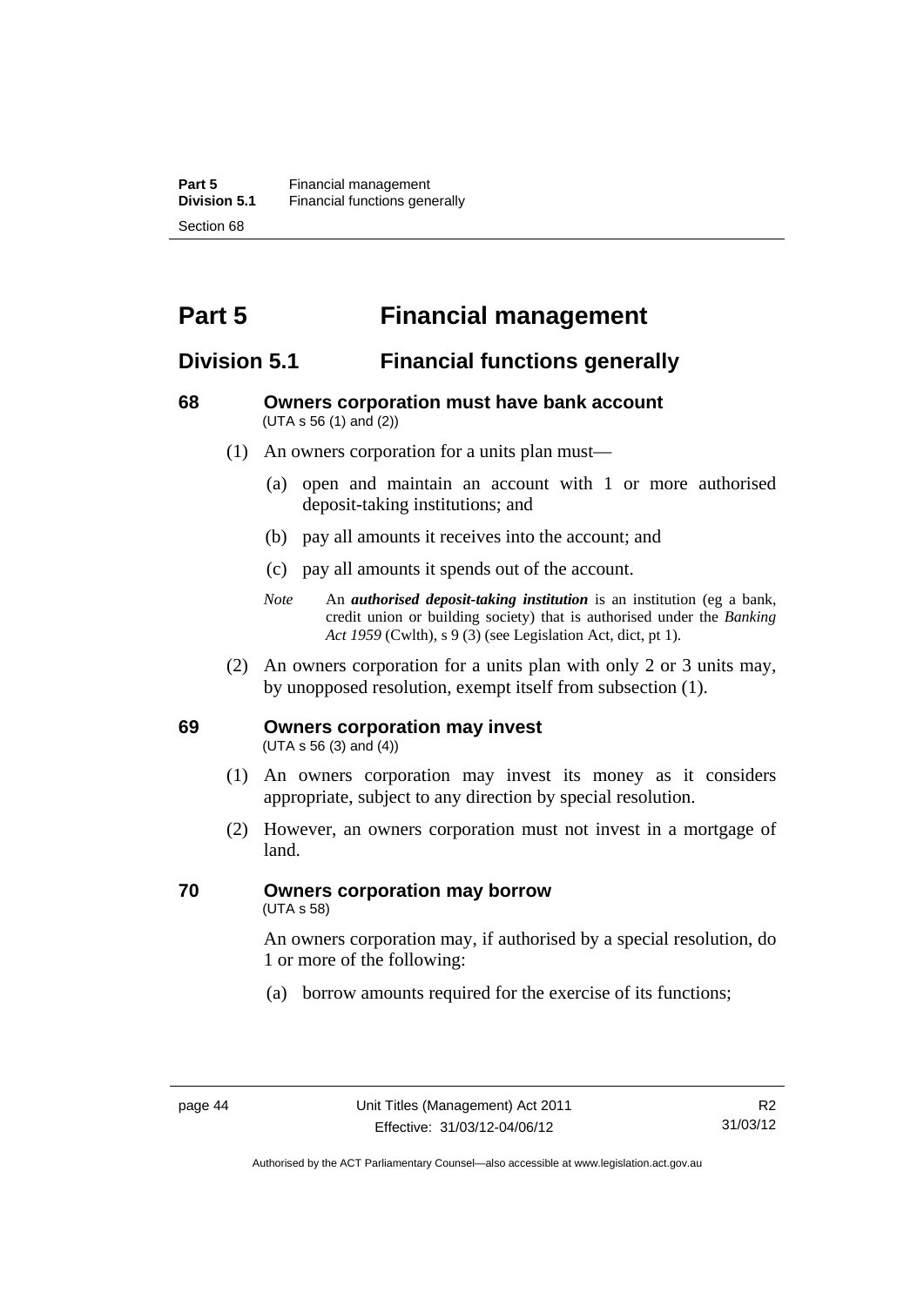# Part 5 Financial management

## Division 5.1 Financial functions generally

### 68 Owners corporation must have bank account

(UTA s 56 (1) and (2))

(1) An owners corporation for a units plan must—

(a) open and maintain an account with 1 or more authorised deposit-taking institutions; and

(b) pay all amounts it receives into the account; and

(c) pay all amounts it spends out of the account.

*Note* An ***authorised deposit-taking institution*** is an institution (eg a bank, credit union or building society) that is authorised under the *Banking Act 1959* (Cwlth), s 9 (3) (see Legislation Act, dict, pt 1).

(2) An owners corporation for a units plan with only 2 or 3 units may, by unopposed resolution, exempt itself from subsection (1).

### 69 Owners corporation may invest

(UTA s 56 (3) and (4))

(1) An owners corporation may invest its money as it considers appropriate, subject to any direction by special resolution.

(2) However, an owners corporation must not invest in a mortgage of land.

### 70 Owners corporation may borrow

(UTA s 58)

An owners corporation may, if authorised by a special resolution, do 1 or more of the following:

(a) borrow amounts required for the exercise of its functions;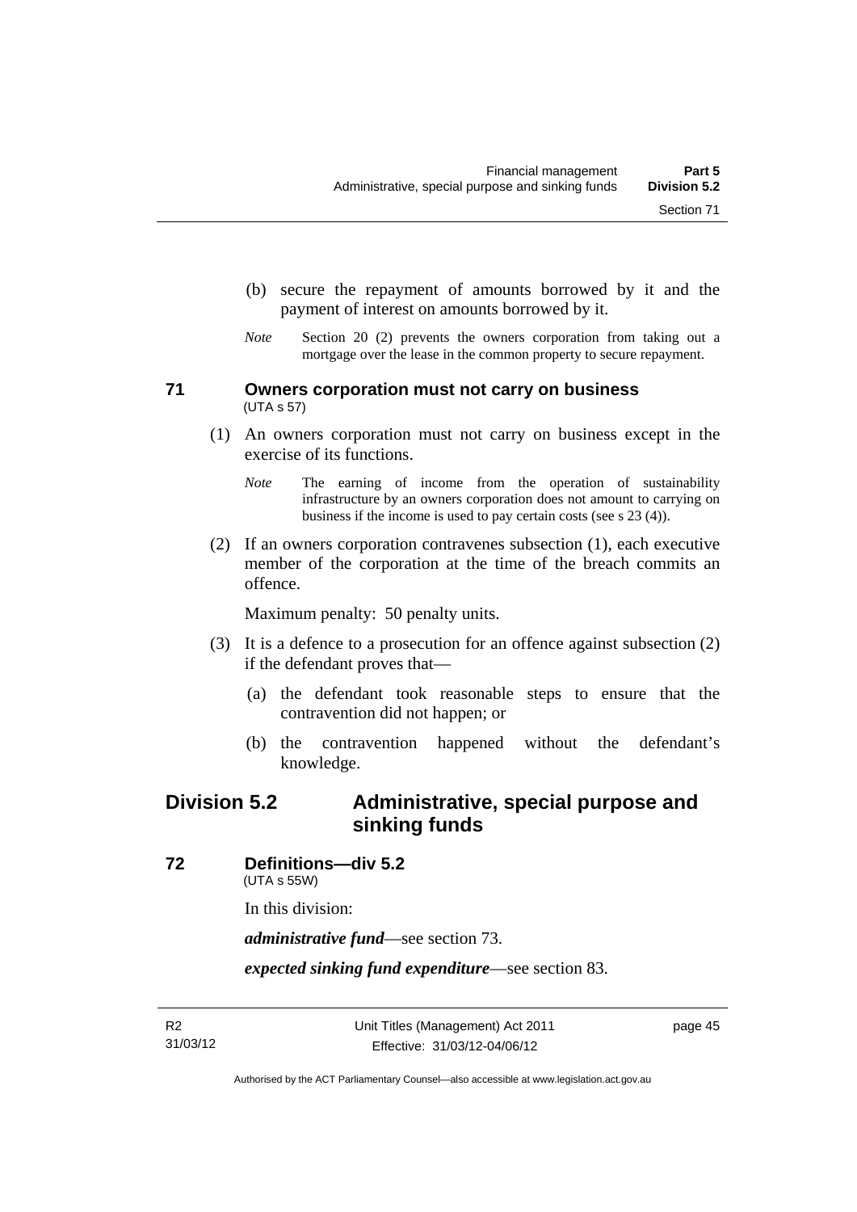(b) secure the repayment of amounts borrowed by it and the payment of interest on amounts borrowed by it.

*Note* Section 20 (2) prevents the owners corporation from taking out a mortgage over the lease in the common property to secure repayment.

### 71 Owners corporation must not carry on business

(UTA s 57)

(1) An owners corporation must not carry on business except in the exercise of its functions.

*Note* The earning of income from the operation of sustainability infrastructure by an owners corporation does not amount to carrying on business if the income is used to pay certain costs (see s 23 (4)).

(2) If an owners corporation contravenes subsection (1), each executive member of the corporation at the time of the breach commits an offence.

Maximum penalty: 50 penalty units.

(3) It is a defence to a prosecution for an offence against subsection (2) if the defendant proves that—

(a) the defendant took reasonable steps to ensure that the contravention did not happen; or

(b) the contravention happened without the defendant's knowledge.

## Division 5.2 Administrative, special purpose and sinking funds

### 72 Definitions—div 5.2

(UTA s 55W)

In this division:

***administrative fund***—see section 73.

***expected sinking fund expenditure***—see section 83.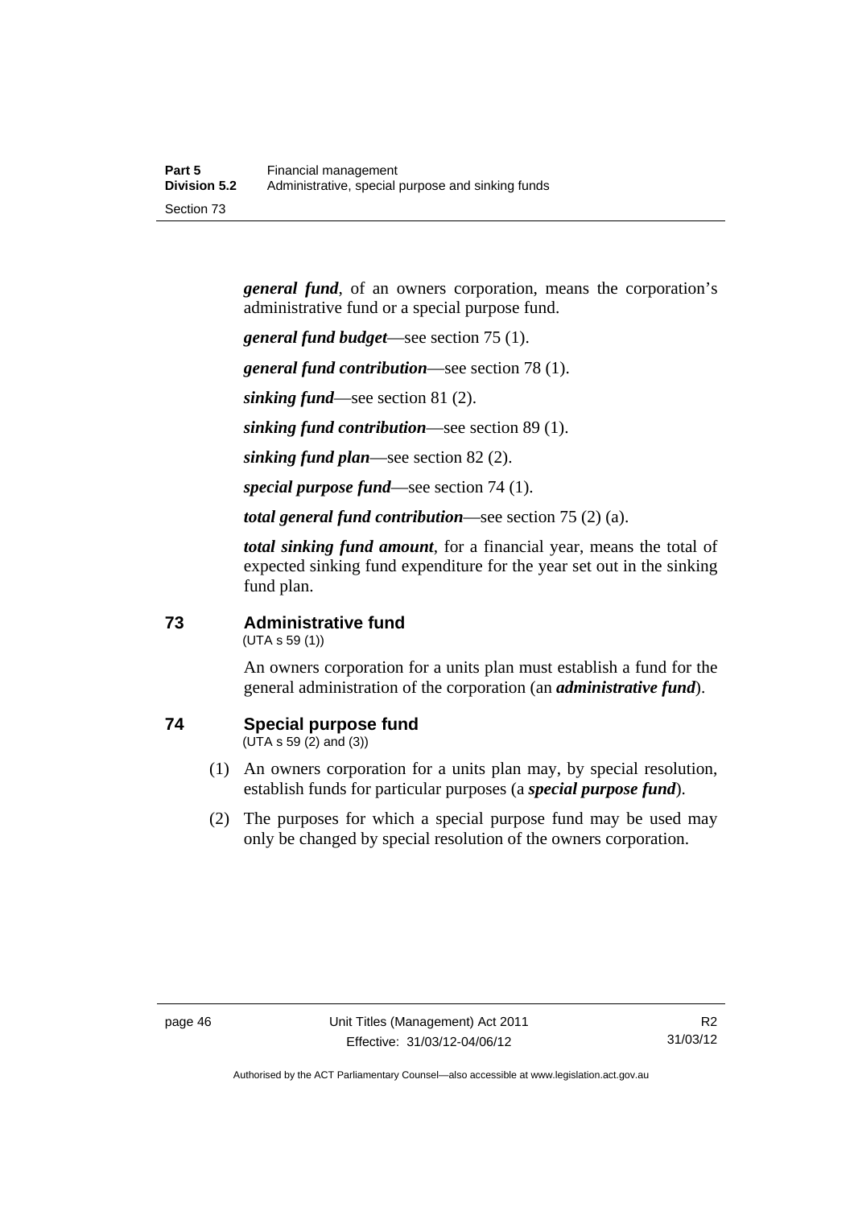***general fund***, of an owners corporation, means the corporation's administrative fund or a special purpose fund.

***general fund budget***—see section 75 (1).

***general fund contribution***—see section 78 (1).

***sinking fund***—see section 81 (2).

***sinking fund contribution***—see section 89 (1).

***sinking fund plan***—see section 82 (2).

***special purpose fund***—see section 74 (1).

***total general fund contribution***—see section 75 (2) (a).

***total sinking fund amount***, for a financial year, means the total of expected sinking fund expenditure for the year set out in the sinking fund plan.

## 73 Administrative fund

(UTA s 59 (1))

An owners corporation for a units plan must establish a fund for the general administration of the corporation (an ***administrative fund***).

## 74 Special purpose fund

(UTA s 59 (2) and (3))

(1) An owners corporation for a units plan may, by special resolution, establish funds for particular purposes (a ***special purpose fund***).

(2) The purposes for which a special purpose fund may be used may only be changed by special resolution of the owners corporation.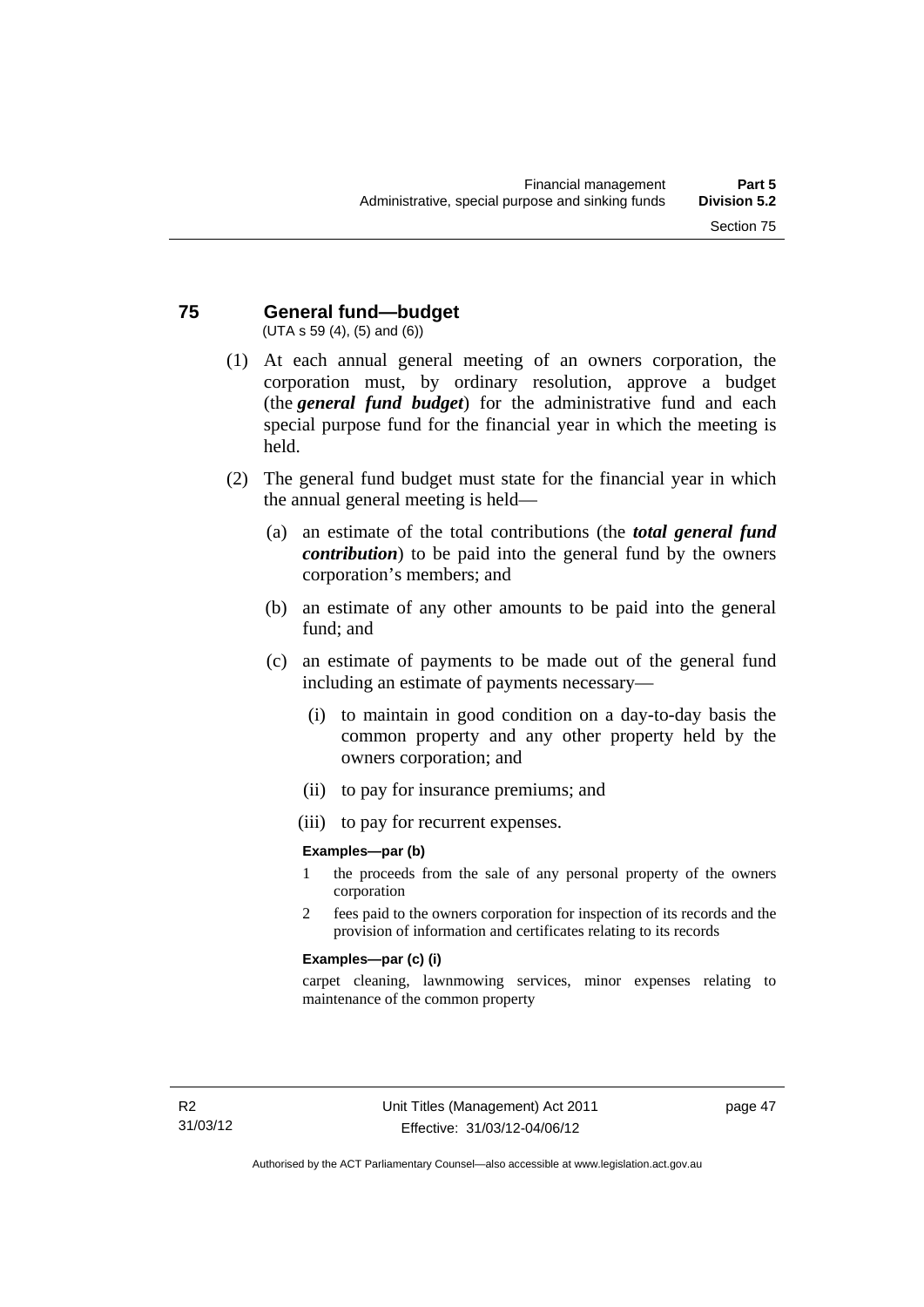## 75 General fund—budget

(UTA s 59 (4), (5) and (6))

(1) At each annual general meeting of an owners corporation, the corporation must, by ordinary resolution, approve a budget (the ***general fund budget***) for the administrative fund and each special purpose fund for the financial year in which the meeting is held.

(2) The general fund budget must state for the financial year in which the annual general meeting is held—

(a) an estimate of the total contributions (the ***total general fund contribution***) to be paid into the general fund by the owners corporation's members; and

(b) an estimate of any other amounts to be paid into the general fund; and

(c) an estimate of payments to be made out of the general fund including an estimate of payments necessary—

(i) to maintain in good condition on a day-to-day basis the common property and any other property held by the owners corporation; and

(ii) to pay for insurance premiums; and

(iii) to pay for recurrent expenses.

**Examples—par (b)**

1 the proceeds from the sale of any personal property of the owners corporation

2 fees paid to the owners corporation for inspection of its records and the provision of information and certificates relating to its records

**Examples—par (c) (i)**

carpet cleaning, lawnmowing services, minor expenses relating to maintenance of the common property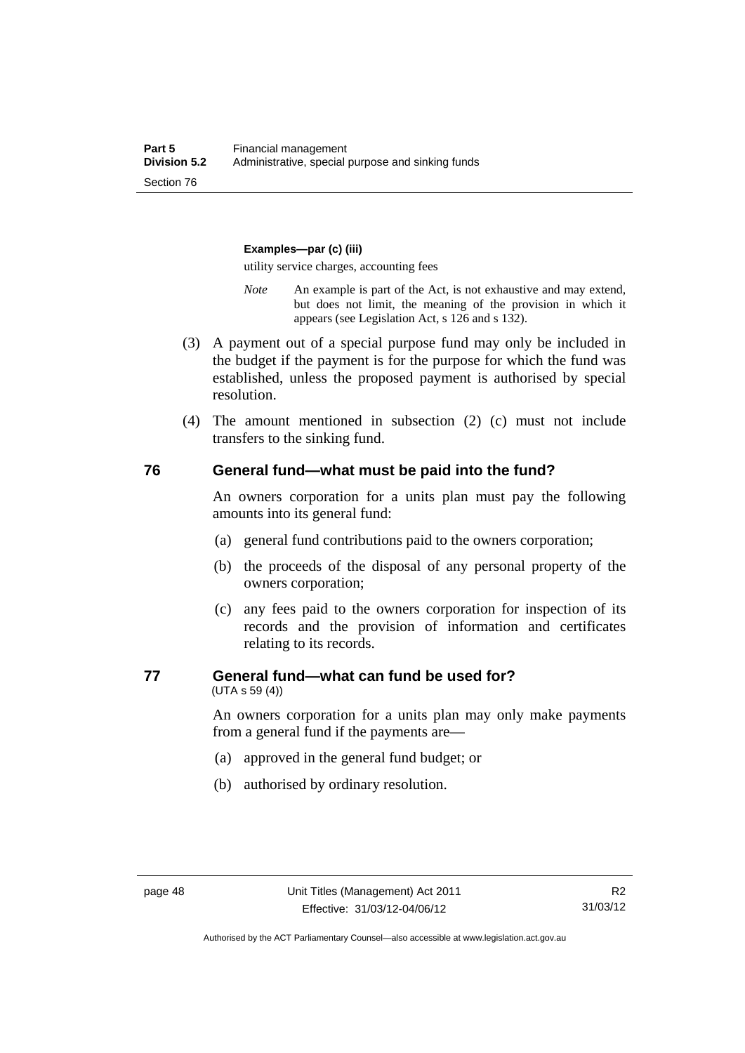**Examples—par (c) (iii)**

utility service charges, accounting fees

*Note* An example is part of the Act, is not exhaustive and may extend, but does not limit, the meaning of the provision in which it appears (see Legislation Act, s 126 and s 132).

(3) A payment out of a special purpose fund may only be included in the budget if the payment is for the purpose for which the fund was established, unless the proposed payment is authorised by special resolution.

(4) The amount mentioned in subsection (2) (c) must not include transfers to the sinking fund.

## 76 General fund—what must be paid into the fund?

An owners corporation for a units plan must pay the following amounts into its general fund:

(a) general fund contributions paid to the owners corporation;

(b) the proceeds of the disposal of any personal property of the owners corporation;

(c) any fees paid to the owners corporation for inspection of its records and the provision of information and certificates relating to its records.

## 77 General fund—what can fund be used for?

(UTA s 59 (4))

An owners corporation for a units plan may only make payments from a general fund if the payments are—

(a) approved in the general fund budget; or

(b) authorised by ordinary resolution.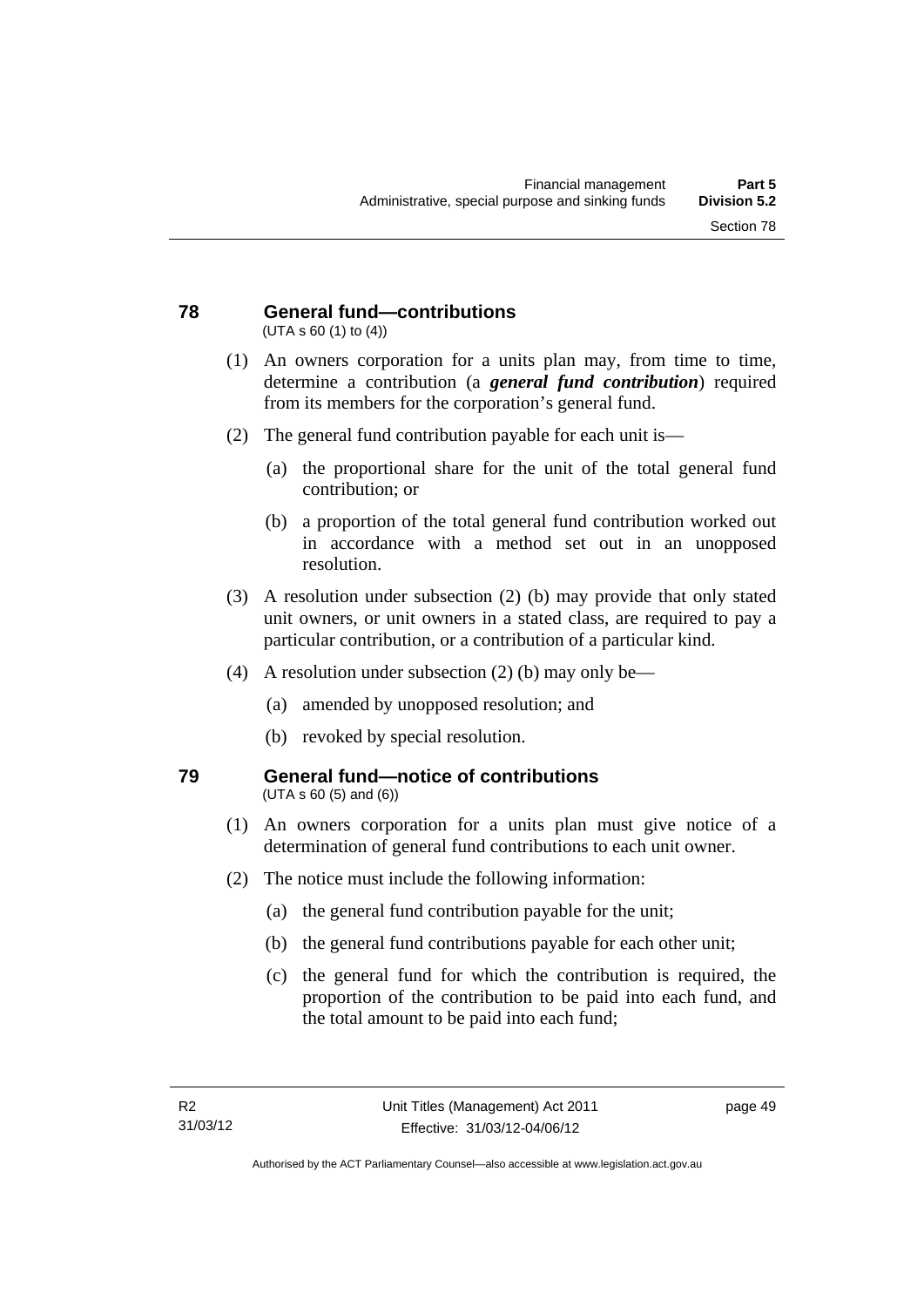## 78 General fund—contributions

(UTA s 60 (1) to (4))

(1) An owners corporation for a units plan may, from time to time, determine a contribution (a ***general fund contribution***) required from its members for the corporation's general fund.

(2) The general fund contribution payable for each unit is—

(a) the proportional share for the unit of the total general fund contribution; or

(b) a proportion of the total general fund contribution worked out in accordance with a method set out in an unopposed resolution.

(3) A resolution under subsection (2) (b) may provide that only stated unit owners, or unit owners in a stated class, are required to pay a particular contribution, or a contribution of a particular kind.

(4) A resolution under subsection (2) (b) may only be—

(a) amended by unopposed resolution; and

(b) revoked by special resolution.

## 79 General fund—notice of contributions

(UTA s 60 (5) and (6))

(1) An owners corporation for a units plan must give notice of a determination of general fund contributions to each unit owner.

(2) The notice must include the following information:

(a) the general fund contribution payable for the unit;

(b) the general fund contributions payable for each other unit;

(c) the general fund for which the contribution is required, the proportion of the contribution to be paid into each fund, and the total amount to be paid into each fund;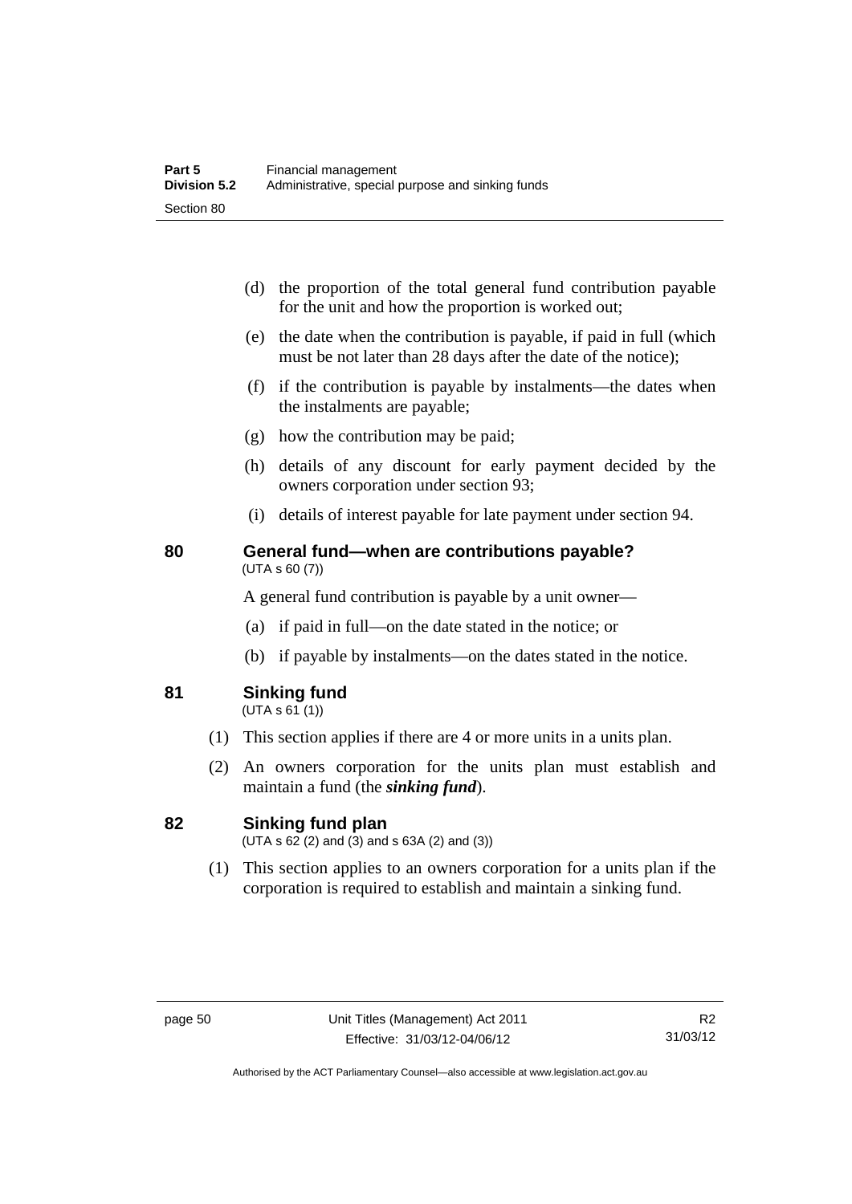(d) the proportion of the total general fund contribution payable for the unit and how the proportion is worked out;

(e) the date when the contribution is payable, if paid in full (which must be not later than 28 days after the date of the notice);

(f) if the contribution is payable by instalments—the dates when the instalments are payable;

(g) how the contribution may be paid;

(h) details of any discount for early payment decided by the owners corporation under section 93;

(i) details of interest payable for late payment under section 94.

## 80 General fund—when are contributions payable?

(UTA s 60 (7))

A general fund contribution is payable by a unit owner—

(a) if paid in full—on the date stated in the notice; or

(b) if payable by instalments—on the dates stated in the notice.

## 81 Sinking fund

(UTA s 61 (1))

(1) This section applies if there are 4 or more units in a units plan.

(2) An owners corporation for the units plan must establish and maintain a fund (the ***sinking fund***).

## 82 Sinking fund plan

(UTA s 62 (2) and (3) and s 63A (2) and (3))

(1) This section applies to an owners corporation for a units plan if the corporation is required to establish and maintain a sinking fund.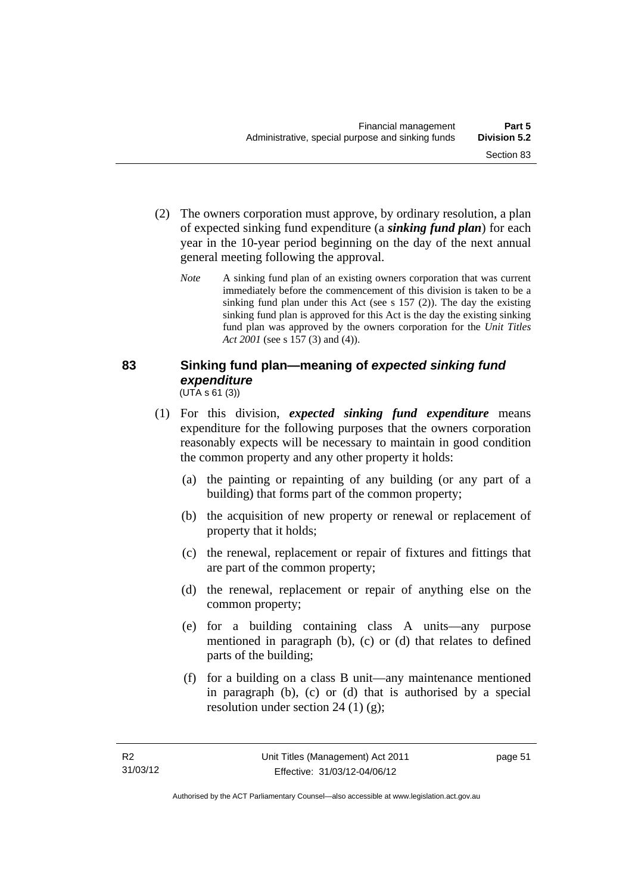(2) The owners corporation must approve, by ordinary resolution, a plan of expected sinking fund expenditure (a ***sinking fund plan***) for each year in the 10-year period beginning on the day of the next annual general meeting following the approval.

*Note* A sinking fund plan of an existing owners corporation that was current immediately before the commencement of this division is taken to be a sinking fund plan under this Act (see s 157 (2)). The day the existing sinking fund plan is approved for this Act is the day the existing sinking fund plan was approved by the owners corporation for the *Unit Titles Act 2001* (see s 157 (3) and (4)).

## 83 Sinking fund plan—meaning of *expected sinking fund expenditure*

(UTA s 61 (3))

(1) For this division, ***expected sinking fund expenditure*** means expenditure for the following purposes that the owners corporation reasonably expects will be necessary to maintain in good condition the common property and any other property it holds:

(a) the painting or repainting of any building (or any part of a building) that forms part of the common property;

(b) the acquisition of new property or renewal or replacement of property that it holds;

(c) the renewal, replacement or repair of fixtures and fittings that are part of the common property;

(d) the renewal, replacement or repair of anything else on the common property;

(e) for a building containing class A units—any purpose mentioned in paragraph (b), (c) or (d) that relates to defined parts of the building;

(f) for a building on a class B unit—any maintenance mentioned in paragraph (b), (c) or (d) that is authorised by a special resolution under section 24 (1) (g);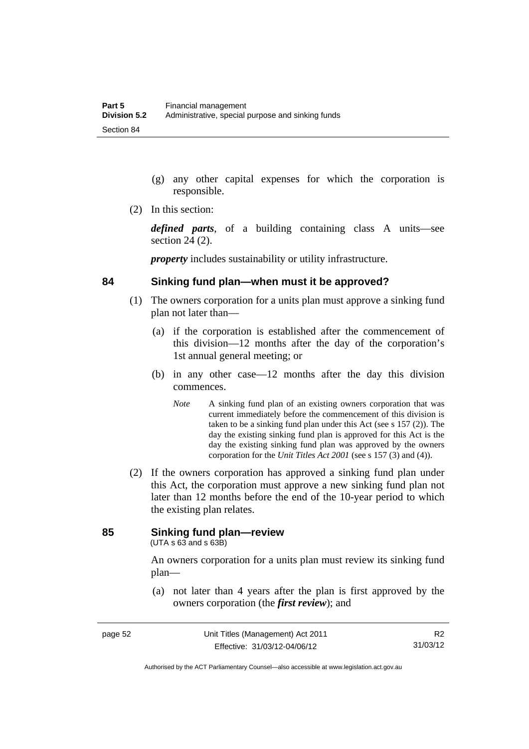(g) any other capital expenses for which the corporation is responsible.

(2) In this section:

***defined parts***, of a building containing class A units—see section 24 (2).

***property*** includes sustainability or utility infrastructure.

### 84 Sinking fund plan—when must it be approved?

(1) The owners corporation for a units plan must approve a sinking fund plan not later than—

(a) if the corporation is established after the commencement of this division—12 months after the day of the corporation's 1st annual general meeting; or

(b) in any other case—12 months after the day this division commences.

*Note* A sinking fund plan of an existing owners corporation that was current immediately before the commencement of this division is taken to be a sinking fund plan under this Act (see s 157 (2)). The day the existing sinking fund plan is approved for this Act is the day the existing sinking fund plan was approved by the owners corporation for the *Unit Titles Act 2001* (see s 157 (3) and (4)).

(2) If the owners corporation has approved a sinking fund plan under this Act, the corporation must approve a new sinking fund plan not later than 12 months before the end of the 10-year period to which the existing plan relates.

### 85 Sinking fund plan—review

(UTA s 63 and s 63B)

An owners corporation for a units plan must review its sinking fund plan—

(a) not later than 4 years after the plan is first approved by the owners corporation (the ***first review***); and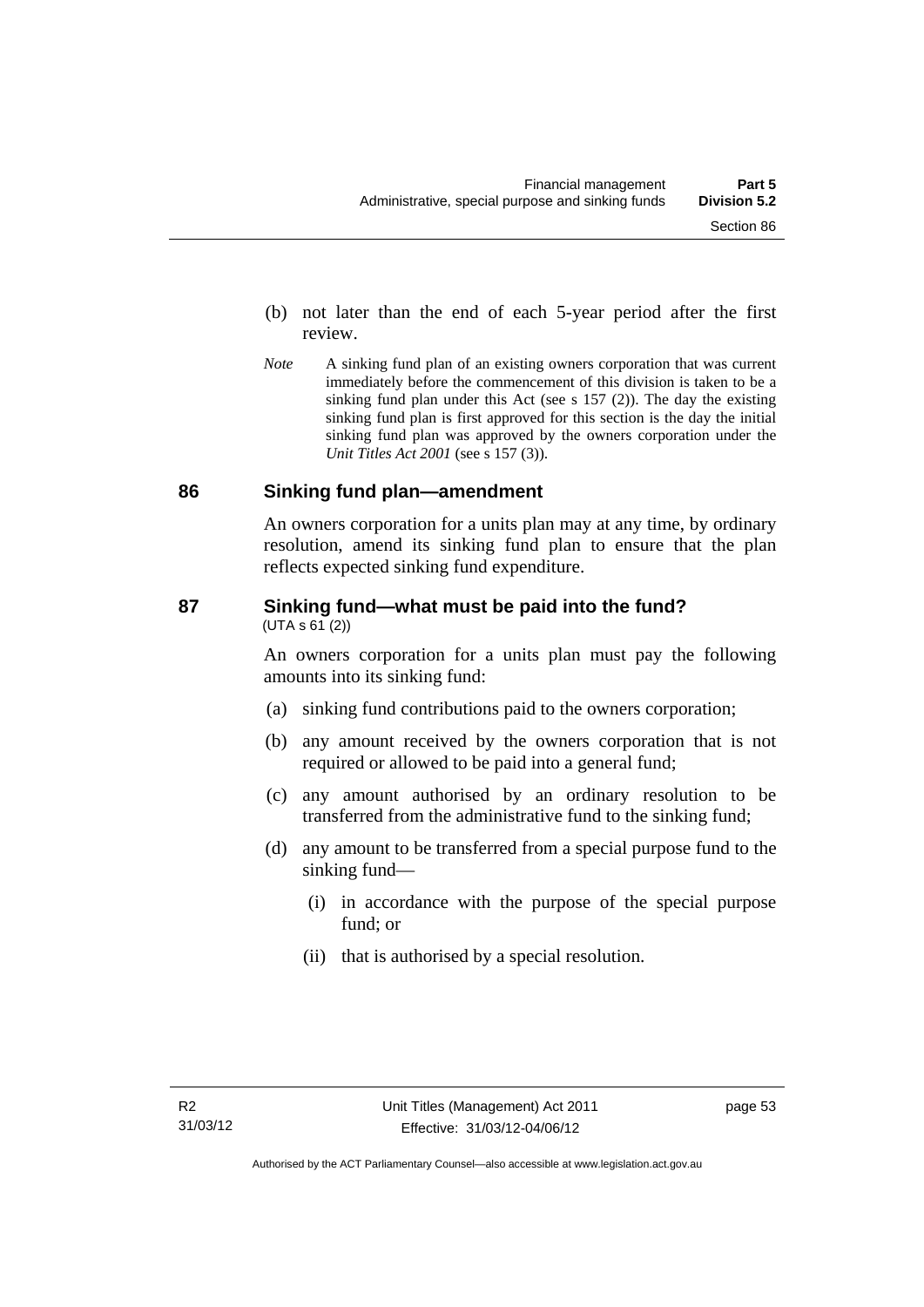(b) not later than the end of each 5-year period after the first review.

*Note* A sinking fund plan of an existing owners corporation that was current immediately before the commencement of this division is taken to be a sinking fund plan under this Act (see s 157 (2)). The day the existing sinking fund plan is first approved for this section is the day the initial sinking fund plan was approved by the owners corporation under the *Unit Titles Act 2001* (see s 157 (3)).

## 86 Sinking fund plan—amendment

An owners corporation for a units plan may at any time, by ordinary resolution, amend its sinking fund plan to ensure that the plan reflects expected sinking fund expenditure.

## 87 Sinking fund—what must be paid into the fund?

(UTA s 61 (2))

An owners corporation for a units plan must pay the following amounts into its sinking fund:

(a) sinking fund contributions paid to the owners corporation;

(b) any amount received by the owners corporation that is not required or allowed to be paid into a general fund;

(c) any amount authorised by an ordinary resolution to be transferred from the administrative fund to the sinking fund;

(d) any amount to be transferred from a special purpose fund to the sinking fund—

(i) in accordance with the purpose of the special purpose fund; or

(ii) that is authorised by a special resolution.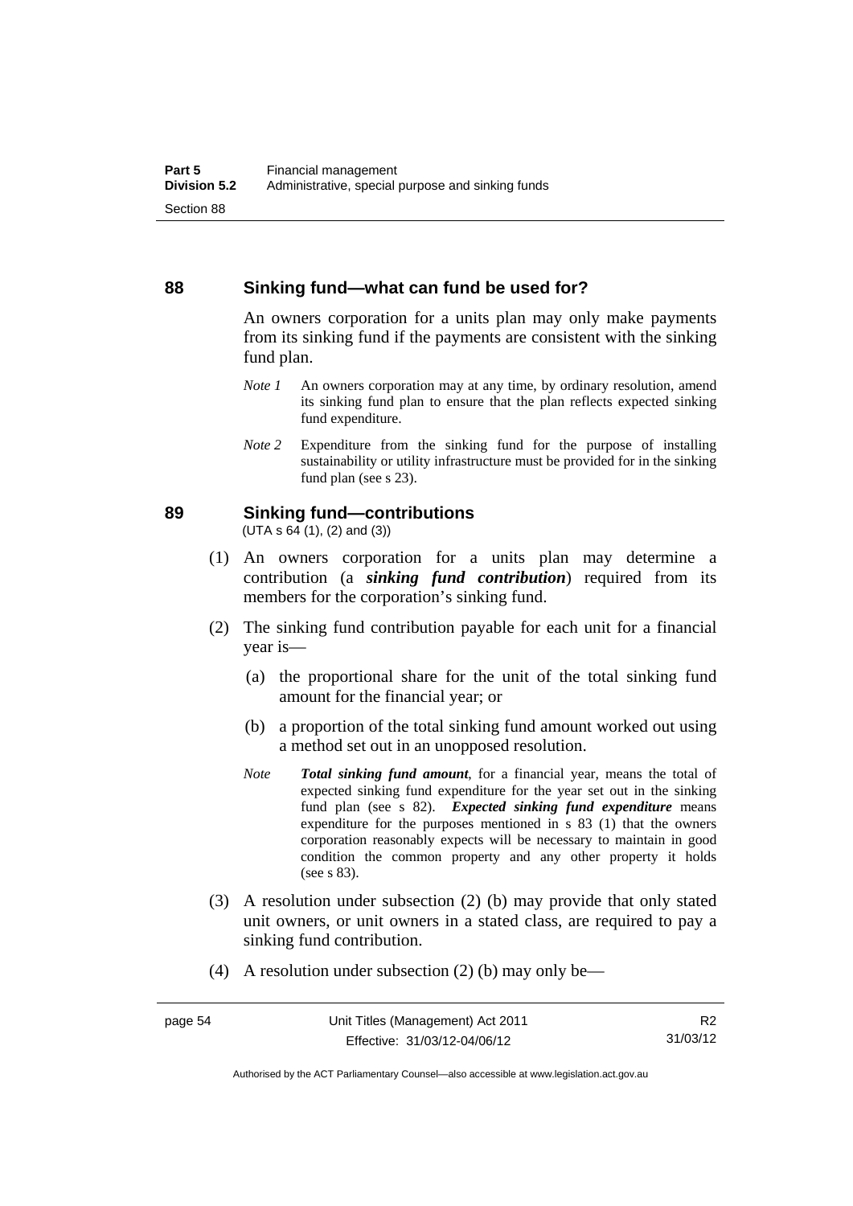## 88 Sinking fund—what can fund be used for?

An owners corporation for a units plan may only make payments from its sinking fund if the payments are consistent with the sinking fund plan.

*Note 1* An owners corporation may at any time, by ordinary resolution, amend its sinking fund plan to ensure that the plan reflects expected sinking fund expenditure.

*Note 2* Expenditure from the sinking fund for the purpose of installing sustainability or utility infrastructure must be provided for in the sinking fund plan (see s 23).

## 89 Sinking fund—contributions

(UTA s 64 (1), (2) and (3))

(1) An owners corporation for a units plan may determine a contribution (a ***sinking fund contribution***) required from its members for the corporation's sinking fund.

(2) The sinking fund contribution payable for each unit for a financial year is—

(a) the proportional share for the unit of the total sinking fund amount for the financial year; or

(b) a proportion of the total sinking fund amount worked out using a method set out in an unopposed resolution.

*Note* ***Total sinking fund amount***, for a financial year, means the total of expected sinking fund expenditure for the year set out in the sinking fund plan (see s 82). ***Expected sinking fund expenditure*** means expenditure for the purposes mentioned in s 83 (1) that the owners corporation reasonably expects will be necessary to maintain in good condition the common property and any other property it holds (see s 83).

(3) A resolution under subsection (2) (b) may provide that only stated unit owners, or unit owners in a stated class, are required to pay a sinking fund contribution.

(4) A resolution under subsection (2) (b) may only be—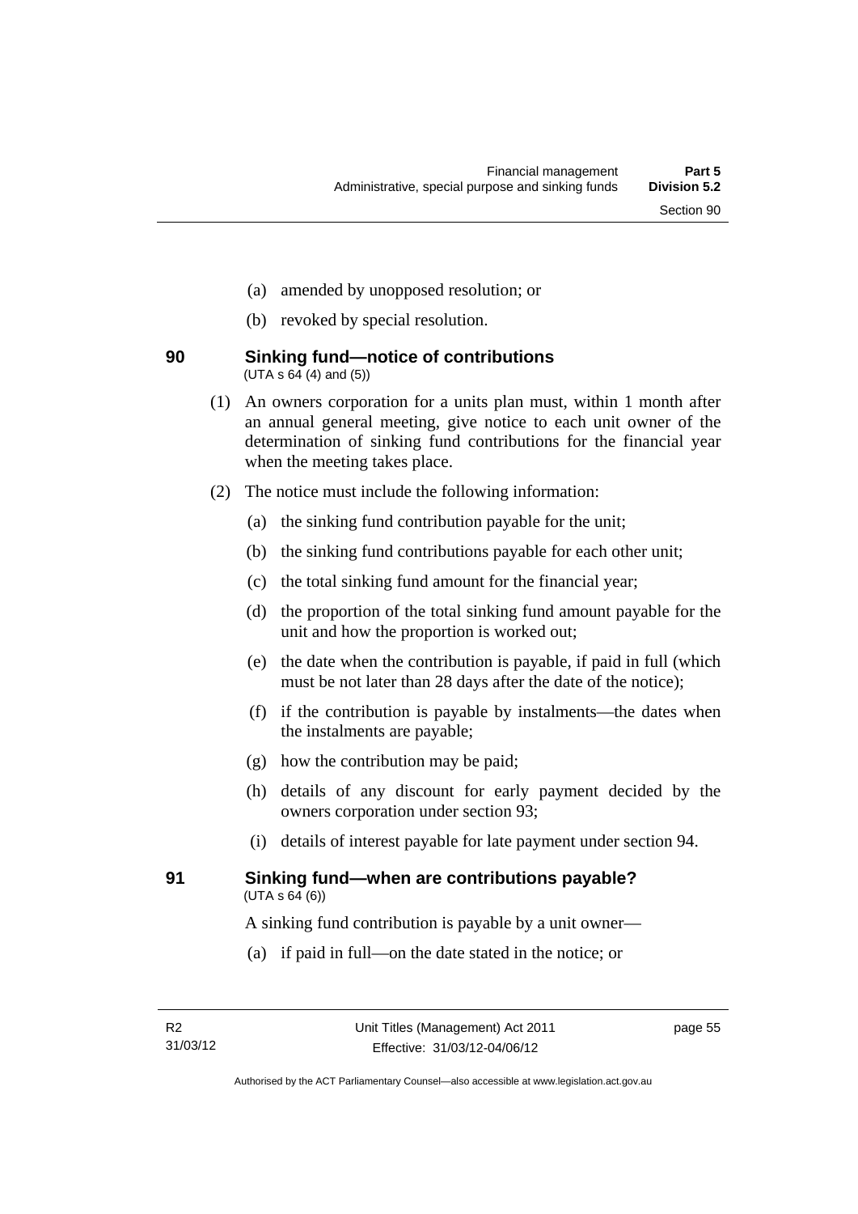(a) amended by unopposed resolution; or

(b) revoked by special resolution.

### 90 Sinking fund—notice of contributions

(UTA s 64 (4) and (5))

(1) An owners corporation for a units plan must, within 1 month after an annual general meeting, give notice to each unit owner of the determination of sinking fund contributions for the financial year when the meeting takes place.

(2) The notice must include the following information:

(a) the sinking fund contribution payable for the unit;

(b) the sinking fund contributions payable for each other unit;

(c) the total sinking fund amount for the financial year;

(d) the proportion of the total sinking fund amount payable for the unit and how the proportion is worked out;

(e) the date when the contribution is payable, if paid in full (which must be not later than 28 days after the date of the notice);

(f) if the contribution is payable by instalments—the dates when the instalments are payable;

(g) how the contribution may be paid;

(h) details of any discount for early payment decided by the owners corporation under section 93;

(i) details of interest payable for late payment under section 94.

### 91 Sinking fund—when are contributions payable?

(UTA s 64 (6))

A sinking fund contribution is payable by a unit owner—

(a) if paid in full—on the date stated in the notice; or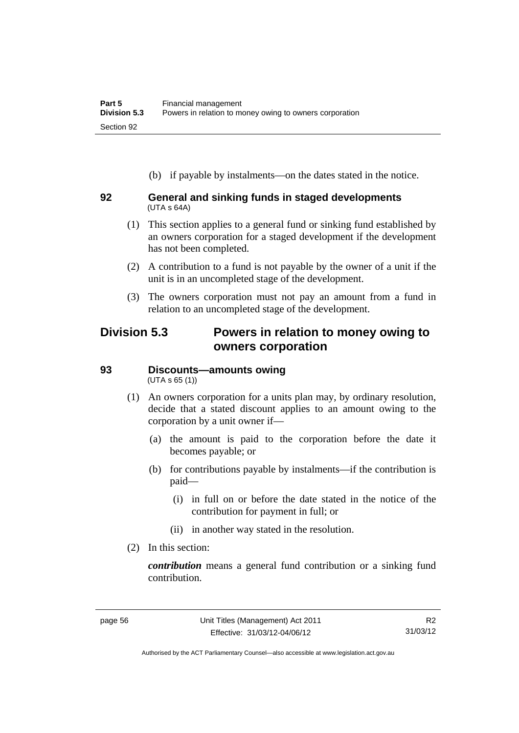(b) if payable by instalments—on the dates stated in the notice.

### 92 General and sinking funds in staged developments
(UTA s 64A)

(1) This section applies to a general fund or sinking fund established by an owners corporation for a staged development if the development has not been completed.

(2) A contribution to a fund is not payable by the owner of a unit if the unit is in an uncompleted stage of the development.

(3) The owners corporation must not pay an amount from a fund in relation to an uncompleted stage of the development.

## Division 5.3 Powers in relation to money owing to owners corporation

### 93 Discounts—amounts owing
(UTA s 65 (1))

(1) An owners corporation for a units plan may, by ordinary resolution, decide that a stated discount applies to an amount owing to the corporation by a unit owner if—

(a) the amount is paid to the corporation before the date it becomes payable; or

(b) for contributions payable by instalments—if the contribution is paid—

(i) in full on or before the date stated in the notice of the contribution for payment in full; or

(ii) in another way stated in the resolution.

(2) In this section:

***contribution*** means a general fund contribution or a sinking fund contribution.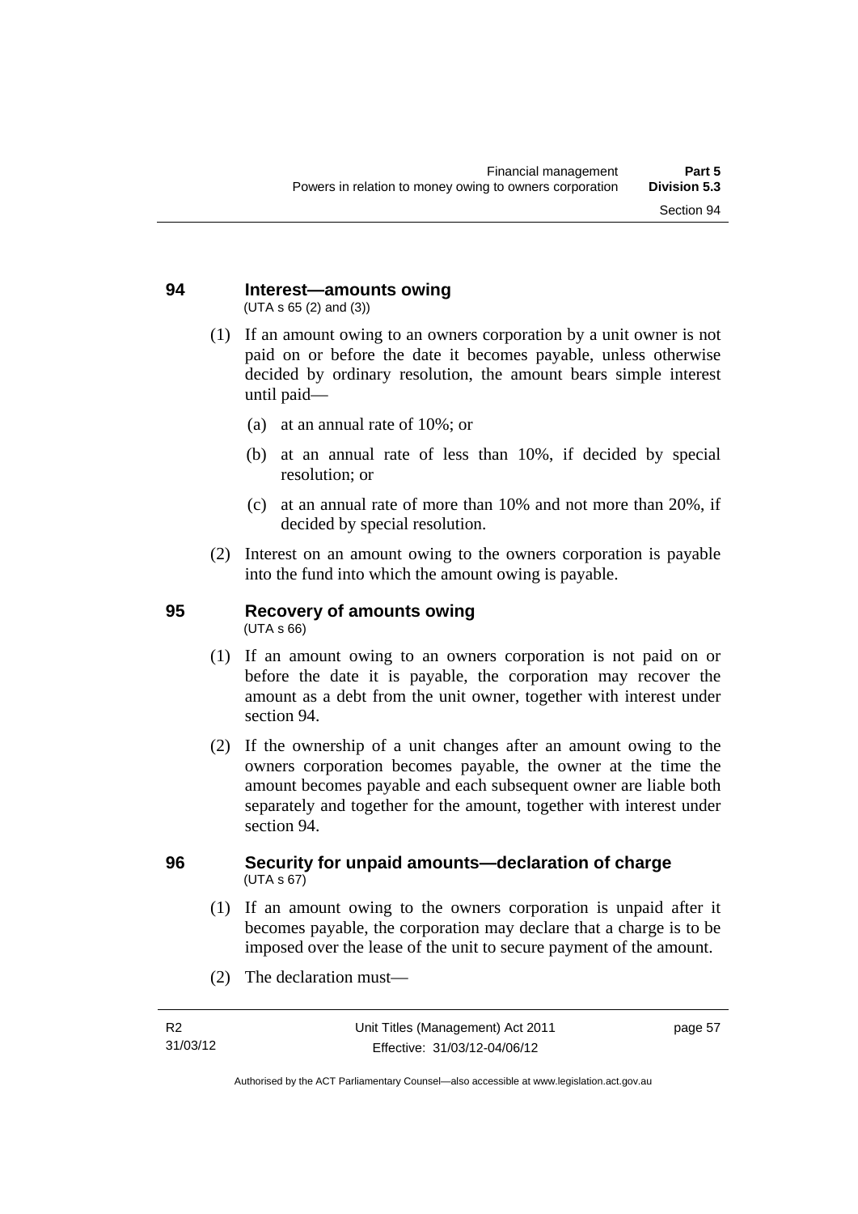## 94 Interest—amounts owing

(UTA s 65 (2) and (3))

(1) If an amount owing to an owners corporation by a unit owner is not paid on or before the date it becomes payable, unless otherwise decided by ordinary resolution, the amount bears simple interest until paid—

- (a) at an annual rate of 10%; or
- (b) at an annual rate of less than 10%, if decided by special resolution; or
- (c) at an annual rate of more than 10% and not more than 20%, if decided by special resolution.

(2) Interest on an amount owing to the owners corporation is payable into the fund into which the amount owing is payable.

## 95 Recovery of amounts owing

(UTA s 66)

(1) If an amount owing to an owners corporation is not paid on or before the date it is payable, the corporation may recover the amount as a debt from the unit owner, together with interest under section 94.

(2) If the ownership of a unit changes after an amount owing to the owners corporation becomes payable, the owner at the time the amount becomes payable and each subsequent owner are liable both separately and together for the amount, together with interest under section 94.

## 96 Security for unpaid amounts—declaration of charge

(UTA s 67)

(1) If an amount owing to the owners corporation is unpaid after it becomes payable, the corporation may declare that a charge is to be imposed over the lease of the unit to secure payment of the amount.

(2) The declaration must—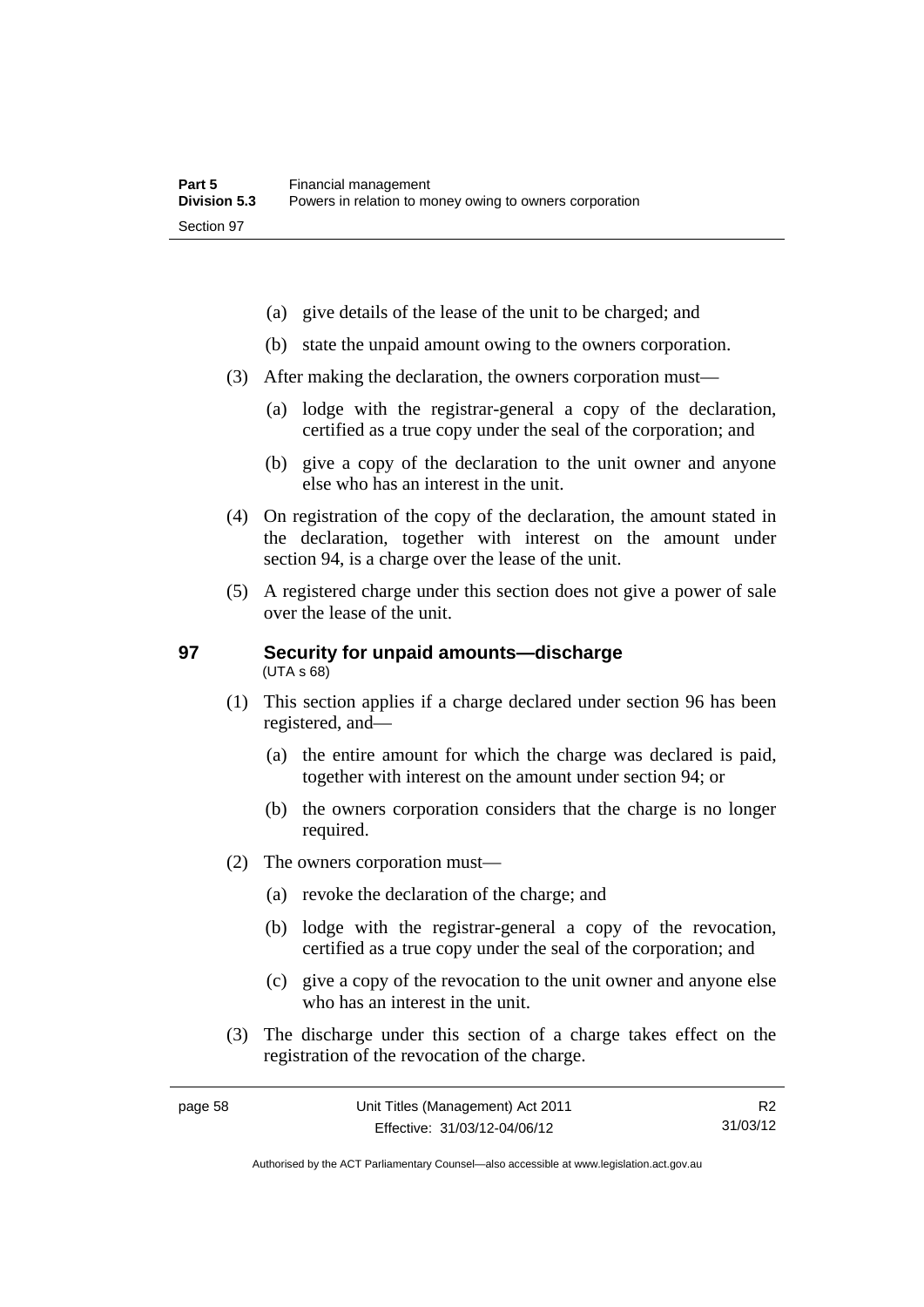(a) give details of the lease of the unit to be charged; and

(b) state the unpaid amount owing to the owners corporation.

(3) After making the declaration, the owners corporation must—

(a) lodge with the registrar-general a copy of the declaration, certified as a true copy under the seal of the corporation; and

(b) give a copy of the declaration to the unit owner and anyone else who has an interest in the unit.

(4) On registration of the copy of the declaration, the amount stated in the declaration, together with interest on the amount under section 94, is a charge over the lease of the unit.

(5) A registered charge under this section does not give a power of sale over the lease of the unit.

## 97 Security for unpaid amounts—discharge

(UTA s 68)

(1) This section applies if a charge declared under section 96 has been registered, and—

(a) the entire amount for which the charge was declared is paid, together with interest on the amount under section 94; or

(b) the owners corporation considers that the charge is no longer required.

(2) The owners corporation must—

(a) revoke the declaration of the charge; and

(b) lodge with the registrar-general a copy of the revocation, certified as a true copy under the seal of the corporation; and

(c) give a copy of the revocation to the unit owner and anyone else who has an interest in the unit.

(3) The discharge under this section of a charge takes effect on the registration of the revocation of the charge.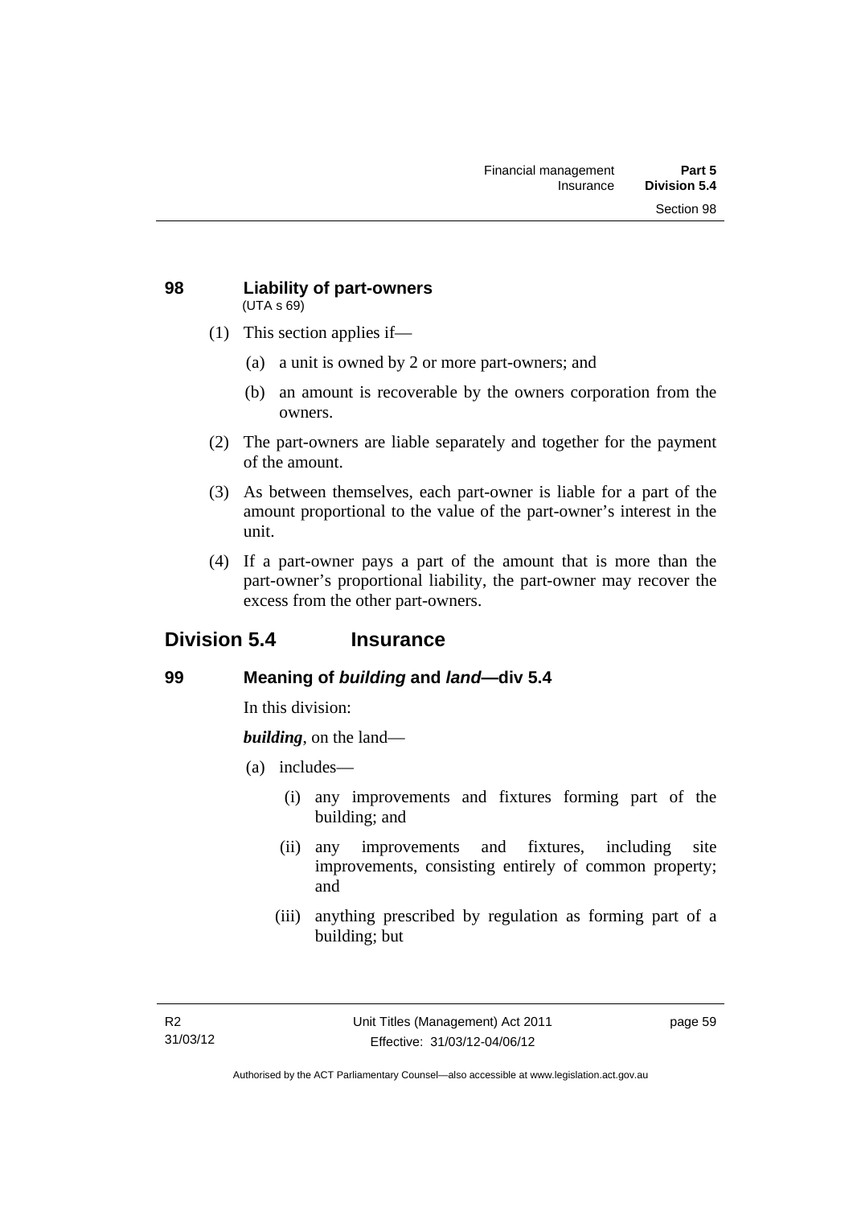### 98 Liability of part-owners

(UTA s 69)

(1) This section applies if—

(a) a unit is owned by 2 or more part-owners; and

(b) an amount is recoverable by the owners corporation from the owners.

(2) The part-owners are liable separately and together for the payment of the amount.

(3) As between themselves, each part-owner is liable for a part of the amount proportional to the value of the part-owner's interest in the unit.

(4) If a part-owner pays a part of the amount that is more than the part-owner's proportional liability, the part-owner may recover the excess from the other part-owners.

## Division 5.4 Insurance

### 99 Meaning of *building* and *land*—div 5.4

In this division:

***building***, on the land—

(a) includes—

(i) any improvements and fixtures forming part of the building; and

(ii) any improvements and fixtures, including site improvements, consisting entirely of common property; and

(iii) anything prescribed by regulation as forming part of a building; but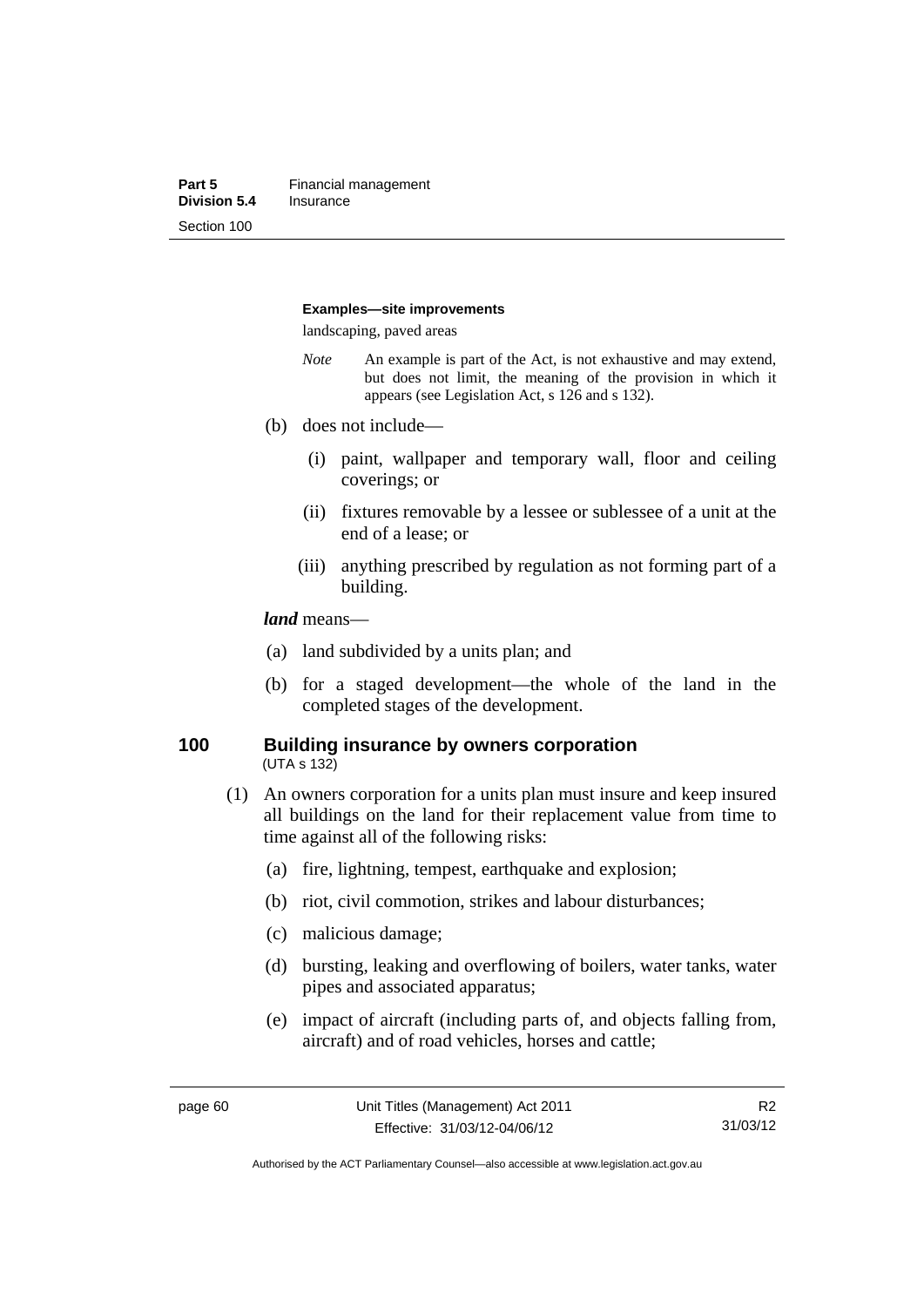**Examples—site improvements**

landscaping, paved areas

*Note* An example is part of the Act, is not exhaustive and may extend, but does not limit, the meaning of the provision in which it appears (see Legislation Act, s 126 and s 132).

(b) does not include—

(i) paint, wallpaper and temporary wall, floor and ceiling coverings; or

(ii) fixtures removable by a lessee or sublessee of a unit at the end of a lease; or

(iii) anything prescribed by regulation as not forming part of a building.

***land*** means—

(a) land subdivided by a units plan; and

(b) for a staged development—the whole of the land in the completed stages of the development.

## 100 Building insurance by owners corporation

(UTA s 132)

(1) An owners corporation for a units plan must insure and keep insured all buildings on the land for their replacement value from time to time against all of the following risks:

(a) fire, lightning, tempest, earthquake and explosion;

(b) riot, civil commotion, strikes and labour disturbances;

(c) malicious damage;

(d) bursting, leaking and overflowing of boilers, water tanks, water pipes and associated apparatus;

(e) impact of aircraft (including parts of, and objects falling from, aircraft) and of road vehicles, horses and cattle;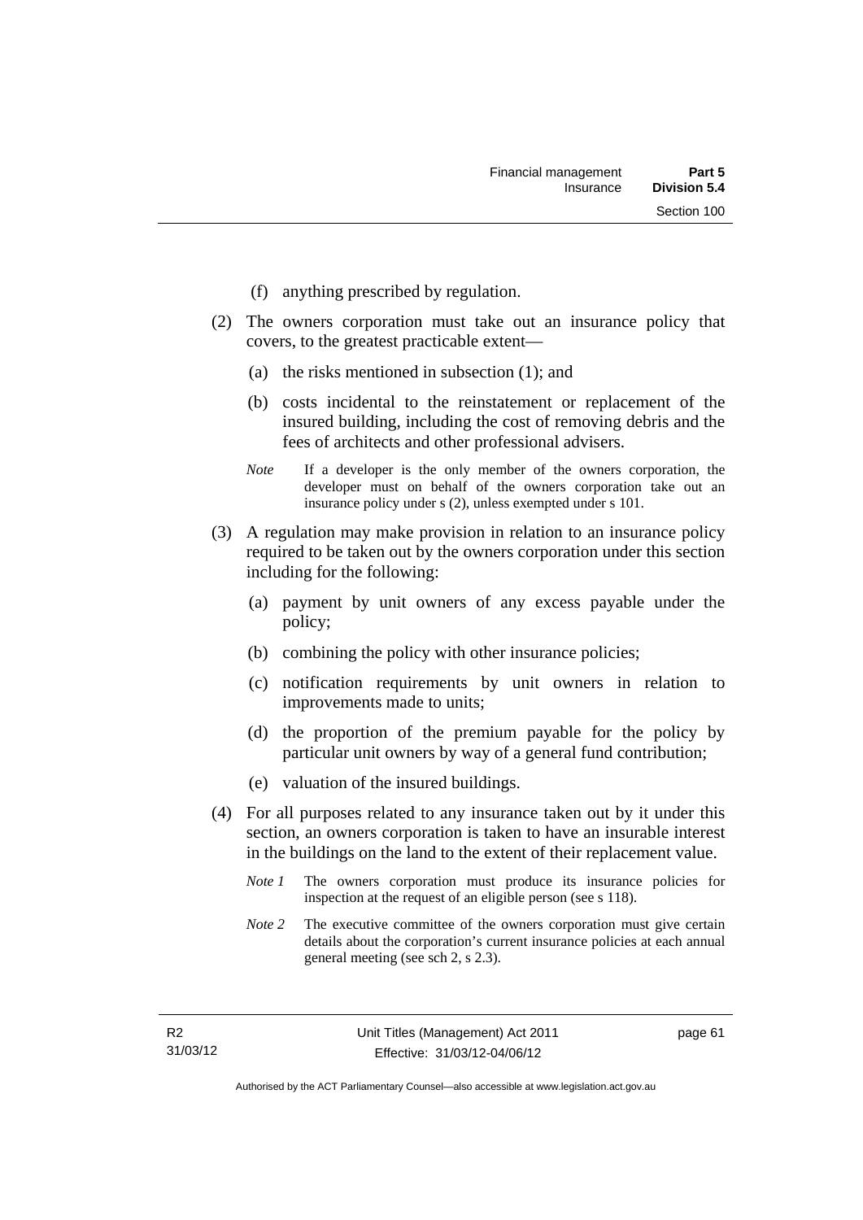(f) anything prescribed by regulation.

(2) The owners corporation must take out an insurance policy that covers, to the greatest practicable extent—

(a) the risks mentioned in subsection (1); and

(b) costs incidental to the reinstatement or replacement of the insured building, including the cost of removing debris and the fees of architects and other professional advisers.

*Note* If a developer is the only member of the owners corporation, the developer must on behalf of the owners corporation take out an insurance policy under s (2), unless exempted under s 101.

(3) A regulation may make provision in relation to an insurance policy required to be taken out by the owners corporation under this section including for the following:

(a) payment by unit owners of any excess payable under the policy;

(b) combining the policy with other insurance policies;

(c) notification requirements by unit owners in relation to improvements made to units;

(d) the proportion of the premium payable for the policy by particular unit owners by way of a general fund contribution;

(e) valuation of the insured buildings.

(4) For all purposes related to any insurance taken out by it under this section, an owners corporation is taken to have an insurable interest in the buildings on the land to the extent of their replacement value.

*Note 1* The owners corporation must produce its insurance policies for inspection at the request of an eligible person (see s 118).

*Note 2* The executive committee of the owners corporation must give certain details about the corporation's current insurance policies at each annual general meeting (see sch 2, s 2.3).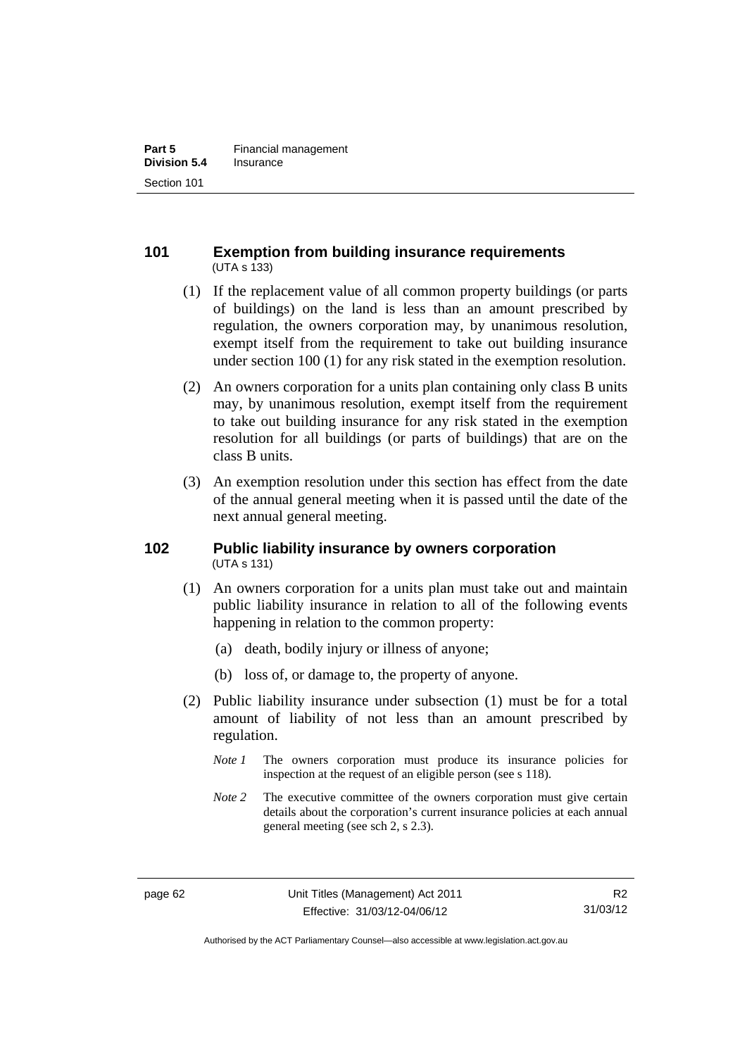## 101 Exemption from building insurance requirements

(UTA s 133)

(1) If the replacement value of all common property buildings (or parts of buildings) on the land is less than an amount prescribed by regulation, the owners corporation may, by unanimous resolution, exempt itself from the requirement to take out building insurance under section 100 (1) for any risk stated in the exemption resolution.

(2) An owners corporation for a units plan containing only class B units may, by unanimous resolution, exempt itself from the requirement to take out building insurance for any risk stated in the exemption resolution for all buildings (or parts of buildings) that are on the class B units.

(3) An exemption resolution under this section has effect from the date of the annual general meeting when it is passed until the date of the next annual general meeting.

## 102 Public liability insurance by owners corporation

(UTA s 131)

(1) An owners corporation for a units plan must take out and maintain public liability insurance in relation to all of the following events happening in relation to the common property:

(a) death, bodily injury or illness of anyone;

(b) loss of, or damage to, the property of anyone.

(2) Public liability insurance under subsection (1) must be for a total amount of liability of not less than an amount prescribed by regulation.

*Note 1* The owners corporation must produce its insurance policies for inspection at the request of an eligible person (see s 118).

*Note 2* The executive committee of the owners corporation must give certain details about the corporation's current insurance policies at each annual general meeting (see sch 2, s 2.3).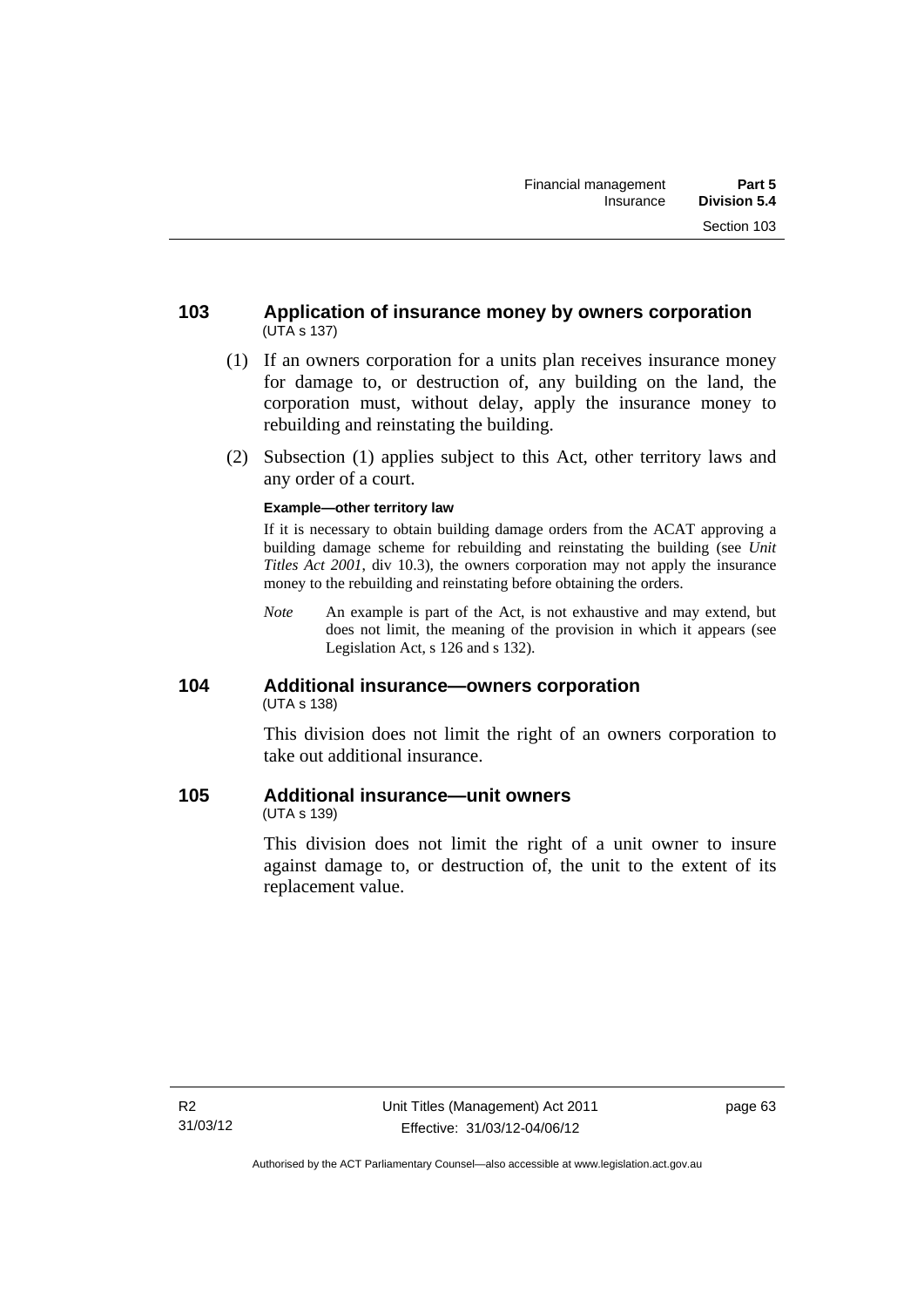## 103 Application of insurance money by owners corporation
(UTA s 137)

(1) If an owners corporation for a units plan receives insurance money for damage to, or destruction of, any building on the land, the corporation must, without delay, apply the insurance money to rebuilding and reinstating the building.

(2) Subsection (1) applies subject to this Act, other territory laws and any order of a court.

**Example—other territory law**

If it is necessary to obtain building damage orders from the ACAT approving a building damage scheme for rebuilding and reinstating the building (see *Unit Titles Act 2001*, div 10.3), the owners corporation may not apply the insurance money to the rebuilding and reinstating before obtaining the orders.

*Note* An example is part of the Act, is not exhaustive and may extend, but does not limit, the meaning of the provision in which it appears (see Legislation Act, s 126 and s 132).

## 104 Additional insurance—owners corporation
(UTA s 138)

This division does not limit the right of an owners corporation to take out additional insurance.

## 105 Additional insurance—unit owners
(UTA s 139)

This division does not limit the right of a unit owner to insure against damage to, or destruction of, the unit to the extent of its replacement value.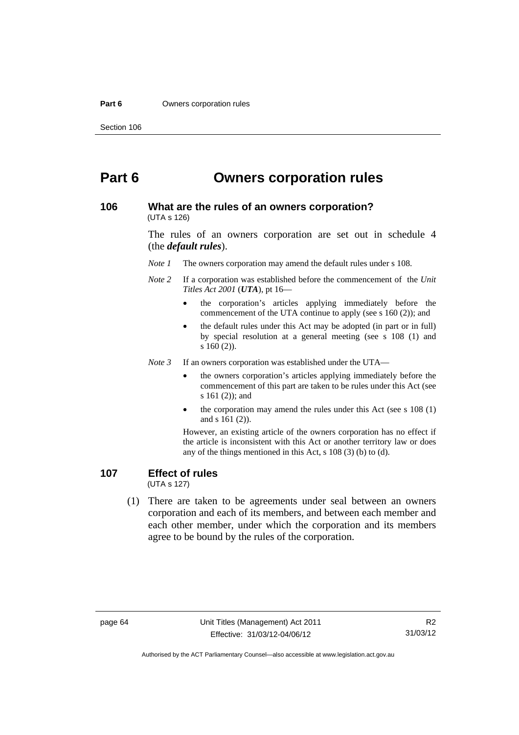# Part 6 Owners corporation rules

## 106 What are the rules of an owners corporation?

(UTA s 126)

The rules of an owners corporation are set out in schedule 4 (the ***default rules***).

*Note 1* The owners corporation may amend the default rules under s 108.

*Note 2* If a corporation was established before the commencement of the *Unit Titles Act 2001* (***UTA***), pt 16—

- the corporation's articles applying immediately before the commencement of the UTA continue to apply (see s 160 (2)); and
- the default rules under this Act may be adopted (in part or in full) by special resolution at a general meeting (see s 108 (1) and s 160 (2)).

*Note 3* If an owners corporation was established under the UTA—

- the owners corporation's articles applying immediately before the commencement of this part are taken to be rules under this Act (see s 161 (2)); and
- the corporation may amend the rules under this Act (see s 108 (1) and s 161 (2)).

However, an existing article of the owners corporation has no effect if the article is inconsistent with this Act or another territory law or does any of the things mentioned in this Act, s 108 (3) (b) to (d).

## 107 Effect of rules

(UTA s 127)

(1) There are taken to be agreements under seal between an owners corporation and each of its members, and between each member and each other member, under which the corporation and its members agree to be bound by the rules of the corporation.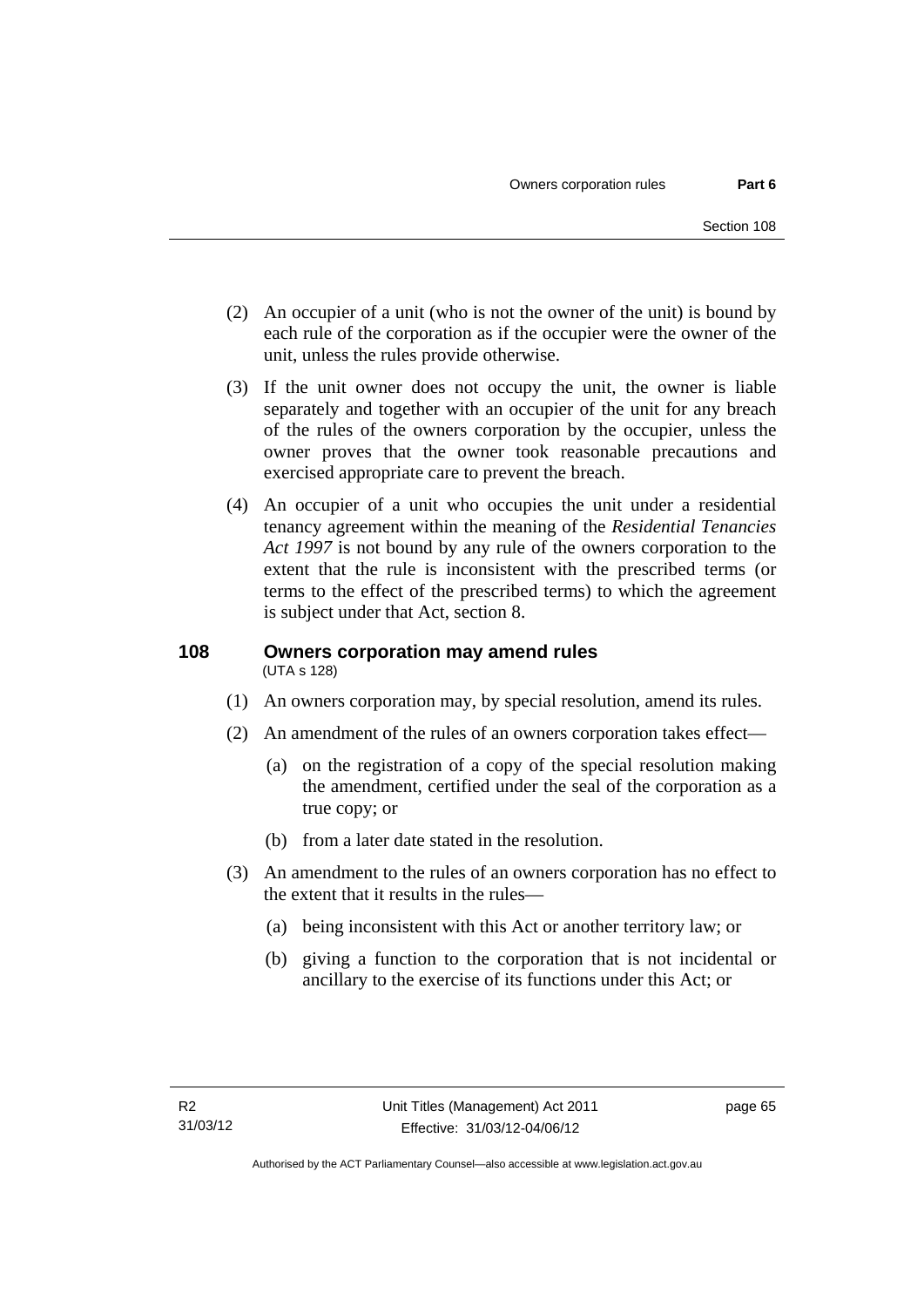(2) An occupier of a unit (who is not the owner of the unit) is bound by each rule of the corporation as if the occupier were the owner of the unit, unless the rules provide otherwise.

(3) If the unit owner does not occupy the unit, the owner is liable separately and together with an occupier of the unit for any breach of the rules of the owners corporation by the occupier, unless the owner proves that the owner took reasonable precautions and exercised appropriate care to prevent the breach.

(4) An occupier of a unit who occupies the unit under a residential tenancy agreement within the meaning of the *Residential Tenancies Act 1997* is not bound by any rule of the owners corporation to the extent that the rule is inconsistent with the prescribed terms (or terms to the effect of the prescribed terms) to which the agreement is subject under that Act, section 8.

## 108 Owners corporation may amend rules

(UTA s 128)

(1) An owners corporation may, by special resolution, amend its rules.

(2) An amendment of the rules of an owners corporation takes effect—

- (a) on the registration of a copy of the special resolution making the amendment, certified under the seal of the corporation as a true copy; or
- (b) from a later date stated in the resolution.

(3) An amendment to the rules of an owners corporation has no effect to the extent that it results in the rules—

- (a) being inconsistent with this Act or another territory law; or
- (b) giving a function to the corporation that is not incidental or ancillary to the exercise of its functions under this Act; or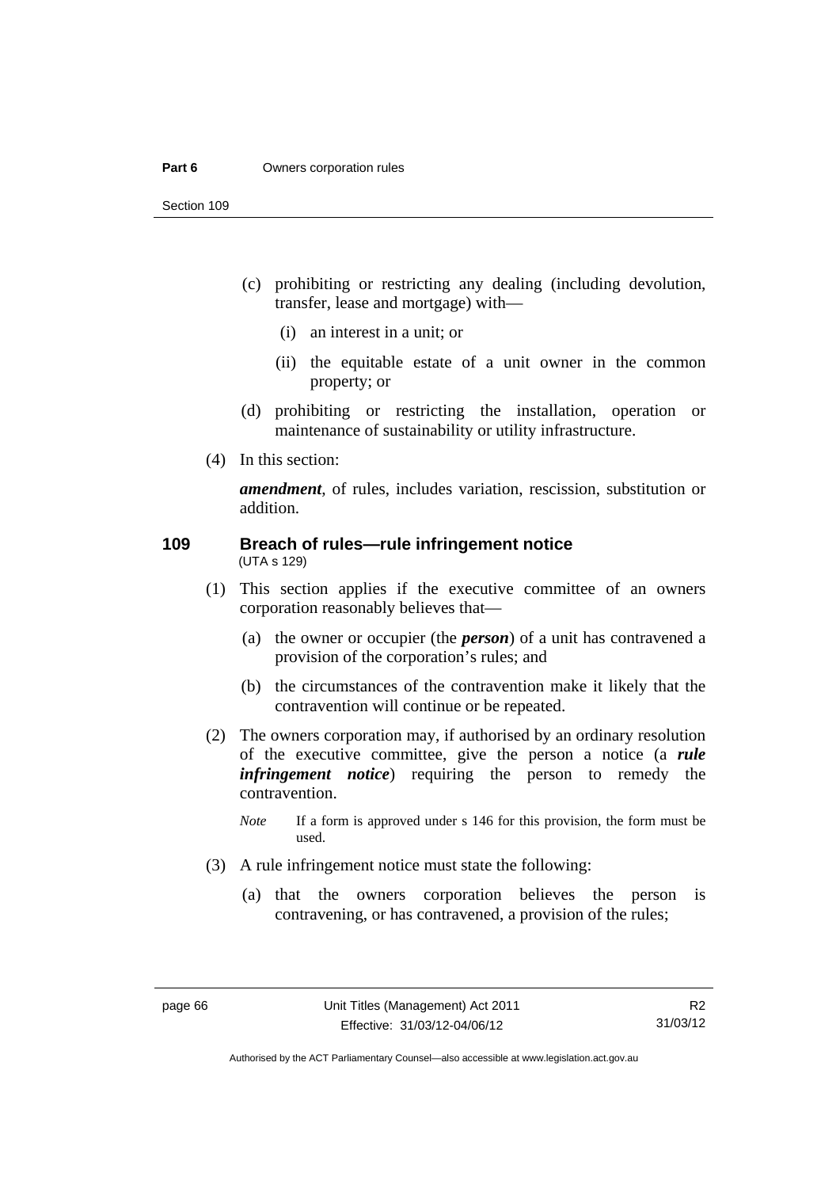(c) prohibiting or restricting any dealing (including devolution, transfer, lease and mortgage) with—

   (i) an interest in a unit; or

   (ii) the equitable estate of a unit owner in the common property; or

(d) prohibiting or restricting the installation, operation or maintenance of sustainability or utility infrastructure.

(4) In this section:

***amendment***, of rules, includes variation, rescission, substitution or addition.

## 109 Breach of rules—rule infringement notice

(UTA s 129)

(1) This section applies if the executive committee of an owners corporation reasonably believes that—

   (a) the owner or occupier (the ***person***) of a unit has contravened a provision of the corporation's rules; and

   (b) the circumstances of the contravention make it likely that the contravention will continue or be repeated.

(2) The owners corporation may, if authorised by an ordinary resolution of the executive committee, give the person a notice (a ***rule infringement notice***) requiring the person to remedy the contravention.

*Note* If a form is approved under s 146 for this provision, the form must be used.

(3) A rule infringement notice must state the following:

   (a) that the owners corporation believes the person is contravening, or has contravened, a provision of the rules;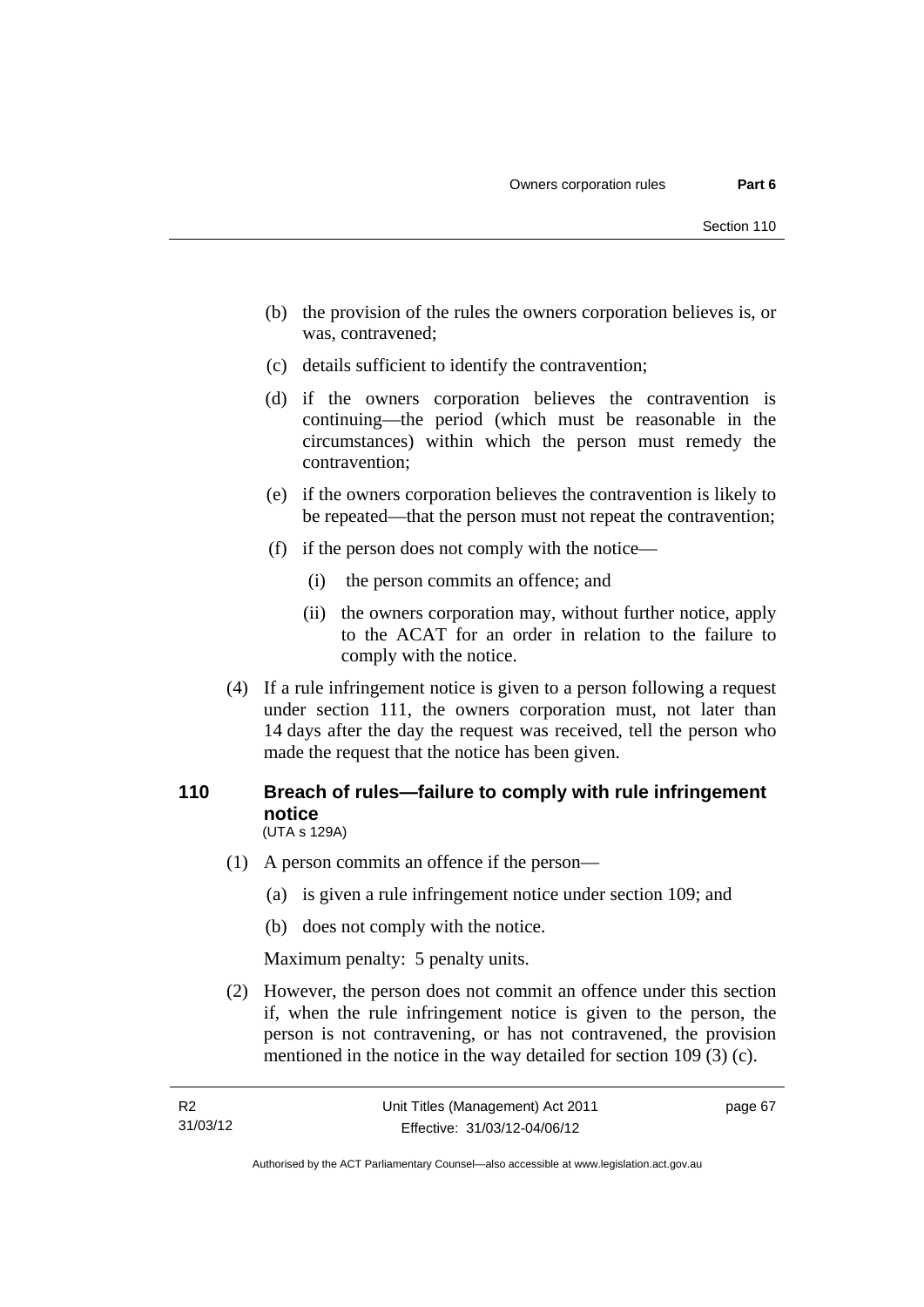(b) the provision of the rules the owners corporation believes is, or was, contravened;

(c) details sufficient to identify the contravention;

(d) if the owners corporation believes the contravention is continuing—the period (which must be reasonable in the circumstances) within which the person must remedy the contravention;

(e) if the owners corporation believes the contravention is likely to be repeated—that the person must not repeat the contravention;

(f) if the person does not comply with the notice—

(i) the person commits an offence; and

(ii) the owners corporation may, without further notice, apply to the ACAT for an order in relation to the failure to comply with the notice.

(4) If a rule infringement notice is given to a person following a request under section 111, the owners corporation must, not later than 14 days after the day the request was received, tell the person who made the request that the notice has been given.

## 110 Breach of rules—failure to comply with rule infringement notice

(UTA s 129A)

(1) A person commits an offence if the person—

(a) is given a rule infringement notice under section 109; and

(b) does not comply with the notice.

Maximum penalty: 5 penalty units.

(2) However, the person does not commit an offence under this section if, when the rule infringement notice is given to the person, the person is not contravening, or has not contravened, the provision mentioned in the notice in the way detailed for section 109 (3) (c).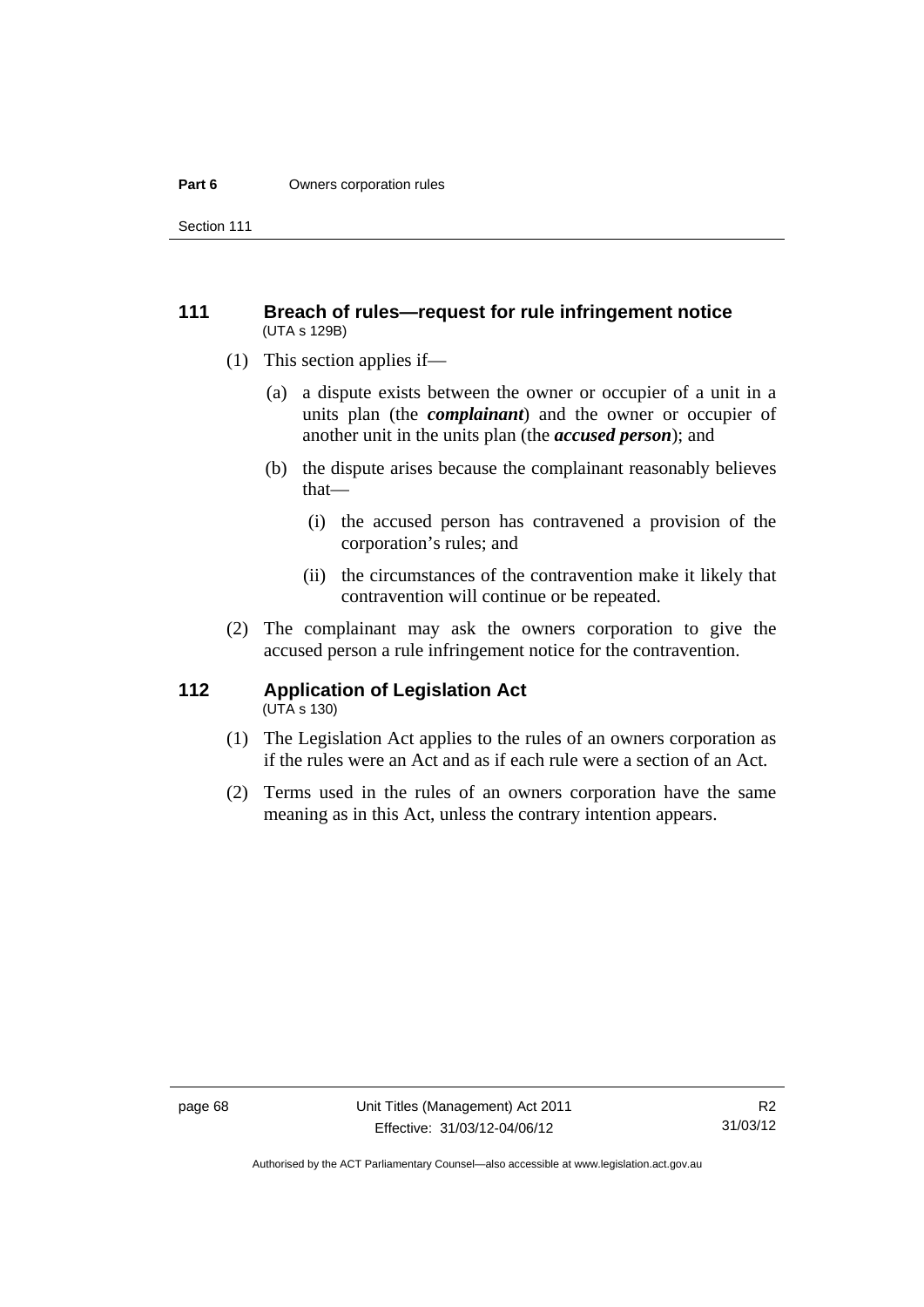## 111 Breach of rules—request for rule infringement notice

(UTA s 129B)

(1) This section applies if—

(a) a dispute exists between the owner or occupier of a unit in a units plan (the ***complainant***) and the owner or occupier of another unit in the units plan (the ***accused person***); and

(b) the dispute arises because the complainant reasonably believes that—

(i) the accused person has contravened a provision of the corporation's rules; and

(ii) the circumstances of the contravention make it likely that contravention will continue or be repeated.

(2) The complainant may ask the owners corporation to give the accused person a rule infringement notice for the contravention.

## 112 Application of Legislation Act

(UTA s 130)

(1) The Legislation Act applies to the rules of an owners corporation as if the rules were an Act and as if each rule were a section of an Act.

(2) Terms used in the rules of an owners corporation have the same meaning as in this Act, unless the contrary intention appears.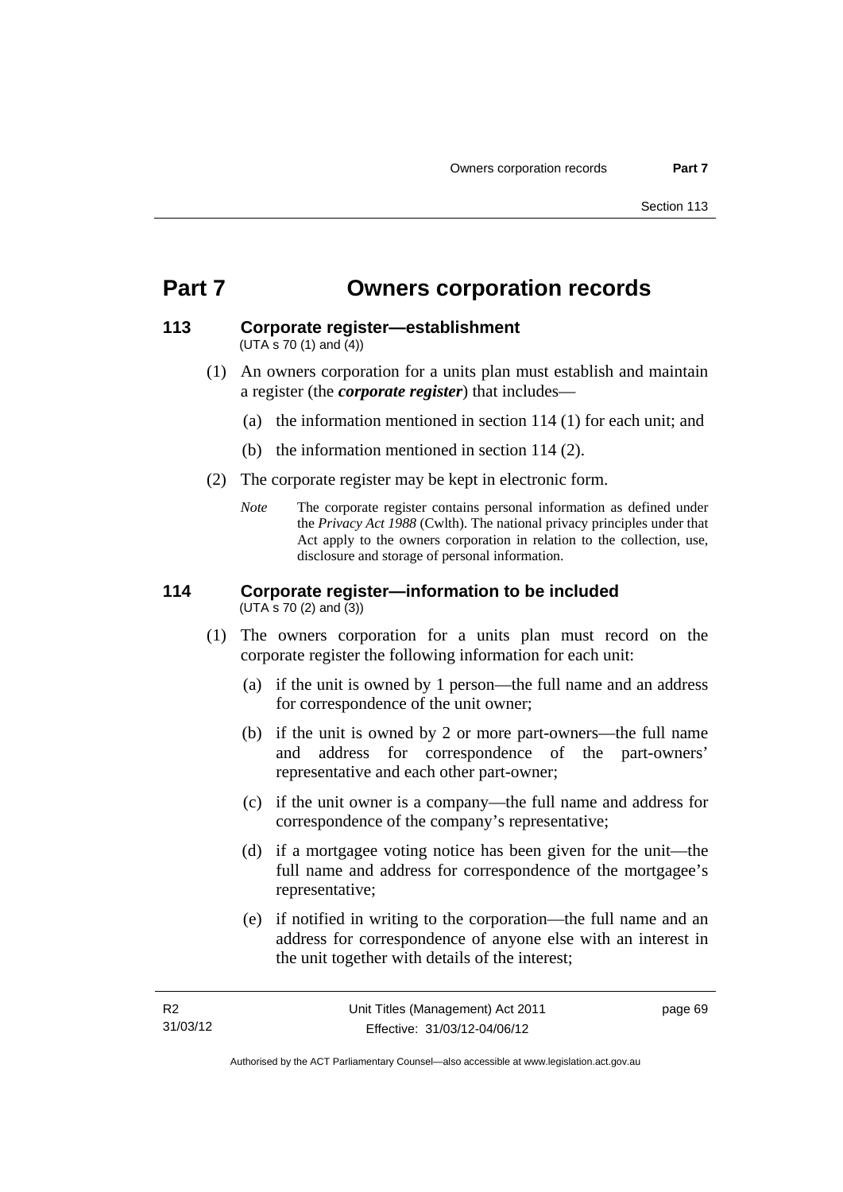# Part 7 Owners corporation records

## 113 Corporate register—establishment

(UTA s 70 (1) and (4))

(1) An owners corporation for a units plan must establish and maintain a register (the ***corporate register***) that includes—

(a) the information mentioned in section 114 (1) for each unit; and

(b) the information mentioned in section 114 (2).

(2) The corporate register may be kept in electronic form.

*Note* The corporate register contains personal information as defined under the *Privacy Act 1988* (Cwlth). The national privacy principles under that Act apply to the owners corporation in relation to the collection, use, disclosure and storage of personal information.

## 114 Corporate register—information to be included

(UTA s 70 (2) and (3))

(1) The owners corporation for a units plan must record on the corporate register the following information for each unit:

(a) if the unit is owned by 1 person—the full name and an address for correspondence of the unit owner;

(b) if the unit is owned by 2 or more part-owners—the full name and address for correspondence of the part-owners' representative and each other part-owner;

(c) if the unit owner is a company—the full name and address for correspondence of the company's representative;

(d) if a mortgagee voting notice has been given for the unit—the full name and address for correspondence of the mortgagee's representative;

(e) if notified in writing to the corporation—the full name and an address for correspondence of anyone else with an interest in the unit together with details of the interest;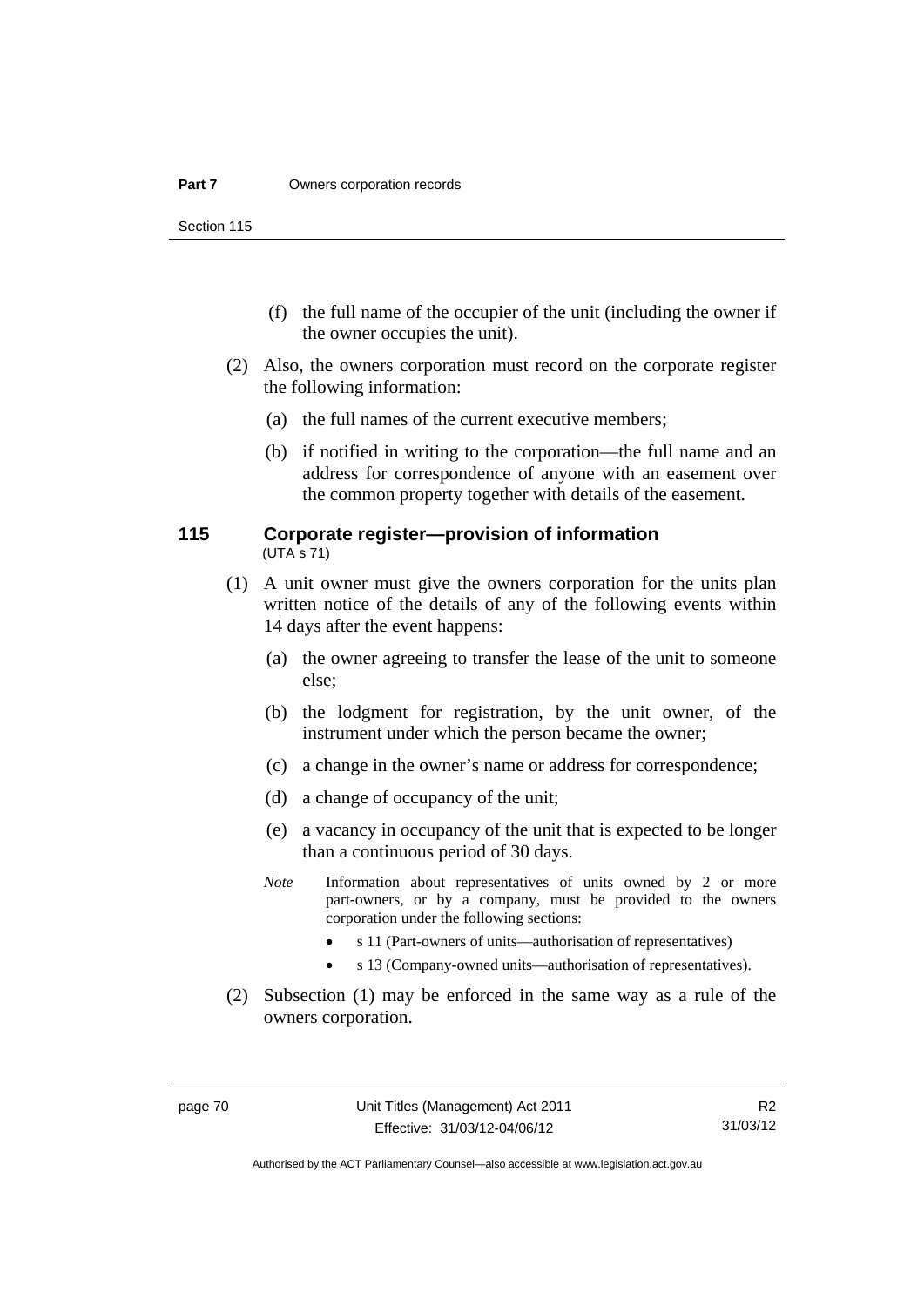(f) the full name of the occupier of the unit (including the owner if the owner occupies the unit).

(2) Also, the owners corporation must record on the corporate register the following information:

(a) the full names of the current executive members;

(b) if notified in writing to the corporation—the full name and an address for correspondence of anyone with an easement over the common property together with details of the easement.

### 115 Corporate register—provision of information
(UTA s 71)

(1) A unit owner must give the owners corporation for the units plan written notice of the details of any of the following events within 14 days after the event happens:

(a) the owner agreeing to transfer the lease of the unit to someone else;

(b) the lodgment for registration, by the unit owner, of the instrument under which the person became the owner;

(c) a change in the owner's name or address for correspondence;

(d) a change of occupancy of the unit;

(e) a vacancy in occupancy of the unit that is expected to be longer than a continuous period of 30 days.

*Note* Information about representatives of units owned by 2 or more part-owners, or by a company, must be provided to the owners corporation under the following sections:

- s 11 (Part-owners of units—authorisation of representatives)
- s 13 (Company-owned units—authorisation of representatives).

(2) Subsection (1) may be enforced in the same way as a rule of the owners corporation.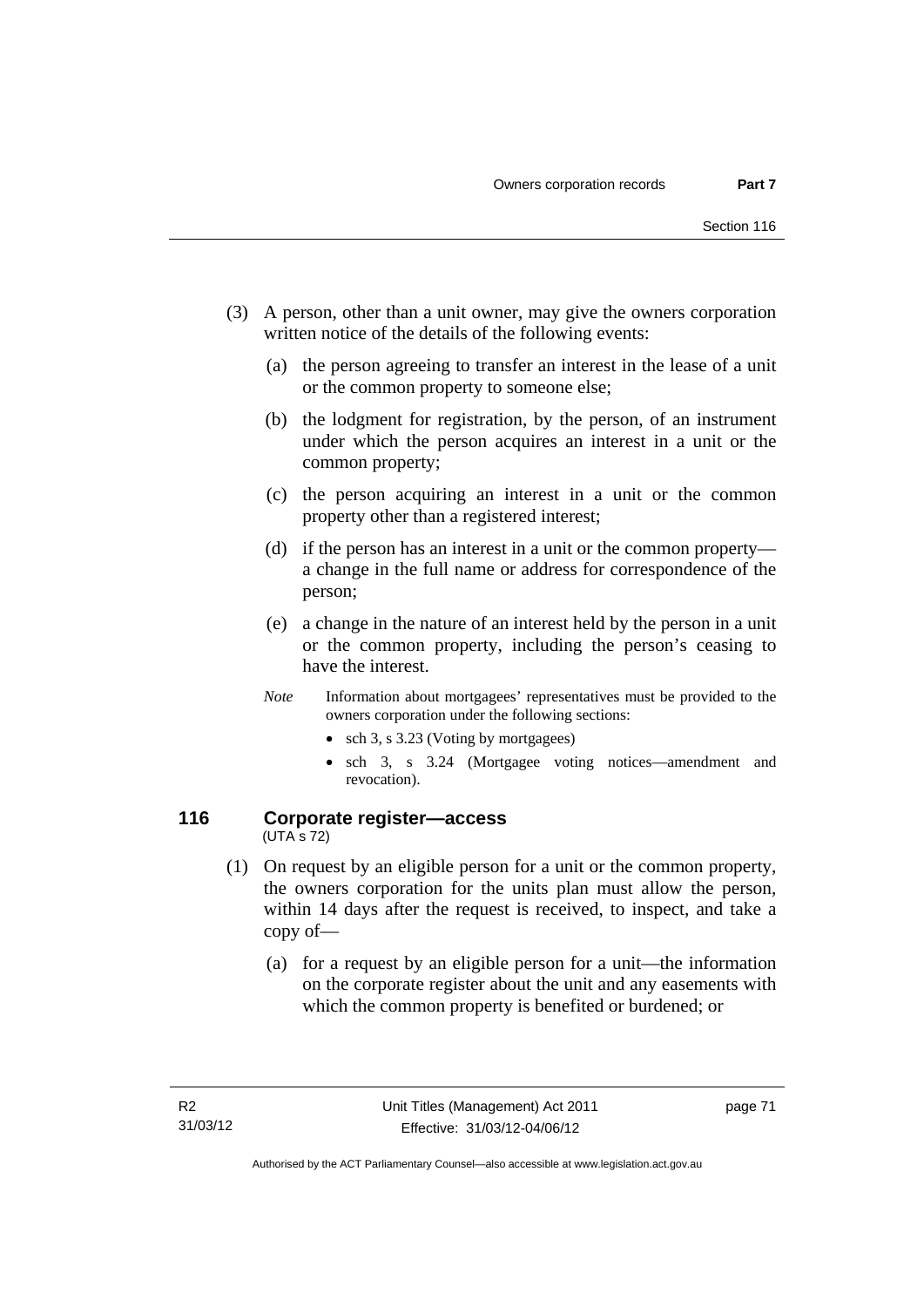(3) A person, other than a unit owner, may give the owners corporation written notice of the details of the following events:

(a) the person agreeing to transfer an interest in the lease of a unit or the common property to someone else;

(b) the lodgment for registration, by the person, of an instrument under which the person acquires an interest in a unit or the common property;

(c) the person acquiring an interest in a unit or the common property other than a registered interest;

(d) if the person has an interest in a unit or the common property—a change in the full name or address for correspondence of the person;

(e) a change in the nature of an interest held by the person in a unit or the common property, including the person's ceasing to have the interest.

*Note* Information about mortgagees' representatives must be provided to the owners corporation under the following sections:

- sch 3, s 3.23 (Voting by mortgagees)
- sch 3, s 3.24 (Mortgagee voting notices—amendment and revocation).

## 116 Corporate register—access

(UTA s 72)

(1) On request by an eligible person for a unit or the common property, the owners corporation for the units plan must allow the person, within 14 days after the request is received, to inspect, and take a copy of—

(a) for a request by an eligible person for a unit—the information on the corporate register about the unit and any easements with which the common property is benefited or burdened; or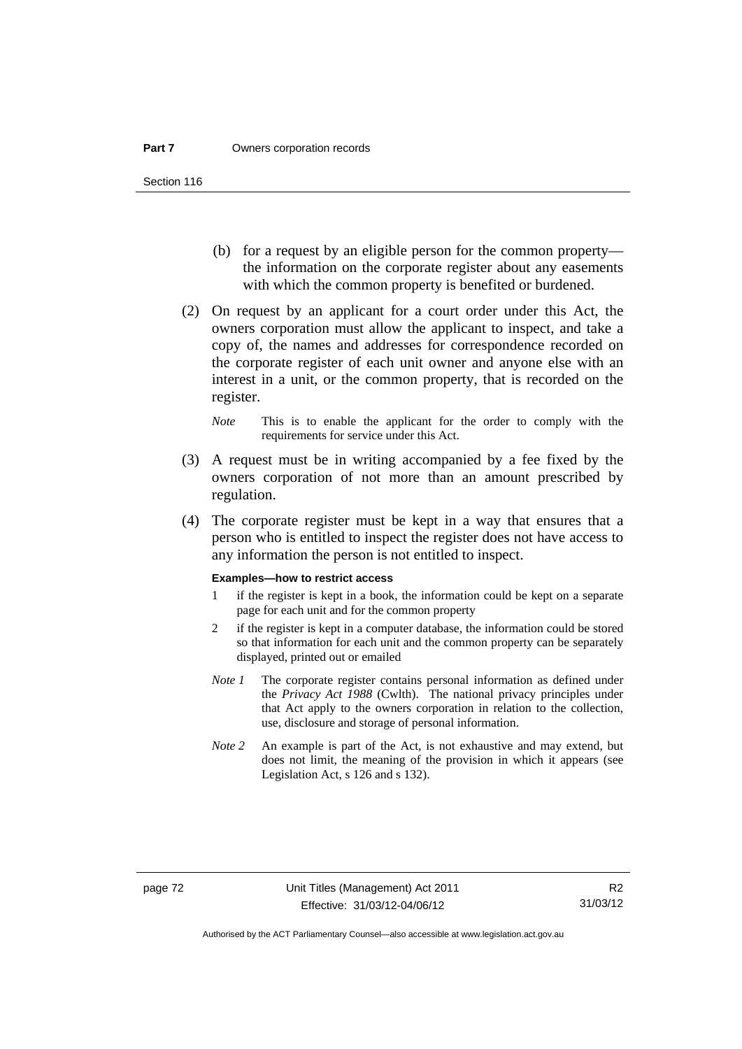(b) for a request by an eligible person for the common property—the information on the corporate register about any easements with which the common property is benefited or burdened.

(2) On request by an applicant for a court order under this Act, the owners corporation must allow the applicant to inspect, and take a copy of, the names and addresses for correspondence recorded on the corporate register of each unit owner and anyone else with an interest in a unit, or the common property, that is recorded on the register.

*Note* This is to enable the applicant for the order to comply with the requirements for service under this Act.

(3) A request must be in writing accompanied by a fee fixed by the owners corporation of not more than an amount prescribed by regulation.

(4) The corporate register must be kept in a way that ensures that a person who is entitled to inspect the register does not have access to any information the person is not entitled to inspect.

**Examples—how to restrict access**

1 if the register is kept in a book, the information could be kept on a separate page for each unit and for the common property

2 if the register is kept in a computer database, the information could be stored so that information for each unit and the common property can be separately displayed, printed out or emailed

*Note 1* The corporate register contains personal information as defined under the *Privacy Act 1988* (Cwlth). The national privacy principles under that Act apply to the owners corporation in relation to the collection, use, disclosure and storage of personal information.

*Note 2* An example is part of the Act, is not exhaustive and may extend, but does not limit, the meaning of the provision in which it appears (see Legislation Act, s 126 and s 132).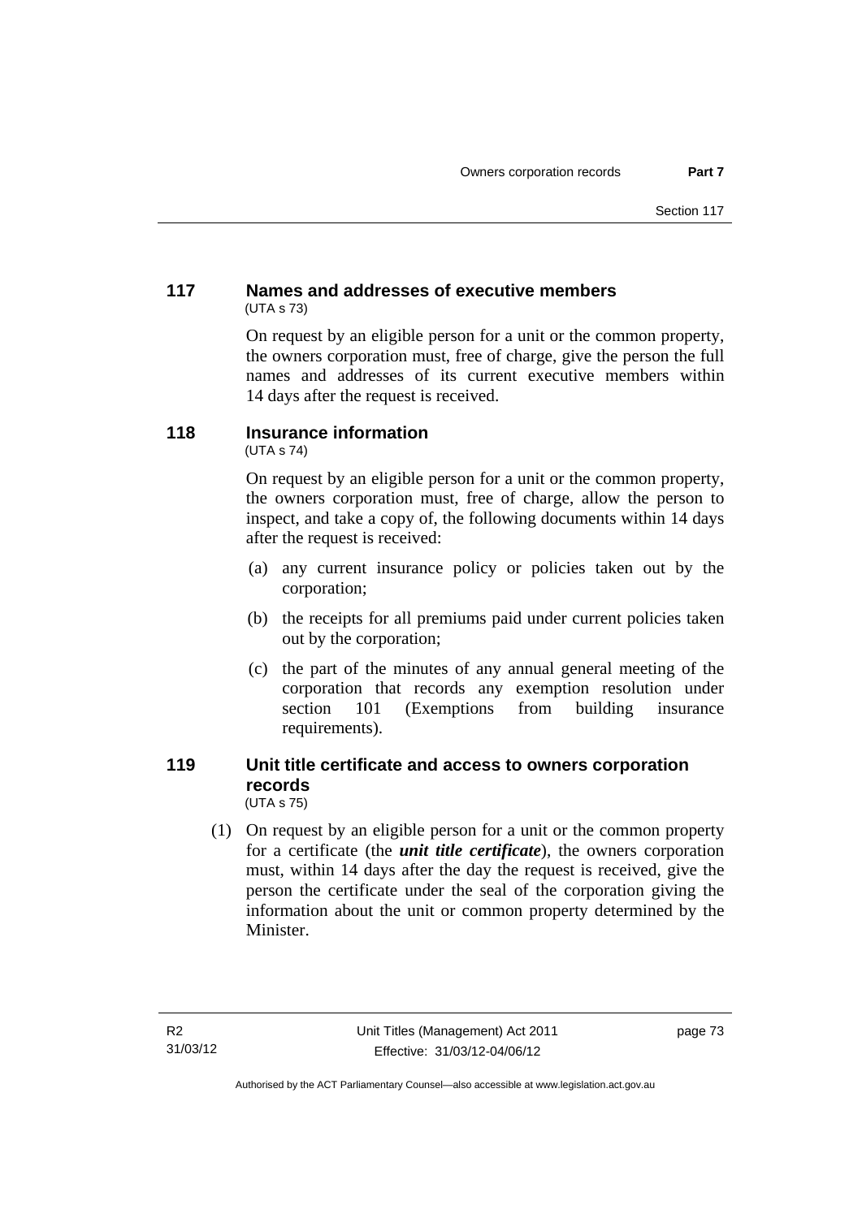### 117 Names and addresses of executive members

(UTA s 73)

On request by an eligible person for a unit or the common property, the owners corporation must, free of charge, give the person the full names and addresses of its current executive members within 14 days after the request is received.

### 118 Insurance information

(UTA s 74)

On request by an eligible person for a unit or the common property, the owners corporation must, free of charge, allow the person to inspect, and take a copy of, the following documents within 14 days after the request is received:

(a) any current insurance policy or policies taken out by the corporation;

(b) the receipts for all premiums paid under current policies taken out by the corporation;

(c) the part of the minutes of any annual general meeting of the corporation that records any exemption resolution under section 101 (Exemptions from building insurance requirements).

### 119 Unit title certificate and access to owners corporation records

(UTA s 75)

(1) On request by an eligible person for a unit or the common property for a certificate (the ***unit title certificate***), the owners corporation must, within 14 days after the day the request is received, give the person the certificate under the seal of the corporation giving the information about the unit or common property determined by the Minister.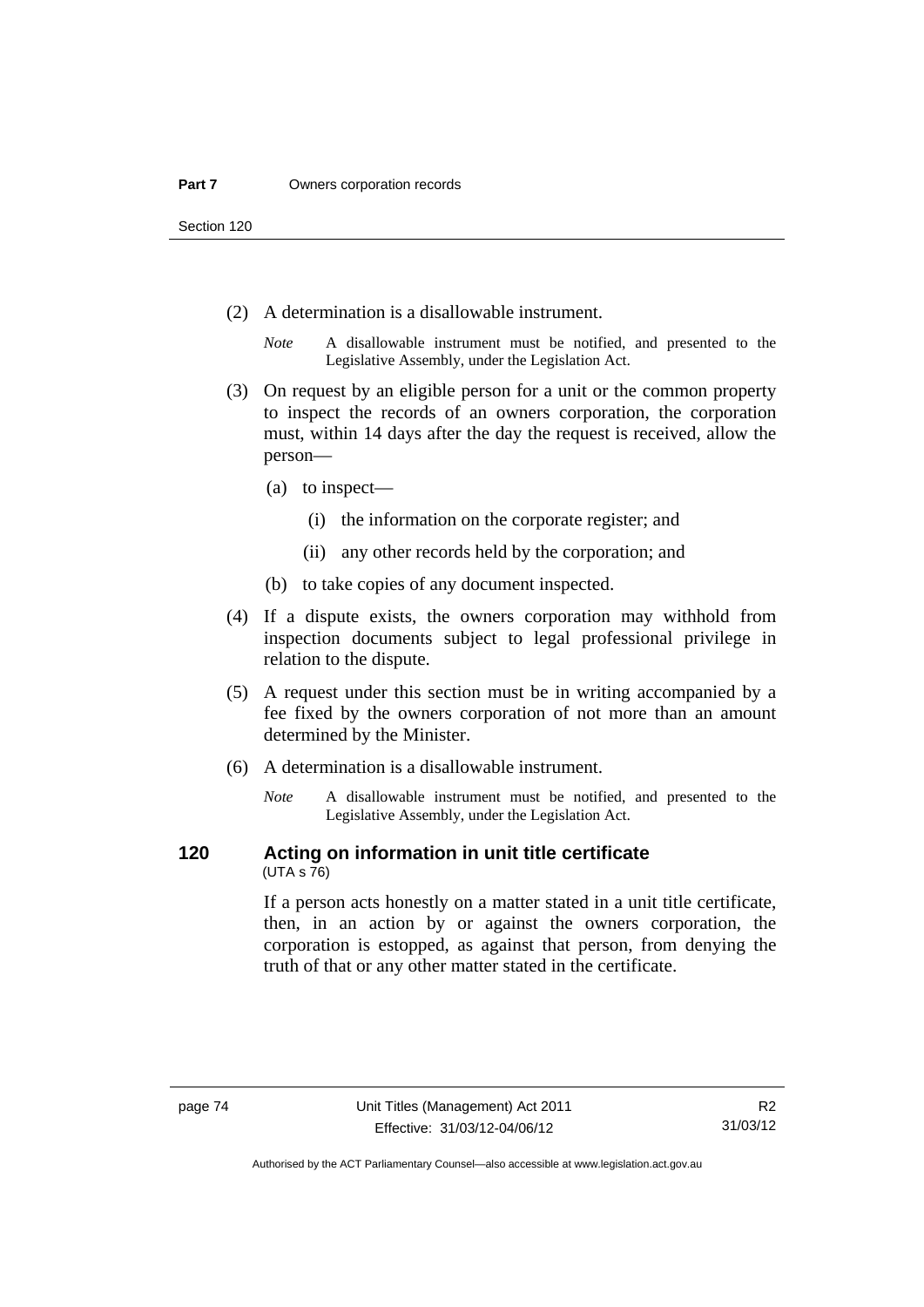(2) A determination is a disallowable instrument.

*Note* A disallowable instrument must be notified, and presented to the Legislative Assembly, under the Legislation Act.

(3) On request by an eligible person for a unit or the common property to inspect the records of an owners corporation, the corporation must, within 14 days after the day the request is received, allow the person—

(a) to inspect—

(i) the information on the corporate register; and

(ii) any other records held by the corporation; and

(b) to take copies of any document inspected.

(4) If a dispute exists, the owners corporation may withhold from inspection documents subject to legal professional privilege in relation to the dispute.

(5) A request under this section must be in writing accompanied by a fee fixed by the owners corporation of not more than an amount determined by the Minister.

(6) A determination is a disallowable instrument.

*Note* A disallowable instrument must be notified, and presented to the Legislative Assembly, under the Legislation Act.

## 120 Acting on information in unit title certificate

(UTA s 76)

If a person acts honestly on a matter stated in a unit title certificate, then, in an action by or against the owners corporation, the corporation is estopped, as against that person, from denying the truth of that or any other matter stated in the certificate.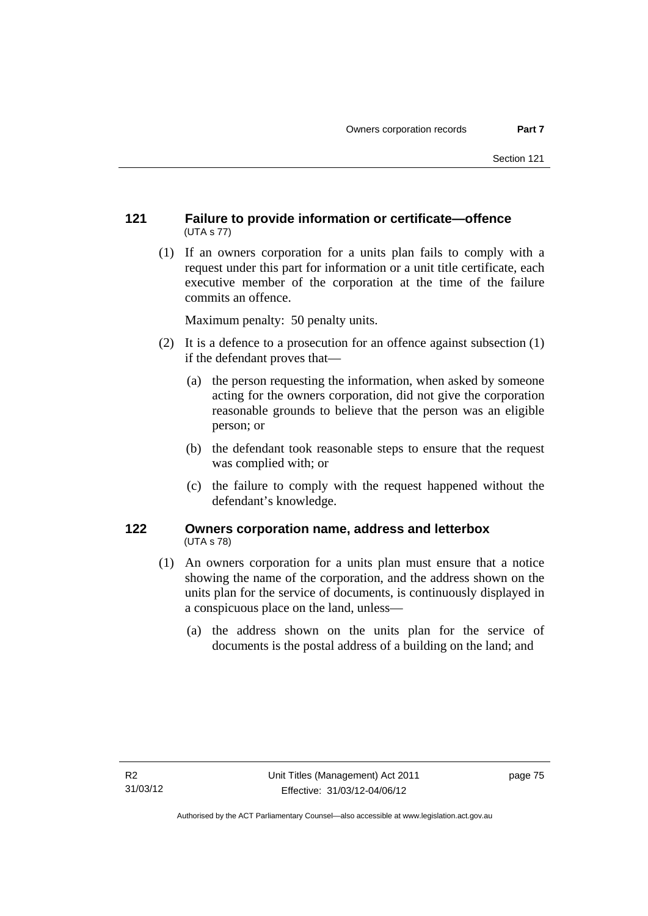### 121 Failure to provide information or certificate—offence

(UTA s 77)

(1) If an owners corporation for a units plan fails to comply with a request under this part for information or a unit title certificate, each executive member of the corporation at the time of the failure commits an offence.

Maximum penalty: 50 penalty units.

(2) It is a defence to a prosecution for an offence against subsection (1) if the defendant proves that—

(a) the person requesting the information, when asked by someone acting for the owners corporation, did not give the corporation reasonable grounds to believe that the person was an eligible person; or

(b) the defendant took reasonable steps to ensure that the request was complied with; or

(c) the failure to comply with the request happened without the defendant's knowledge.

### 122 Owners corporation name, address and letterbox

(UTA s 78)

(1) An owners corporation for a units plan must ensure that a notice showing the name of the corporation, and the address shown on the units plan for the service of documents, is continuously displayed in a conspicuous place on the land, unless—

(a) the address shown on the units plan for the service of documents is the postal address of a building on the land; and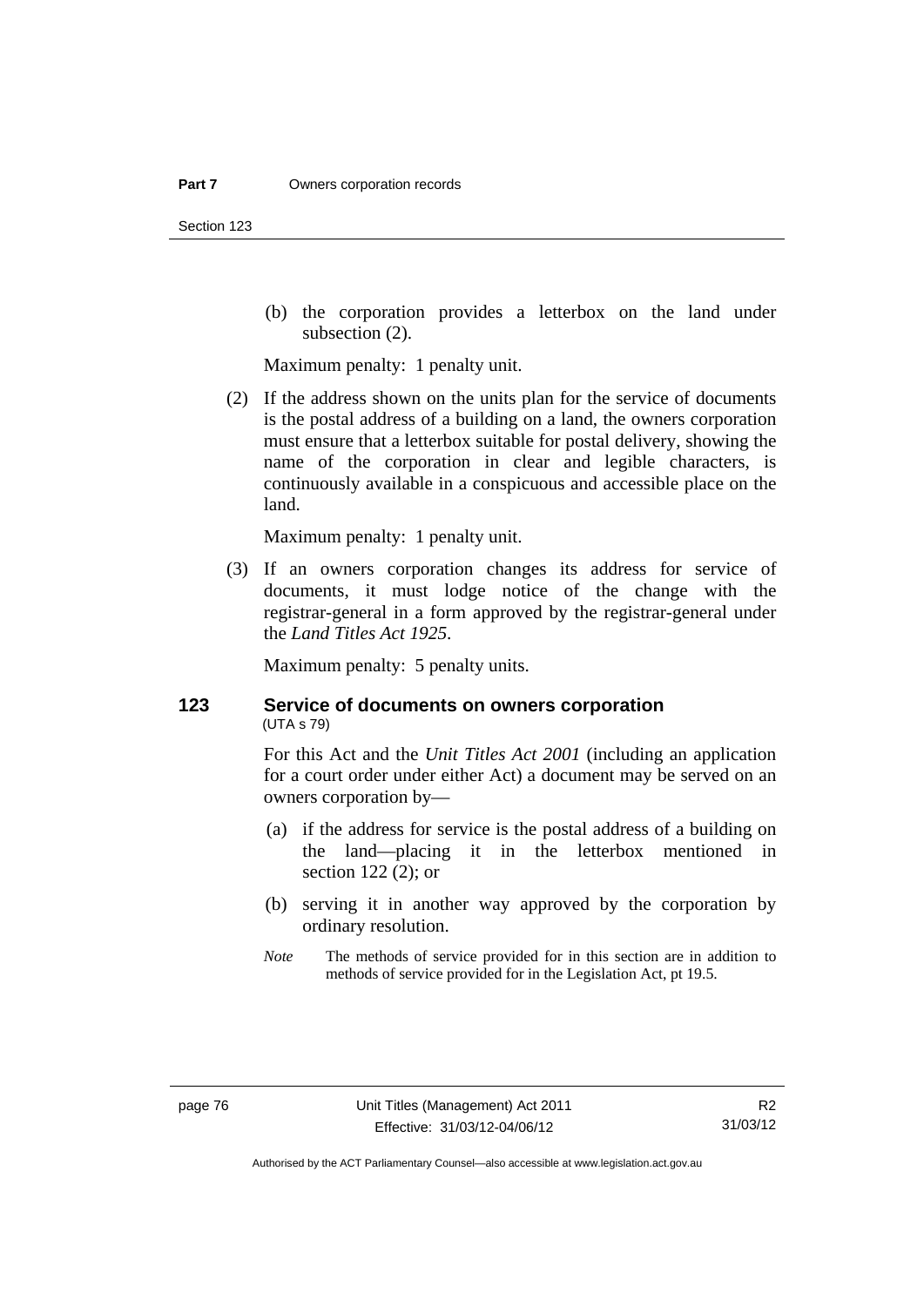(b) the corporation provides a letterbox on the land under subsection (2).

Maximum penalty: 1 penalty unit.

(2) If the address shown on the units plan for the service of documents is the postal address of a building on a land, the owners corporation must ensure that a letterbox suitable for postal delivery, showing the name of the corporation in clear and legible characters, is continuously available in a conspicuous and accessible place on the land.

Maximum penalty: 1 penalty unit.

(3) If an owners corporation changes its address for service of documents, it must lodge notice of the change with the registrar-general in a form approved by the registrar-general under the *Land Titles Act 1925*.

Maximum penalty: 5 penalty units.

### 123 Service of documents on owners corporation

(UTA s 79)

For this Act and the *Unit Titles Act 2001* (including an application for a court order under either Act) a document may be served on an owners corporation by—

(a) if the address for service is the postal address of a building on the land—placing it in the letterbox mentioned in section 122 (2); or

(b) serving it in another way approved by the corporation by ordinary resolution.

*Note* The methods of service provided for in this section are in addition to methods of service provided for in the Legislation Act, pt 19.5.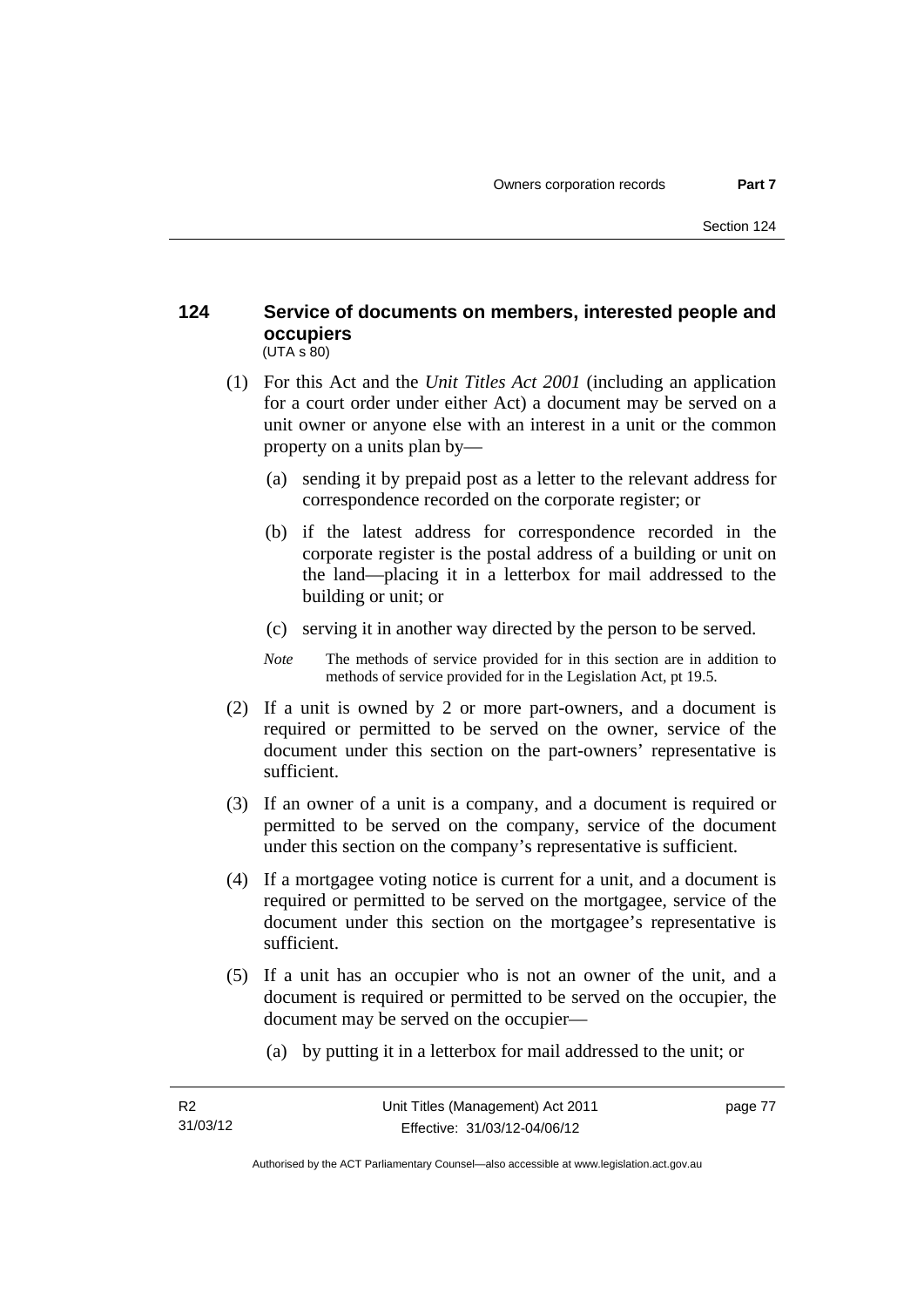## 124 Service of documents on members, interested people and occupiers

(UTA s 80)

(1) For this Act and the *Unit Titles Act 2001* (including an application for a court order under either Act) a document may be served on a unit owner or anyone else with an interest in a unit or the common property on a units plan by—

(a) sending it by prepaid post as a letter to the relevant address for correspondence recorded on the corporate register; or

(b) if the latest address for correspondence recorded in the corporate register is the postal address of a building or unit on the land—placing it in a letterbox for mail addressed to the building or unit; or

(c) serving it in another way directed by the person to be served.

*Note* The methods of service provided for in this section are in addition to methods of service provided for in the Legislation Act, pt 19.5.

(2) If a unit is owned by 2 or more part-owners, and a document is required or permitted to be served on the owner, service of the document under this section on the part-owners' representative is sufficient.

(3) If an owner of a unit is a company, and a document is required or permitted to be served on the company, service of the document under this section on the company's representative is sufficient.

(4) If a mortgagee voting notice is current for a unit, and a document is required or permitted to be served on the mortgagee, service of the document under this section on the mortgagee's representative is sufficient.

(5) If a unit has an occupier who is not an owner of the unit, and a document is required or permitted to be served on the occupier, the document may be served on the occupier—

(a) by putting it in a letterbox for mail addressed to the unit; or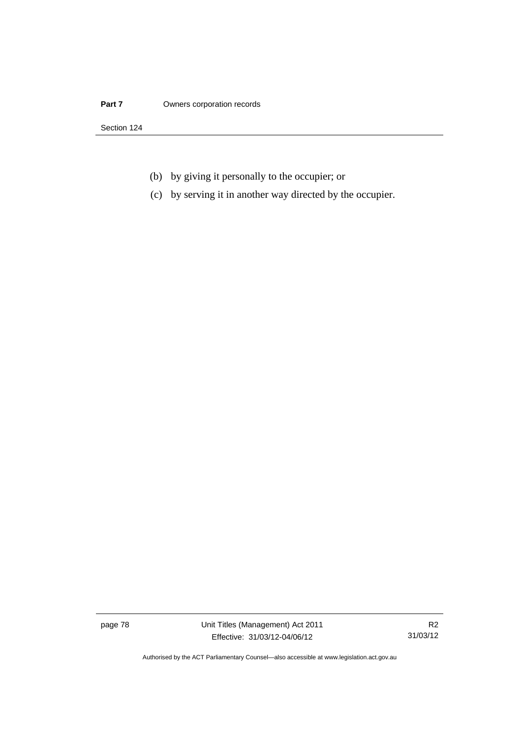(b) by giving it personally to the occupier; or

(c) by serving it in another way directed by the occupier.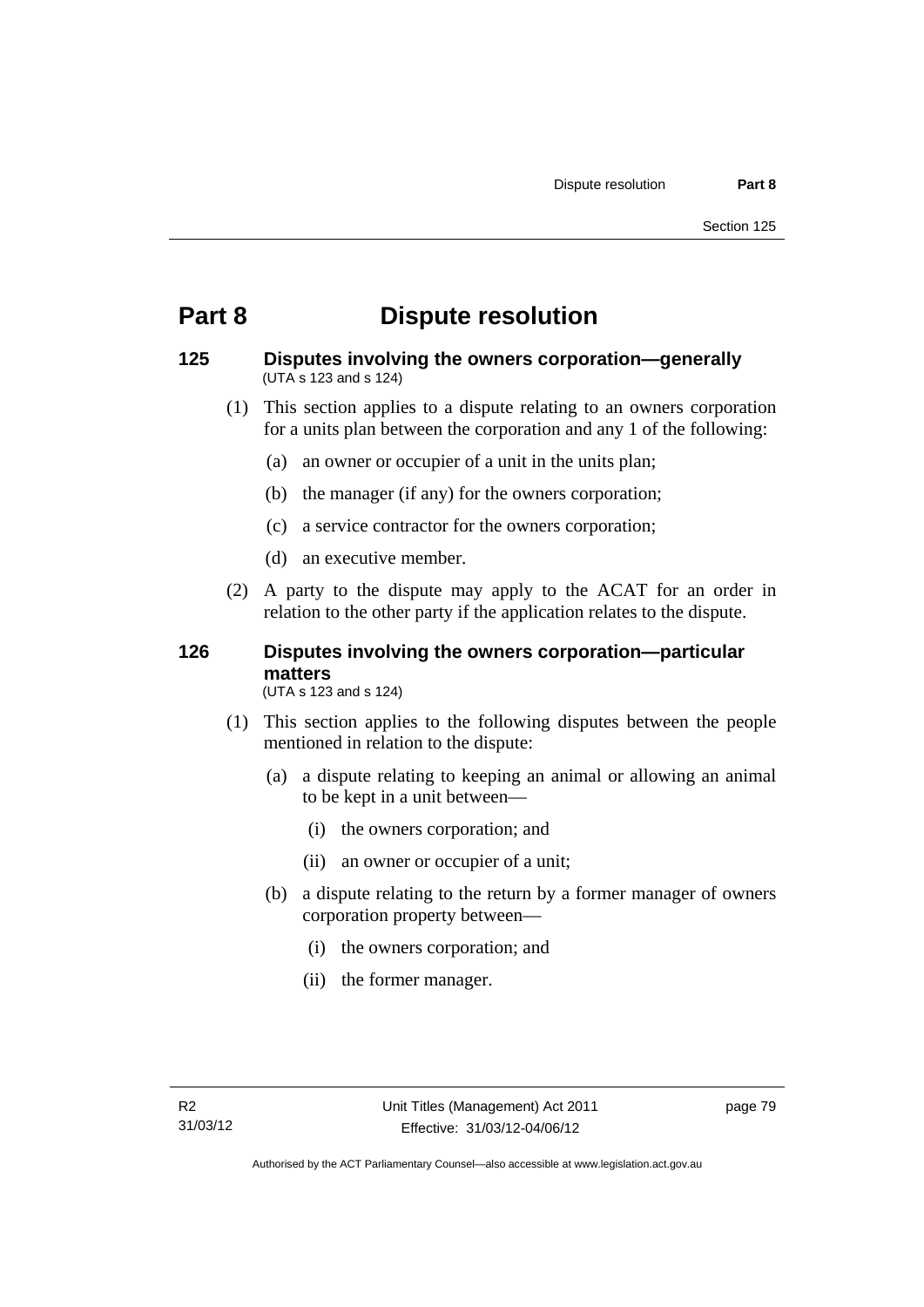# Part 8 Dispute resolution

## 125 Disputes involving the owners corporation—generally

(UTA s 123 and s 124)

(1) This section applies to a dispute relating to an owners corporation for a units plan between the corporation and any 1 of the following:

(a) an owner or occupier of a unit in the units plan;

(b) the manager (if any) for the owners corporation;

(c) a service contractor for the owners corporation;

(d) an executive member.

(2) A party to the dispute may apply to the ACAT for an order in relation to the other party if the application relates to the dispute.

## 126 Disputes involving the owners corporation—particular matters

(UTA s 123 and s 124)

(1) This section applies to the following disputes between the people mentioned in relation to the dispute:

(a) a dispute relating to keeping an animal or allowing an animal to be kept in a unit between—

(i) the owners corporation; and

(ii) an owner or occupier of a unit;

(b) a dispute relating to the return by a former manager of owners corporation property between—

(i) the owners corporation; and

(ii) the former manager.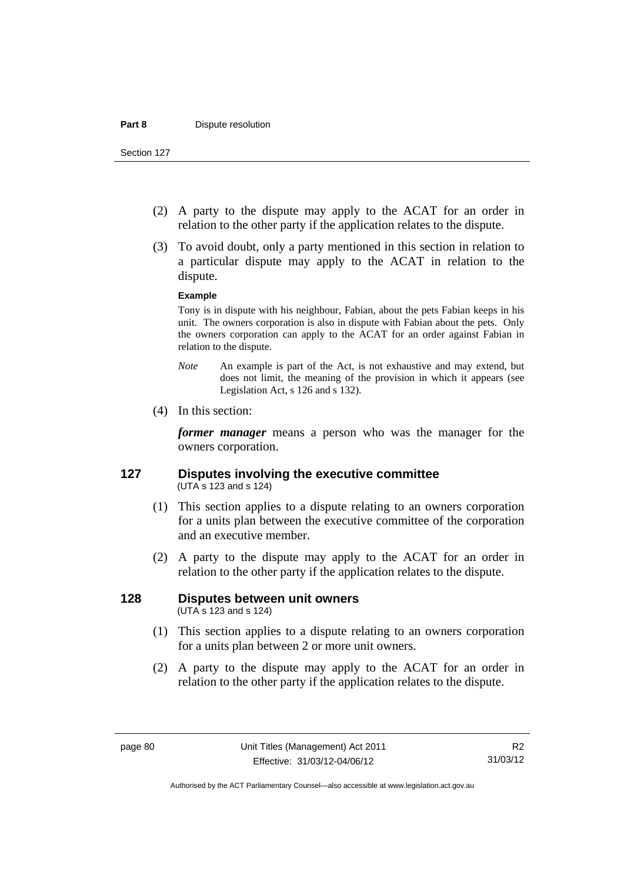(2) A party to the dispute may apply to the ACAT for an order in relation to the other party if the application relates to the dispute.

(3) To avoid doubt, only a party mentioned in this section in relation to a particular dispute may apply to the ACAT in relation to the dispute.

**Example**

Tony is in dispute with his neighbour, Fabian, about the pets Fabian keeps in his unit. The owners corporation is also in dispute with Fabian about the pets. Only the owners corporation can apply to the ACAT for an order against Fabian in relation to the dispute.

*Note* An example is part of the Act, is not exhaustive and may extend, but does not limit, the meaning of the provision in which it appears (see Legislation Act, s 126 and s 132).

(4) In this section:

***former manager*** means a person who was the manager for the owners corporation.

## 127 Disputes involving the executive committee

(UTA s 123 and s 124)

(1) This section applies to a dispute relating to an owners corporation for a units plan between the executive committee of the corporation and an executive member.

(2) A party to the dispute may apply to the ACAT for an order in relation to the other party if the application relates to the dispute.

## 128 Disputes between unit owners

(UTA s 123 and s 124)

(1) This section applies to a dispute relating to an owners corporation for a units plan between 2 or more unit owners.

(2) A party to the dispute may apply to the ACAT for an order in relation to the other party if the application relates to the dispute.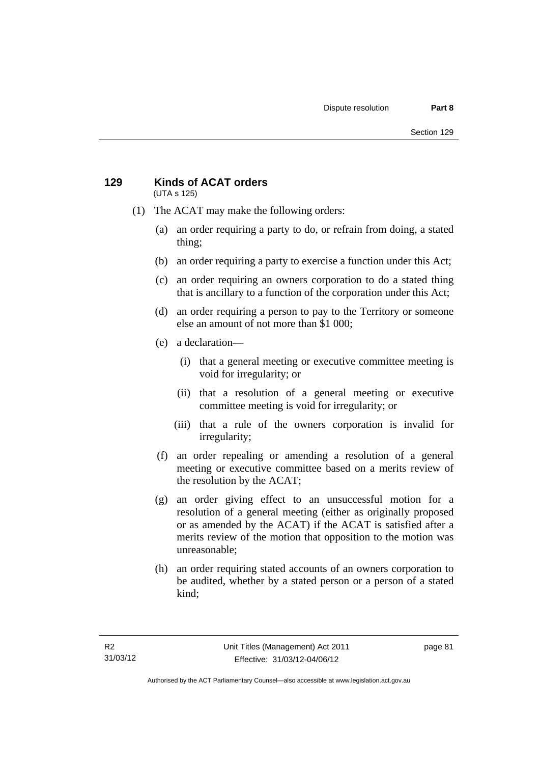## 129 Kinds of ACAT orders

(UTA s 125)

(1) The ACAT may make the following orders:

(a) an order requiring a party to do, or refrain from doing, a stated thing;

(b) an order requiring a party to exercise a function under this Act;

(c) an order requiring an owners corporation to do a stated thing that is ancillary to a function of the corporation under this Act;

(d) an order requiring a person to pay to the Territory or someone else an amount of not more than $1 000;

(e) a declaration—

(i) that a general meeting or executive committee meeting is void for irregularity; or

(ii) that a resolution of a general meeting or executive committee meeting is void for irregularity; or

(iii) that a rule of the owners corporation is invalid for irregularity;

(f) an order repealing or amending a resolution of a general meeting or executive committee based on a merits review of the resolution by the ACAT;

(g) an order giving effect to an unsuccessful motion for a resolution of a general meeting (either as originally proposed or as amended by the ACAT) if the ACAT is satisfied after a merits review of the motion that opposition to the motion was unreasonable;

(h) an order requiring stated accounts of an owners corporation to be audited, whether by a stated person or a person of a stated kind;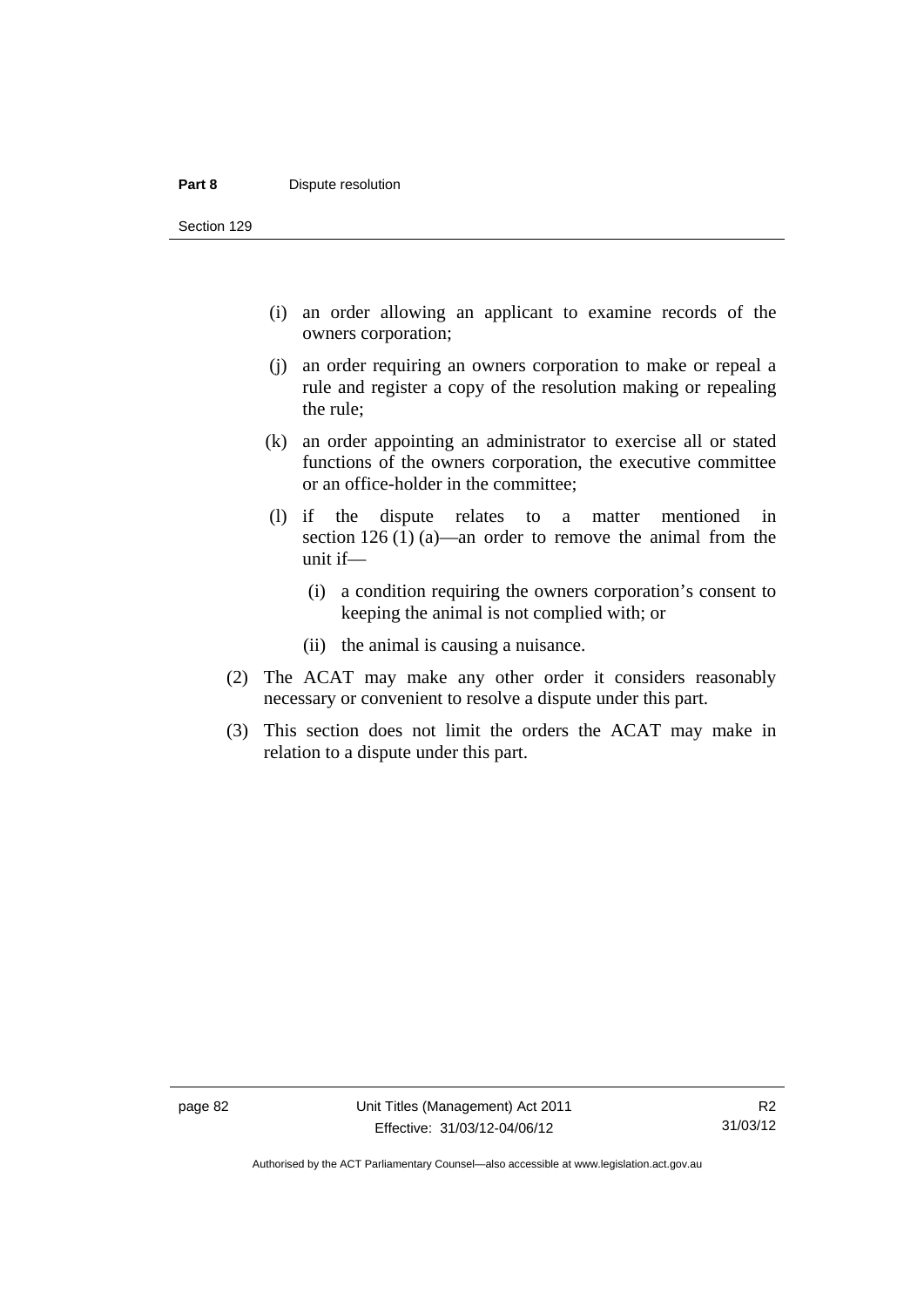(i) an order allowing an applicant to examine records of the owners corporation;

(j) an order requiring an owners corporation to make or repeal a rule and register a copy of the resolution making or repealing the rule;

(k) an order appointing an administrator to exercise all or stated functions of the owners corporation, the executive committee or an office-holder in the committee;

(l) if the dispute relates to a matter mentioned in section 126 (1) (a)—an order to remove the animal from the unit if—

  (i) a condition requiring the owners corporation's consent to keeping the animal is not complied with; or

  (ii) the animal is causing a nuisance.

(2) The ACAT may make any other order it considers reasonably necessary or convenient to resolve a dispute under this part.

(3) This section does not limit the orders the ACAT may make in relation to a dispute under this part.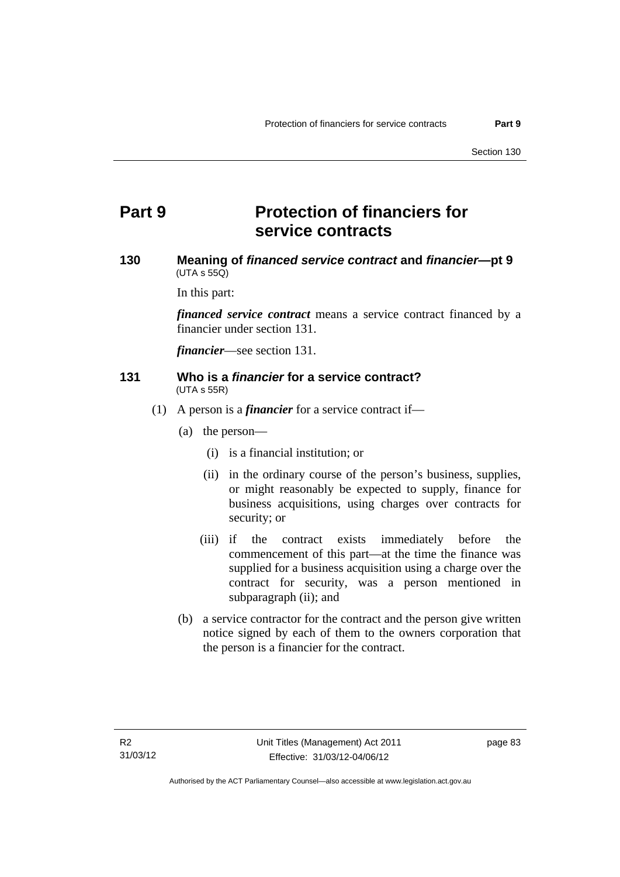# Part 9 Protection of financiers for service contracts

### 130 Meaning of *financed service contract* and *financier*—pt 9

(UTA s 55Q)

In this part:

***financed service contract*** means a service contract financed by a financier under section 131.

***financier***—see section 131.

### 131 Who is a *financier* for a service contract?

(UTA s 55R)

(1) A person is a ***financier*** for a service contract if—

(a) the person—

(i) is a financial institution; or

(ii) in the ordinary course of the person's business, supplies, or might reasonably be expected to supply, finance for business acquisitions, using charges over contracts for security; or

(iii) if the contract exists immediately before the commencement of this part—at the time the finance was supplied for a business acquisition using a charge over the contract for security, was a person mentioned in subparagraph (ii); and

(b) a service contractor for the contract and the person give written notice signed by each of them to the owners corporation that the person is a financier for the contract.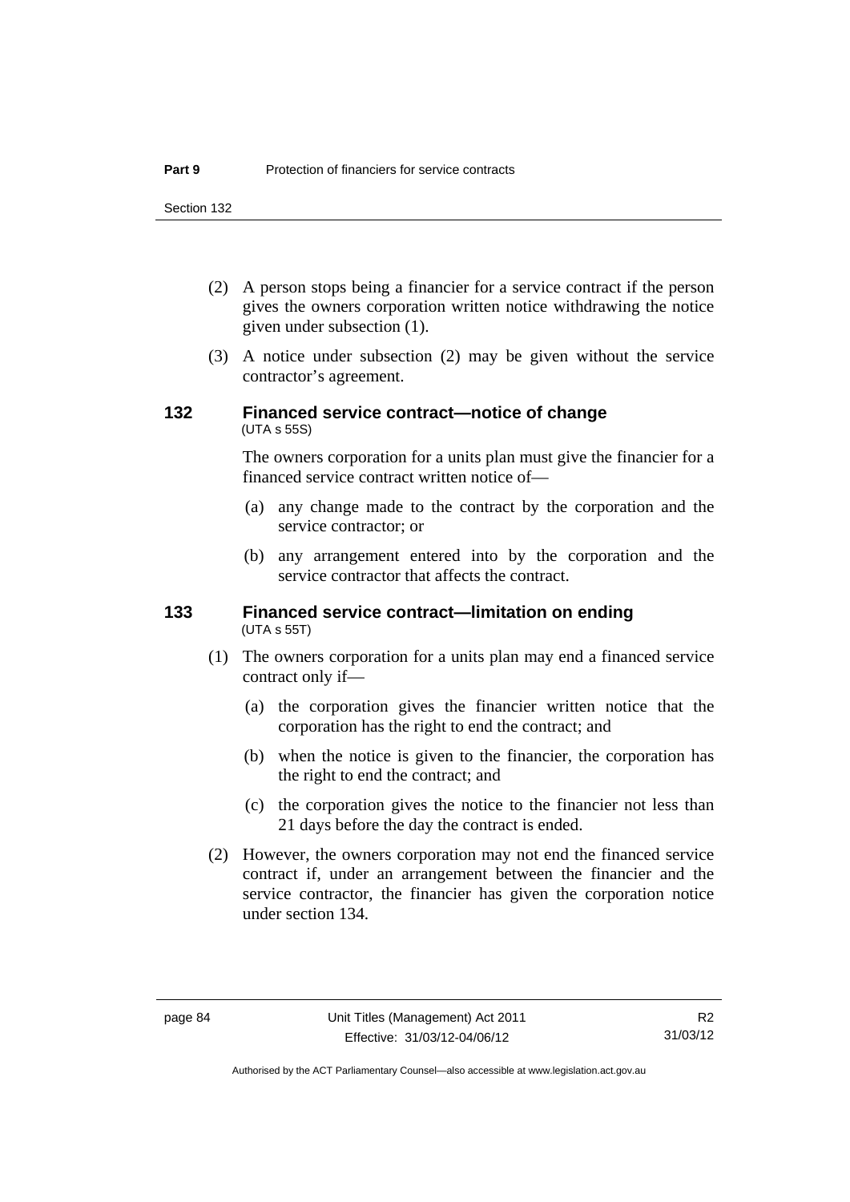(2) A person stops being a financier for a service contract if the person gives the owners corporation written notice withdrawing the notice given under subsection (1).

(3) A notice under subsection (2) may be given without the service contractor's agreement.

### 132 Financed service contract—notice of change
(UTA s 55S)

The owners corporation for a units plan must give the financier for a financed service contract written notice of—

(a) any change made to the contract by the corporation and the service contractor; or

(b) any arrangement entered into by the corporation and the service contractor that affects the contract.

### 133 Financed service contract—limitation on ending
(UTA s 55T)

(1) The owners corporation for a units plan may end a financed service contract only if—

(a) the corporation gives the financier written notice that the corporation has the right to end the contract; and

(b) when the notice is given to the financier, the corporation has the right to end the contract; and

(c) the corporation gives the notice to the financier not less than 21 days before the day the contract is ended.

(2) However, the owners corporation may not end the financed service contract if, under an arrangement between the financier and the service contractor, the financier has given the corporation notice under section 134.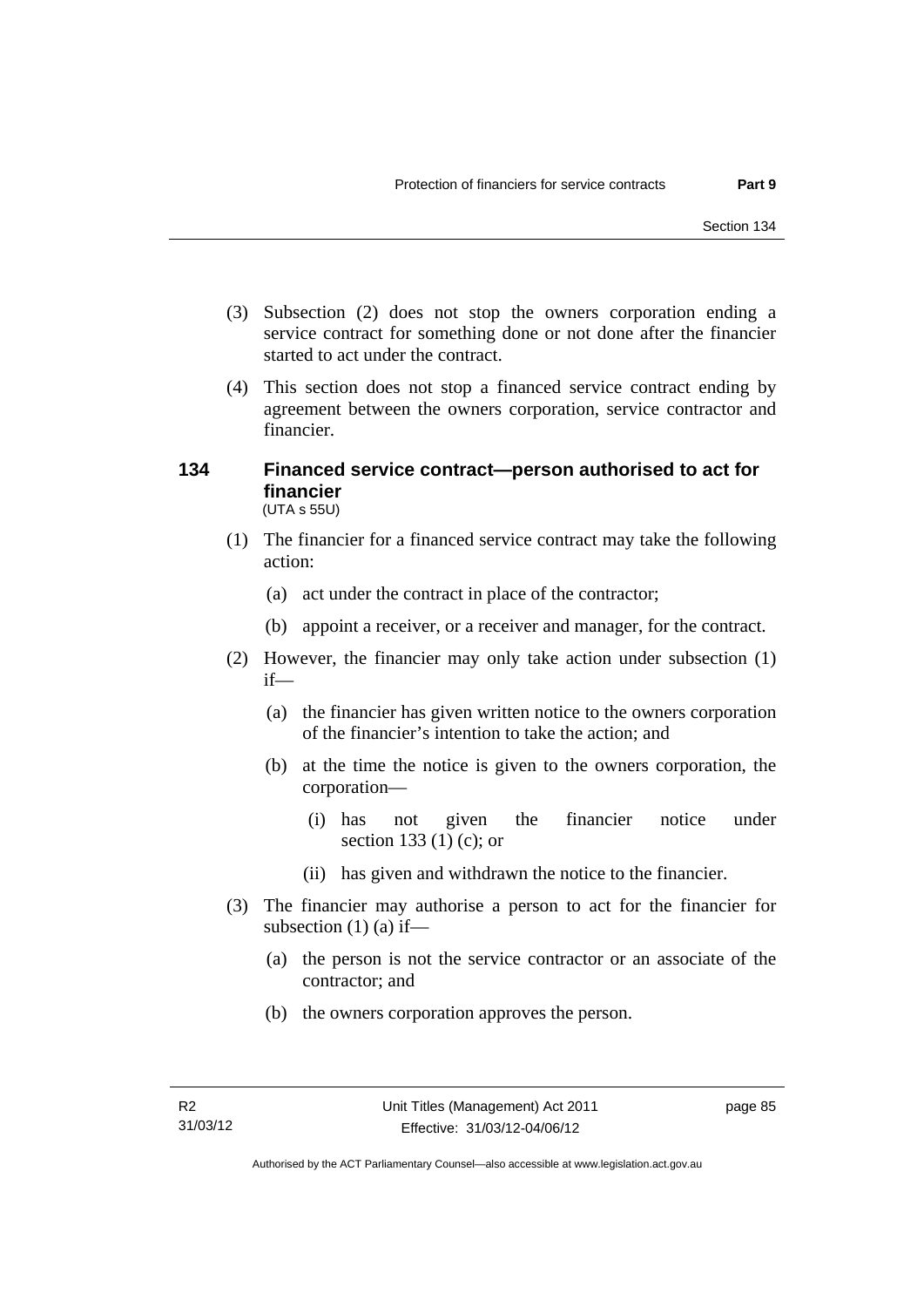(3) Subsection (2) does not stop the owners corporation ending a service contract for something done or not done after the financier started to act under the contract.

(4) This section does not stop a financed service contract ending by agreement between the owners corporation, service contractor and financier.

## 134 Financed service contract—person authorised to act for financier

(UTA s 55U)

(1) The financier for a financed service contract may take the following action:

(a) act under the contract in place of the contractor;

(b) appoint a receiver, or a receiver and manager, for the contract.

(2) However, the financier may only take action under subsection (1) if—

(a) the financier has given written notice to the owners corporation of the financier's intention to take the action; and

(b) at the time the notice is given to the owners corporation, the corporation—

(i) has not given the financier notice under section 133 (1) (c); or

(ii) has given and withdrawn the notice to the financier.

(3) The financier may authorise a person to act for the financier for subsection (1) (a) if—

(a) the person is not the service contractor or an associate of the contractor; and

(b) the owners corporation approves the person.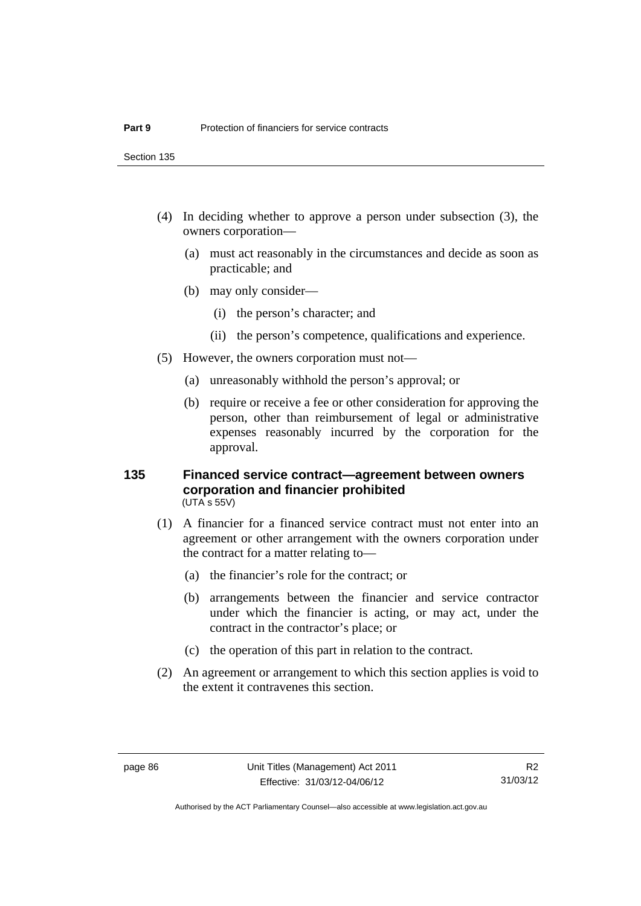(4) In deciding whether to approve a person under subsection (3), the owners corporation—

(a) must act reasonably in the circumstances and decide as soon as practicable; and

(b) may only consider—

(i) the person's character; and

(ii) the person's competence, qualifications and experience.

(5) However, the owners corporation must not—

(a) unreasonably withhold the person's approval; or

(b) require or receive a fee or other consideration for approving the person, other than reimbursement of legal or administrative expenses reasonably incurred by the corporation for the approval.

### 135 Financed service contract—agreement between owners corporation and financier prohibited

(UTA s 55V)

(1) A financier for a financed service contract must not enter into an agreement or other arrangement with the owners corporation under the contract for a matter relating to—

(a) the financier's role for the contract; or

(b) arrangements between the financier and service contractor under which the financier is acting, or may act, under the contract in the contractor's place; or

(c) the operation of this part in relation to the contract.

(2) An agreement or arrangement to which this section applies is void to the extent it contravenes this section.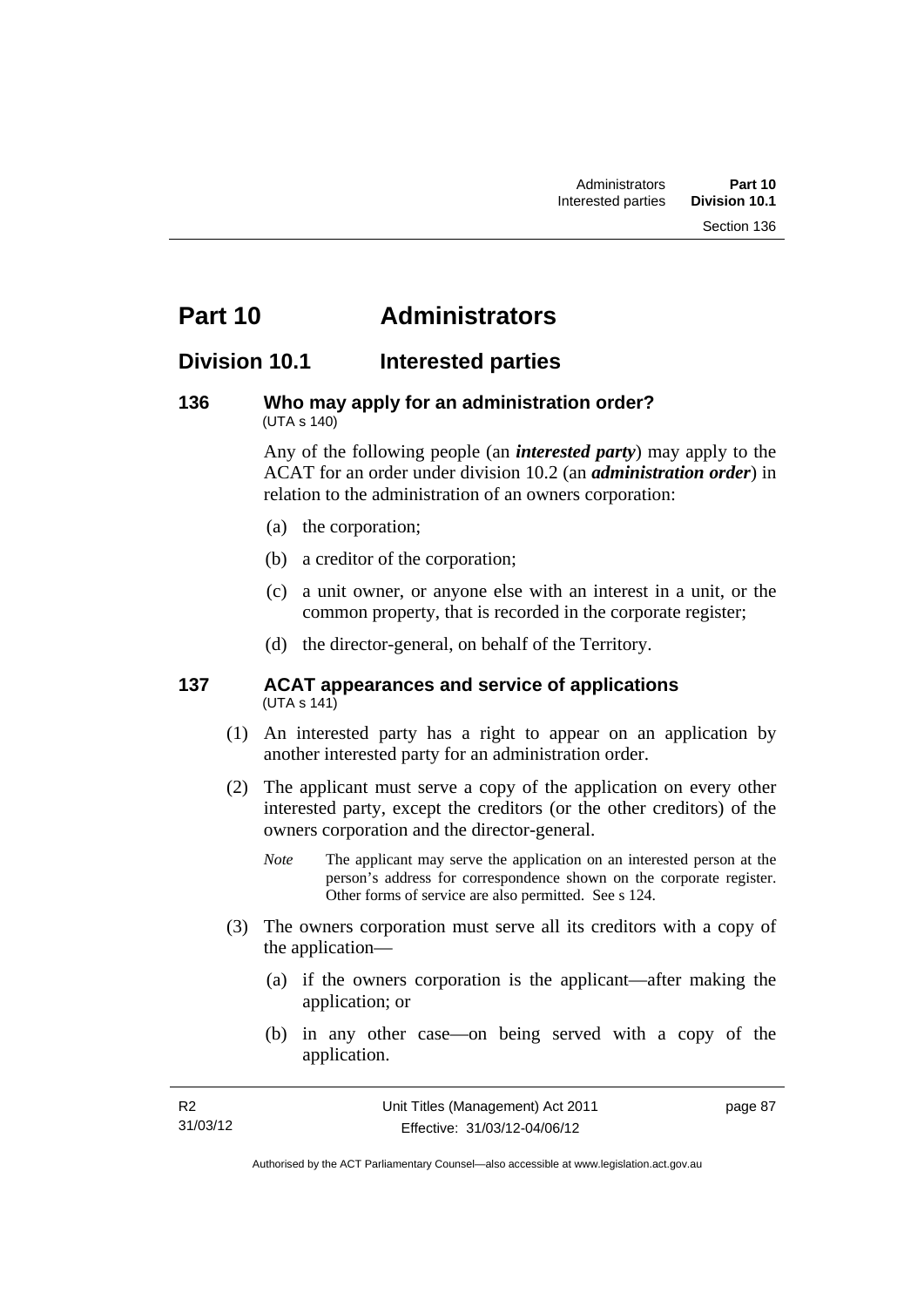# Part 10 Administrators

## Division 10.1 Interested parties

### 136 Who may apply for an administration order?

(UTA s 140)

Any of the following people (an ***interested party***) may apply to the ACAT for an order under division 10.2 (an ***administration order***) in relation to the administration of an owners corporation:

(a) the corporation;

(b) a creditor of the corporation;

(c) a unit owner, or anyone else with an interest in a unit, or the common property, that is recorded in the corporate register;

(d) the director-general, on behalf of the Territory.

### 137 ACAT appearances and service of applications

(UTA s 141)

(1) An interested party has a right to appear on an application by another interested party for an administration order.

(2) The applicant must serve a copy of the application on every other interested party, except the creditors (or the other creditors) of the owners corporation and the director-general.

*Note* The applicant may serve the application on an interested person at the person's address for correspondence shown on the corporate register. Other forms of service are also permitted. See s 124.

(3) The owners corporation must serve all its creditors with a copy of the application—

(a) if the owners corporation is the applicant—after making the application; or

(b) in any other case—on being served with a copy of the application.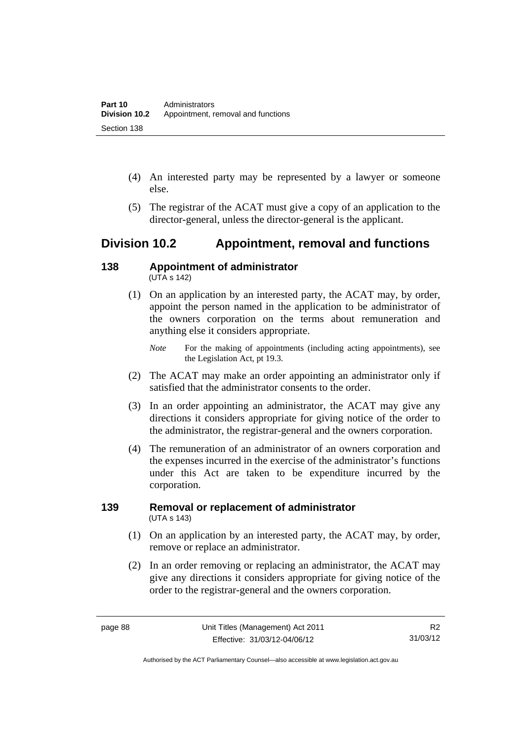(4) An interested party may be represented by a lawyer or someone else.

(5) The registrar of the ACAT must give a copy of an application to the director-general, unless the director-general is the applicant.

## Division 10.2 Appointment, removal and functions

### 138 Appointment of administrator
(UTA s 142)

(1) On an application by an interested party, the ACAT may, by order, appoint the person named in the application to be administrator of the owners corporation on the terms about remuneration and anything else it considers appropriate.

*Note* For the making of appointments (including acting appointments), see the Legislation Act, pt 19.3.

(2) The ACAT may make an order appointing an administrator only if satisfied that the administrator consents to the order.

(3) In an order appointing an administrator, the ACAT may give any directions it considers appropriate for giving notice of the order to the administrator, the registrar-general and the owners corporation.

(4) The remuneration of an administrator of an owners corporation and the expenses incurred in the exercise of the administrator's functions under this Act are taken to be expenditure incurred by the corporation.

### 139 Removal or replacement of administrator
(UTA s 143)

(1) On an application by an interested party, the ACAT may, by order, remove or replace an administrator.

(2) In an order removing or replacing an administrator, the ACAT may give any directions it considers appropriate for giving notice of the order to the registrar-general and the owners corporation.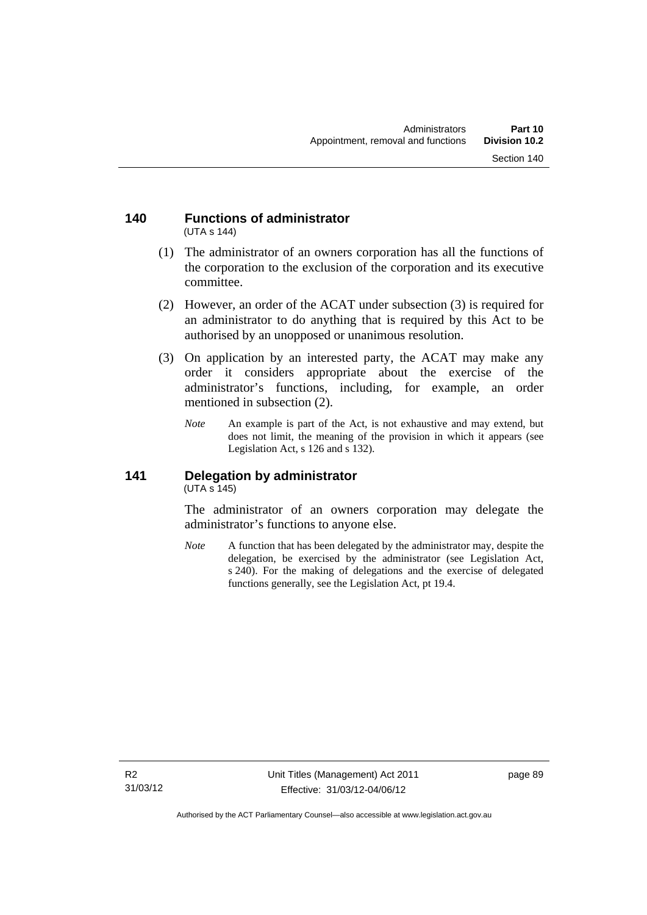## 140 Functions of administrator

(UTA s 144)

(1) The administrator of an owners corporation has all the functions of the corporation to the exclusion of the corporation and its executive committee.

(2) However, an order of the ACAT under subsection (3) is required for an administrator to do anything that is required by this Act to be authorised by an unopposed or unanimous resolution.

(3) On application by an interested party, the ACAT may make any order it considers appropriate about the exercise of the administrator's functions, including, for example, an order mentioned in subsection (2).

*Note* An example is part of the Act, is not exhaustive and may extend, but does not limit, the meaning of the provision in which it appears (see Legislation Act, s 126 and s 132).

## 141 Delegation by administrator

(UTA s 145)

The administrator of an owners corporation may delegate the administrator's functions to anyone else.

*Note* A function that has been delegated by the administrator may, despite the delegation, be exercised by the administrator (see Legislation Act, s 240). For the making of delegations and the exercise of delegated functions generally, see the Legislation Act, pt 19.4.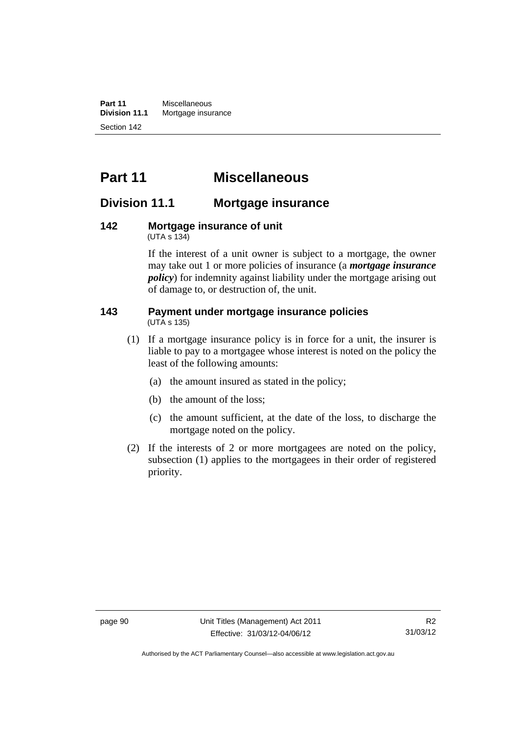# Part 11 Miscellaneous

## Division 11.1 Mortgage insurance

### 142 Mortgage insurance of unit

(UTA s 134)

If the interest of a unit owner is subject to a mortgage, the owner may take out 1 or more policies of insurance (a ***mortgage insurance policy***) for indemnity against liability under the mortgage arising out of damage to, or destruction of, the unit.

### 143 Payment under mortgage insurance policies

(UTA s 135)

(1) If a mortgage insurance policy is in force for a unit, the insurer is liable to pay to a mortgagee whose interest is noted on the policy the least of the following amounts:

(a) the amount insured as stated in the policy;

(b) the amount of the loss;

(c) the amount sufficient, at the date of the loss, to discharge the mortgage noted on the policy.

(2) If the interests of 2 or more mortgagees are noted on the policy, subsection (1) applies to the mortgagees in their order of registered priority.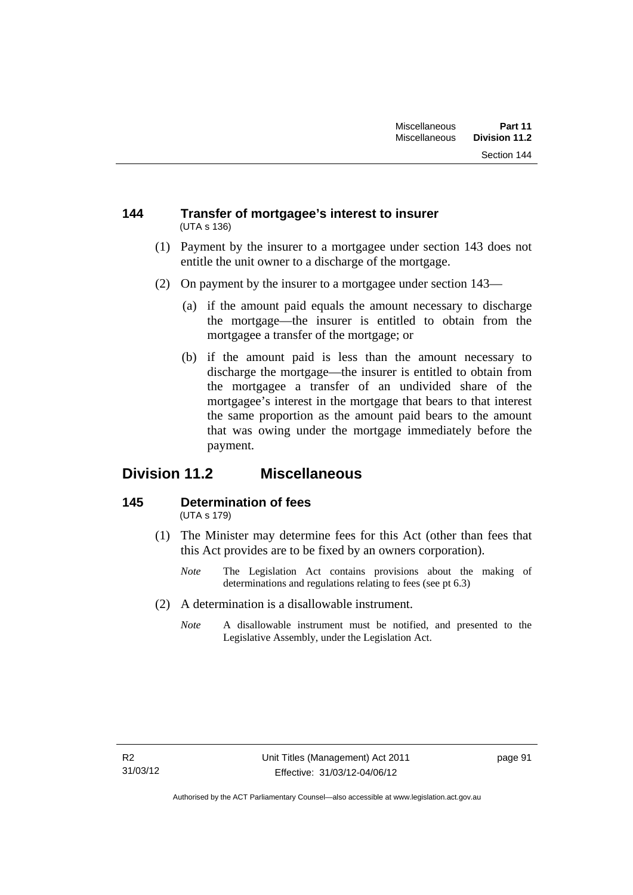### 144 Transfer of mortgagee's interest to insurer

(UTA s 136)

(1) Payment by the insurer to a mortgagee under section 143 does not entitle the unit owner to a discharge of the mortgage.

(2) On payment by the insurer to a mortgagee under section 143—

(a) if the amount paid equals the amount necessary to discharge the mortgage—the insurer is entitled to obtain from the mortgagee a transfer of the mortgage; or

(b) if the amount paid is less than the amount necessary to discharge the mortgage—the insurer is entitled to obtain from the mortgagee a transfer of an undivided share of the mortgagee's interest in the mortgage that bears to that interest the same proportion as the amount paid bears to the amount that was owing under the mortgage immediately before the payment.

## Division 11.2 Miscellaneous

### 145 Determination of fees

(UTA s 179)

(1) The Minister may determine fees for this Act (other than fees that this Act provides are to be fixed by an owners corporation).

*Note* The Legislation Act contains provisions about the making of determinations and regulations relating to fees (see pt 6.3)

(2) A determination is a disallowable instrument.

*Note* A disallowable instrument must be notified, and presented to the Legislative Assembly, under the Legislation Act.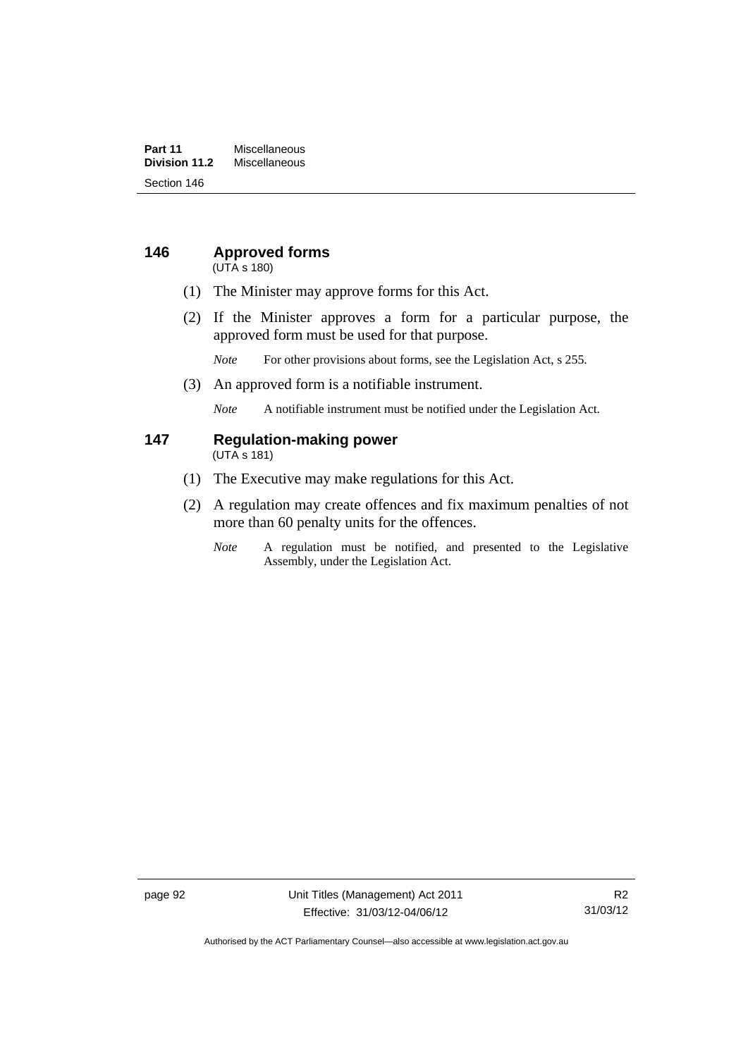## 146 Approved forms

(UTA s 180)

(1) The Minister may approve forms for this Act.

(2) If the Minister approves a form for a particular purpose, the approved form must be used for that purpose.

*Note* For other provisions about forms, see the Legislation Act, s 255.

(3) An approved form is a notifiable instrument.

*Note* A notifiable instrument must be notified under the Legislation Act.

## 147 Regulation-making power

(UTA s 181)

(1) The Executive may make regulations for this Act.

(2) A regulation may create offences and fix maximum penalties of not more than 60 penalty units for the offences.

*Note* A regulation must be notified, and presented to the Legislative Assembly, under the Legislation Act.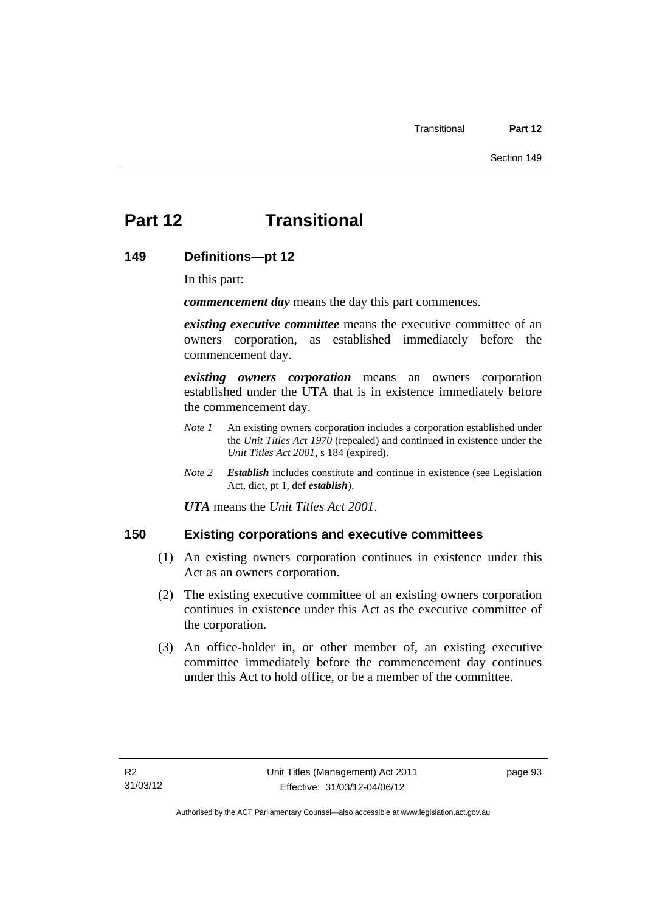# Part 12 Transitional

## 149 Definitions—pt 12

In this part:

***commencement day*** means the day this part commences.

***existing executive committee*** means the executive committee of an owners corporation, as established immediately before the commencement day.

***existing owners corporation*** means an owners corporation established under the UTA that is in existence immediately before the commencement day.

*Note 1* An existing owners corporation includes a corporation established under the *Unit Titles Act 1970* (repealed) and continued in existence under the *Unit Titles Act 2001*, s 184 (expired).

*Note 2* ***Establish*** includes constitute and continue in existence (see Legislation Act, dict, pt 1, def ***establish***).

***UTA*** means the *Unit Titles Act 2001*.

## 150 Existing corporations and executive committees

(1) An existing owners corporation continues in existence under this Act as an owners corporation.

(2) The existing executive committee of an existing owners corporation continues in existence under this Act as the executive committee of the corporation.

(3) An office-holder in, or other member of, an existing executive committee immediately before the commencement day continues under this Act to hold office, or be a member of the committee.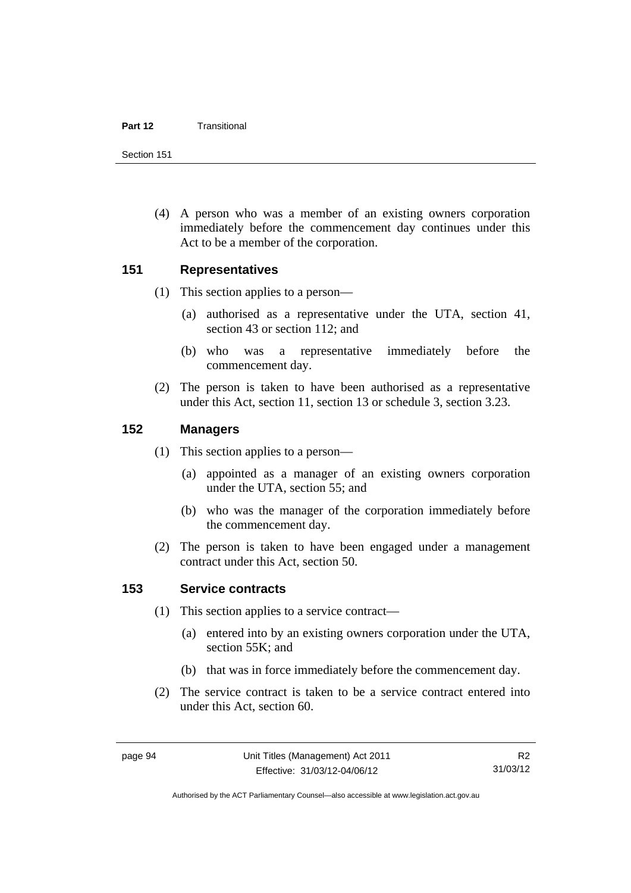(4) A person who was a member of an existing owners corporation immediately before the commencement day continues under this Act to be a member of the corporation.

## 151 Representatives

(1) This section applies to a person—

(a) authorised as a representative under the UTA, section 41, section 43 or section 112; and

(b) who was a representative immediately before the commencement day.

(2) The person is taken to have been authorised as a representative under this Act, section 11, section 13 or schedule 3, section 3.23.

## 152 Managers

(1) This section applies to a person—

(a) appointed as a manager of an existing owners corporation under the UTA, section 55; and

(b) who was the manager of the corporation immediately before the commencement day.

(2) The person is taken to have been engaged under a management contract under this Act, section 50.

## 153 Service contracts

(1) This section applies to a service contract—

(a) entered into by an existing owners corporation under the UTA, section 55K; and

(b) that was in force immediately before the commencement day.

(2) The service contract is taken to be a service contract entered into under this Act, section 60.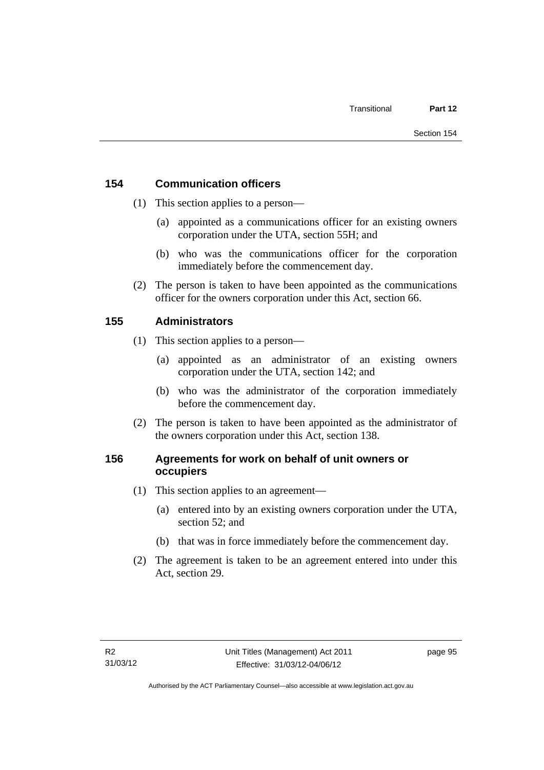## 154 Communication officers

(1) This section applies to a person—

(a) appointed as a communications officer for an existing owners corporation under the UTA, section 55H; and

(b) who was the communications officer for the corporation immediately before the commencement day.

(2) The person is taken to have been appointed as the communications officer for the owners corporation under this Act, section 66.

## 155 Administrators

(1) This section applies to a person—

(a) appointed as an administrator of an existing owners corporation under the UTA, section 142; and

(b) who was the administrator of the corporation immediately before the commencement day.

(2) The person is taken to have been appointed as the administrator of the owners corporation under this Act, section 138.

## 156 Agreements for work on behalf of unit owners or occupiers

(1) This section applies to an agreement—

(a) entered into by an existing owners corporation under the UTA, section 52; and

(b) that was in force immediately before the commencement day.

(2) The agreement is taken to be an agreement entered into under this Act, section 29.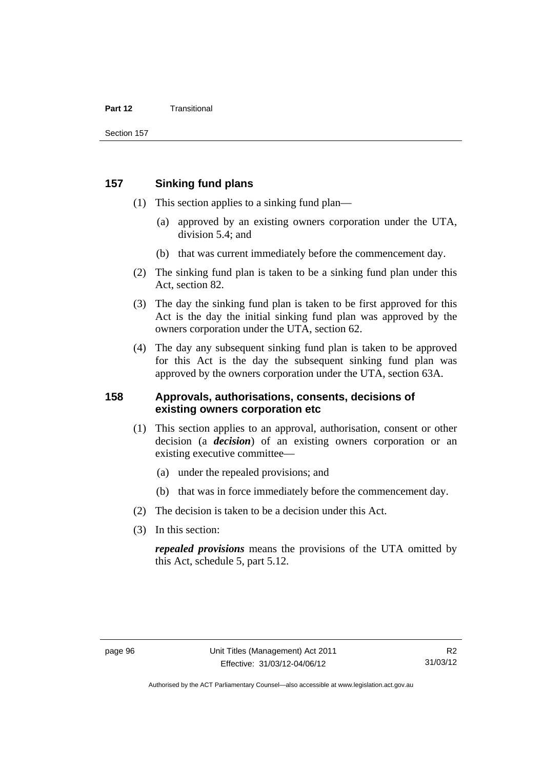## 157 Sinking fund plans

(1) This section applies to a sinking fund plan—

(a) approved by an existing owners corporation under the UTA, division 5.4; and

(b) that was current immediately before the commencement day.

(2) The sinking fund plan is taken to be a sinking fund plan under this Act, section 82.

(3) The day the sinking fund plan is taken to be first approved for this Act is the day the initial sinking fund plan was approved by the owners corporation under the UTA, section 62.

(4) The day any subsequent sinking fund plan is taken to be approved for this Act is the day the subsequent sinking fund plan was approved by the owners corporation under the UTA, section 63A.

## 158 Approvals, authorisations, consents, decisions of existing owners corporation etc

(1) This section applies to an approval, authorisation, consent or other decision (a ***decision***) of an existing owners corporation or an existing executive committee—

(a) under the repealed provisions; and

(b) that was in force immediately before the commencement day.

(2) The decision is taken to be a decision under this Act.

(3) In this section:

***repealed provisions*** means the provisions of the UTA omitted by this Act, schedule 5, part 5.12.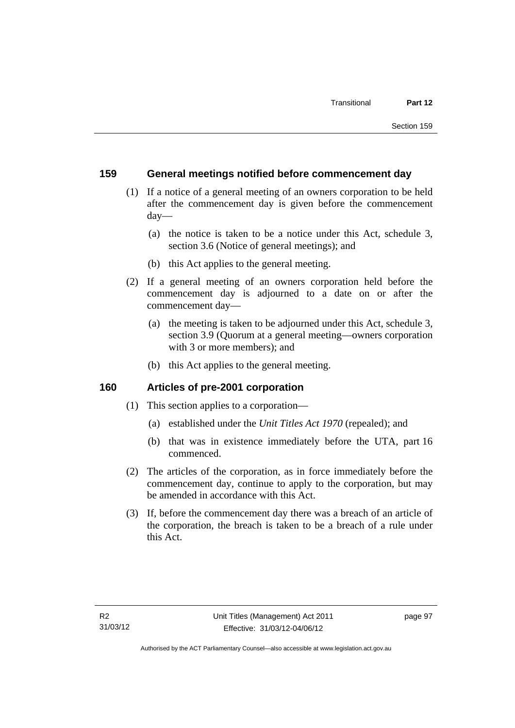## 159 General meetings notified before commencement day

(1) If a notice of a general meeting of an owners corporation to be held after the commencement day is given before the commencement day—

(a) the notice is taken to be a notice under this Act, schedule 3, section 3.6 (Notice of general meetings); and

(b) this Act applies to the general meeting.

(2) If a general meeting of an owners corporation held before the commencement day is adjourned to a date on or after the commencement day—

(a) the meeting is taken to be adjourned under this Act, schedule 3, section 3.9 (Quorum at a general meeting—owners corporation with 3 or more members); and

(b) this Act applies to the general meeting.

## 160 Articles of pre-2001 corporation

(1) This section applies to a corporation—

(a) established under the *Unit Titles Act 1970* (repealed); and

(b) that was in existence immediately before the UTA, part 16 commenced.

(2) The articles of the corporation, as in force immediately before the commencement day, continue to apply to the corporation, but may be amended in accordance with this Act.

(3) If, before the commencement day there was a breach of an article of the corporation, the breach is taken to be a breach of a rule under this Act.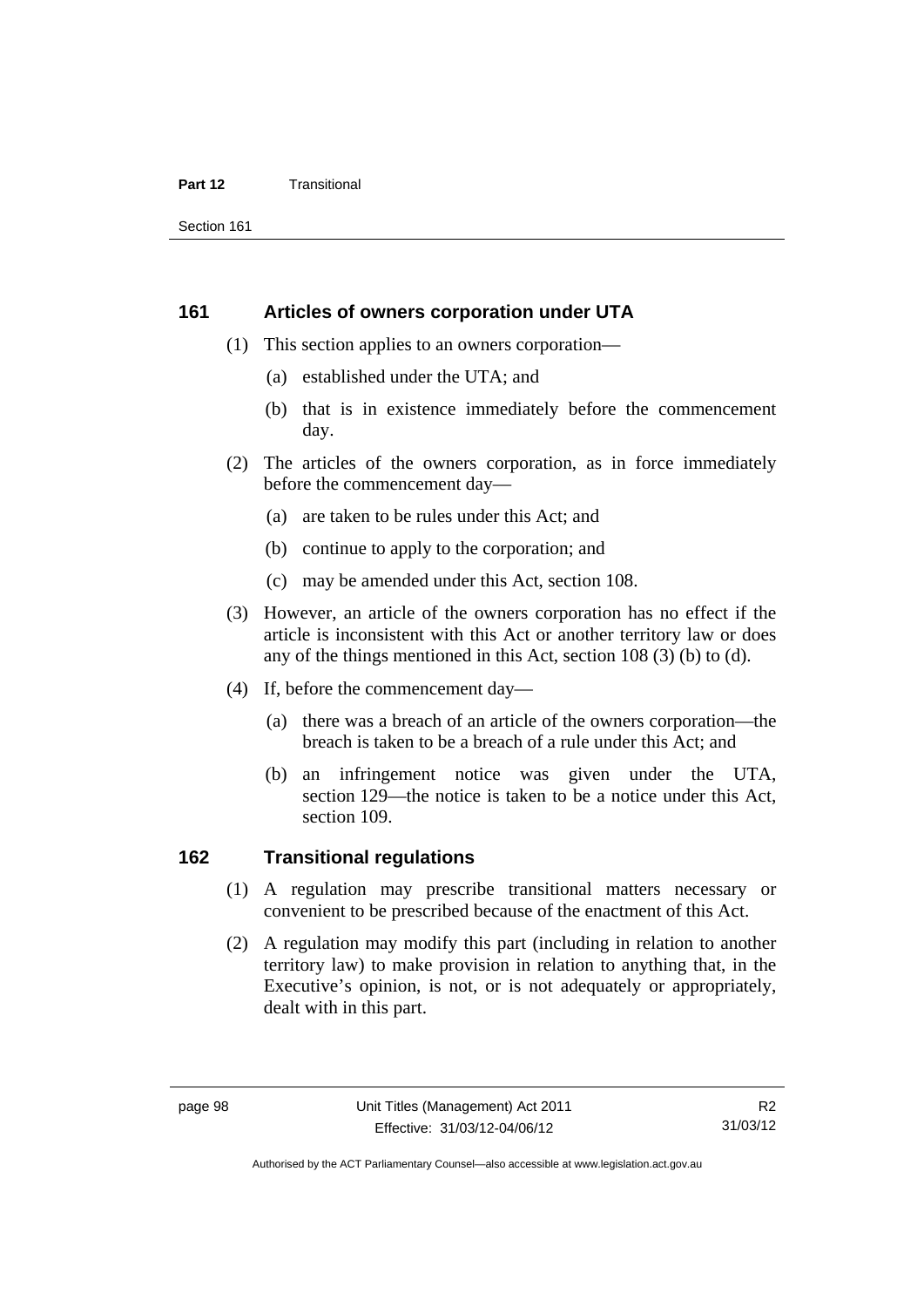## 161 Articles of owners corporation under UTA

(1) This section applies to an owners corporation—

(a) established under the UTA; and

(b) that is in existence immediately before the commencement day.

(2) The articles of the owners corporation, as in force immediately before the commencement day—

(a) are taken to be rules under this Act; and

(b) continue to apply to the corporation; and

(c) may be amended under this Act, section 108.

(3) However, an article of the owners corporation has no effect if the article is inconsistent with this Act or another territory law or does any of the things mentioned in this Act, section 108 (3) (b) to (d).

(4) If, before the commencement day—

(a) there was a breach of an article of the owners corporation—the breach is taken to be a breach of a rule under this Act; and

(b) an infringement notice was given under the UTA, section 129—the notice is taken to be a notice under this Act, section 109.

## 162 Transitional regulations

(1) A regulation may prescribe transitional matters necessary or convenient to be prescribed because of the enactment of this Act.

(2) A regulation may modify this part (including in relation to another territory law) to make provision in relation to anything that, in the Executive's opinion, is not, or is not adequately or appropriately, dealt with in this part.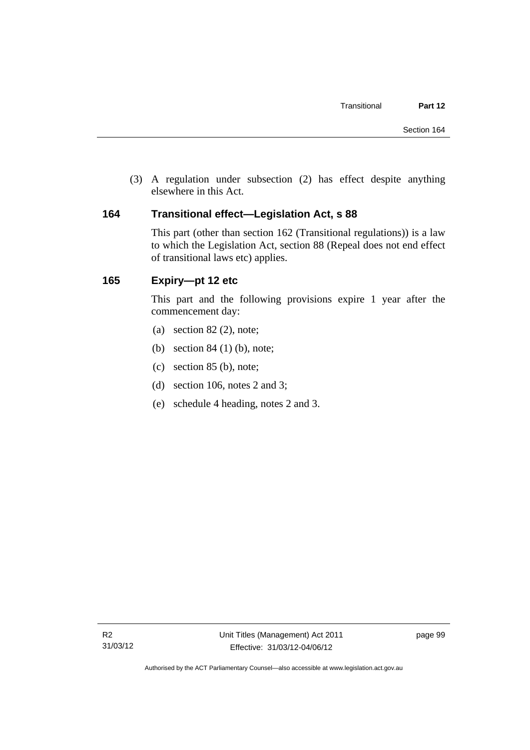(3) A regulation under subsection (2) has effect despite anything elsewhere in this Act.

## 164 Transitional effect—Legislation Act, s 88

This part (other than section 162 (Transitional regulations)) is a law to which the Legislation Act, section 88 (Repeal does not end effect of transitional laws etc) applies.

## 165 Expiry—pt 12 etc

This part and the following provisions expire 1 year after the commencement day:

(a) section 82 (2), note;

(b) section 84 (1) (b), note;

(c) section 85 (b), note;

(d) section 106, notes 2 and 3;

(e) schedule 4 heading, notes 2 and 3.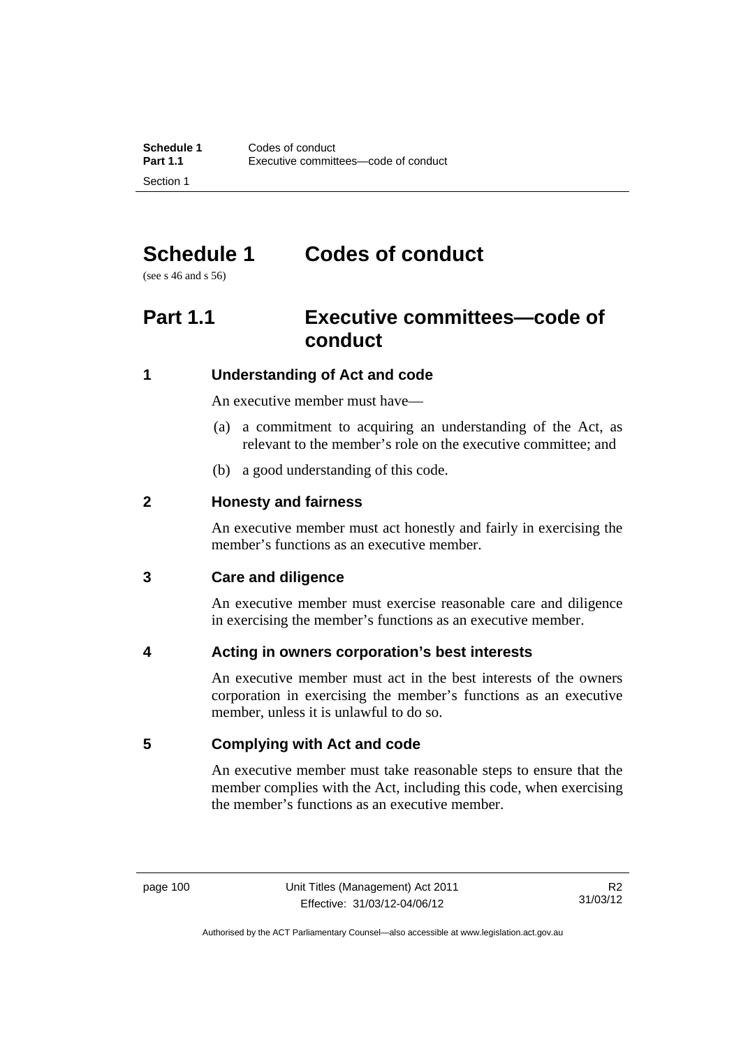# Schedule 1 Codes of conduct

(see s 46 and s 56)

## Part 1.1 Executive committees—code of conduct

### 1 Understanding of Act and code

An executive member must have—

(a) a commitment to acquiring an understanding of the Act, as relevant to the member's role on the executive committee; and

(b) a good understanding of this code.

### 2 Honesty and fairness

An executive member must act honestly and fairly in exercising the member's functions as an executive member.

### 3 Care and diligence

An executive member must exercise reasonable care and diligence in exercising the member's functions as an executive member.

### 4 Acting in owners corporation's best interests

An executive member must act in the best interests of the owners corporation in exercising the member's functions as an executive member, unless it is unlawful to do so.

### 5 Complying with Act and code

An executive member must take reasonable steps to ensure that the member complies with the Act, including this code, when exercising the member's functions as an executive member.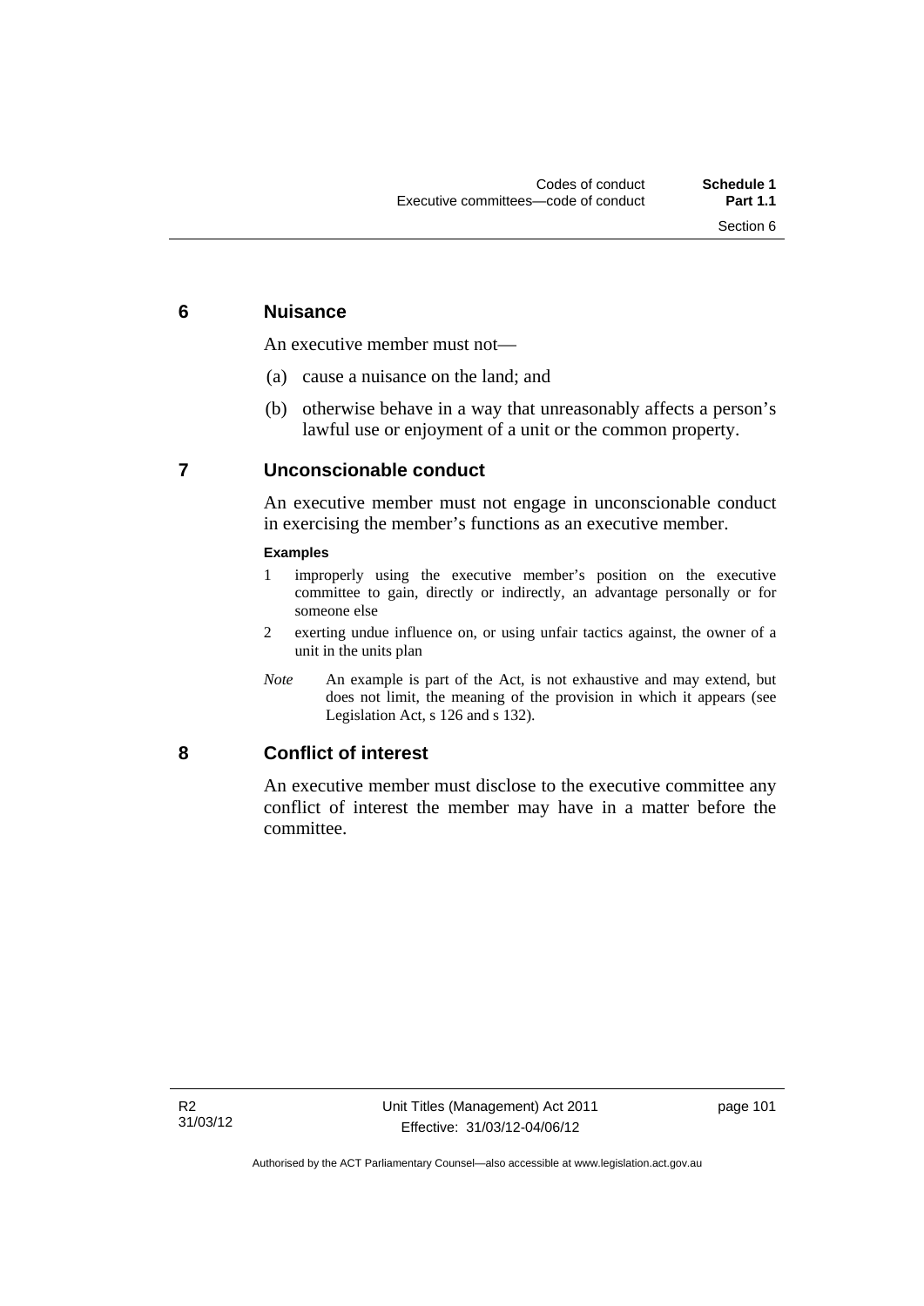## 6 Nuisance

An executive member must not—

(a) cause a nuisance on the land; and

(b) otherwise behave in a way that unreasonably affects a person's lawful use or enjoyment of a unit or the common property.

## 7 Unconscionable conduct

An executive member must not engage in unconscionable conduct in exercising the member's functions as an executive member.

**Examples**

1 improperly using the executive member's position on the executive committee to gain, directly or indirectly, an advantage personally or for someone else

2 exerting undue influence on, or using unfair tactics against, the owner of a unit in the units plan

*Note* An example is part of the Act, is not exhaustive and may extend, but does not limit, the meaning of the provision in which it appears (see Legislation Act, s 126 and s 132).

## 8 Conflict of interest

An executive member must disclose to the executive committee any conflict of interest the member may have in a matter before the committee.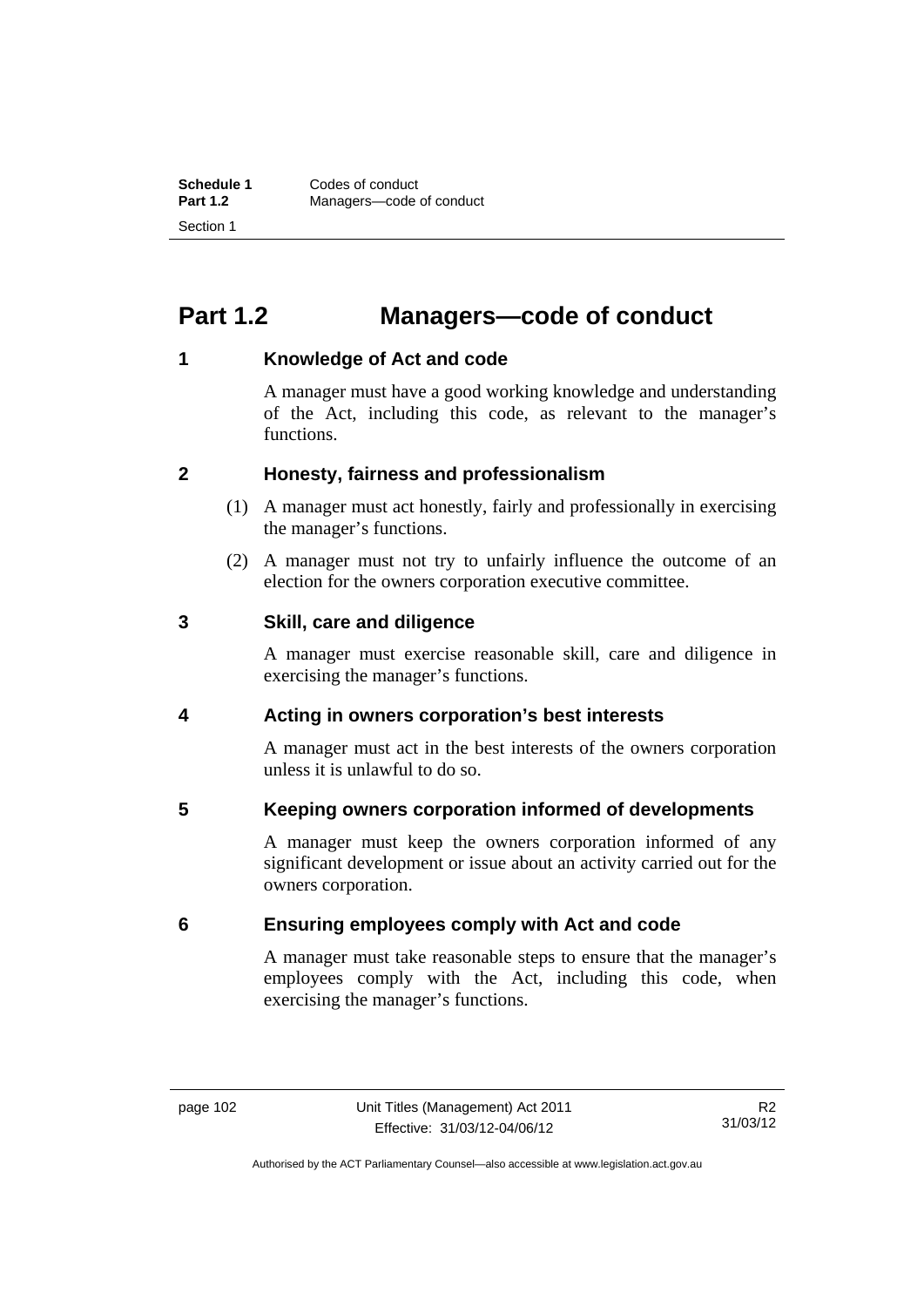# Part 1.2 Managers—code of conduct

## 1 Knowledge of Act and code

A manager must have a good working knowledge and understanding of the Act, including this code, as relevant to the manager's functions.

## 2 Honesty, fairness and professionalism

(1) A manager must act honestly, fairly and professionally in exercising the manager's functions.

(2) A manager must not try to unfairly influence the outcome of an election for the owners corporation executive committee.

## 3 Skill, care and diligence

A manager must exercise reasonable skill, care and diligence in exercising the manager's functions.

## 4 Acting in owners corporation's best interests

A manager must act in the best interests of the owners corporation unless it is unlawful to do so.

## 5 Keeping owners corporation informed of developments

A manager must keep the owners corporation informed of any significant development or issue about an activity carried out for the owners corporation.

## 6 Ensuring employees comply with Act and code

A manager must take reasonable steps to ensure that the manager's employees comply with the Act, including this code, when exercising the manager's functions.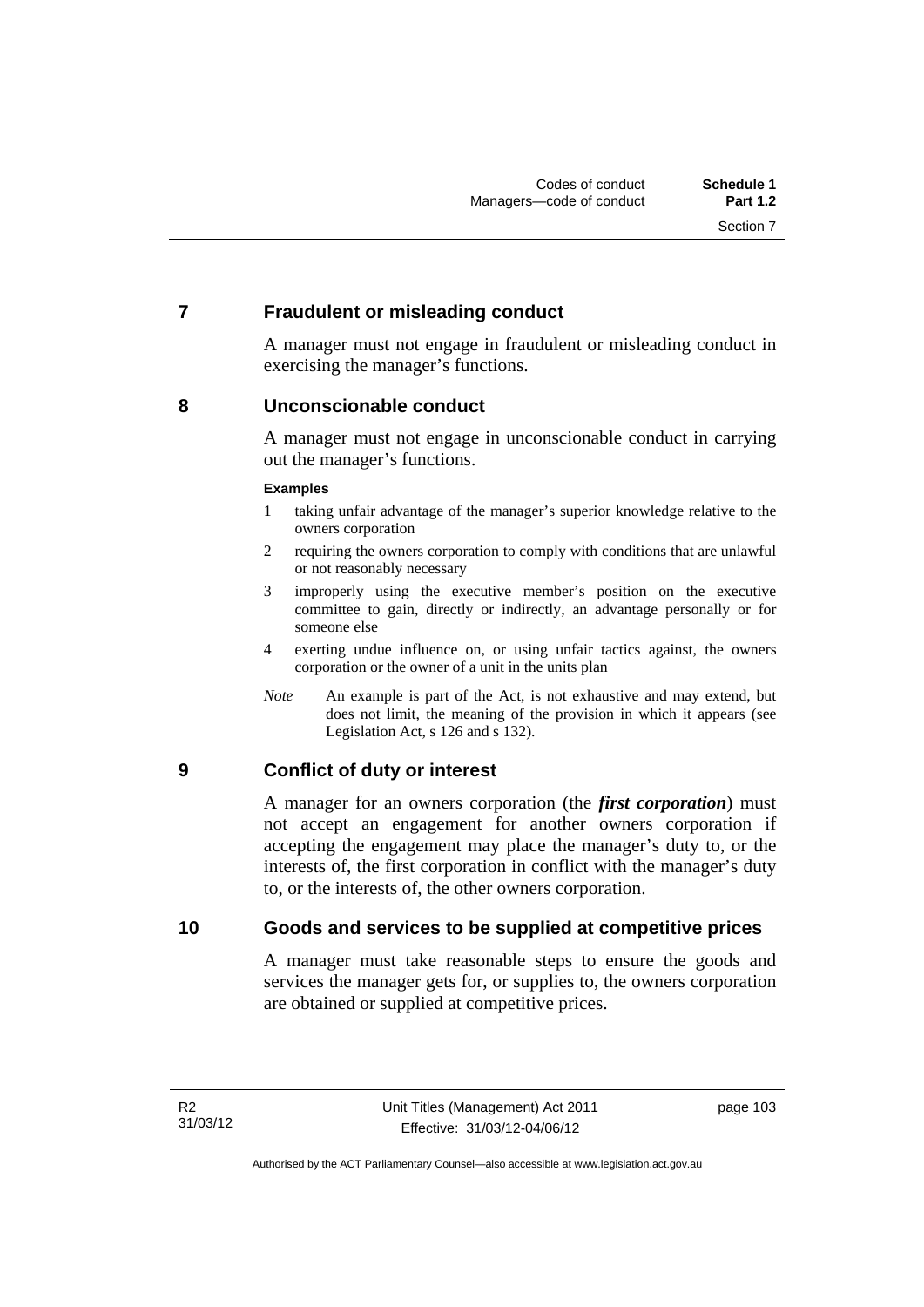## 7 Fraudulent or misleading conduct

A manager must not engage in fraudulent or misleading conduct in exercising the manager's functions.

## 8 Unconscionable conduct

A manager must not engage in unconscionable conduct in carrying out the manager's functions.

**Examples**

1 taking unfair advantage of the manager's superior knowledge relative to the owners corporation

2 requiring the owners corporation to comply with conditions that are unlawful or not reasonably necessary

3 improperly using the executive member's position on the executive committee to gain, directly or indirectly, an advantage personally or for someone else

4 exerting undue influence on, or using unfair tactics against, the owners corporation or the owner of a unit in the units plan

*Note* An example is part of the Act, is not exhaustive and may extend, but does not limit, the meaning of the provision in which it appears (see Legislation Act, s 126 and s 132).

## 9 Conflict of duty or interest

A manager for an owners corporation (the ***first corporation***) must not accept an engagement for another owners corporation if accepting the engagement may place the manager's duty to, or the interests of, the first corporation in conflict with the manager's duty to, or the interests of, the other owners corporation.

## 10 Goods and services to be supplied at competitive prices

A manager must take reasonable steps to ensure the goods and services the manager gets for, or supplies to, the owners corporation are obtained or supplied at competitive prices.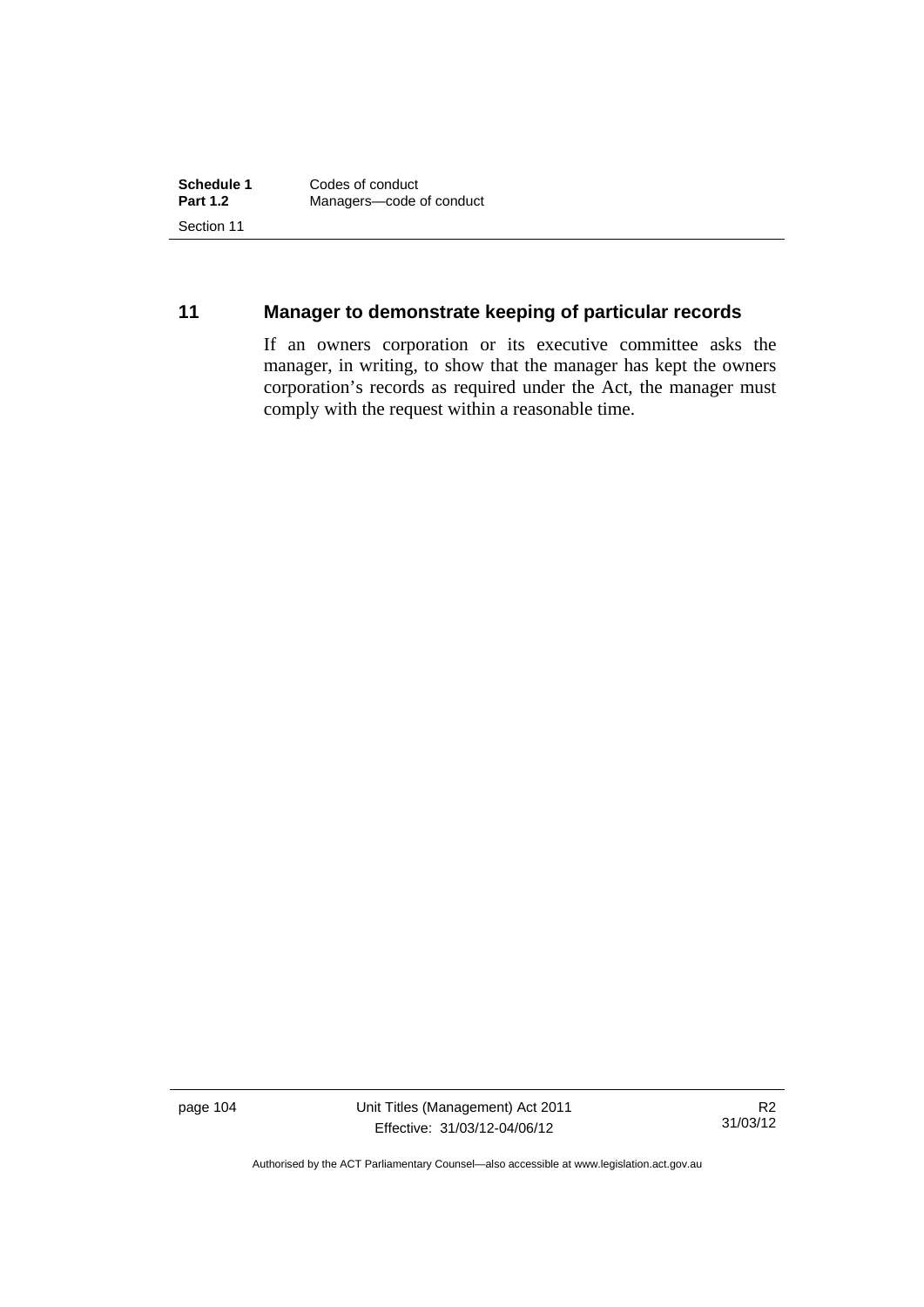## 11 Manager to demonstrate keeping of particular records

If an owners corporation or its executive committee asks the manager, in writing, to show that the manager has kept the owners corporation's records as required under the Act, the manager must comply with the request within a reasonable time.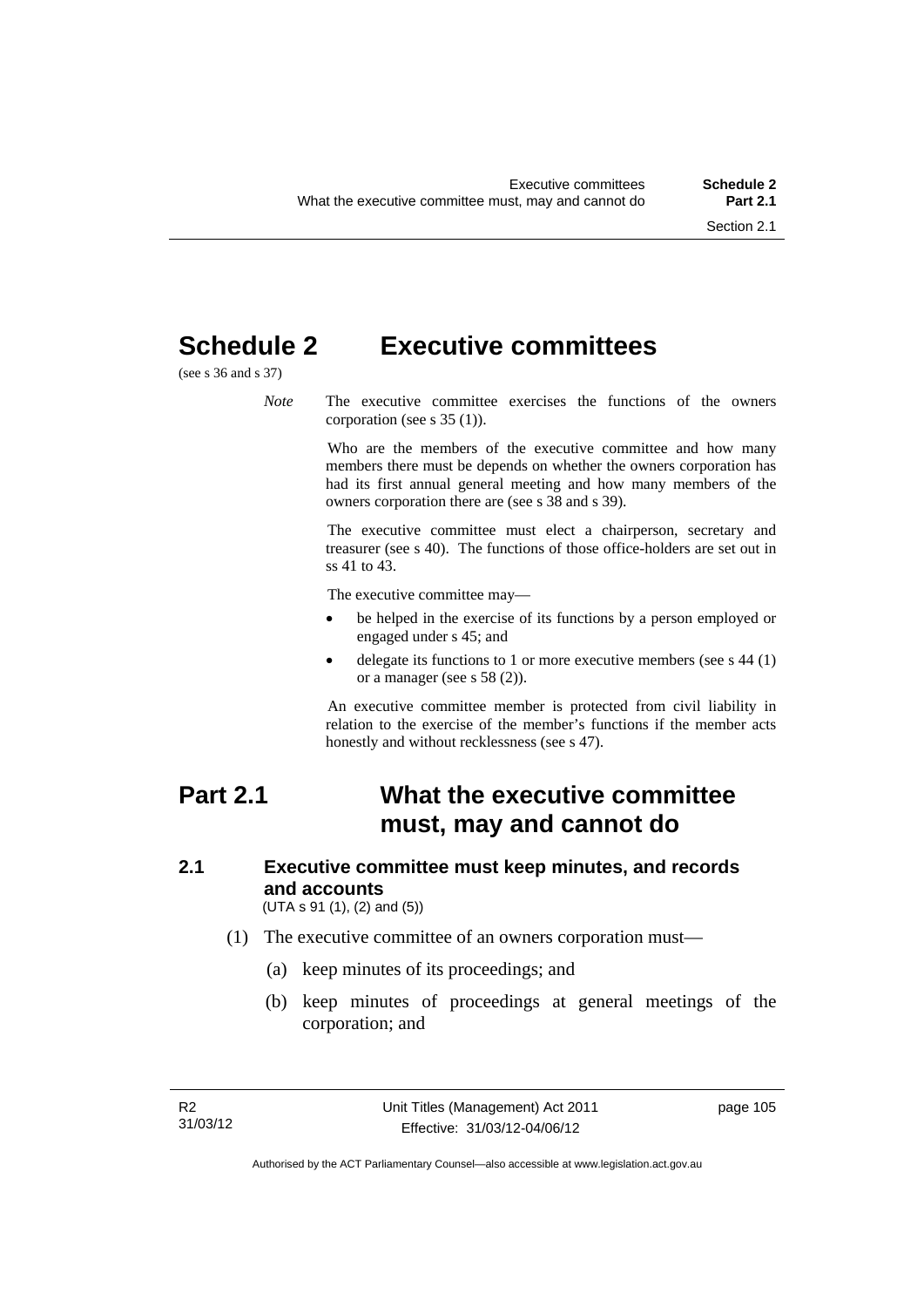# Schedule 2 Executive committees

(see s 36 and s 37)

*Note* The executive committee exercises the functions of the owners corporation (see s 35 (1)).

Who are the members of the executive committee and how many members there must be depends on whether the owners corporation has had its first annual general meeting and how many members of the owners corporation there are (see s 38 and s 39).

The executive committee must elect a chairperson, secretary and treasurer (see s 40). The functions of those office-holders are set out in ss 41 to 43.

The executive committee may—

- be helped in the exercise of its functions by a person employed or engaged under s 45; and
- delegate its functions to 1 or more executive members (see s 44 (1) or a manager (see s 58 (2)).

An executive committee member is protected from civil liability in relation to the exercise of the member's functions if the member acts honestly and without recklessness (see s 47).

## Part 2.1 What the executive committee must, may and cannot do

### 2.1 Executive committee must keep minutes, and records and accounts

(UTA s 91 (1), (2) and (5))

(1) The executive committee of an owners corporation must—

(a) keep minutes of its proceedings; and

(b) keep minutes of proceedings at general meetings of the corporation; and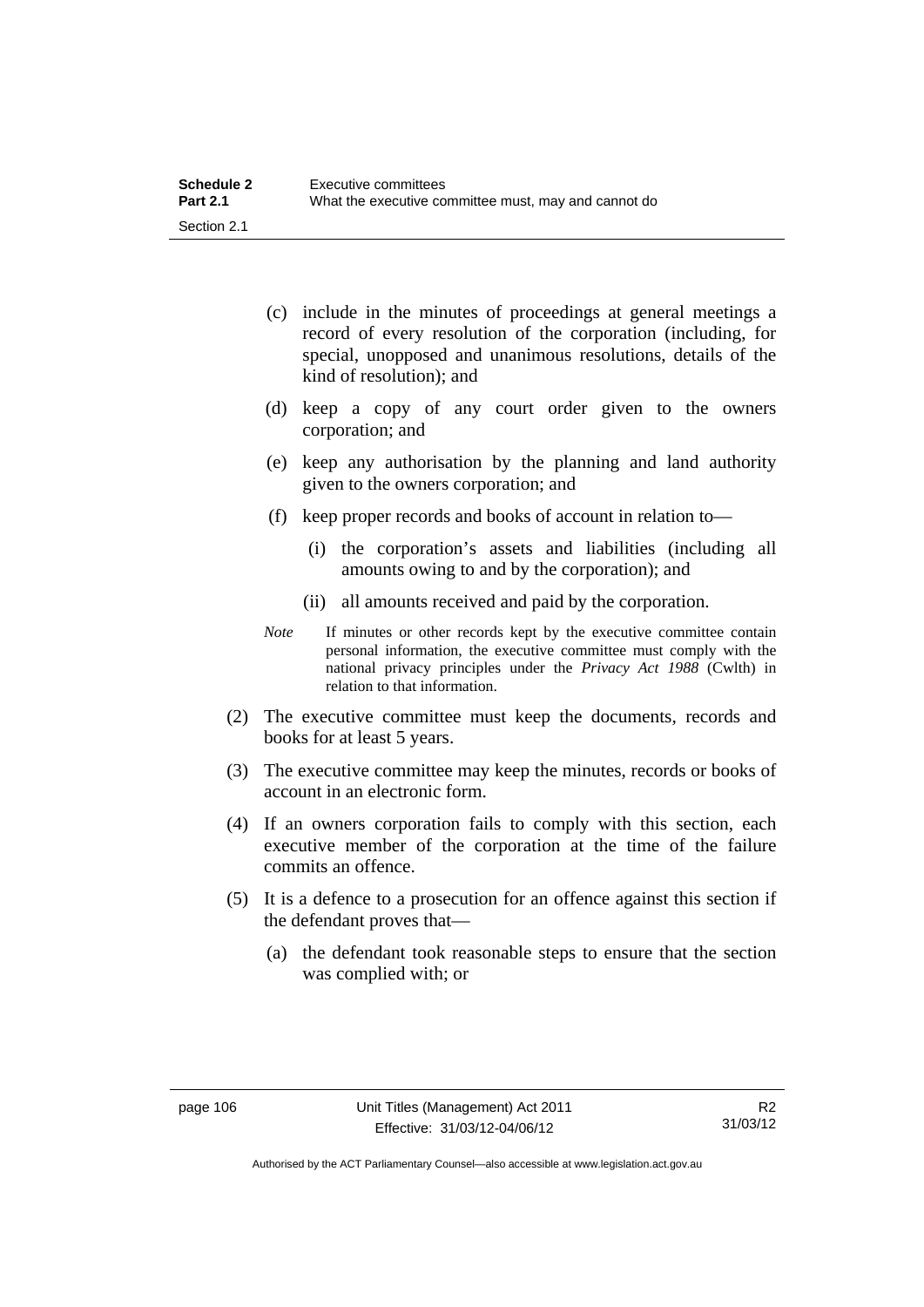(c) include in the minutes of proceedings at general meetings a record of every resolution of the corporation (including, for special, unopposed and unanimous resolutions, details of the kind of resolution); and

(d) keep a copy of any court order given to the owners corporation; and

(e) keep any authorisation by the planning and land authority given to the owners corporation; and

(f) keep proper records and books of account in relation to—

(i) the corporation's assets and liabilities (including all amounts owing to and by the corporation); and

(ii) all amounts received and paid by the corporation.

*Note* If minutes or other records kept by the executive committee contain personal information, the executive committee must comply with the national privacy principles under the *Privacy Act 1988* (Cwlth) in relation to that information.

(2) The executive committee must keep the documents, records and books for at least 5 years.

(3) The executive committee may keep the minutes, records or books of account in an electronic form.

(4) If an owners corporation fails to comply with this section, each executive member of the corporation at the time of the failure commits an offence.

(5) It is a defence to a prosecution for an offence against this section if the defendant proves that—

(a) the defendant took reasonable steps to ensure that the section was complied with; or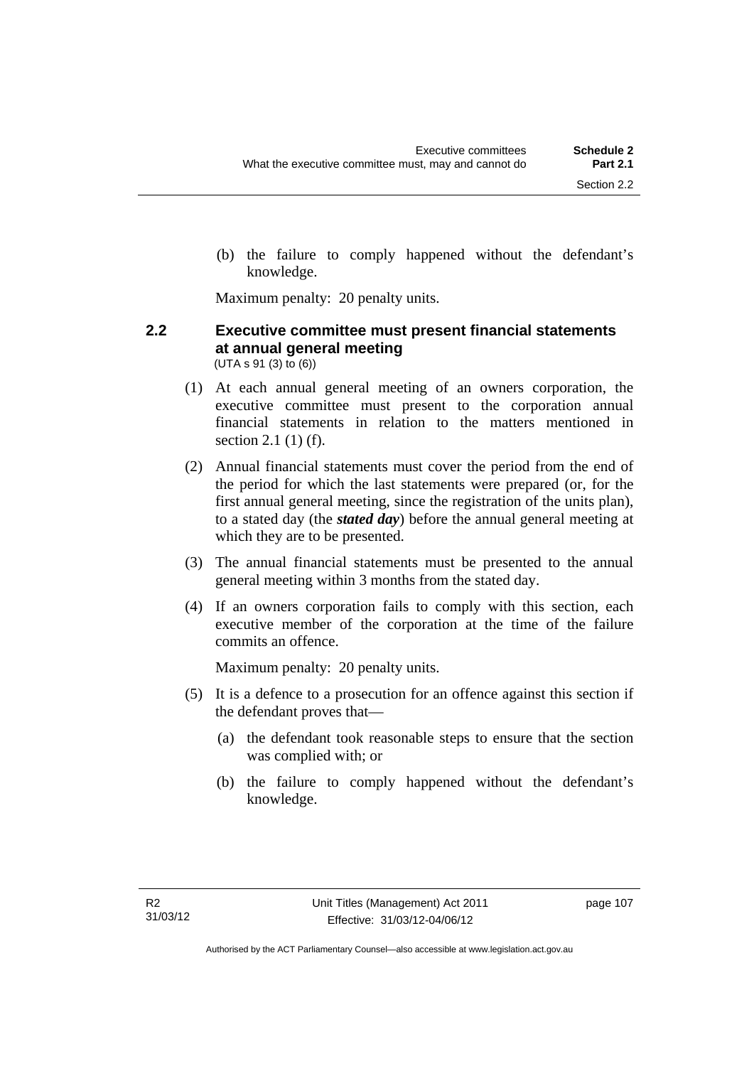(b) the failure to comply happened without the defendant's knowledge.

Maximum penalty: 20 penalty units.

### 2.2 Executive committee must present financial statements at annual general meeting

(UTA s 91 (3) to (6))

(1) At each annual general meeting of an owners corporation, the executive committee must present to the corporation annual financial statements in relation to the matters mentioned in section 2.1 (1) (f).

(2) Annual financial statements must cover the period from the end of the period for which the last statements were prepared (or, for the first annual general meeting, since the registration of the units plan), to a stated day (the ***stated day***) before the annual general meeting at which they are to be presented.

(3) The annual financial statements must be presented to the annual general meeting within 3 months from the stated day.

(4) If an owners corporation fails to comply with this section, each executive member of the corporation at the time of the failure commits an offence.

Maximum penalty: 20 penalty units.

(5) It is a defence to a prosecution for an offence against this section if the defendant proves that—

(a) the defendant took reasonable steps to ensure that the section was complied with; or

(b) the failure to comply happened without the defendant's knowledge.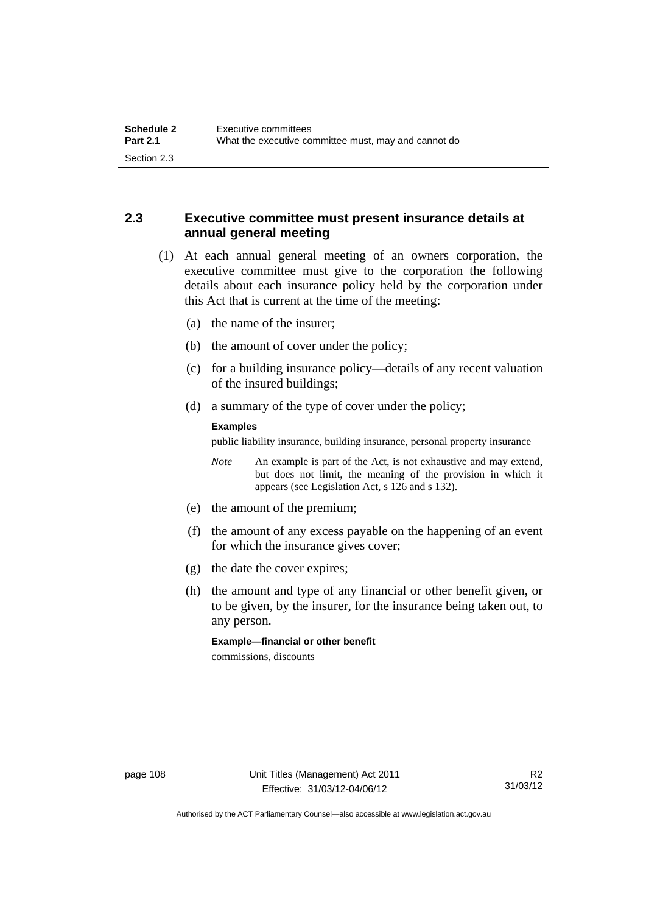## 2.3 Executive committee must present insurance details at annual general meeting

(1) At each annual general meeting of an owners corporation, the executive committee must give to the corporation the following details about each insurance policy held by the corporation under this Act that is current at the time of the meeting:

(a) the name of the insurer;

(b) the amount of cover under the policy;

(c) for a building insurance policy—details of any recent valuation of the insured buildings;

(d) a summary of the type of cover under the policy;

**Examples**

public liability insurance, building insurance, personal property insurance

*Note* An example is part of the Act, is not exhaustive and may extend, but does not limit, the meaning of the provision in which it appears (see Legislation Act, s 126 and s 132).

(e) the amount of the premium;

(f) the amount of any excess payable on the happening of an event for which the insurance gives cover;

(g) the date the cover expires;

(h) the amount and type of any financial or other benefit given, or to be given, by the insurer, for the insurance being taken out, to any person.

**Example—financial or other benefit**

commissions, discounts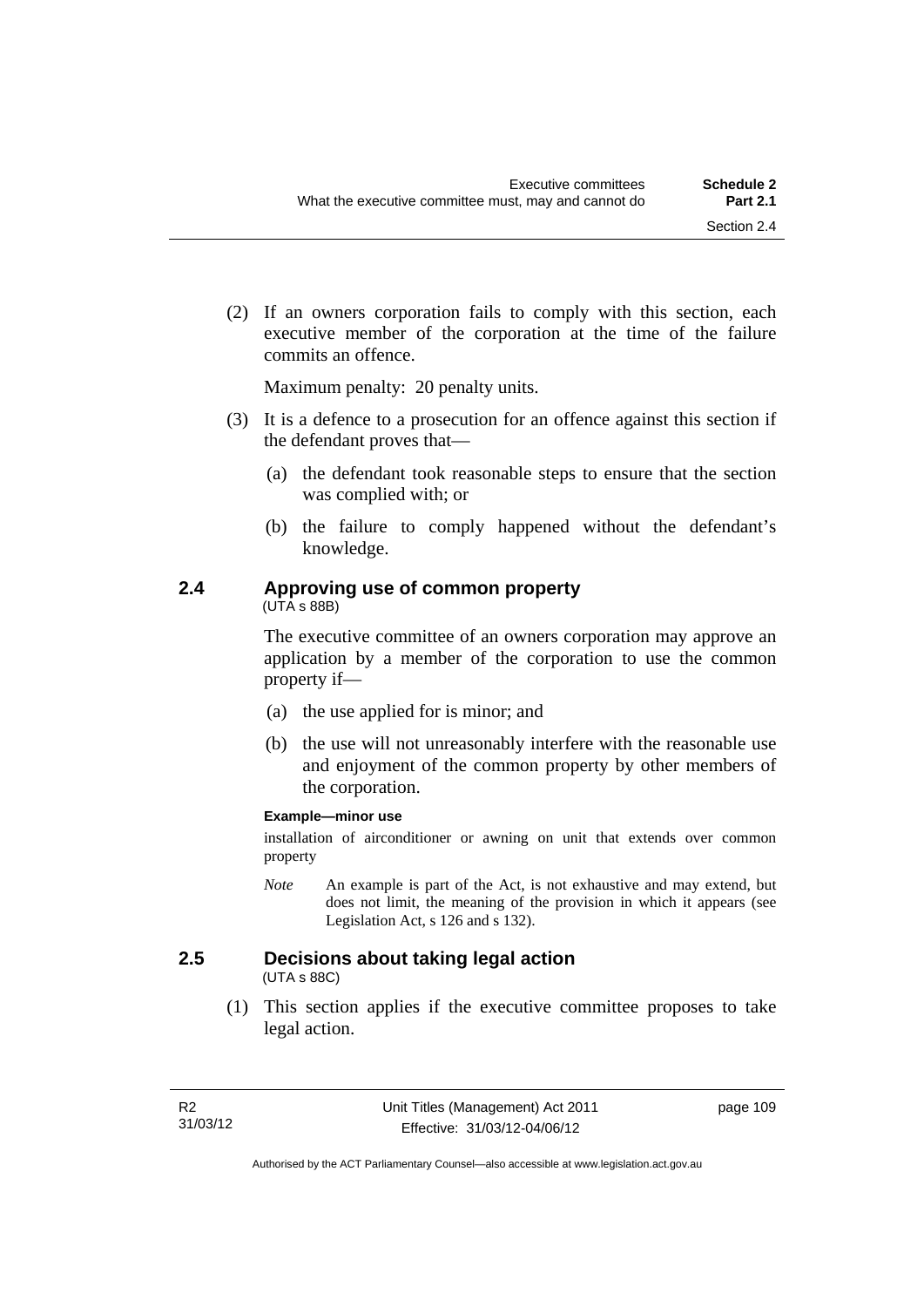(2) If an owners corporation fails to comply with this section, each executive member of the corporation at the time of the failure commits an offence.

Maximum penalty: 20 penalty units.

(3) It is a defence to a prosecution for an offence against this section if the defendant proves that—

(a) the defendant took reasonable steps to ensure that the section was complied with; or

(b) the failure to comply happened without the defendant's knowledge.

### 2.4 Approving use of common property

(UTA s 88B)

The executive committee of an owners corporation may approve an application by a member of the corporation to use the common property if—

(a) the use applied for is minor; and

(b) the use will not unreasonably interfere with the reasonable use and enjoyment of the common property by other members of the corporation.

**Example—minor use**

installation of airconditioner or awning on unit that extends over common property

*Note* An example is part of the Act, is not exhaustive and may extend, but does not limit, the meaning of the provision in which it appears (see Legislation Act, s 126 and s 132).

### 2.5 Decisions about taking legal action

(UTA s 88C)

(1) This section applies if the executive committee proposes to take legal action.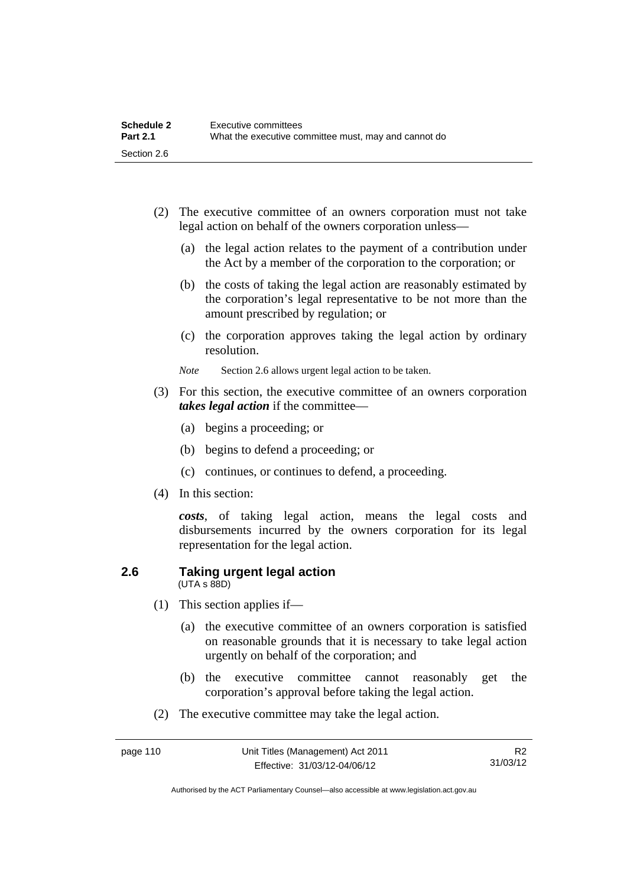(2) The executive committee of an owners corporation must not take legal action on behalf of the owners corporation unless—

(a) the legal action relates to the payment of a contribution under the Act by a member of the corporation to the corporation; or

(b) the costs of taking the legal action are reasonably estimated by the corporation's legal representative to be not more than the amount prescribed by regulation; or

(c) the corporation approves taking the legal action by ordinary resolution.

*Note* Section 2.6 allows urgent legal action to be taken.

(3) For this section, the executive committee of an owners corporation ***takes legal action*** if the committee—

(a) begins a proceeding; or

(b) begins to defend a proceeding; or

(c) continues, or continues to defend, a proceeding.

(4) In this section:

***costs***, of taking legal action, means the legal costs and disbursements incurred by the owners corporation for its legal representation for the legal action.

## 2.6 Taking urgent legal action

(UTA s 88D)

(1) This section applies if—

(a) the executive committee of an owners corporation is satisfied on reasonable grounds that it is necessary to take legal action urgently on behalf of the corporation; and

(b) the executive committee cannot reasonably get the corporation's approval before taking the legal action.

(2) The executive committee may take the legal action.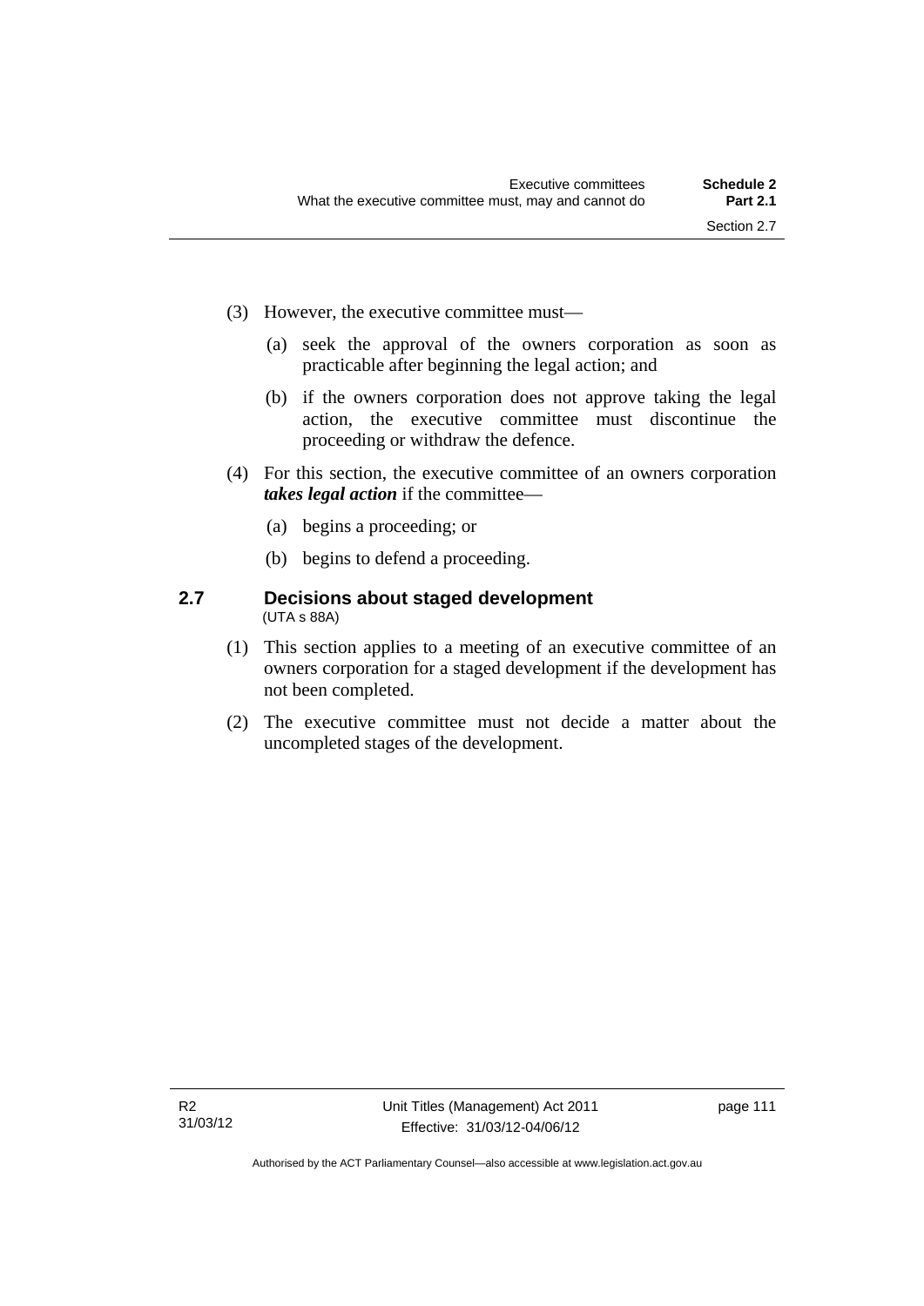(3) However, the executive committee must—

(a) seek the approval of the owners corporation as soon as practicable after beginning the legal action; and

(b) if the owners corporation does not approve taking the legal action, the executive committee must discontinue the proceeding or withdraw the defence.

(4) For this section, the executive committee of an owners corporation ***takes legal action*** if the committee—

(a) begins a proceeding; or

(b) begins to defend a proceeding.

### 2.7 Decisions about staged development

(UTA s 88A)

(1) This section applies to a meeting of an executive committee of an owners corporation for a staged development if the development has not been completed.

(2) The executive committee must not decide a matter about the uncompleted stages of the development.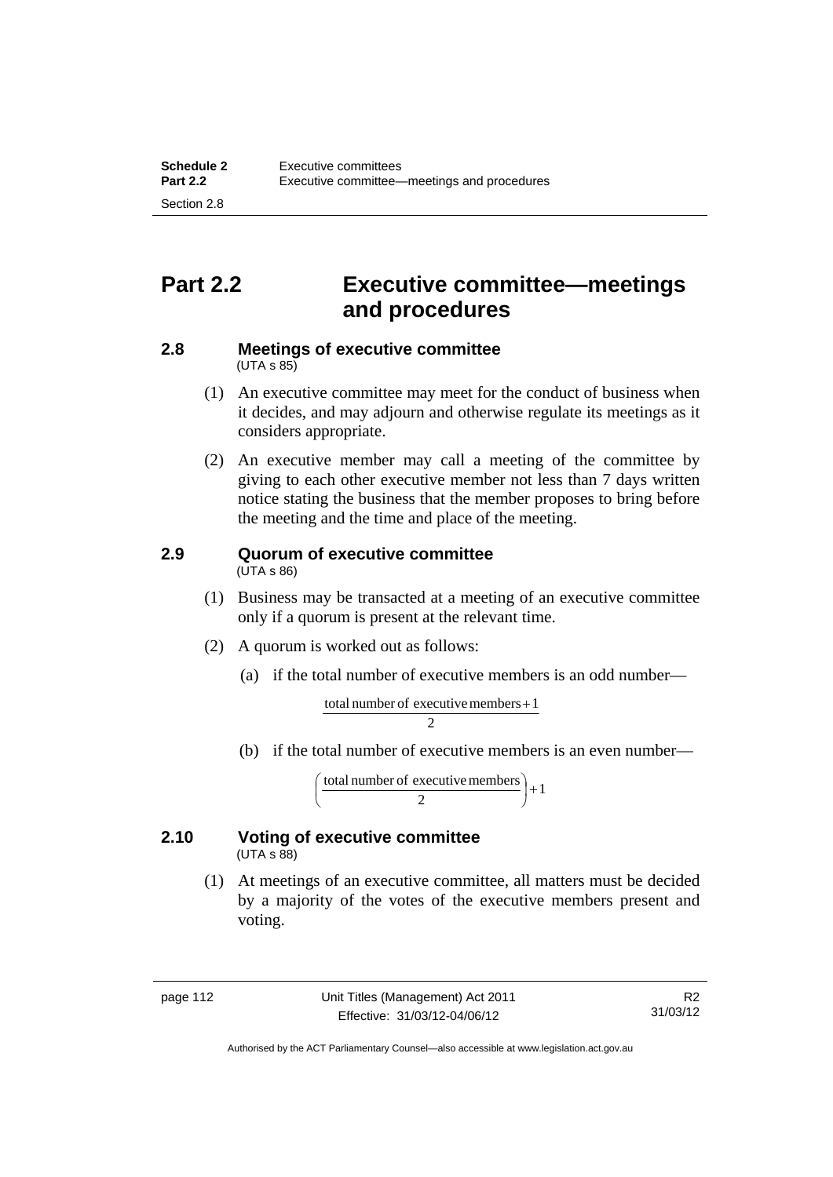# Part 2.2 Executive committee—meetings and procedures

## 2.8 Meetings of executive committee

(UTA s 85)

(1) An executive committee may meet for the conduct of business when it decides, and may adjourn and otherwise regulate its meetings as it considers appropriate.

(2) An executive member may call a meeting of the committee by giving to each other executive member not less than 7 days written notice stating the business that the member proposes to bring before the meeting and the time and place of the meeting.

## 2.9 Quorum of executive committee

(UTA s 86)

(1) Business may be transacted at a meeting of an executive committee only if a quorum is present at the relevant time.

(2) A quorum is worked out as follows:

(a) if the total number of executive members is an odd number—

$$\frac{\text{total number of executive members} + 1}{2}$$

(b) if the total number of executive members is an even number—

$$\left(\frac{\text{total number of executive members}}{2}\right) + 1$$

## 2.10 Voting of executive committee

(UTA s 88)

(1) At meetings of an executive committee, all matters must be decided by a majority of the votes of the executive members present and voting.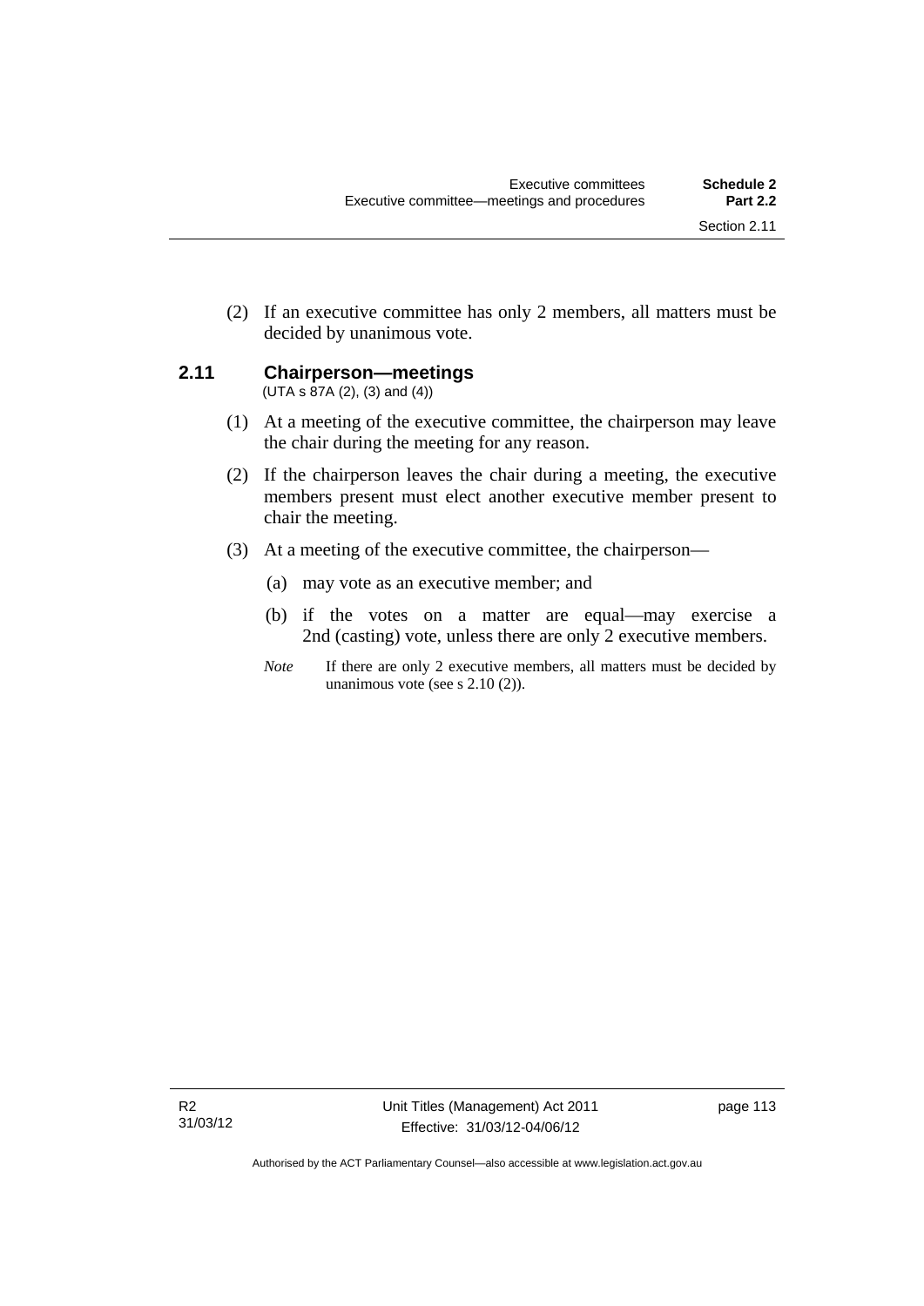(2) If an executive committee has only 2 members, all matters must be decided by unanimous vote.

## 2.11 Chairperson—meetings

(UTA s 87A (2), (3) and (4))

(1) At a meeting of the executive committee, the chairperson may leave the chair during the meeting for any reason.

(2) If the chairperson leaves the chair during a meeting, the executive members present must elect another executive member present to chair the meeting.

(3) At a meeting of the executive committee, the chairperson—

(a) may vote as an executive member; and

(b) if the votes on a matter are equal—may exercise a 2nd (casting) vote, unless there are only 2 executive members.

*Note* If there are only 2 executive members, all matters must be decided by unanimous vote (see s 2.10 (2)).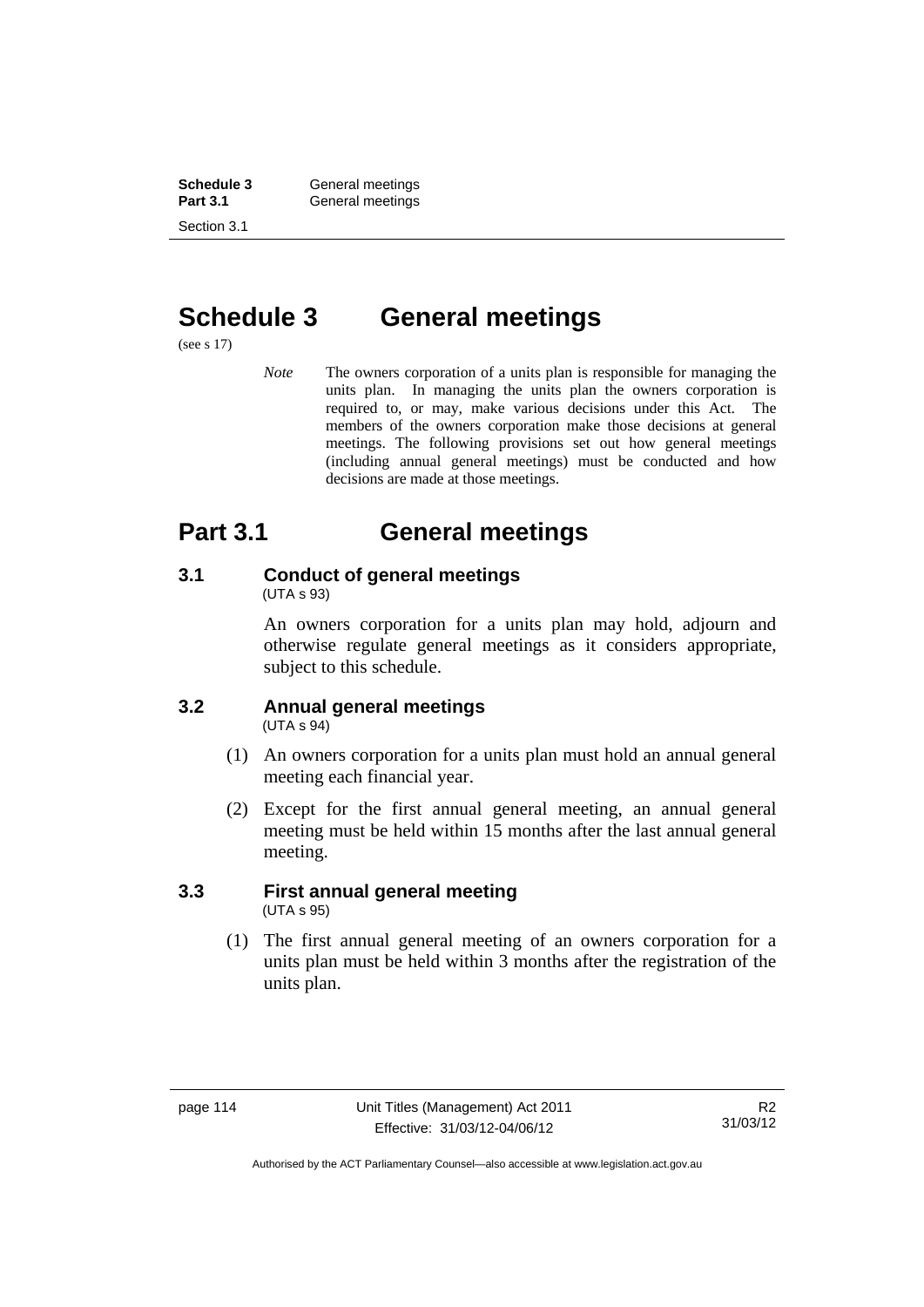# Schedule 3 General meetings

(see s 17)

*Note* The owners corporation of a units plan is responsible for managing the units plan. In managing the units plan the owners corporation is required to, or may, make various decisions under this Act. The members of the owners corporation make those decisions at general meetings. The following provisions set out how general meetings (including annual general meetings) must be conducted and how decisions are made at those meetings.

# Part 3.1 General meetings

### 3.1 Conduct of general meetings

(UTA s 93)

An owners corporation for a units plan may hold, adjourn and otherwise regulate general meetings as it considers appropriate, subject to this schedule.

### 3.2 Annual general meetings

(UTA s 94)

(1) An owners corporation for a units plan must hold an annual general meeting each financial year.

(2) Except for the first annual general meeting, an annual general meeting must be held within 15 months after the last annual general meeting.

### 3.3 First annual general meeting

(UTA s 95)

(1) The first annual general meeting of an owners corporation for a units plan must be held within 3 months after the registration of the units plan.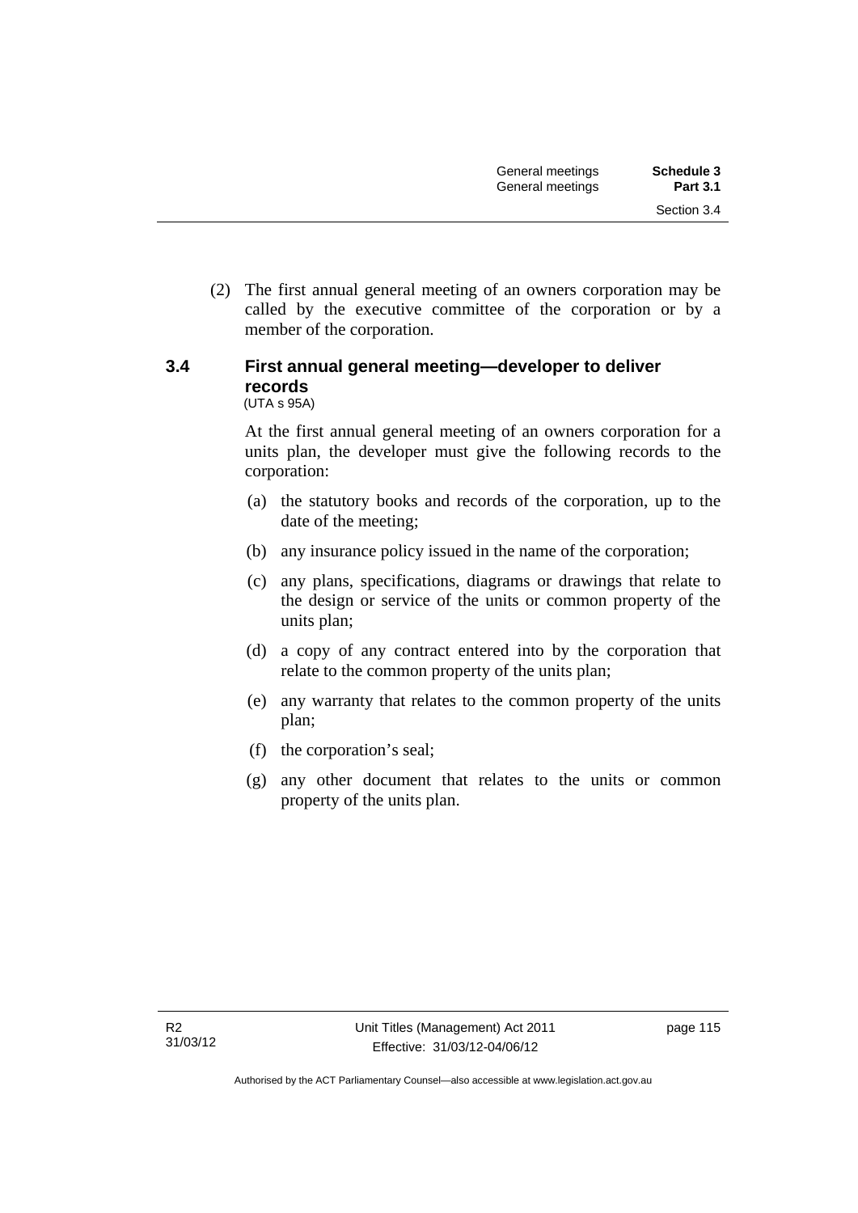(2) The first annual general meeting of an owners corporation may be called by the executive committee of the corporation or by a member of the corporation.

### 3.4 First annual general meeting—developer to deliver records

(UTA s 95A)

At the first annual general meeting of an owners corporation for a units plan, the developer must give the following records to the corporation:

(a) the statutory books and records of the corporation, up to the date of the meeting;

(b) any insurance policy issued in the name of the corporation;

(c) any plans, specifications, diagrams or drawings that relate to the design or service of the units or common property of the units plan;

(d) a copy of any contract entered into by the corporation that relate to the common property of the units plan;

(e) any warranty that relates to the common property of the units plan;

(f) the corporation's seal;

(g) any other document that relates to the units or common property of the units plan.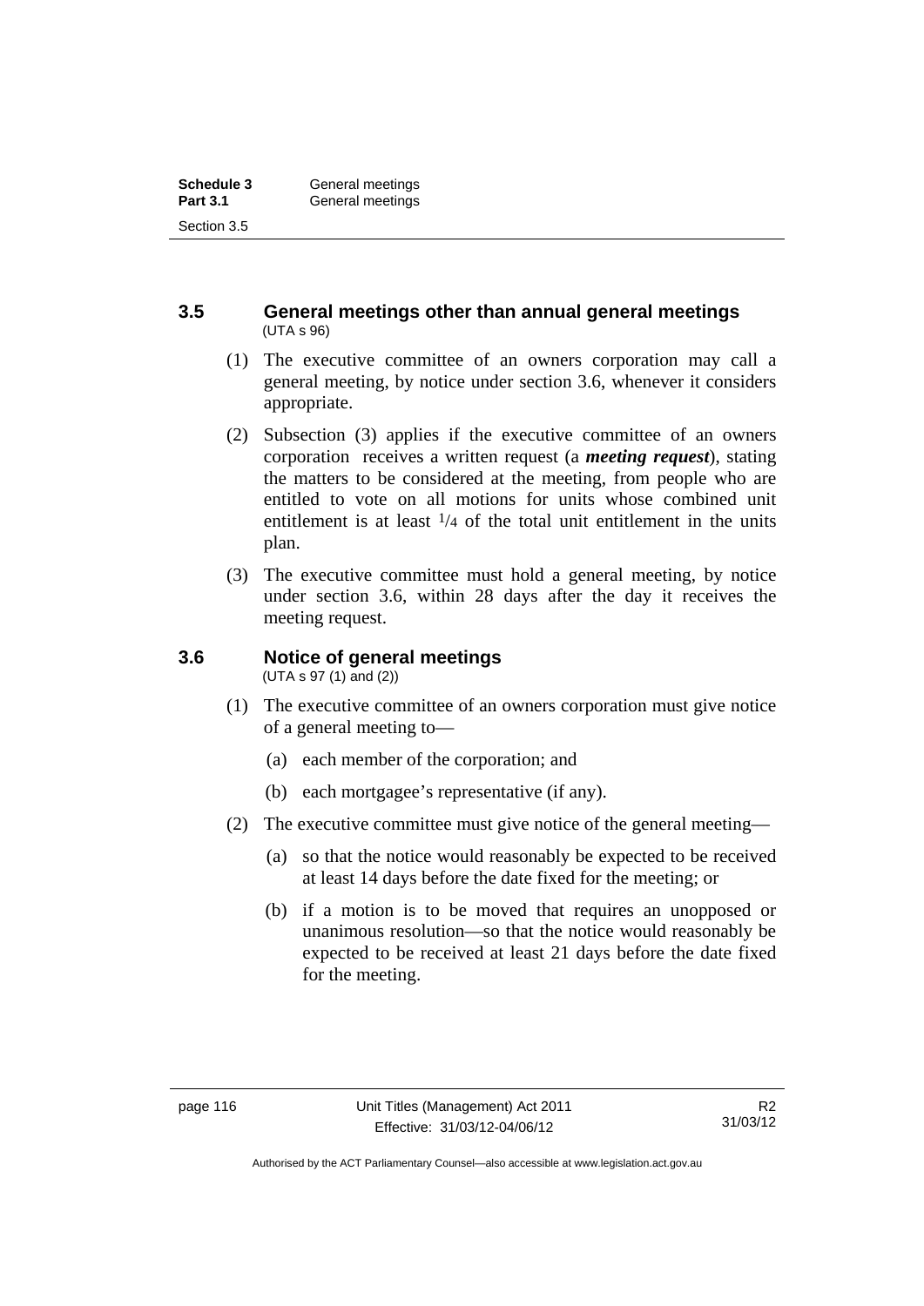### 3.5 General meetings other than annual general meetings

(UTA s 96)

(1) The executive committee of an owners corporation may call a general meeting, by notice under section 3.6, whenever it considers appropriate.

(2) Subsection (3) applies if the executive committee of an owners corporation receives a written request (a ***meeting request***), stating the matters to be considered at the meeting, from people who are entitled to vote on all motions for units whose combined unit entitlement is at least $1/4$ of the total unit entitlement in the units plan.

(3) The executive committee must hold a general meeting, by notice under section 3.6, within 28 days after the day it receives the meeting request.

### 3.6 Notice of general meetings

(UTA s 97 (1) and (2))

(1) The executive committee of an owners corporation must give notice of a general meeting to—

(a) each member of the corporation; and

(b) each mortgagee's representative (if any).

(2) The executive committee must give notice of the general meeting—

(a) so that the notice would reasonably be expected to be received at least 14 days before the date fixed for the meeting; or

(b) if a motion is to be moved that requires an unopposed or unanimous resolution—so that the notice would reasonably be expected to be received at least 21 days before the date fixed for the meeting.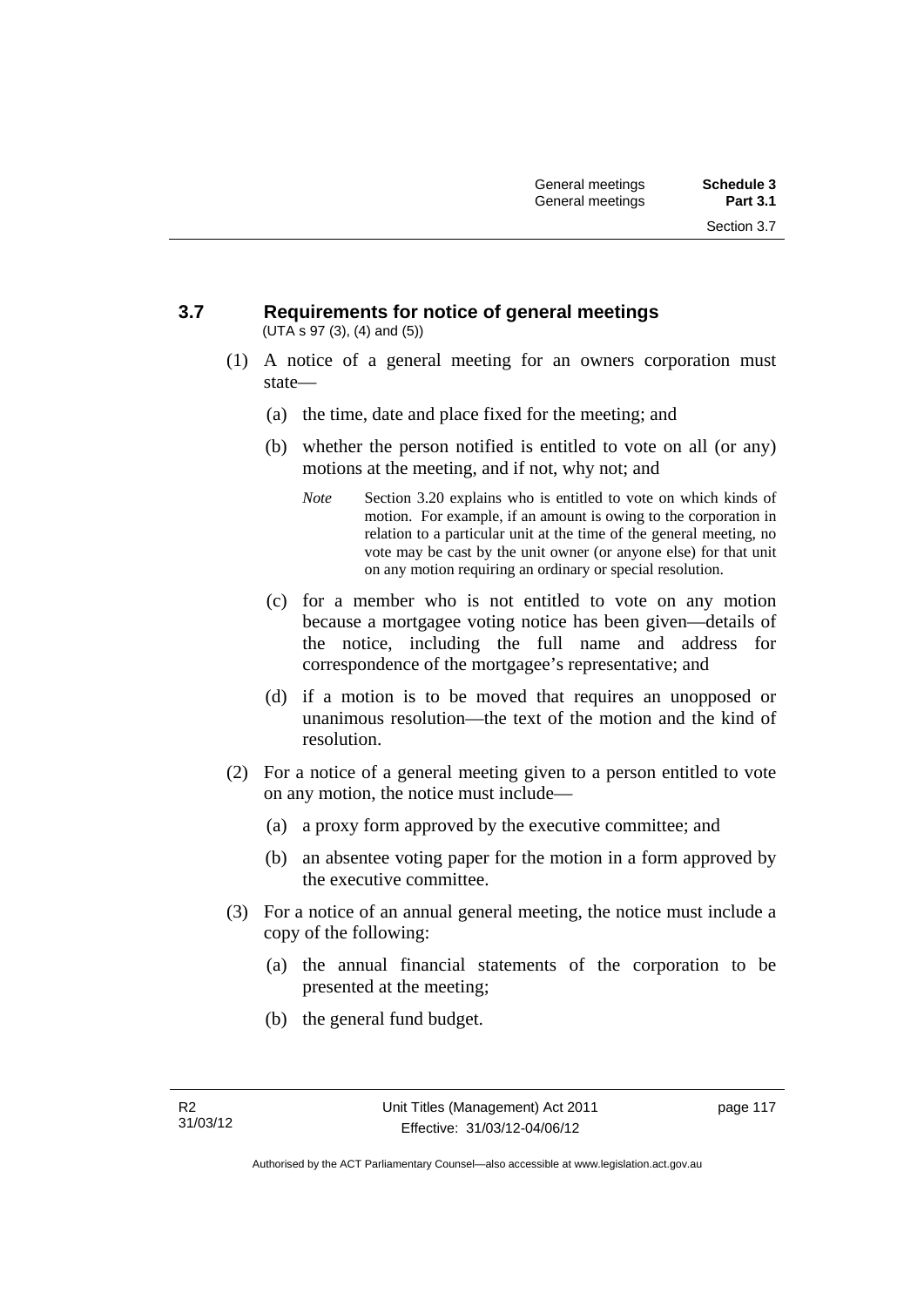## 3.7 Requirements for notice of general meetings

(UTA s 97 (3), (4) and (5))

(1) A notice of a general meeting for an owners corporation must state—

(a) the time, date and place fixed for the meeting; and

(b) whether the person notified is entitled to vote on all (or any) motions at the meeting, and if not, why not; and

*Note* Section 3.20 explains who is entitled to vote on which kinds of motion. For example, if an amount is owing to the corporation in relation to a particular unit at the time of the general meeting, no vote may be cast by the unit owner (or anyone else) for that unit on any motion requiring an ordinary or special resolution.

(c) for a member who is not entitled to vote on any motion because a mortgagee voting notice has been given—details of the notice, including the full name and address for correspondence of the mortgagee's representative; and

(d) if a motion is to be moved that requires an unopposed or unanimous resolution—the text of the motion and the kind of resolution.

(2) For a notice of a general meeting given to a person entitled to vote on any motion, the notice must include—

(a) a proxy form approved by the executive committee; and

(b) an absentee voting paper for the motion in a form approved by the executive committee.

(3) For a notice of an annual general meeting, the notice must include a copy of the following:

(a) the annual financial statements of the corporation to be presented at the meeting;

(b) the general fund budget.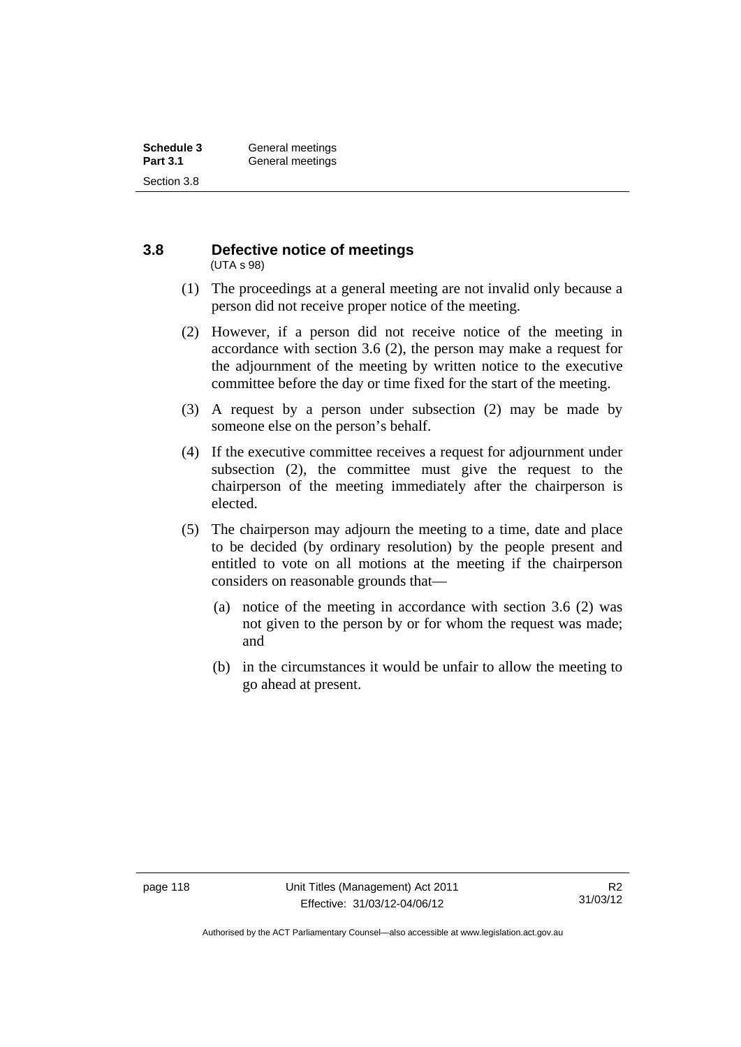## 3.8 Defective notice of meetings

(UTA s 98)

(1) The proceedings at a general meeting are not invalid only because a person did not receive proper notice of the meeting.

(2) However, if a person did not receive notice of the meeting in accordance with section 3.6 (2), the person may make a request for the adjournment of the meeting by written notice to the executive committee before the day or time fixed for the start of the meeting.

(3) A request by a person under subsection (2) may be made by someone else on the person's behalf.

(4) If the executive committee receives a request for adjournment under subsection (2), the committee must give the request to the chairperson of the meeting immediately after the chairperson is elected.

(5) The chairperson may adjourn the meeting to a time, date and place to be decided (by ordinary resolution) by the people present and entitled to vote on all motions at the meeting if the chairperson considers on reasonable grounds that—

(a) notice of the meeting in accordance with section 3.6 (2) was not given to the person by or for whom the request was made; and

(b) in the circumstances it would be unfair to allow the meeting to go ahead at present.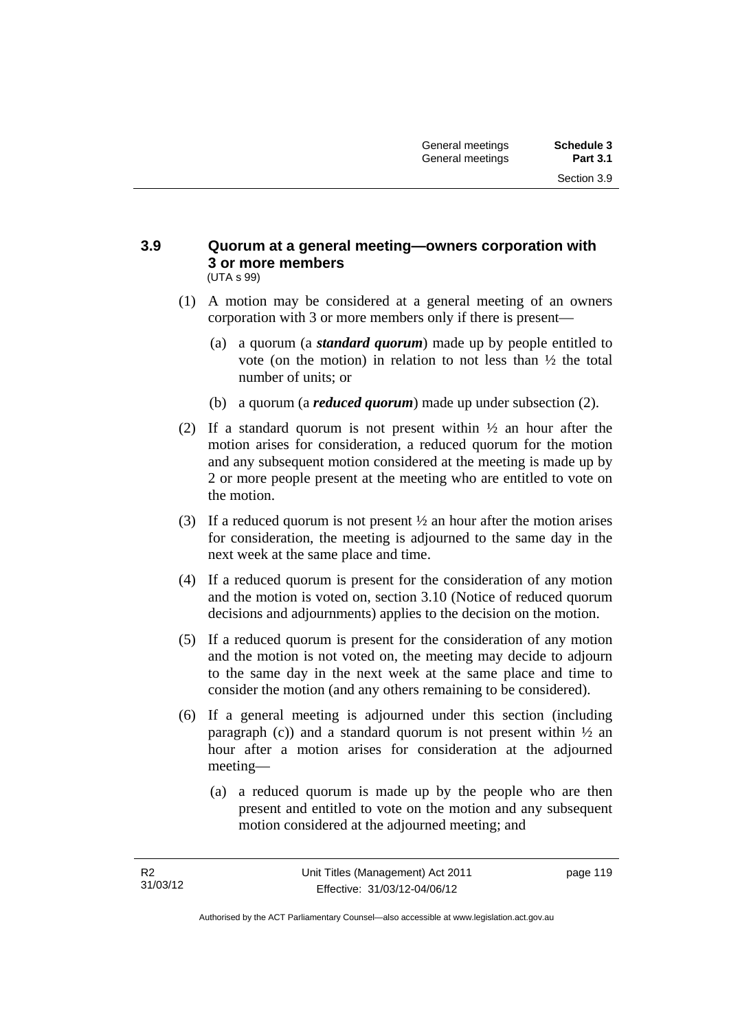### 3.9 Quorum at a general meeting—owners corporation with 3 or more members

(UTA s 99)

(1) A motion may be considered at a general meeting of an owners corporation with 3 or more members only if there is present—

   (a) a quorum (a ***standard quorum***) made up by people entitled to vote (on the motion) in relation to not less than ½ the total number of units; or

   (b) a quorum (a ***reduced quorum***) made up under subsection (2).

(2) If a standard quorum is not present within ½ an hour after the motion arises for consideration, a reduced quorum for the motion and any subsequent motion considered at the meeting is made up by 2 or more people present at the meeting who are entitled to vote on the motion.

(3) If a reduced quorum is not present ½ an hour after the motion arises for consideration, the meeting is adjourned to the same day in the next week at the same place and time.

(4) If a reduced quorum is present for the consideration of any motion and the motion is voted on, section 3.10 (Notice of reduced quorum decisions and adjournments) applies to the decision on the motion.

(5) If a reduced quorum is present for the consideration of any motion and the motion is not voted on, the meeting may decide to adjourn to the same day in the next week at the same place and time to consider the motion (and any others remaining to be considered).

(6) If a general meeting is adjourned under this section (including paragraph (c)) and a standard quorum is not present within ½ an hour after a motion arises for consideration at the adjourned meeting—

   (a) a reduced quorum is made up by the people who are then present and entitled to vote on the motion and any subsequent motion considered at the adjourned meeting; and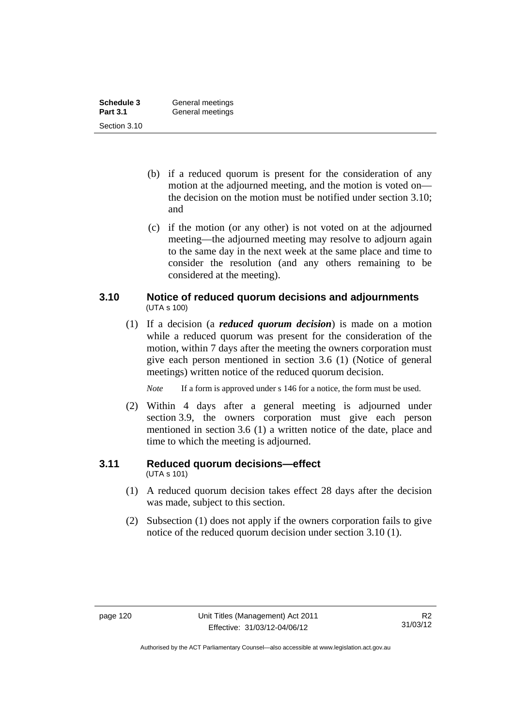(b) if a reduced quorum is present for the consideration of any motion at the adjourned meeting, and the motion is voted on—the decision on the motion must be notified under section 3.10; and

(c) if the motion (or any other) is not voted on at the adjourned meeting—the adjourned meeting may resolve to adjourn again to the same day in the next week at the same place and time to consider the resolution (and any others remaining to be considered at the meeting).

### 3.10 Notice of reduced quorum decisions and adjournments

(UTA s 100)

(1) If a decision (a ***reduced quorum decision***) is made on a motion while a reduced quorum was present for the consideration of the motion, within 7 days after the meeting the owners corporation must give each person mentioned in section 3.6 (1) (Notice of general meetings) written notice of the reduced quorum decision.

*Note* If a form is approved under s 146 for a notice, the form must be used.

(2) Within 4 days after a general meeting is adjourned under section 3.9, the owners corporation must give each person mentioned in section 3.6 (1) a written notice of the date, place and time to which the meeting is adjourned.

### 3.11 Reduced quorum decisions—effect

(UTA s 101)

(1) A reduced quorum decision takes effect 28 days after the decision was made, subject to this section.

(2) Subsection (1) does not apply if the owners corporation fails to give notice of the reduced quorum decision under section 3.10 (1).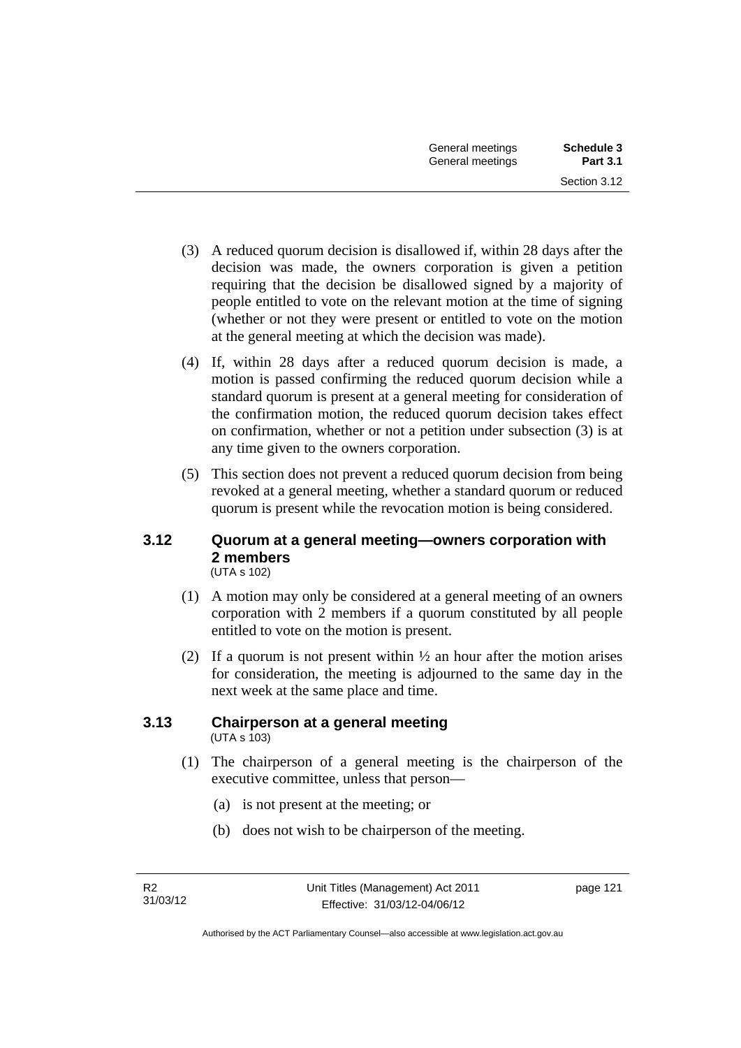(3) A reduced quorum decision is disallowed if, within 28 days after the decision was made, the owners corporation is given a petition requiring that the decision be disallowed signed by a majority of people entitled to vote on the relevant motion at the time of signing (whether or not they were present or entitled to vote on the motion at the general meeting at which the decision was made).

(4) If, within 28 days after a reduced quorum decision is made, a motion is passed confirming the reduced quorum decision while a standard quorum is present at a general meeting for consideration of the confirmation motion, the reduced quorum decision takes effect on confirmation, whether or not a petition under subsection (3) is at any time given to the owners corporation.

(5) This section does not prevent a reduced quorum decision from being revoked at a general meeting, whether a standard quorum or reduced quorum is present while the revocation motion is being considered.

### 3.12 Quorum at a general meeting—owners corporation with 2 members

(UTA s 102)

(1) A motion may only be considered at a general meeting of an owners corporation with 2 members if a quorum constituted by all people entitled to vote on the motion is present.

(2) If a quorum is not present within ½ an hour after the motion arises for consideration, the meeting is adjourned to the same day in the next week at the same place and time.

### 3.13 Chairperson at a general meeting

(UTA s 103)

(1) The chairperson of a general meeting is the chairperson of the executive committee, unless that person—

(a) is not present at the meeting; or

(b) does not wish to be chairperson of the meeting.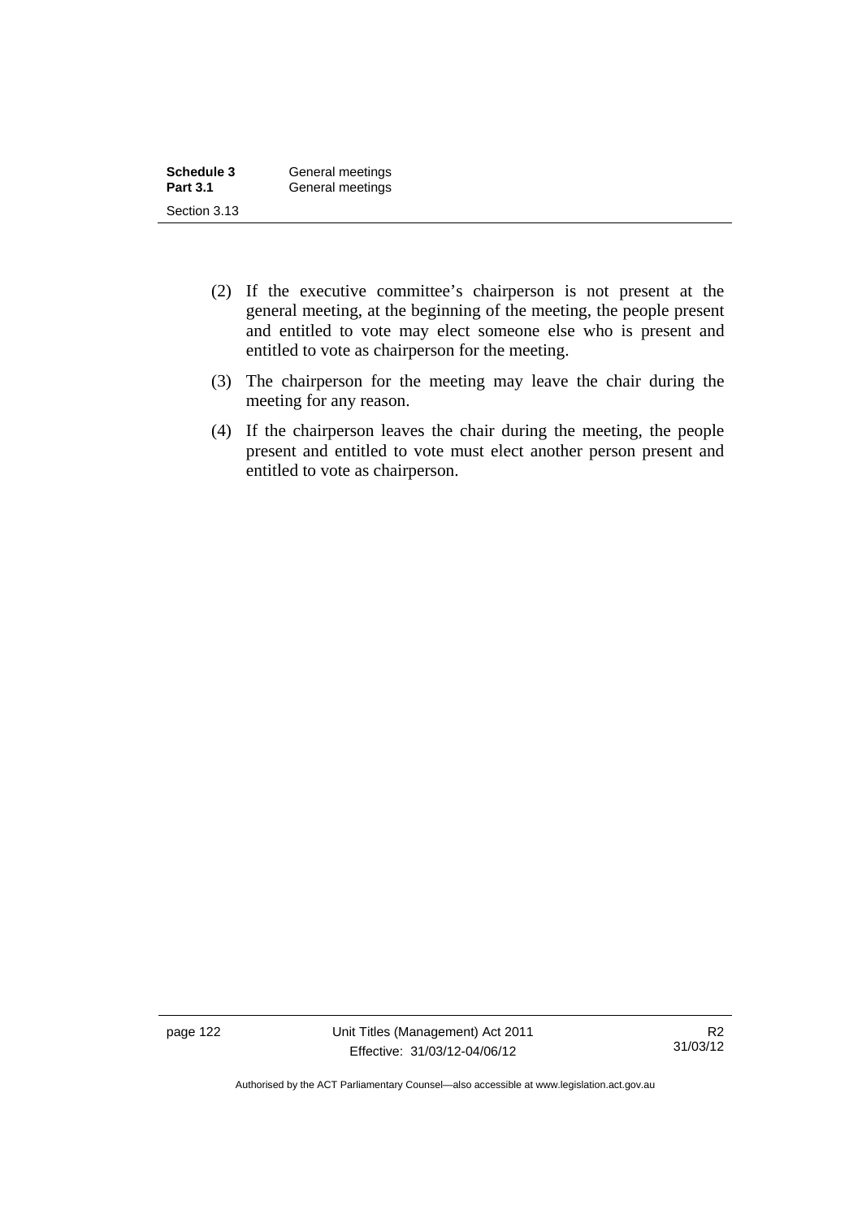(2) If the executive committee's chairperson is not present at the general meeting, at the beginning of the meeting, the people present and entitled to vote may elect someone else who is present and entitled to vote as chairperson for the meeting.

(3) The chairperson for the meeting may leave the chair during the meeting for any reason.

(4) If the chairperson leaves the chair during the meeting, the people present and entitled to vote must elect another person present and entitled to vote as chairperson.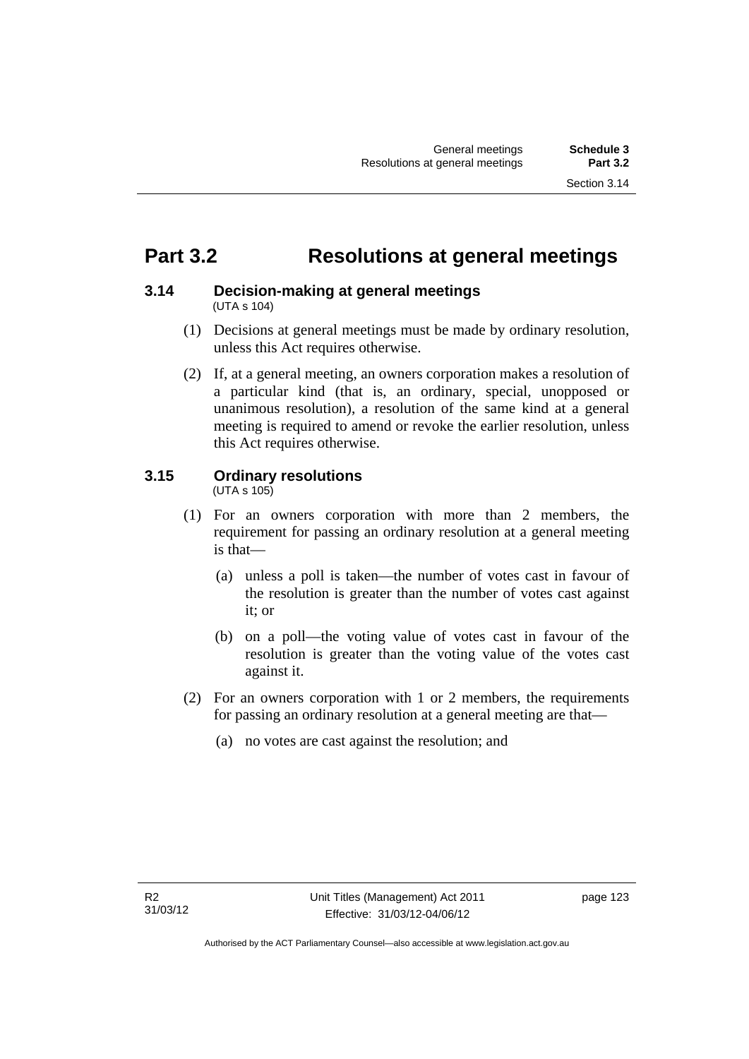# Part 3.2 Resolutions at general meetings

## 3.14 Decision-making at general meetings

(UTA s 104)

(1) Decisions at general meetings must be made by ordinary resolution, unless this Act requires otherwise.

(2) If, at a general meeting, an owners corporation makes a resolution of a particular kind (that is, an ordinary, special, unopposed or unanimous resolution), a resolution of the same kind at a general meeting is required to amend or revoke the earlier resolution, unless this Act requires otherwise.

## 3.15 Ordinary resolutions

(UTA s 105)

(1) For an owners corporation with more than 2 members, the requirement for passing an ordinary resolution at a general meeting is that—

(a) unless a poll is taken—the number of votes cast in favour of the resolution is greater than the number of votes cast against it; or

(b) on a poll—the voting value of votes cast in favour of the resolution is greater than the voting value of the votes cast against it.

(2) For an owners corporation with 1 or 2 members, the requirements for passing an ordinary resolution at a general meeting are that—

(a) no votes are cast against the resolution; and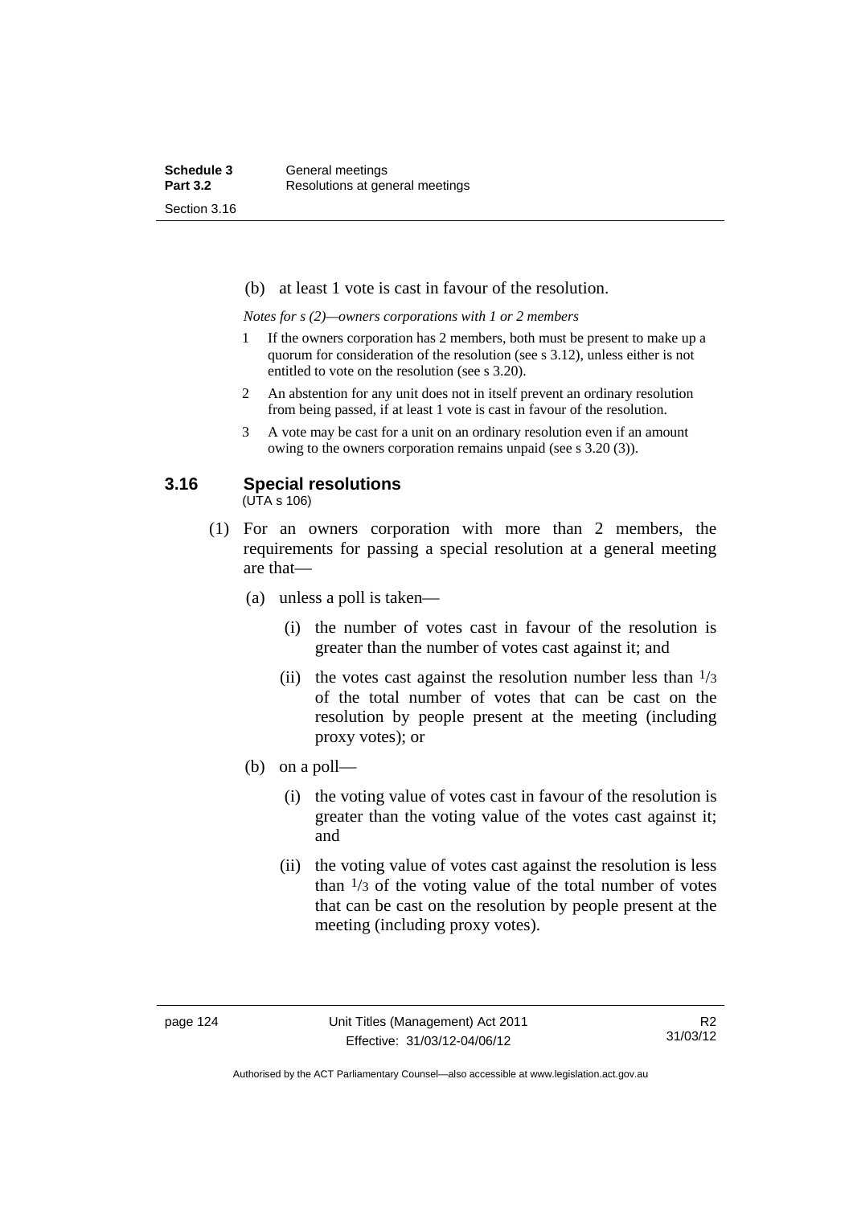(b) at least 1 vote is cast in favour of the resolution.

*Notes for s (2)—owners corporations with 1 or 2 members*

1. If the owners corporation has 2 members, both must be present to make up a quorum for consideration of the resolution (see s 3.12), unless either is not entitled to vote on the resolution (see s 3.20).
2. An abstention for any unit does not in itself prevent an ordinary resolution from being passed, if at least 1 vote is cast in favour of the resolution.
3. A vote may be cast for a unit on an ordinary resolution even if an amount owing to the owners corporation remains unpaid (see s 3.20 (3)).

## 3.16 Special resolutions

(UTA s 106)

(1) For an owners corporation with more than 2 members, the requirements for passing a special resolution at a general meeting are that—

(a) unless a poll is taken—

(i) the number of votes cast in favour of the resolution is greater than the number of votes cast against it; and

(ii) the votes cast against the resolution number less than $1/3$ of the total number of votes that can be cast on the resolution by people present at the meeting (including proxy votes); or

(b) on a poll—

(i) the voting value of votes cast in favour of the resolution is greater than the voting value of the votes cast against it; and

(ii) the voting value of votes cast against the resolution is less than $1/3$ of the voting value of the total number of votes that can be cast on the resolution by people present at the meeting (including proxy votes).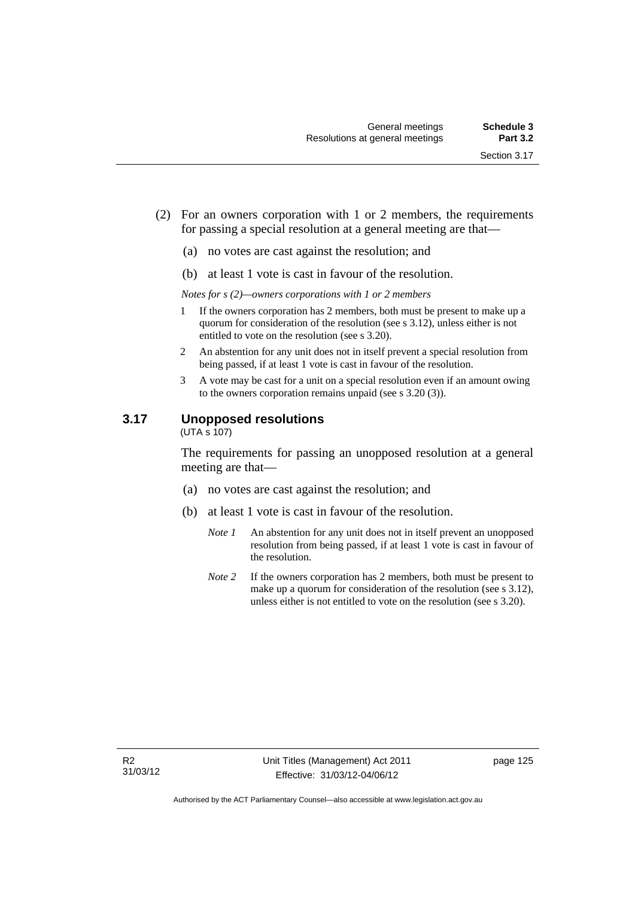(2) For an owners corporation with 1 or 2 members, the requirements for passing a special resolution at a general meeting are that—

(a) no votes are cast against the resolution; and

(b) at least 1 vote is cast in favour of the resolution.

*Notes for s (2)—owners corporations with 1 or 2 members*

1 If the owners corporation has 2 members, both must be present to make up a quorum for consideration of the resolution (see s 3.12), unless either is not entitled to vote on the resolution (see s 3.20).

2 An abstention for any unit does not in itself prevent a special resolution from being passed, if at least 1 vote is cast in favour of the resolution.

3 A vote may be cast for a unit on a special resolution even if an amount owing to the owners corporation remains unpaid (see s 3.20 (3)).

## 3.17 Unopposed resolutions

(UTA s 107)

The requirements for passing an unopposed resolution at a general meeting are that—

(a) no votes are cast against the resolution; and

(b) at least 1 vote is cast in favour of the resolution.

*Note 1* An abstention for any unit does not in itself prevent an unopposed resolution from being passed, if at least 1 vote is cast in favour of the resolution.

*Note 2* If the owners corporation has 2 members, both must be present to make up a quorum for consideration of the resolution (see s 3.12), unless either is not entitled to vote on the resolution (see s 3.20).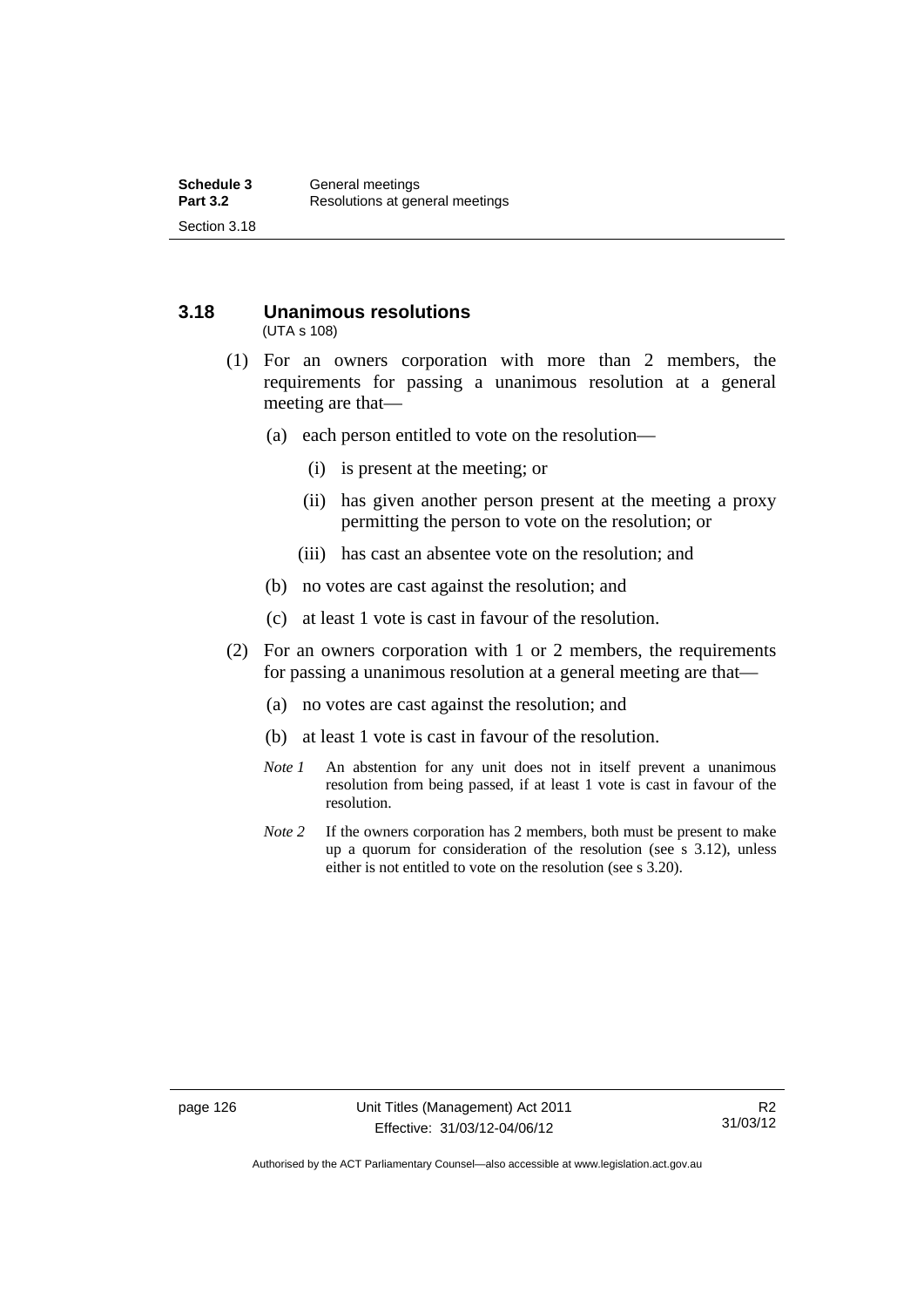## 3.18 Unanimous resolutions

(UTA s 108)

(1) For an owners corporation with more than 2 members, the requirements for passing a unanimous resolution at a general meeting are that—

   (a) each person entitled to vote on the resolution—

      (i) is present at the meeting; or

      (ii) has given another person present at the meeting a proxy permitting the person to vote on the resolution; or

      (iii) has cast an absentee vote on the resolution; and

   (b) no votes are cast against the resolution; and

   (c) at least 1 vote is cast in favour of the resolution.

(2) For an owners corporation with 1 or 2 members, the requirements for passing a unanimous resolution at a general meeting are that—

   (a) no votes are cast against the resolution; and

   (b) at least 1 vote is cast in favour of the resolution.

   *Note 1* An abstention for any unit does not in itself prevent a unanimous resolution from being passed, if at least 1 vote is cast in favour of the resolution.

   *Note 2* If the owners corporation has 2 members, both must be present to make up a quorum for consideration of the resolution (see s 3.12), unless either is not entitled to vote on the resolution (see s 3.20).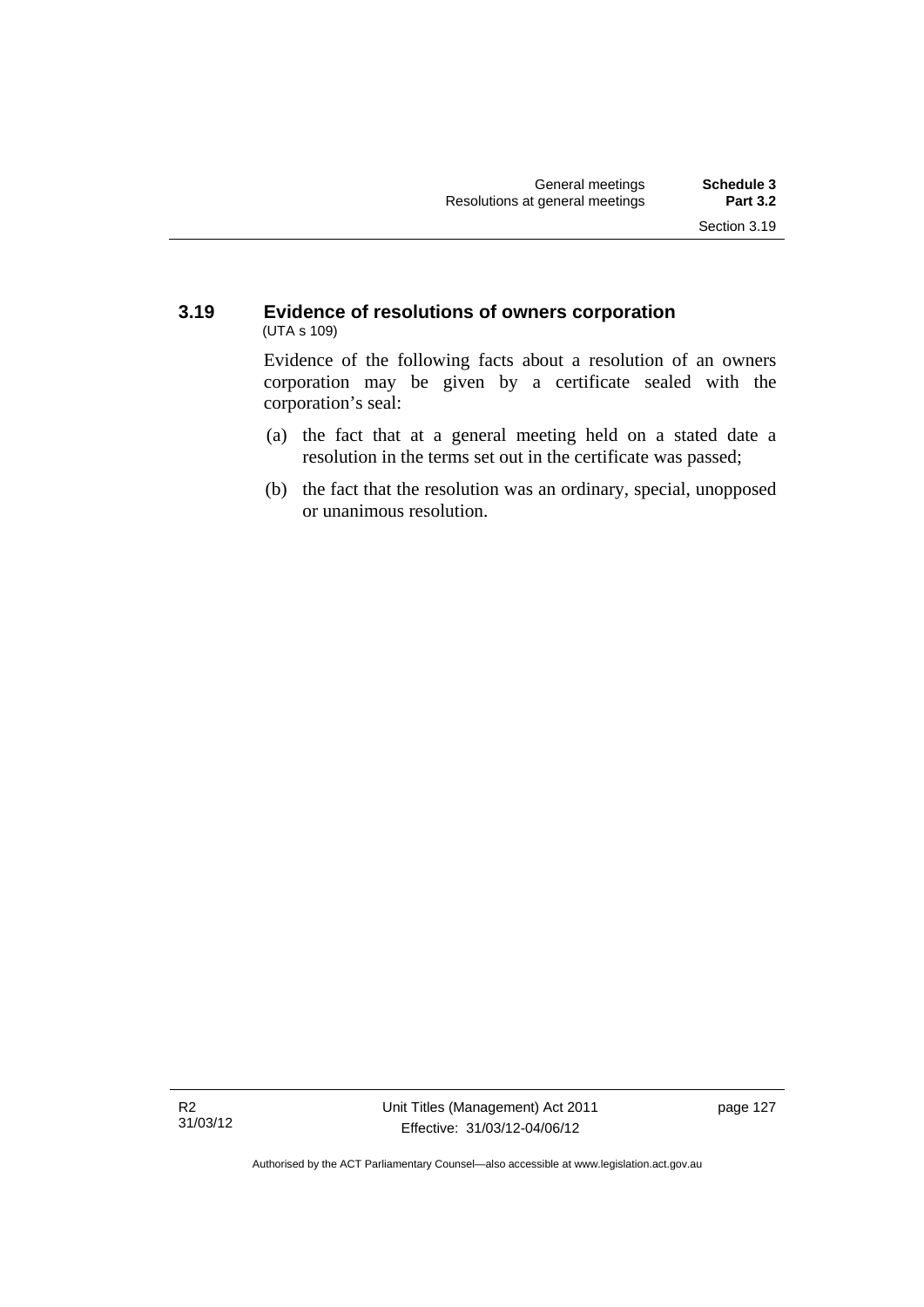### 3.19 Evidence of resolutions of owners corporation

(UTA s 109)

Evidence of the following facts about a resolution of an owners corporation may be given by a certificate sealed with the corporation's seal:

(a) the fact that at a general meeting held on a stated date a resolution in the terms set out in the certificate was passed;

(b) the fact that the resolution was an ordinary, special, unopposed or unanimous resolution.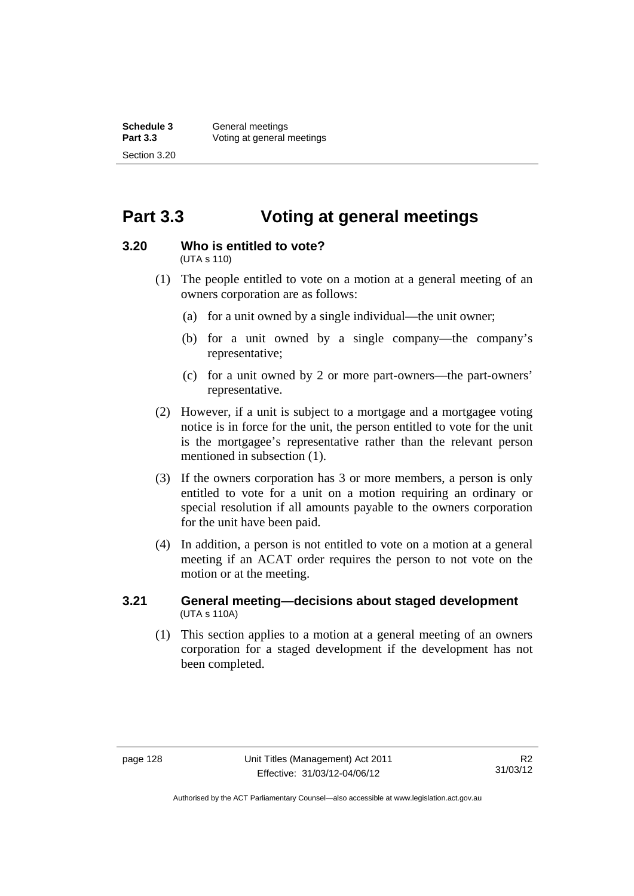# Part 3.3 Voting at general meetings

## 3.20 Who is entitled to vote?

(UTA s 110)

(1) The people entitled to vote on a motion at a general meeting of an owners corporation are as follows:

(a) for a unit owned by a single individual—the unit owner;

(b) for a unit owned by a single company—the company's representative;

(c) for a unit owned by 2 or more part-owners—the part-owners' representative.

(2) However, if a unit is subject to a mortgage and a mortgagee voting notice is in force for the unit, the person entitled to vote for the unit is the mortgagee's representative rather than the relevant person mentioned in subsection (1).

(3) If the owners corporation has 3 or more members, a person is only entitled to vote for a unit on a motion requiring an ordinary or special resolution if all amounts payable to the owners corporation for the unit have been paid.

(4) In addition, a person is not entitled to vote on a motion at a general meeting if an ACAT order requires the person to not vote on the motion or at the meeting.

## 3.21 General meeting—decisions about staged development

(UTA s 110A)

(1) This section applies to a motion at a general meeting of an owners corporation for a staged development if the development has not been completed.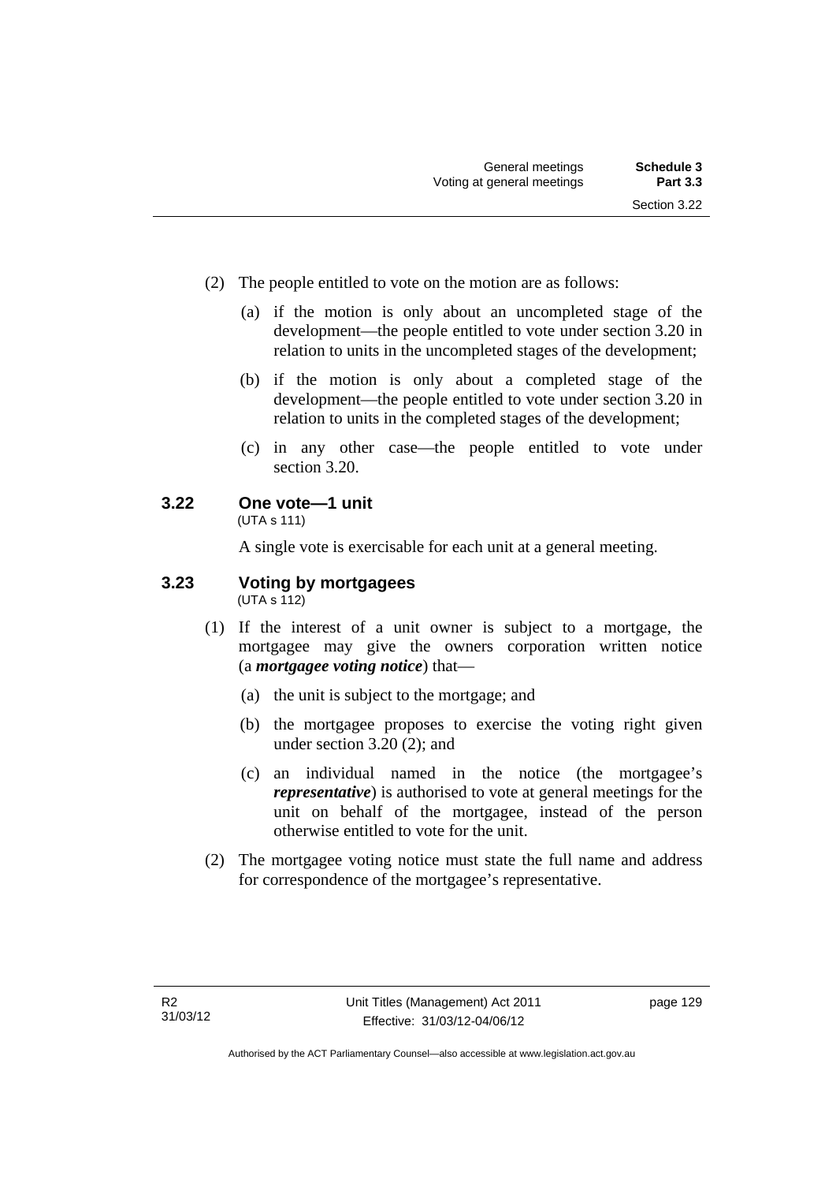(2) The people entitled to vote on the motion are as follows:

(a) if the motion is only about an uncompleted stage of the development—the people entitled to vote under section 3.20 in relation to units in the uncompleted stages of the development;

(b) if the motion is only about a completed stage of the development—the people entitled to vote under section 3.20 in relation to units in the completed stages of the development;

(c) in any other case—the people entitled to vote under section 3.20.

### 3.22 One vote—1 unit

(UTA s 111)

A single vote is exercisable for each unit at a general meeting.

### 3.23 Voting by mortgagees

(UTA s 112)

(1) If the interest of a unit owner is subject to a mortgage, the mortgagee may give the owners corporation written notice (a ***mortgagee voting notice***) that—

(a) the unit is subject to the mortgage; and

(b) the mortgagee proposes to exercise the voting right given under section 3.20 (2); and

(c) an individual named in the notice (the mortgagee's ***representative***) is authorised to vote at general meetings for the unit on behalf of the mortgagee, instead of the person otherwise entitled to vote for the unit.

(2) The mortgagee voting notice must state the full name and address for correspondence of the mortgagee's representative.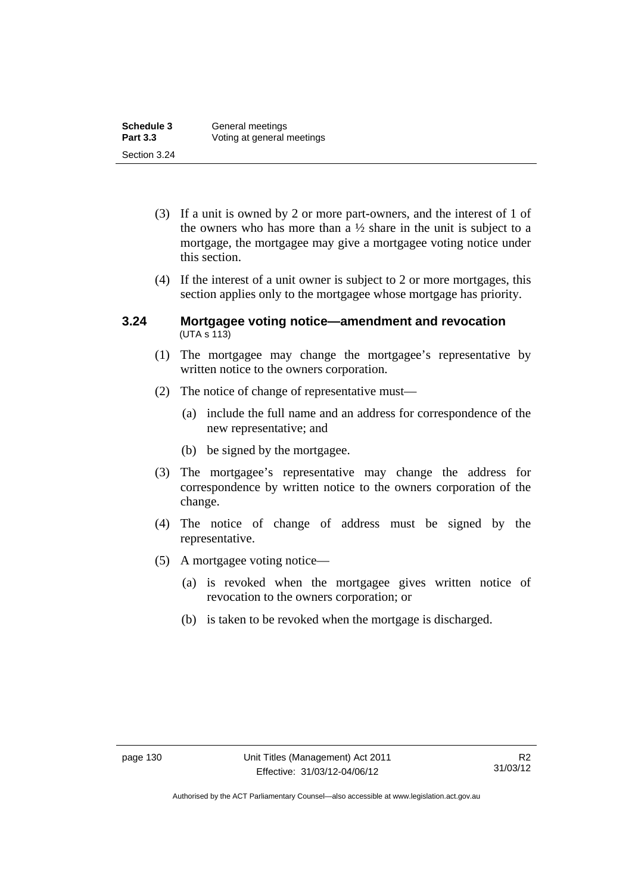(3) If a unit is owned by 2 or more part-owners, and the interest of 1 of the owners who has more than a ½ share in the unit is subject to a mortgage, the mortgagee may give a mortgagee voting notice under this section.

(4) If the interest of a unit owner is subject to 2 or more mortgages, this section applies only to the mortgagee whose mortgage has priority.

### 3.24 Mortgagee voting notice—amendment and revocation
(UTA s 113)

(1) The mortgagee may change the mortgagee's representative by written notice to the owners corporation.

(2) The notice of change of representative must—

(a) include the full name and an address for correspondence of the new representative; and

(b) be signed by the mortgagee.

(3) The mortgagee's representative may change the address for correspondence by written notice to the owners corporation of the change.

(4) The notice of change of address must be signed by the representative.

(5) A mortgagee voting notice—

(a) is revoked when the mortgagee gives written notice of revocation to the owners corporation; or

(b) is taken to be revoked when the mortgage is discharged.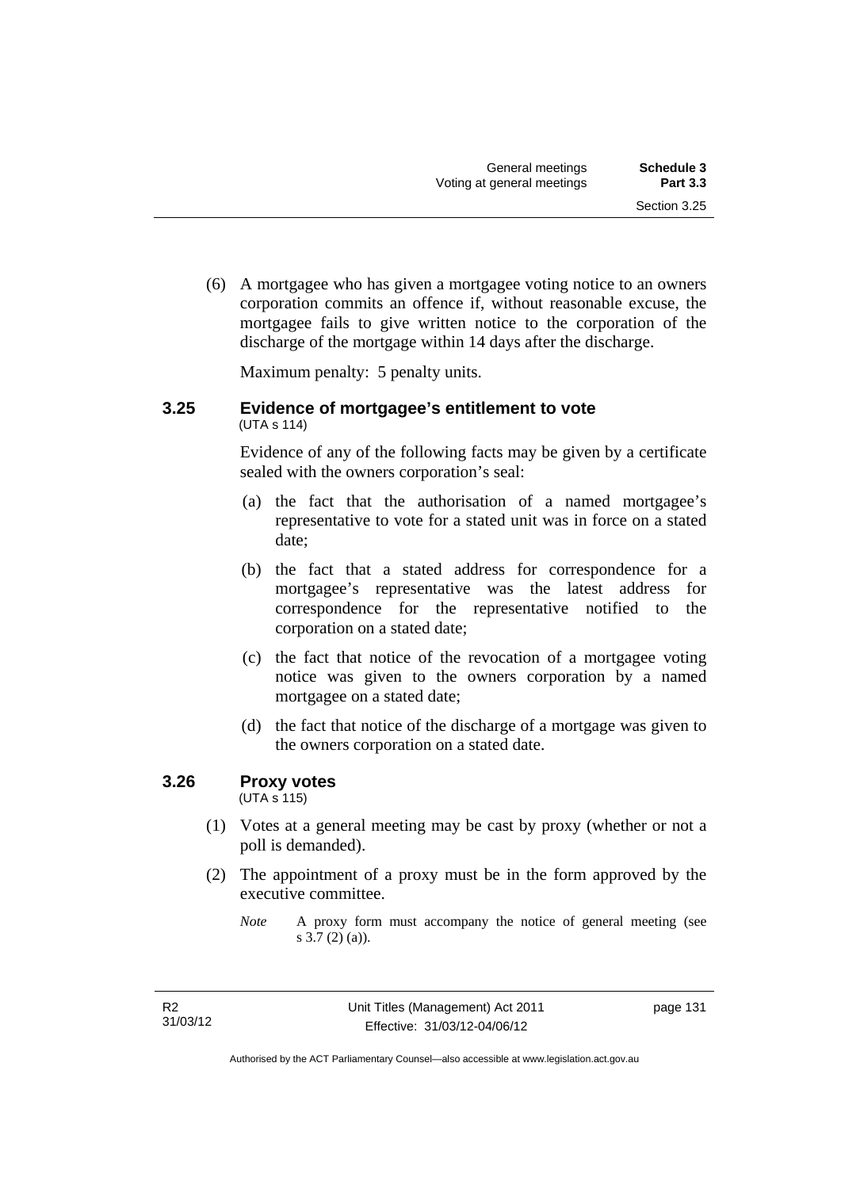(6) A mortgagee who has given a mortgagee voting notice to an owners corporation commits an offence if, without reasonable excuse, the mortgagee fails to give written notice to the corporation of the discharge of the mortgage within 14 days after the discharge.

Maximum penalty: 5 penalty units.

### 3.25 Evidence of mortgagee's entitlement to vote

(UTA s 114)

Evidence of any of the following facts may be given by a certificate sealed with the owners corporation's seal:

(a) the fact that the authorisation of a named mortgagee's representative to vote for a stated unit was in force on a stated date;

(b) the fact that a stated address for correspondence for a mortgagee's representative was the latest address for correspondence for the representative notified to the corporation on a stated date;

(c) the fact that notice of the revocation of a mortgagee voting notice was given to the owners corporation by a named mortgagee on a stated date;

(d) the fact that notice of the discharge of a mortgage was given to the owners corporation on a stated date.

### 3.26 Proxy votes

(UTA s 115)

(1) Votes at a general meeting may be cast by proxy (whether or not a poll is demanded).

(2) The appointment of a proxy must be in the form approved by the executive committee.

*Note* A proxy form must accompany the notice of general meeting (see s 3.7 (2) (a)).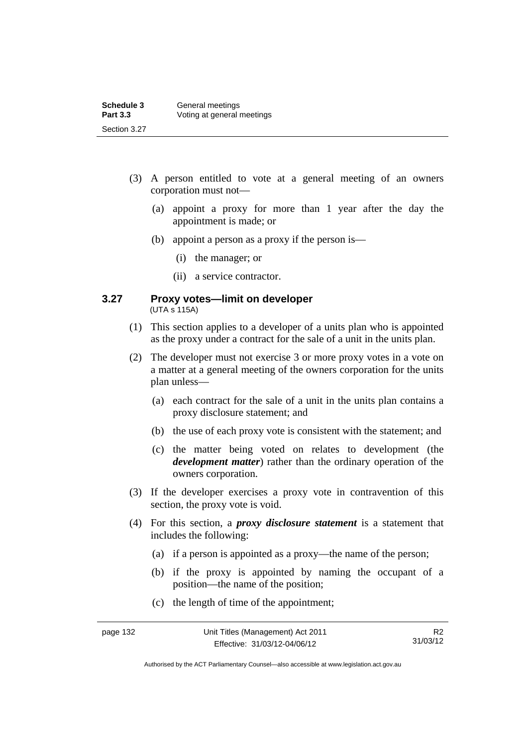(3) A person entitled to vote at a general meeting of an owners corporation must not—

(a) appoint a proxy for more than 1 year after the day the appointment is made; or

(b) appoint a person as a proxy if the person is—

(i) the manager; or

(ii) a service contractor.

### 3.27 Proxy votes—limit on developer

(UTA s 115A)

(1) This section applies to a developer of a units plan who is appointed as the proxy under a contract for the sale of a unit in the units plan.

(2) The developer must not exercise 3 or more proxy votes in a vote on a matter at a general meeting of the owners corporation for the units plan unless—

(a) each contract for the sale of a unit in the units plan contains a proxy disclosure statement; and

(b) the use of each proxy vote is consistent with the statement; and

(c) the matter being voted on relates to development (the ***development matter***) rather than the ordinary operation of the owners corporation.

(3) If the developer exercises a proxy vote in contravention of this section, the proxy vote is void.

(4) For this section, a ***proxy disclosure statement*** is a statement that includes the following:

(a) if a person is appointed as a proxy—the name of the person;

(b) if the proxy is appointed by naming the occupant of a position—the name of the position;

(c) the length of time of the appointment;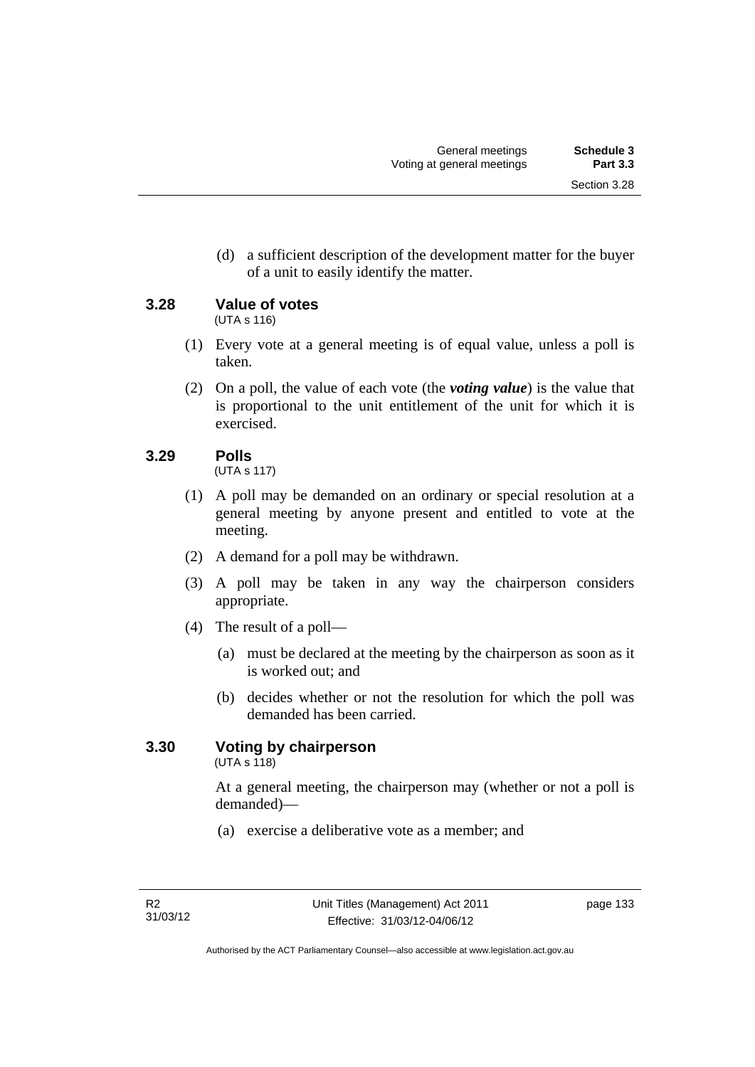(d) a sufficient description of the development matter for the buyer of a unit to easily identify the matter.

### 3.28 Value of votes

(UTA s 116)

(1) Every vote at a general meeting is of equal value, unless a poll is taken.

(2) On a poll, the value of each vote (the ***voting value***) is the value that is proportional to the unit entitlement of the unit for which it is exercised.

### 3.29 Polls

(UTA s 117)

(1) A poll may be demanded on an ordinary or special resolution at a general meeting by anyone present and entitled to vote at the meeting.

(2) A demand for a poll may be withdrawn.

(3) A poll may be taken in any way the chairperson considers appropriate.

(4) The result of a poll—

(a) must be declared at the meeting by the chairperson as soon as it is worked out; and

(b) decides whether or not the resolution for which the poll was demanded has been carried.

### 3.30 Voting by chairperson

(UTA s 118)

At a general meeting, the chairperson may (whether or not a poll is demanded)—

(a) exercise a deliberative vote as a member; and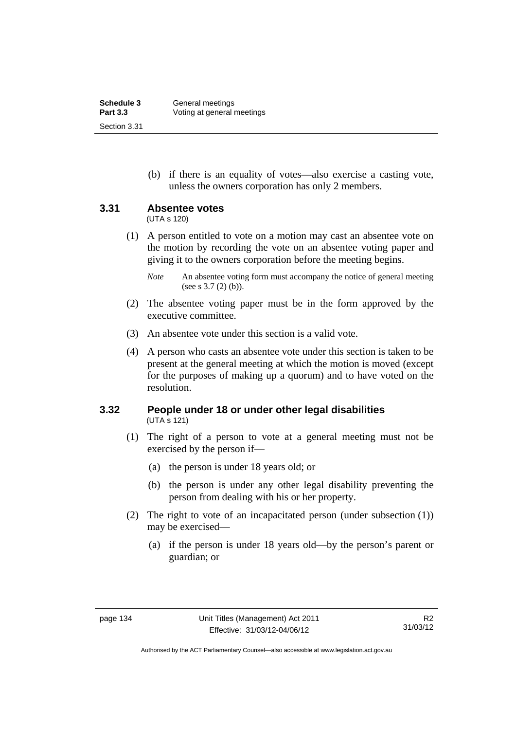(b) if there is an equality of votes—also exercise a casting vote, unless the owners corporation has only 2 members.

### 3.31 Absentee votes

(UTA s 120)

(1) A person entitled to vote on a motion may cast an absentee vote on the motion by recording the vote on an absentee voting paper and giving it to the owners corporation before the meeting begins.

*Note* An absentee voting form must accompany the notice of general meeting (see s 3.7 (2) (b)).

(2) The absentee voting paper must be in the form approved by the executive committee.

(3) An absentee vote under this section is a valid vote.

(4) A person who casts an absentee vote under this section is taken to be present at the general meeting at which the motion is moved (except for the purposes of making up a quorum) and to have voted on the resolution.

### 3.32 People under 18 or under other legal disabilities

(UTA s 121)

(1) The right of a person to vote at a general meeting must not be exercised by the person if—

(a) the person is under 18 years old; or

(b) the person is under any other legal disability preventing the person from dealing with his or her property.

(2) The right to vote of an incapacitated person (under subsection (1)) may be exercised—

(a) if the person is under 18 years old—by the person's parent or guardian; or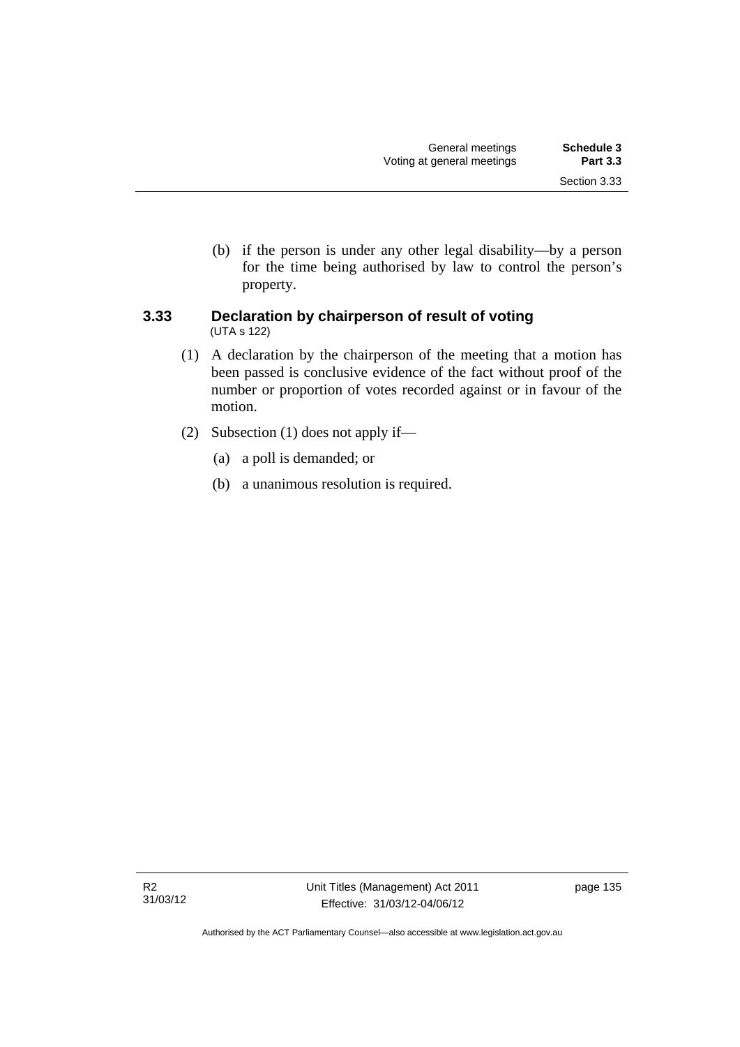(b) if the person is under any other legal disability—by a person for the time being authorised by law to control the person's property.

### 3.33 Declaration by chairperson of result of voting

(UTA s 122)

(1) A declaration by the chairperson of the meeting that a motion has been passed is conclusive evidence of the fact without proof of the number or proportion of votes recorded against or in favour of the motion.

(2) Subsection (1) does not apply if—

(a) a poll is demanded; or

(b) a unanimous resolution is required.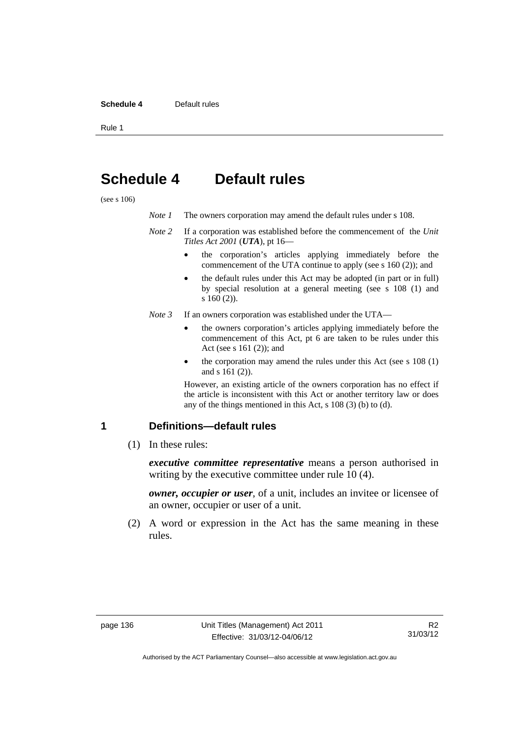# Schedule 4 Default rules

(see s 106)

*Note 1* The owners corporation may amend the default rules under s 108.

*Note 2* If a corporation was established before the commencement of the *Unit Titles Act 2001* (***UTA***), pt 16—

- the corporation's articles applying immediately before the commencement of the UTA continue to apply (see s 160 (2)); and
- the default rules under this Act may be adopted (in part or in full) by special resolution at a general meeting (see s 108 (1) and s 160 (2)).

*Note 3* If an owners corporation was established under the UTA—

- the owners corporation's articles applying immediately before the commencement of this Act, pt 6 are taken to be rules under this Act (see s 161 (2)); and
- the corporation may amend the rules under this Act (see s 108 (1) and s 161 (2)).

However, an existing article of the owners corporation has no effect if the article is inconsistent with this Act or another territory law or does any of the things mentioned in this Act, s 108 (3) (b) to (d).

## 1 Definitions—default rules

(1) In these rules:

***executive committee representative*** means a person authorised in writing by the executive committee under rule 10 (4).

***owner, occupier or user***, of a unit, includes an invitee or licensee of an owner, occupier or user of a unit.

(2) A word or expression in the Act has the same meaning in these rules.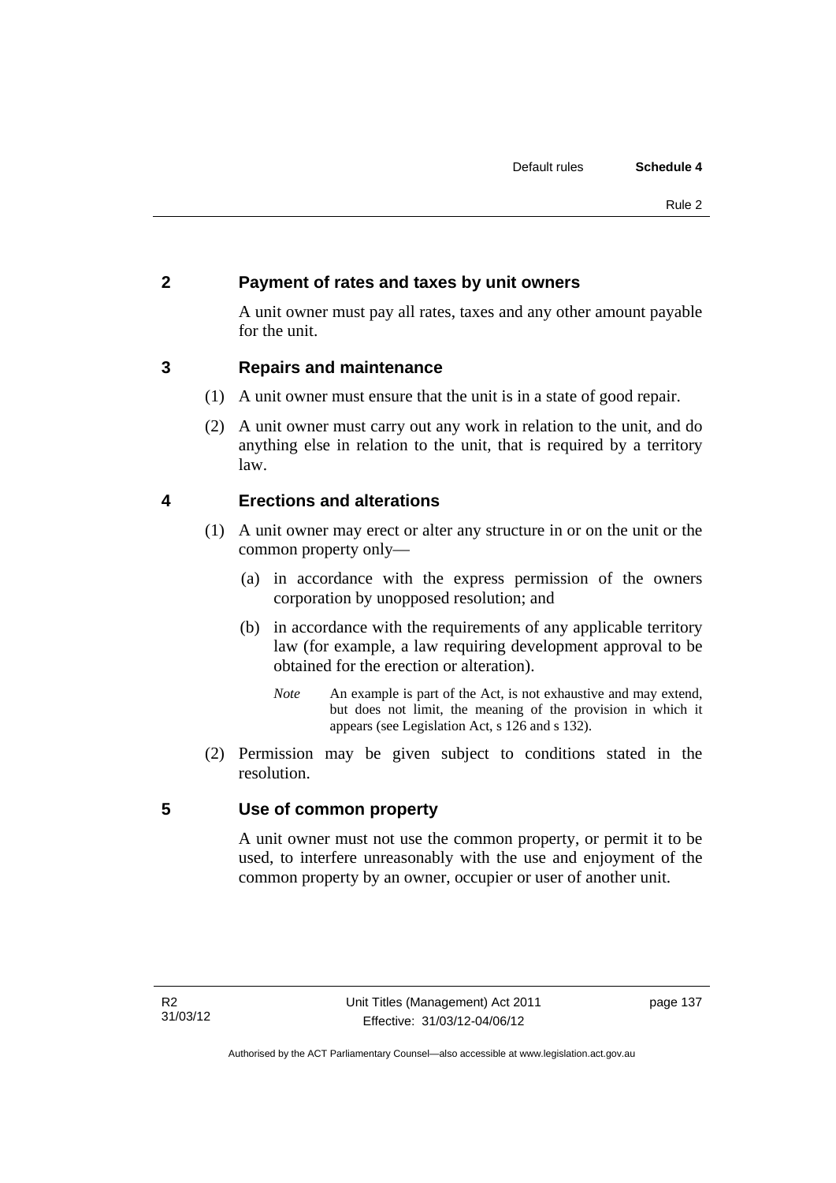## 2 Payment of rates and taxes by unit owners

A unit owner must pay all rates, taxes and any other amount payable for the unit.

## 3 Repairs and maintenance

(1) A unit owner must ensure that the unit is in a state of good repair.

(2) A unit owner must carry out any work in relation to the unit, and do anything else in relation to the unit, that is required by a territory law.

## 4 Erections and alterations

(1) A unit owner may erect or alter any structure in or on the unit or the common property only—

(a) in accordance with the express permission of the owners corporation by unopposed resolution; and

(b) in accordance with the requirements of any applicable territory law (for example, a law requiring development approval to be obtained for the erection or alteration).

*Note* An example is part of the Act, is not exhaustive and may extend, but does not limit, the meaning of the provision in which it appears (see Legislation Act, s 126 and s 132).

(2) Permission may be given subject to conditions stated in the resolution.

## 5 Use of common property

A unit owner must not use the common property, or permit it to be used, to interfere unreasonably with the use and enjoyment of the common property by an owner, occupier or user of another unit.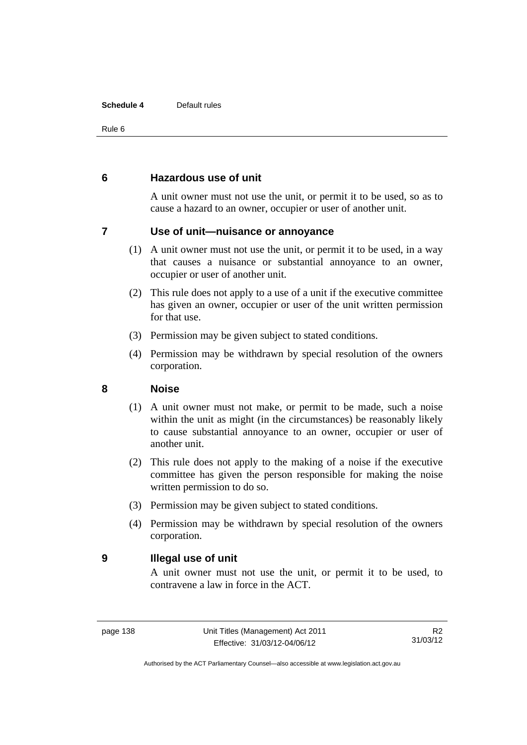## 6 Hazardous use of unit

A unit owner must not use the unit, or permit it to be used, so as to cause a hazard to an owner, occupier or user of another unit.

## 7 Use of unit—nuisance or annoyance

(1) A unit owner must not use the unit, or permit it to be used, in a way that causes a nuisance or substantial annoyance to an owner, occupier or user of another unit.

(2) This rule does not apply to a use of a unit if the executive committee has given an owner, occupier or user of the unit written permission for that use.

(3) Permission may be given subject to stated conditions.

(4) Permission may be withdrawn by special resolution of the owners corporation.

## 8 Noise

(1) A unit owner must not make, or permit to be made, such a noise within the unit as might (in the circumstances) be reasonably likely to cause substantial annoyance to an owner, occupier or user of another unit.

(2) This rule does not apply to the making of a noise if the executive committee has given the person responsible for making the noise written permission to do so.

(3) Permission may be given subject to stated conditions.

(4) Permission may be withdrawn by special resolution of the owners corporation.

## 9 Illegal use of unit

A unit owner must not use the unit, or permit it to be used, to contravene a law in force in the ACT.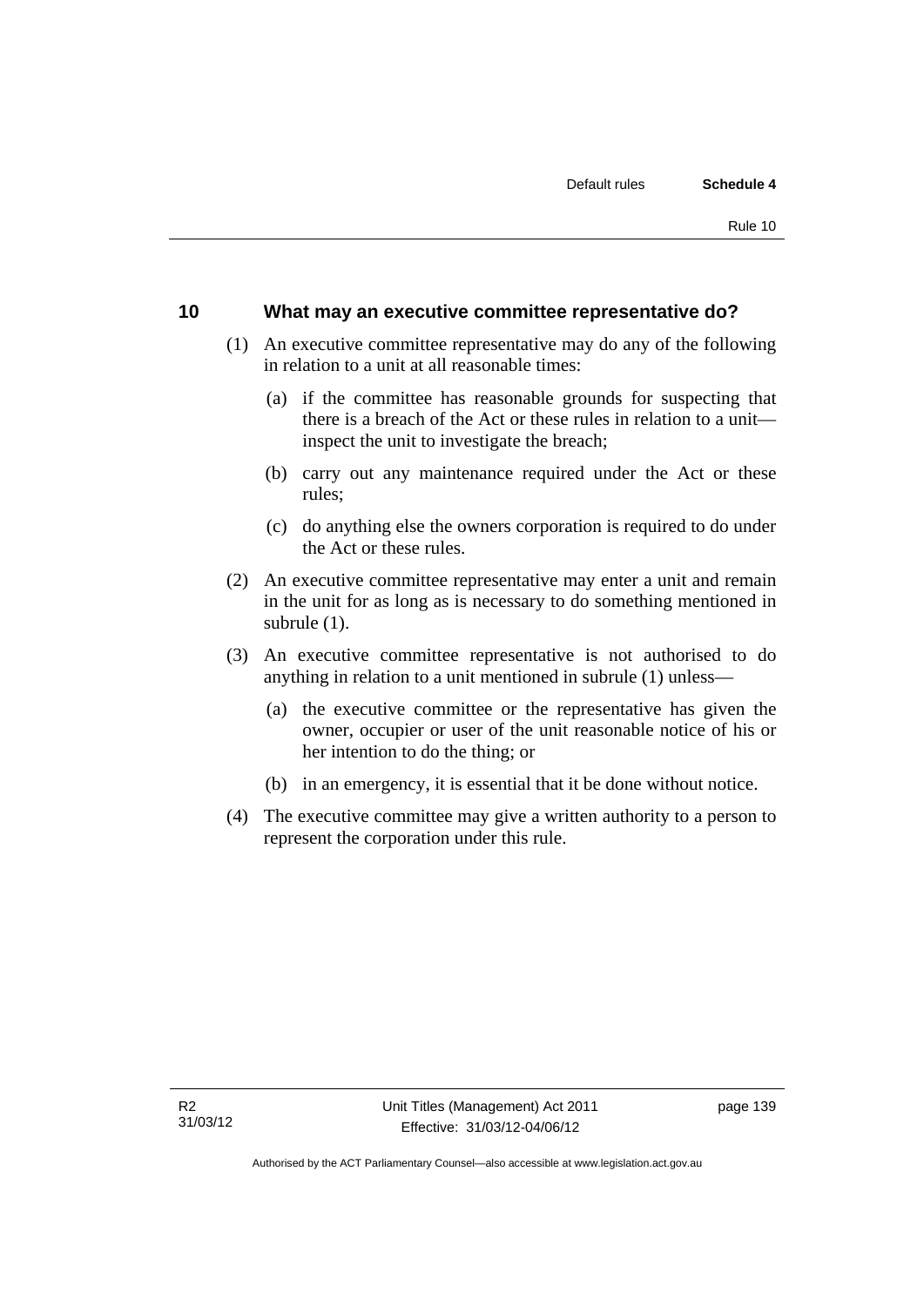## 10 What may an executive committee representative do?

(1) An executive committee representative may do any of the following in relation to a unit at all reasonable times:

(a) if the committee has reasonable grounds for suspecting that there is a breach of the Act or these rules in relation to a unit—inspect the unit to investigate the breach;

(b) carry out any maintenance required under the Act or these rules;

(c) do anything else the owners corporation is required to do under the Act or these rules.

(2) An executive committee representative may enter a unit and remain in the unit for as long as is necessary to do something mentioned in subrule (1).

(3) An executive committee representative is not authorised to do anything in relation to a unit mentioned in subrule (1) unless—

(a) the executive committee or the representative has given the owner, occupier or user of the unit reasonable notice of his or her intention to do the thing; or

(b) in an emergency, it is essential that it be done without notice.

(4) The executive committee may give a written authority to a person to represent the corporation under this rule.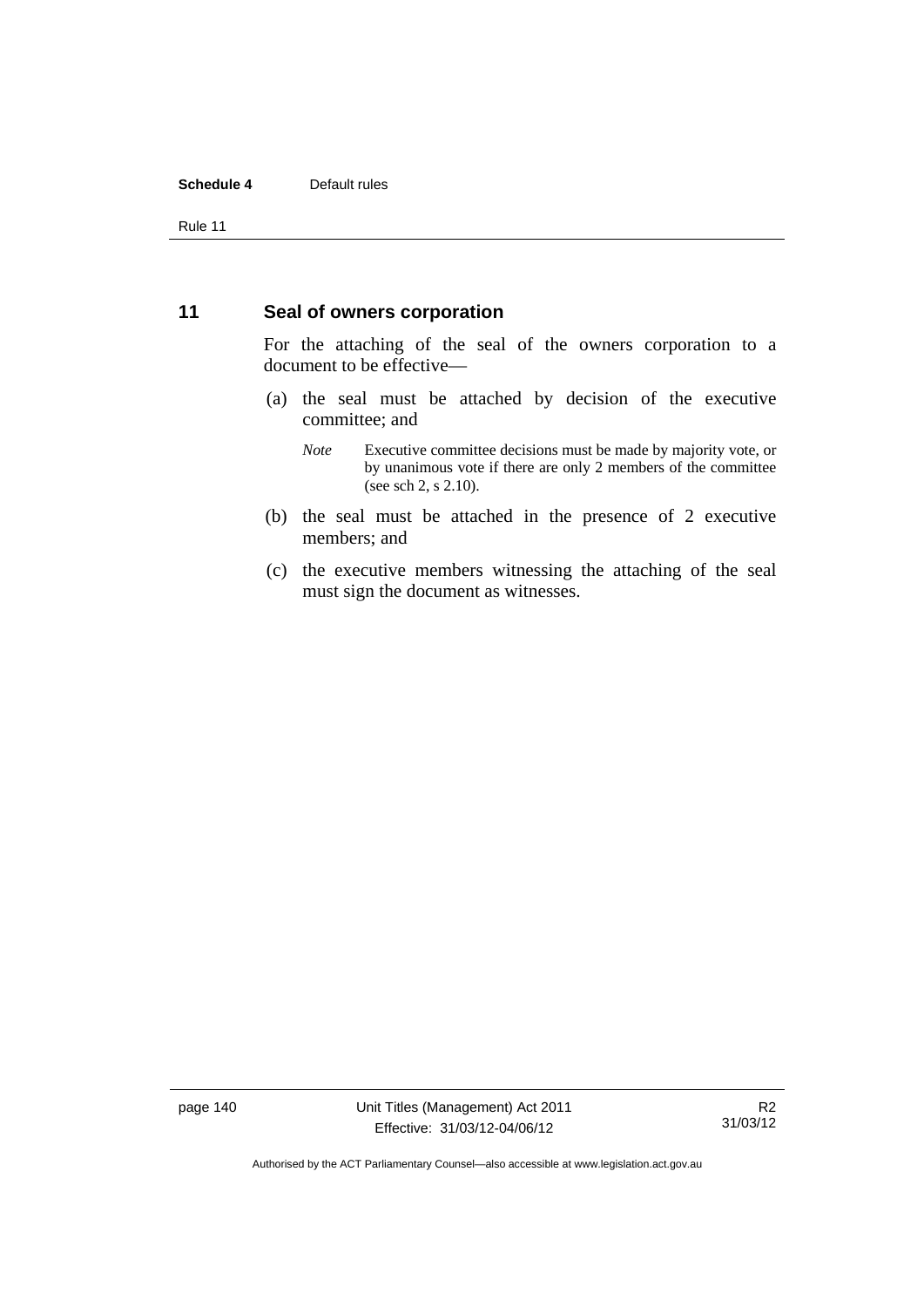## 11 Seal of owners corporation

For the attaching of the seal of the owners corporation to a document to be effective—

(a) the seal must be attached by decision of the executive committee; and

*Note* Executive committee decisions must be made by majority vote, or by unanimous vote if there are only 2 members of the committee (see sch 2, s 2.10).

(b) the seal must be attached in the presence of 2 executive members; and

(c) the executive members witnessing the attaching of the seal must sign the document as witnesses.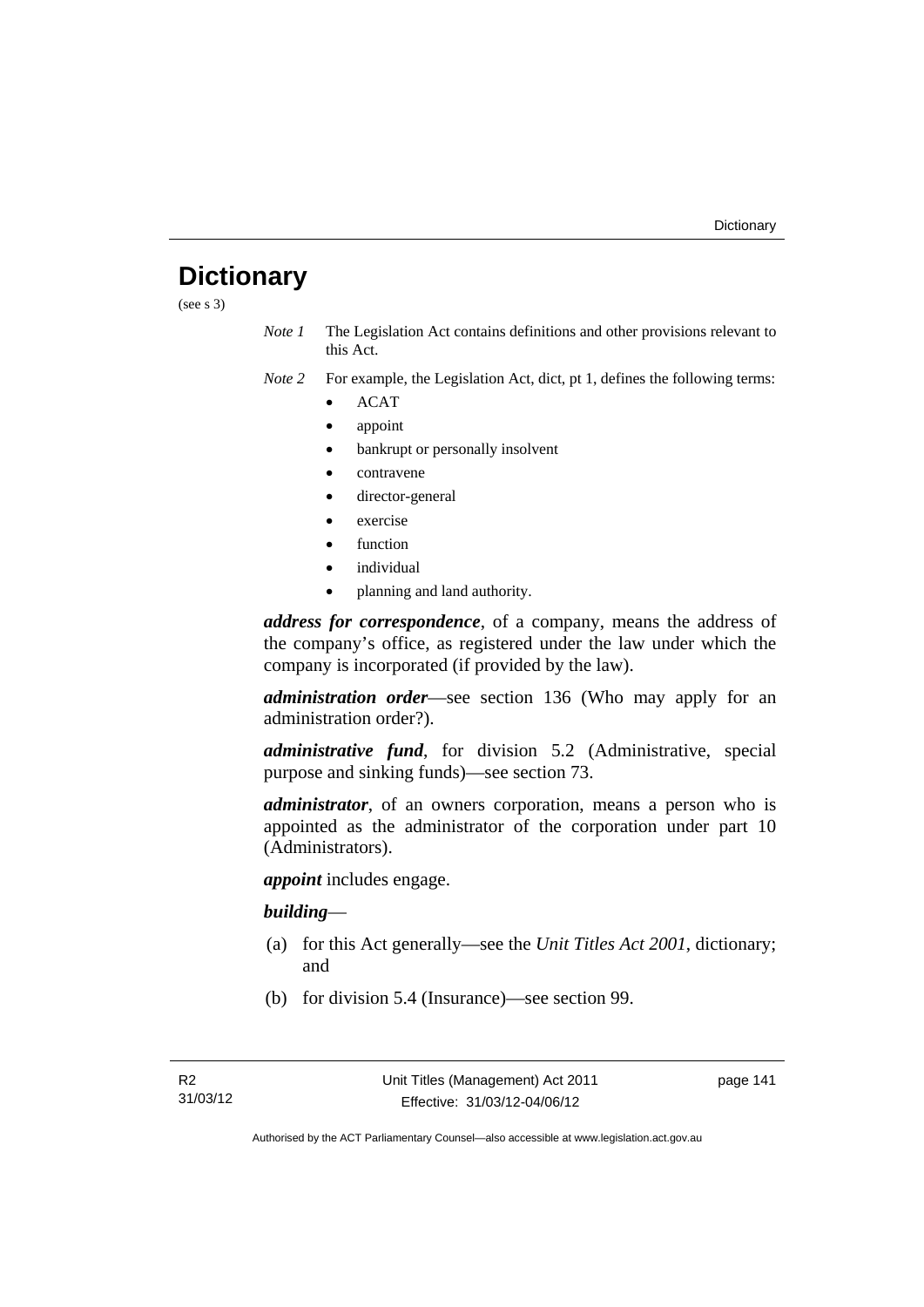# Dictionary

(see s 3)

*Note 1* The Legislation Act contains definitions and other provisions relevant to this Act.

*Note 2* For example, the Legislation Act, dict, pt 1, defines the following terms:

- ACAT
- appoint
- bankrupt or personally insolvent
- contravene
- director-general
- exercise
- function
- individual
- planning and land authority.

***address for correspondence***, of a company, means the address of the company's office, as registered under the law under which the company is incorporated (if provided by the law).

***administration order***—see section 136 (Who may apply for an administration order?).

***administrative fund***, for division 5.2 (Administrative, special purpose and sinking funds)—see section 73.

***administrator***, of an owners corporation, means a person who is appointed as the administrator of the corporation under part 10 (Administrators).

***appoint*** includes engage.

***building***—

(a) for this Act generally—see the *Unit Titles Act 2001*, dictionary; and

(b) for division 5.4 (Insurance)—see section 99.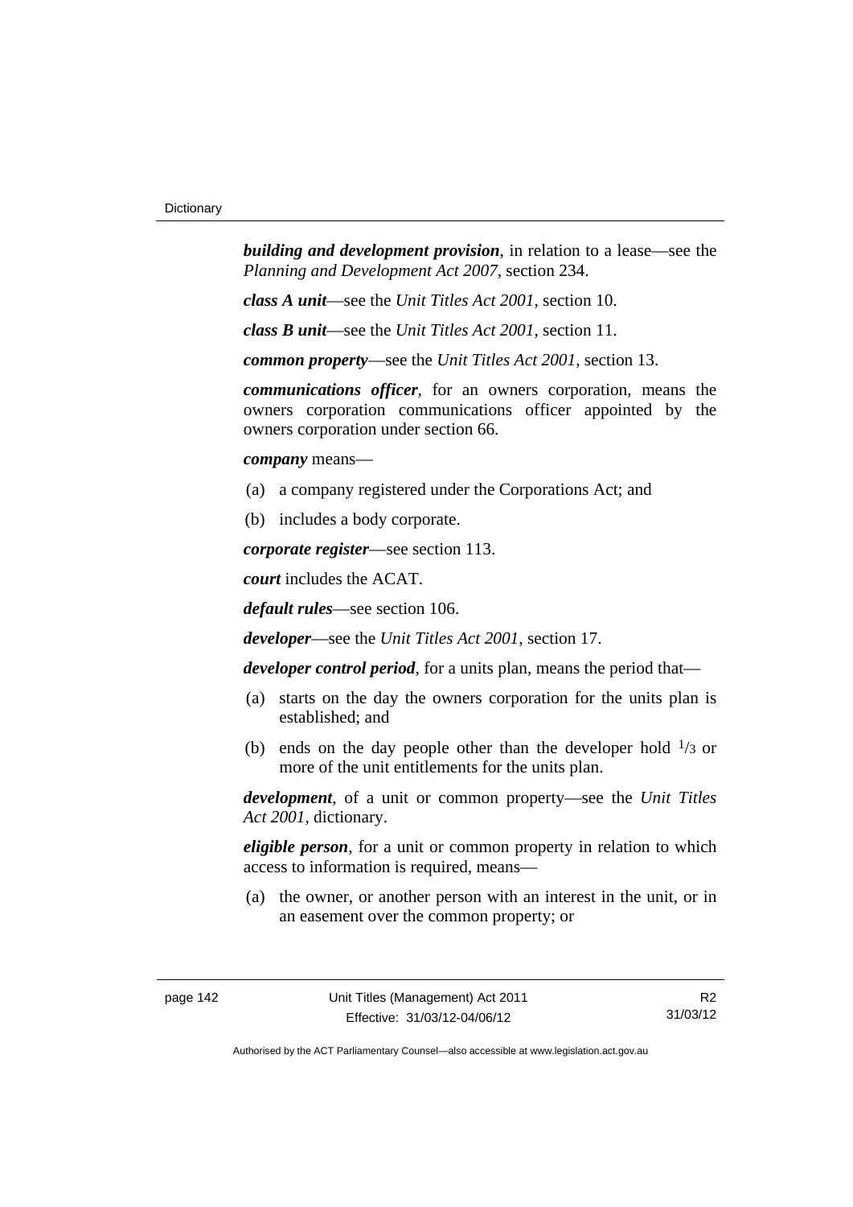***building and development provision***, in relation to a lease—see the *Planning and Development Act 2007*, section 234.

***class A unit***—see the *Unit Titles Act 2001*, section 10.

***class B unit***—see the *Unit Titles Act 2001*, section 11.

***common property***—see the *Unit Titles Act 2001*, section 13.

***communications officer***, for an owners corporation, means the owners corporation communications officer appointed by the owners corporation under section 66.

***company*** means—

(a) a company registered under the Corporations Act; and

(b) includes a body corporate.

***corporate register***—see section 113.

***court*** includes the ACAT.

***default rules***—see section 106.

***developer***—see the *Unit Titles Act 2001*, section 17.

***developer control period***, for a units plan, means the period that—

(a) starts on the day the owners corporation for the units plan is established; and

(b) ends on the day people other than the developer hold $^1/_3$ or more of the unit entitlements for the units plan.

***development***, of a unit or common property—see the *Unit Titles Act 2001*, dictionary.

***eligible person***, for a unit or common property in relation to which access to information is required, means—

(a) the owner, or another person with an interest in the unit, or in an easement over the common property; or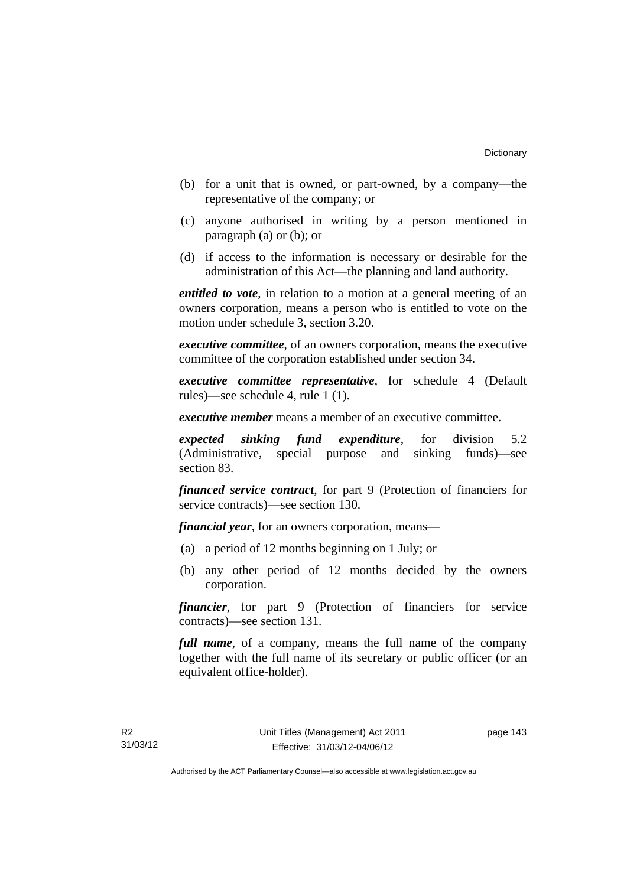(b) for a unit that is owned, or part-owned, by a company—the representative of the company; or

(c) anyone authorised in writing by a person mentioned in paragraph (a) or (b); or

(d) if access to the information is necessary or desirable for the administration of this Act—the planning and land authority.

***entitled to vote***, in relation to a motion at a general meeting of an owners corporation, means a person who is entitled to vote on the motion under schedule 3, section 3.20.

***executive committee***, of an owners corporation, means the executive committee of the corporation established under section 34.

***executive committee representative***, for schedule 4 (Default rules)—see schedule 4, rule 1 (1).

***executive member*** means a member of an executive committee.

***expected sinking fund expenditure***, for division 5.2 (Administrative, special purpose and sinking funds)—see section 83.

***financed service contract***, for part 9 (Protection of financiers for service contracts)—see section 130.

***financial year***, for an owners corporation, means—

(a) a period of 12 months beginning on 1 July; or

(b) any other period of 12 months decided by the owners corporation.

***financier***, for part 9 (Protection of financiers for service contracts)—see section 131.

***full name***, of a company, means the full name of the company together with the full name of its secretary or public officer (or an equivalent office-holder).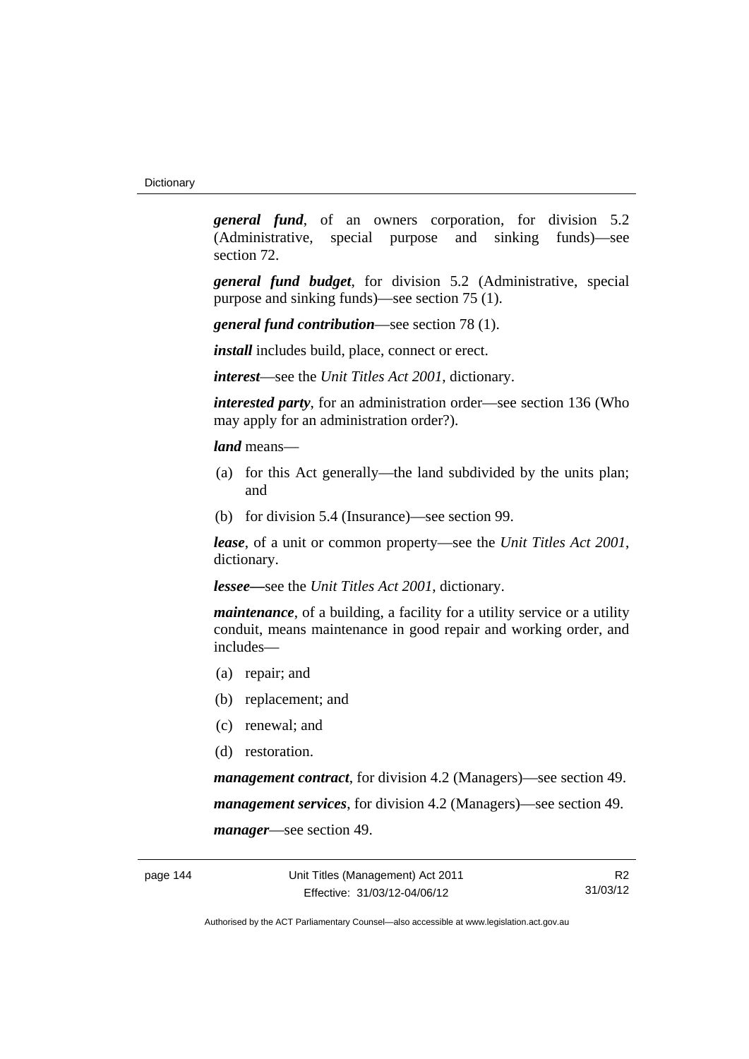***general fund***, of an owners corporation, for division 5.2 (Administrative, special purpose and sinking funds)—see section 72.

***general fund budget***, for division 5.2 (Administrative, special purpose and sinking funds)—see section 75 (1).

***general fund contribution***—see section 78 (1).

***install*** includes build, place, connect or erect.

***interest***—see the *Unit Titles Act 2001*, dictionary.

***interested party***, for an administration order—see section 136 (Who may apply for an administration order?).

***land*** means—

(a) for this Act generally—the land subdivided by the units plan; and

(b) for division 5.4 (Insurance)—see section 99.

***lease***, of a unit or common property—see the *Unit Titles Act 2001*, dictionary.

***lessee***—see the *Unit Titles Act 2001*, dictionary.

***maintenance***, of a building, a facility for a utility service or a utility conduit, means maintenance in good repair and working order, and includes—

(a) repair; and

(b) replacement; and

(c) renewal; and

(d) restoration.

***management contract***, for division 4.2 (Managers)—see section 49.

***management services***, for division 4.2 (Managers)—see section 49.

***manager***—see section 49.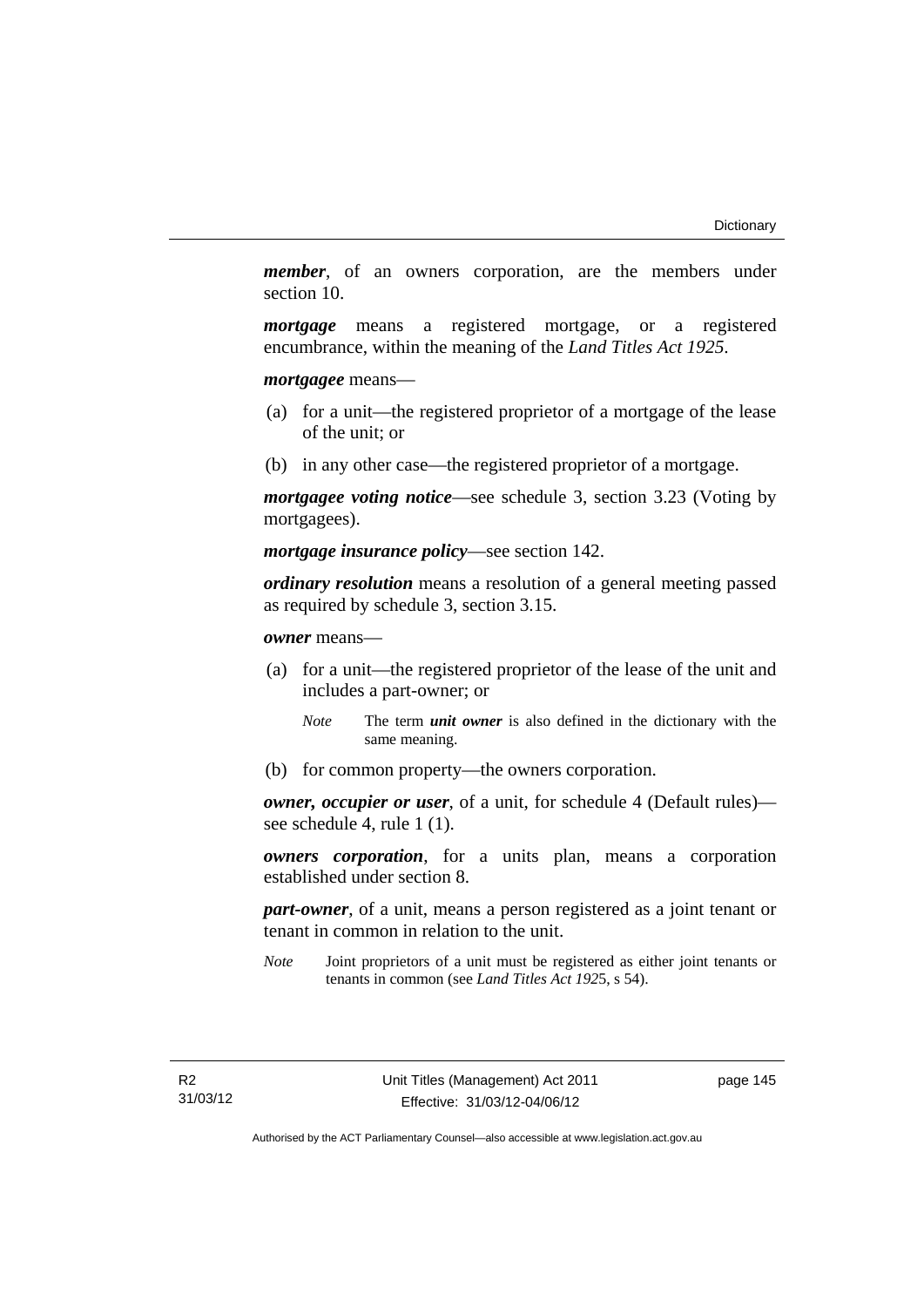***member***, of an owners corporation, are the members under section 10.

***mortgage*** means a registered mortgage, or a registered encumbrance, within the meaning of the *Land Titles Act 1925*.

***mortgagee*** means—

(a) for a unit—the registered proprietor of a mortgage of the lease of the unit; or

(b) in any other case—the registered proprietor of a mortgage.

***mortgagee voting notice***—see schedule 3, section 3.23 (Voting by mortgagees).

***mortgage insurance policy***—see section 142.

***ordinary resolution*** means a resolution of a general meeting passed as required by schedule 3, section 3.15.

***owner*** means—

(a) for a unit—the registered proprietor of the lease of the unit and includes a part-owner; or

*Note* The term ***unit owner*** is also defined in the dictionary with the same meaning.

(b) for common property—the owners corporation.

***owner, occupier or user***, of a unit, for schedule 4 (Default rules)—see schedule 4, rule 1 (1).

***owners corporation***, for a units plan, means a corporation established under section 8.

***part-owner***, of a unit, means a person registered as a joint tenant or tenant in common in relation to the unit.

*Note* Joint proprietors of a unit must be registered as either joint tenants or tenants in common (see *Land Titles Act 1925*, s 54).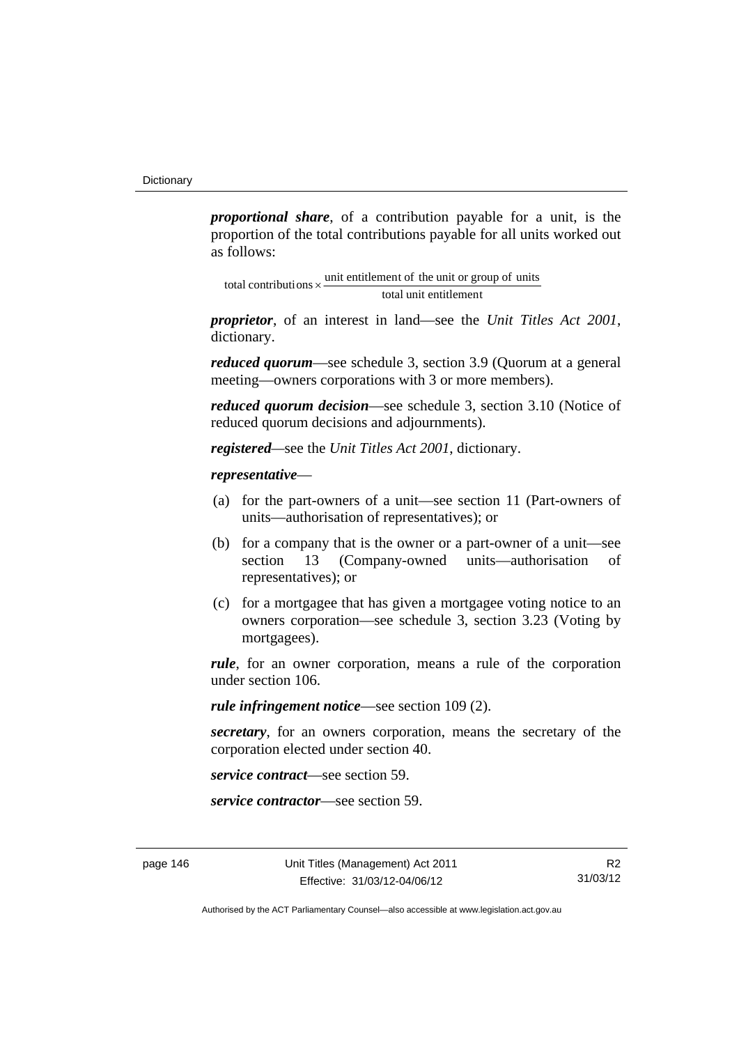***proportional share***, of a contribution payable for a unit, is the proportion of the total contributions payable for all units worked out as follows:

$$\text{total contributions} \times \frac{\text{unit entitlement of the unit or group of units}}{\text{total unit entitlement}}$$

***proprietor***, of an interest in land—see the *Unit Titles Act 2001*, dictionary.

***reduced quorum***—see schedule 3, section 3.9 (Quorum at a general meeting—owners corporations with 3 or more members).

***reduced quorum decision***—see schedule 3, section 3.10 (Notice of reduced quorum decisions and adjournments).

***registered***—see the *Unit Titles Act 2001*, dictionary.

***representative***—

(a) for the part-owners of a unit—see section 11 (Part-owners of units—authorisation of representatives); or

(b) for a company that is the owner or a part-owner of a unit—see section 13 (Company-owned units—authorisation of representatives); or

(c) for a mortgagee that has given a mortgagee voting notice to an owners corporation—see schedule 3, section 3.23 (Voting by mortgagees).

***rule***, for an owner corporation, means a rule of the corporation under section 106.

***rule infringement notice***—see section 109 (2).

***secretary***, for an owners corporation, means the secretary of the corporation elected under section 40.

***service contract***—see section 59.

***service contractor***—see section 59.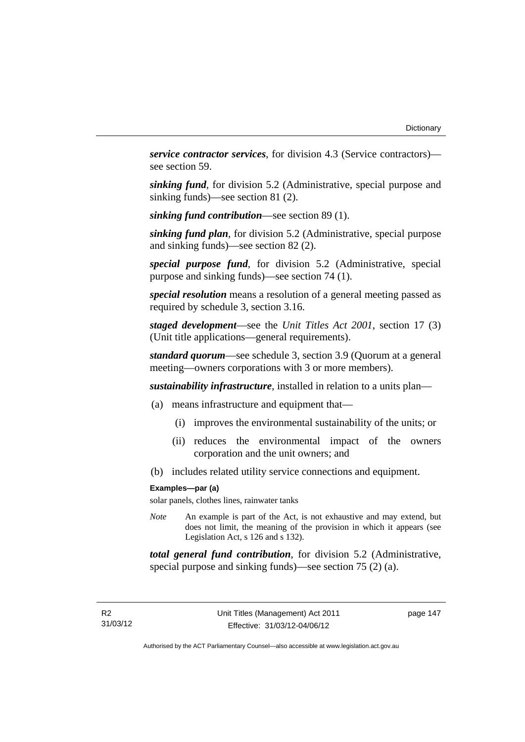***service contractor services***, for division 4.3 (Service contractors)—see section 59.

***sinking fund***, for division 5.2 (Administrative, special purpose and sinking funds)—see section 81 (2).

***sinking fund contribution***—see section 89 (1).

***sinking fund plan***, for division 5.2 (Administrative, special purpose and sinking funds)—see section 82 (2).

***special purpose fund***, for division 5.2 (Administrative, special purpose and sinking funds)—see section 74 (1).

***special resolution*** means a resolution of a general meeting passed as required by schedule 3, section 3.16.

***staged development***—see the *Unit Titles Act 2001*, section 17 (3) (Unit title applications—general requirements).

***standard quorum***—see schedule 3, section 3.9 (Quorum at a general meeting—owners corporations with 3 or more members).

***sustainability infrastructure***, installed in relation to a units plan—

(a) means infrastructure and equipment that—

   (i) improves the environmental sustainability of the units; or

   (ii) reduces the environmental impact of the owners corporation and the unit owners; and

(b) includes related utility service connections and equipment.

**Examples—par (a)**

solar panels, clothes lines, rainwater tanks

*Note* An example is part of the Act, is not exhaustive and may extend, but does not limit, the meaning of the provision in which it appears (see Legislation Act, s 126 and s 132).

***total general fund contribution***, for division 5.2 (Administrative, special purpose and sinking funds)—see section 75 (2) (a).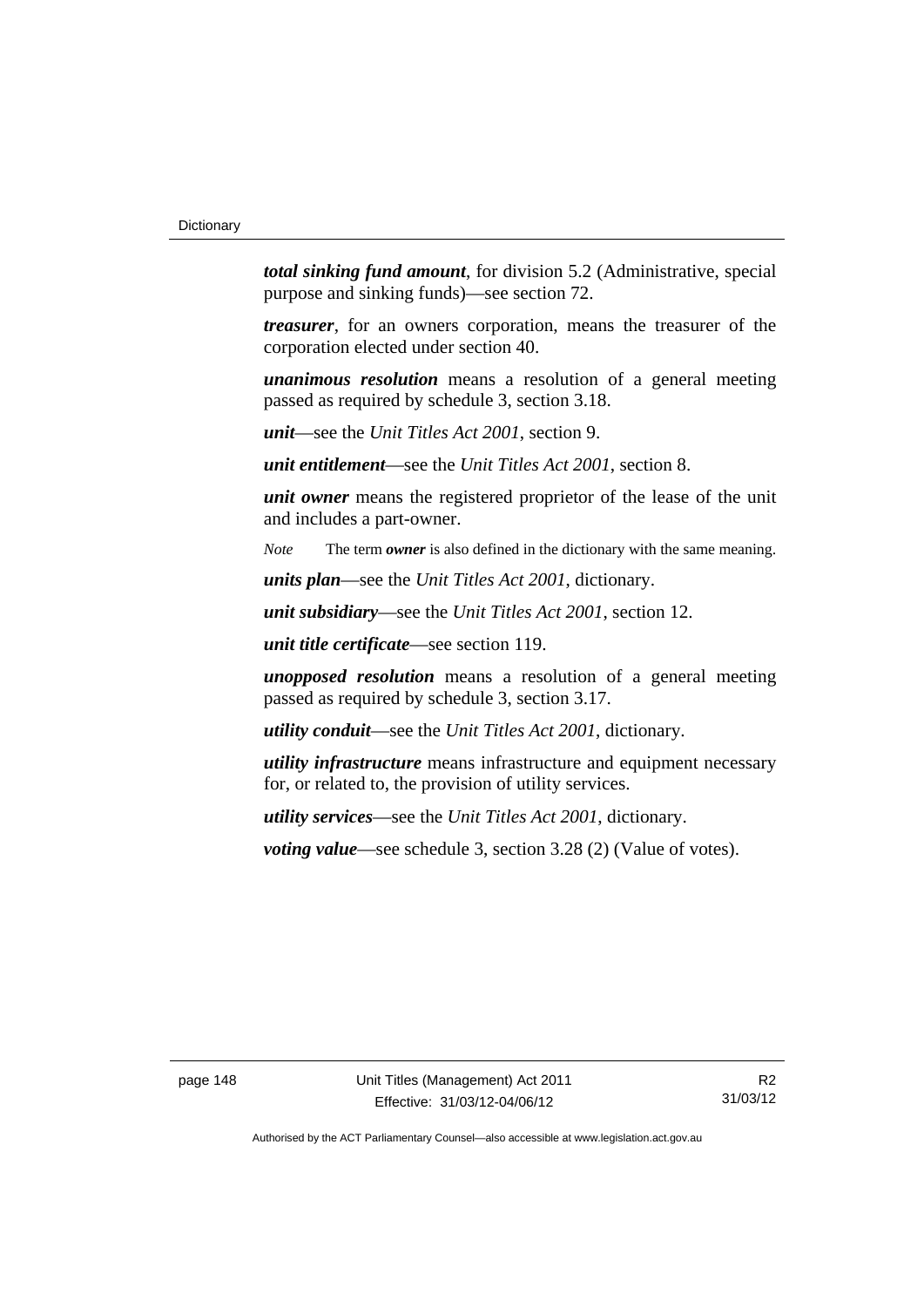***total sinking fund amount***, for division 5.2 (Administrative, special purpose and sinking funds)—see section 72.

***treasurer***, for an owners corporation, means the treasurer of the corporation elected under section 40.

***unanimous resolution*** means a resolution of a general meeting passed as required by schedule 3, section 3.18.

***unit***—see the *Unit Titles Act 2001*, section 9.

***unit entitlement***—see the *Unit Titles Act 2001*, section 8.

***unit owner*** means the registered proprietor of the lease of the unit and includes a part-owner.

*Note* The term ***owner*** is also defined in the dictionary with the same meaning.

***units plan***—see the *Unit Titles Act 2001*, dictionary.

***unit subsidiary***—see the *Unit Titles Act 2001*, section 12.

***unit title certificate***—see section 119.

***unopposed resolution*** means a resolution of a general meeting passed as required by schedule 3, section 3.17.

***utility conduit***—see the *Unit Titles Act 2001*, dictionary.

***utility infrastructure*** means infrastructure and equipment necessary for, or related to, the provision of utility services.

***utility services***—see the *Unit Titles Act 2001*, dictionary.

***voting value***—see schedule 3, section 3.28 (2) (Value of votes).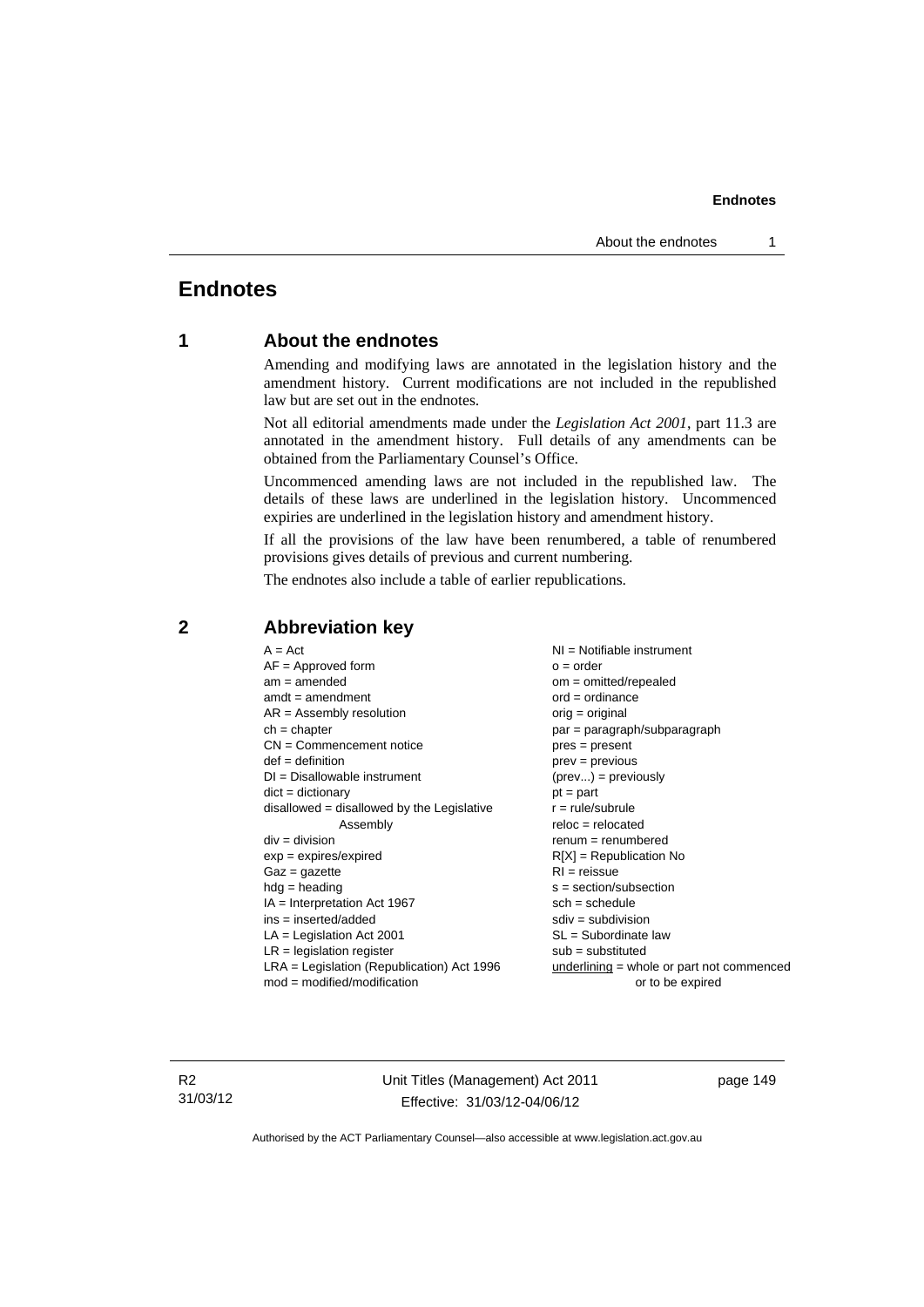# Endnotes

## 1 About the endnotes

Amending and modifying laws are annotated in the legislation history and the amendment history. Current modifications are not included in the republished law but are set out in the endnotes.

Not all editorial amendments made under the *Legislation Act 2001*, part 11.3 are annotated in the amendment history. Full details of any amendments can be obtained from the Parliamentary Counsel's Office.

Uncommenced amending laws are not included in the republished law. The details of these laws are underlined in the legislation history. Uncommenced expiries are underlined in the legislation history and amendment history.

If all the provisions of the law have been renumbered, a table of renumbered provisions gives details of previous and current numbering.

The endnotes also include a table of earlier republications.

## 2 Abbreviation key

A = Act
AF = Approved form
am = amended
amdt = amendment
AR = Assembly resolution
ch = chapter
CN = Commencement notice
def = definition
DI = Disallowable instrument
dict = dictionary
disallowed = disallowed by the Legislative Assembly
div = division
exp = expires/expired
Gaz = gazette
hdg = heading
IA = Interpretation Act 1967
ins = inserted/added
LA = Legislation Act 2001
LR = legislation register
LRA = Legislation (Republication) Act 1996
mod = modified/modification
NI = Notifiable instrument
o = order
om = omitted/repealed
ord = ordinance
orig = original
par = paragraph/subparagraph
pres = present
prev = previous
(prev...) = previously
pt = part
r = rule/subrule
reloc = relocated
renum = renumbered
R[X] = Republication No
RI = reissue
s = section/subsection
sch = schedule
sdiv = subdivision
SL = Subordinate law
sub = substituted
underlining = whole or part not commenced or to be expired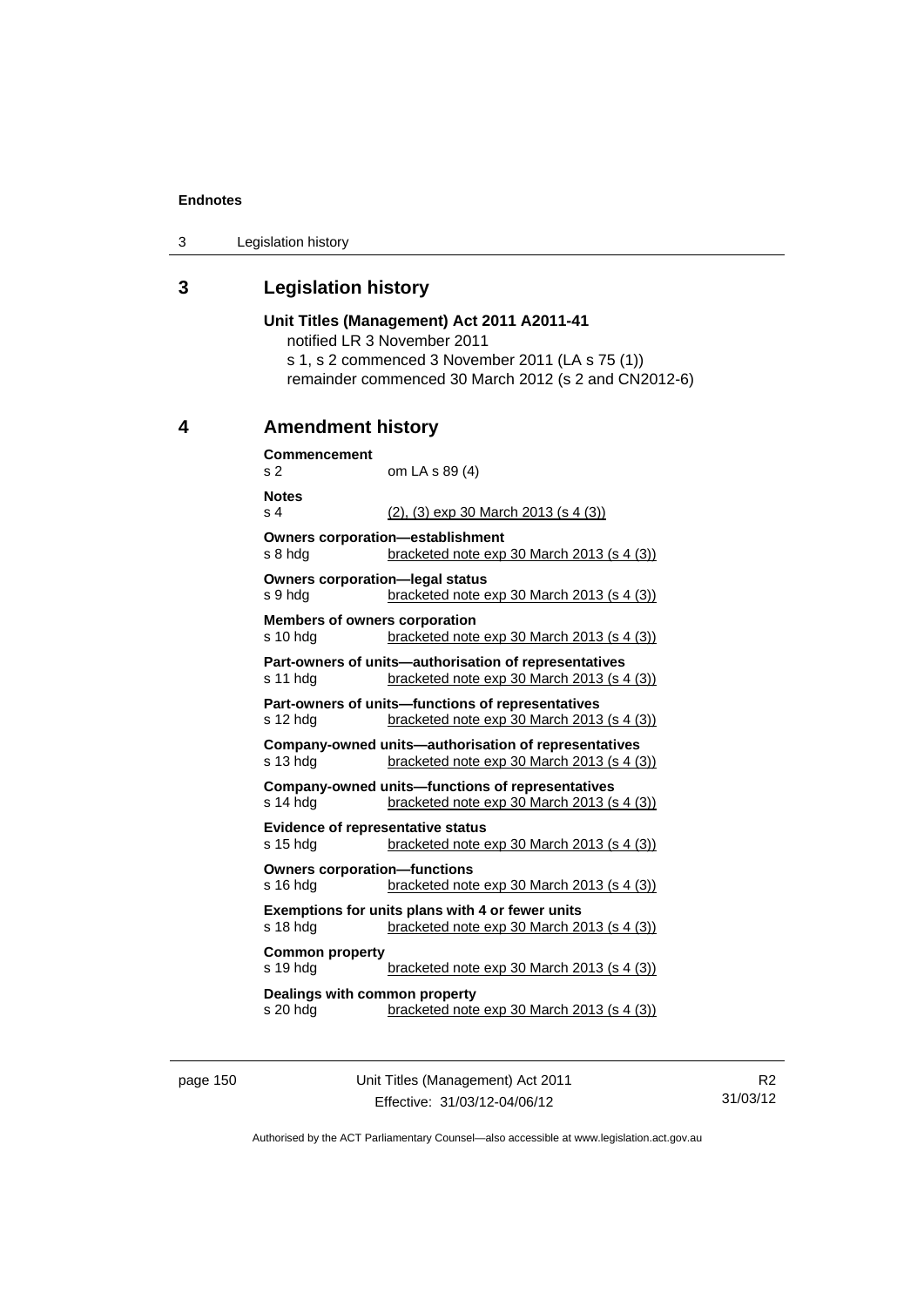## 3 Legislation history

**Unit Titles (Management) Act 2011 A2011-41**

notified LR 3 November 2011

s 1, s 2 commenced 3 November 2011 (LA s 75 (1))

remainder commenced 30 March 2012 (s 2 and CN2012-6)

## 4 Amendment history

**Commencement**

s 2 om LA s 89 (4)

**Notes**

s 4 (2), (3) exp 30 March 2013 (s 4 (3))

**Owners corporation—establishment**

s 8 hdg bracketed note exp 30 March 2013 (s 4 (3))

**Owners corporation—legal status**

s 9 hdg bracketed note exp 30 March 2013 (s 4 (3))

**Members of owners corporation**

s 10 hdg bracketed note exp 30 March 2013 (s 4 (3))

**Part-owners of units—authorisation of representatives**

s 11 hdg bracketed note exp 30 March 2013 (s 4 (3))

**Part-owners of units—functions of representatives**

s 12 hdg bracketed note exp 30 March 2013 (s 4 (3))

**Company-owned units—authorisation of representatives**

s 13 hdg bracketed note exp 30 March 2013 (s 4 (3))

**Company-owned units—functions of representatives**

s 14 hdg bracketed note exp 30 March 2013 (s 4 (3))

**Evidence of representative status**

s 15 hdg bracketed note exp 30 March 2013 (s 4 (3))

**Owners corporation—functions**

s 16 hdg bracketed note exp 30 March 2013 (s 4 (3))

**Exemptions for units plans with 4 or fewer units**

s 18 hdg bracketed note exp 30 March 2013 (s 4 (3))

**Common property**

s 19 hdg bracketed note exp 30 March 2013 (s 4 (3))

**Dealings with common property**

s 20 hdg bracketed note exp 30 March 2013 (s 4 (3))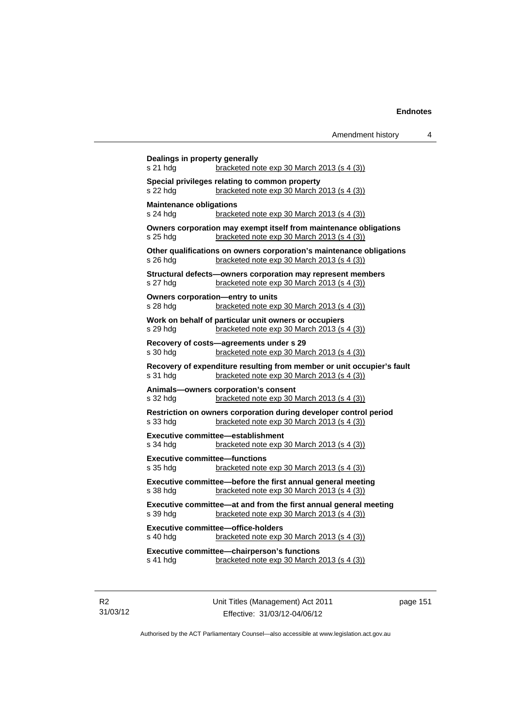**Dealings in property generally**
s 21 hdg bracketed note exp 30 March 2013 (s 4 (3))

**Special privileges relating to common property**
s 22 hdg bracketed note exp 30 March 2013 (s 4 (3))

**Maintenance obligations**
s 24 hdg bracketed note exp 30 March 2013 (s 4 (3))

**Owners corporation may exempt itself from maintenance obligations**
s 25 hdg bracketed note exp 30 March 2013 (s 4 (3))

**Other qualifications on owners corporation's maintenance obligations**
s 26 hdg bracketed note exp 30 March 2013 (s 4 (3))

**Structural defects—owners corporation may represent members**
s 27 hdg bracketed note exp 30 March 2013 (s 4 (3))

**Owners corporation—entry to units**
s 28 hdg bracketed note exp 30 March 2013 (s 4 (3))

**Work on behalf of particular unit owners or occupiers**
s 29 hdg bracketed note exp 30 March 2013 (s 4 (3))

**Recovery of costs—agreements under s 29**
s 30 hdg bracketed note exp 30 March 2013 (s 4 (3))

**Recovery of expenditure resulting from member or unit occupier's fault**
s 31 hdg bracketed note exp 30 March 2013 (s 4 (3))

**Animals—owners corporation's consent**
s 32 hdg bracketed note exp 30 March 2013 (s 4 (3))

**Restriction on owners corporation during developer control period**
s 33 hdg bracketed note exp 30 March 2013 (s 4 (3))

**Executive committee—establishment**
s 34 hdg bracketed note exp 30 March 2013 (s 4 (3))

**Executive committee—functions**
s 35 hdg bracketed note exp 30 March 2013 (s 4 (3))

**Executive committee—before the first annual general meeting**
s 38 hdg bracketed note exp 30 March 2013 (s 4 (3))

**Executive committee—at and from the first annual general meeting**
s 39 hdg bracketed note exp 30 March 2013 (s 4 (3))

**Executive committee—office-holders**
s 40 hdg bracketed note exp 30 March 2013 (s 4 (3))

**Executive committee—chairperson's functions**
s 41 hdg bracketed note exp 30 March 2013 (s 4 (3))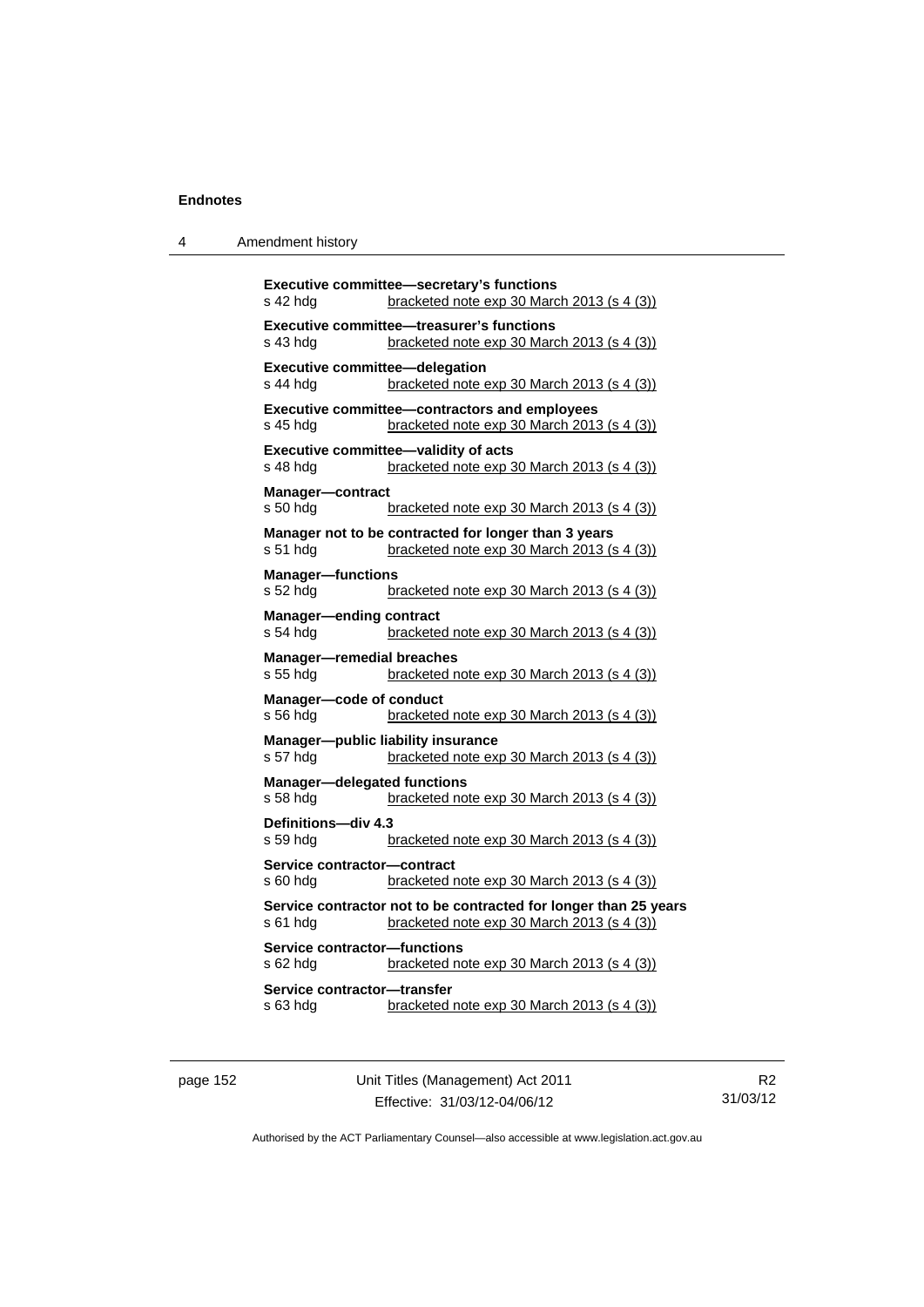**Executive committee—secretary's functions**
s 42 hdg bracketed note exp 30 March 2013 (s 4 (3))

**Executive committee—treasurer's functions**
s 43 hdg bracketed note exp 30 March 2013 (s 4 (3))

**Executive committee—delegation**
s 44 hdg bracketed note exp 30 March 2013 (s 4 (3))

**Executive committee—contractors and employees**
s 45 hdg bracketed note exp 30 March 2013 (s 4 (3))

**Executive committee—validity of acts**
s 48 hdg bracketed note exp 30 March 2013 (s 4 (3))

**Manager—contract**
s 50 hdg bracketed note exp 30 March 2013 (s 4 (3))

**Manager not to be contracted for longer than 3 years**
s 51 hdg bracketed note exp 30 March 2013 (s 4 (3))

**Manager—functions**
s 52 hdg bracketed note exp 30 March 2013 (s 4 (3))

**Manager—ending contract**
s 54 hdg bracketed note exp 30 March 2013 (s 4 (3))

**Manager—remedial breaches**
s 55 hdg bracketed note exp 30 March 2013 (s 4 (3))

**Manager—code of conduct**
s 56 hdg bracketed note exp 30 March 2013 (s 4 (3))

**Manager—public liability insurance**
s 57 hdg bracketed note exp 30 March 2013 (s 4 (3))

**Manager—delegated functions**
s 58 hdg bracketed note exp 30 March 2013 (s 4 (3))

**Definitions—div 4.3**
s 59 hdg bracketed note exp 30 March 2013 (s 4 (3))

**Service contractor—contract**
s 60 hdg bracketed note exp 30 March 2013 (s 4 (3))

**Service contractor not to be contracted for longer than 25 years**
s 61 hdg bracketed note exp 30 March 2013 (s 4 (3))

**Service contractor—functions**
s 62 hdg bracketed note exp 30 March 2013 (s 4 (3))

**Service contractor—transfer**
s 63 hdg bracketed note exp 30 March 2013 (s 4 (3))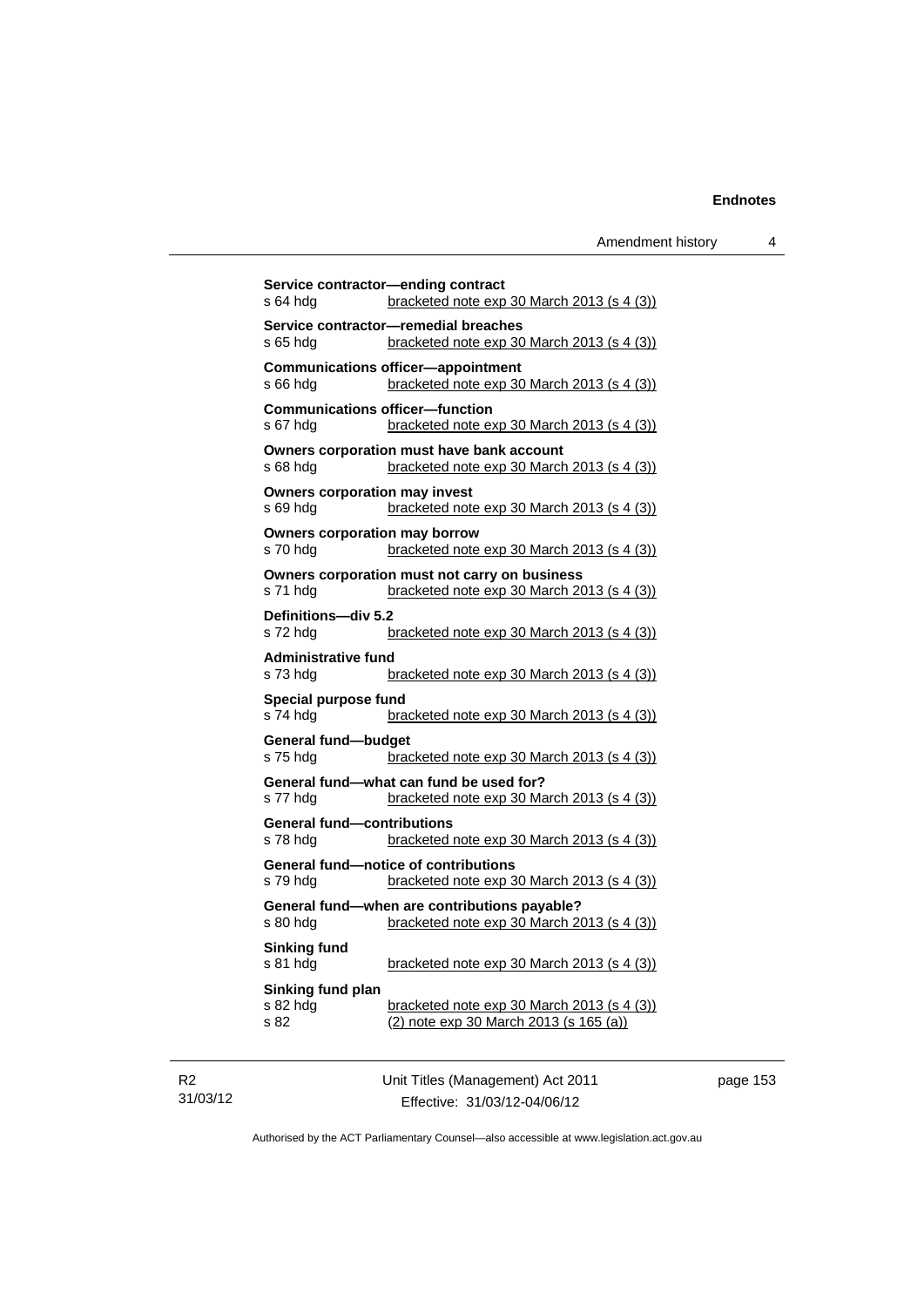**Service contractor—ending contract**
s 64 hdg bracketed note exp 30 March 2013 (s 4 (3))

**Service contractor—remedial breaches**
s 65 hdg bracketed note exp 30 March 2013 (s 4 (3))

**Communications officer—appointment**
s 66 hdg bracketed note exp 30 March 2013 (s 4 (3))

**Communications officer—function**
s 67 hdg bracketed note exp 30 March 2013 (s 4 (3))

**Owners corporation must have bank account**
s 68 hdg bracketed note exp 30 March 2013 (s 4 (3))

**Owners corporation may invest**
s 69 hdg bracketed note exp 30 March 2013 (s 4 (3))

**Owners corporation may borrow**
s 70 hdg bracketed note exp 30 March 2013 (s 4 (3))

**Owners corporation must not carry on business**
s 71 hdg bracketed note exp 30 March 2013 (s 4 (3))

**Definitions—div 5.2**
s 72 hdg bracketed note exp 30 March 2013 (s 4 (3))

**Administrative fund**
s 73 hdg bracketed note exp 30 March 2013 (s 4 (3))

**Special purpose fund**
s 74 hdg bracketed note exp 30 March 2013 (s 4 (3))

**General fund—budget**
s 75 hdg bracketed note exp 30 March 2013 (s 4 (3))

**General fund—what can fund be used for?**
s 77 hdg bracketed note exp 30 March 2013 (s 4 (3))

**General fund—contributions**
s 78 hdg bracketed note exp 30 March 2013 (s 4 (3))

**General fund—notice of contributions**
s 79 hdg bracketed note exp 30 March 2013 (s 4 (3))

**General fund—when are contributions payable?**
s 80 hdg bracketed note exp 30 March 2013 (s 4 (3))

**Sinking fund**
s 81 hdg bracketed note exp 30 March 2013 (s 4 (3))

**Sinking fund plan**
s 82 hdg bracketed note exp 30 March 2013 (s 4 (3))
s 82 (2) note exp 30 March 2013 (s 165 (a))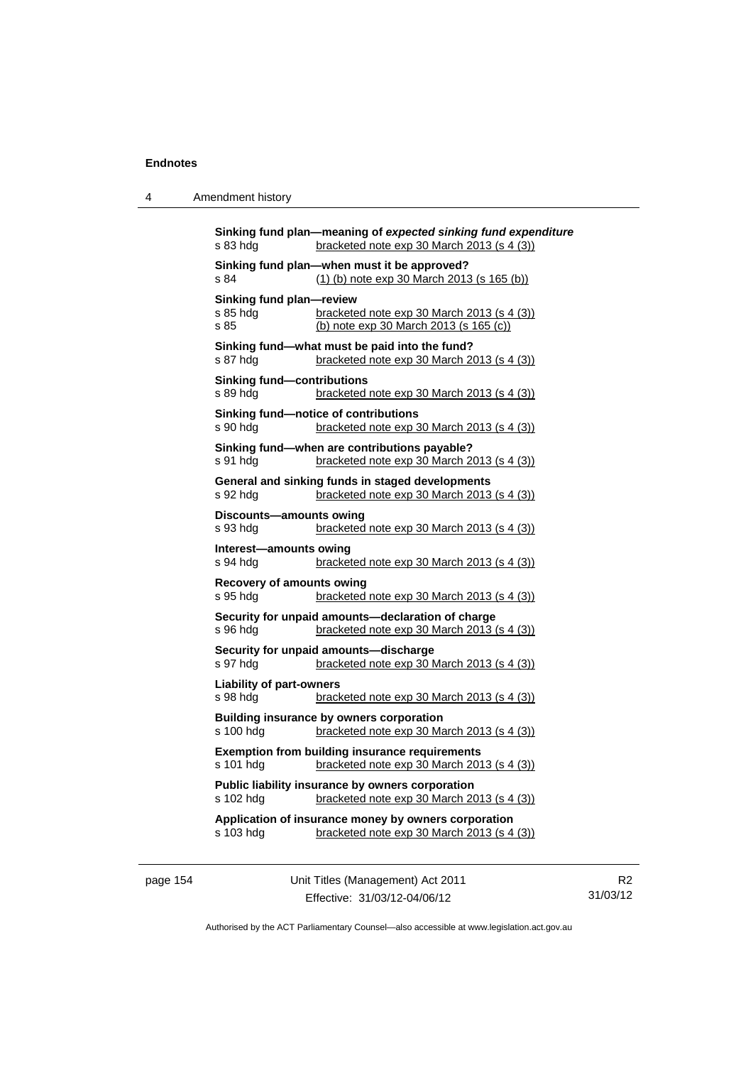**Sinking fund plan—meaning of *expected sinking fund expenditure***
s 83 hdg bracketed note exp 30 March 2013 (s 4 (3))

**Sinking fund plan—when must it be approved?**
s 84 (1) (b) note exp 30 March 2013 (s 165 (b))

**Sinking fund plan—review**
s 85 hdg bracketed note exp 30 March 2013 (s 4 (3))
s 85 (b) note exp 30 March 2013 (s 165 (c))

**Sinking fund—what must be paid into the fund?**
s 87 hdg bracketed note exp 30 March 2013 (s 4 (3))

**Sinking fund—contributions**
s 89 hdg bracketed note exp 30 March 2013 (s 4 (3))

**Sinking fund—notice of contributions**
s 90 hdg bracketed note exp 30 March 2013 (s 4 (3))

**Sinking fund—when are contributions payable?**
s 91 hdg bracketed note exp 30 March 2013 (s 4 (3))

**General and sinking funds in staged developments**
s 92 hdg bracketed note exp 30 March 2013 (s 4 (3))

**Discounts—amounts owing**
s 93 hdg bracketed note exp 30 March 2013 (s 4 (3))

**Interest—amounts owing**
s 94 hdg bracketed note exp 30 March 2013 (s 4 (3))

**Recovery of amounts owing**
s 95 hdg bracketed note exp 30 March 2013 (s 4 (3))

**Security for unpaid amounts—declaration of charge**
s 96 hdg bracketed note exp 30 March 2013 (s 4 (3))

**Security for unpaid amounts—discharge**
s 97 hdg bracketed note exp 30 March 2013 (s 4 (3))

**Liability of part-owners**
s 98 hdg bracketed note exp 30 March 2013 (s 4 (3))

**Building insurance by owners corporation**
s 100 hdg bracketed note exp 30 March 2013 (s 4 (3))

**Exemption from building insurance requirements**
s 101 hdg bracketed note exp 30 March 2013 (s 4 (3))

**Public liability insurance by owners corporation**
s 102 hdg bracketed note exp 30 March 2013 (s 4 (3))

**Application of insurance money by owners corporation**
s 103 hdg bracketed note exp 30 March 2013 (s 4 (3))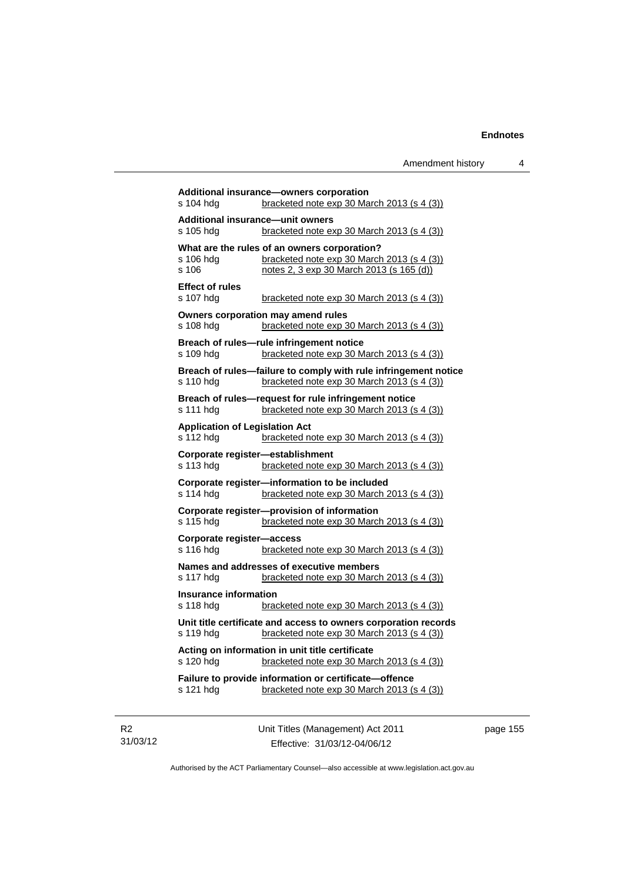**Additional insurance—owners corporation**
s 104 hdg bracketed note exp 30 March 2013 (s 4 (3))

**Additional insurance—unit owners**
s 105 hdg bracketed note exp 30 March 2013 (s 4 (3))

**What are the rules of an owners corporation?**
s 106 hdg bracketed note exp 30 March 2013 (s 4 (3))
s 106 notes 2, 3 exp 30 March 2013 (s 165 (d))

**Effect of rules**
s 107 hdg bracketed note exp 30 March 2013 (s 4 (3))

**Owners corporation may amend rules**
s 108 hdg bracketed note exp 30 March 2013 (s 4 (3))

**Breach of rules—rule infringement notice**
s 109 hdg bracketed note exp 30 March 2013 (s 4 (3))

**Breach of rules—failure to comply with rule infringement notice**
s 110 hdg bracketed note exp 30 March 2013 (s 4 (3))

**Breach of rules—request for rule infringement notice**
s 111 hdg bracketed note exp 30 March 2013 (s 4 (3))

**Application of Legislation Act**
s 112 hdg bracketed note exp 30 March 2013 (s 4 (3))

**Corporate register—establishment**
s 113 hdg bracketed note exp 30 March 2013 (s 4 (3))

**Corporate register—information to be included**
s 114 hdg bracketed note exp 30 March 2013 (s 4 (3))

**Corporate register—provision of information**
s 115 hdg bracketed note exp 30 March 2013 (s 4 (3))

**Corporate register—access**
s 116 hdg bracketed note exp 30 March 2013 (s 4 (3))

**Names and addresses of executive members**
s 117 hdg bracketed note exp 30 March 2013 (s 4 (3))

**Insurance information**
s 118 hdg bracketed note exp 30 March 2013 (s 4 (3))

**Unit title certificate and access to owners corporation records**
s 119 hdg bracketed note exp 30 March 2013 (s 4 (3))

**Acting on information in unit title certificate**
s 120 hdg bracketed note exp 30 March 2013 (s 4 (3))

**Failure to provide information or certificate—offence**
s 121 hdg bracketed note exp 30 March 2013 (s 4 (3))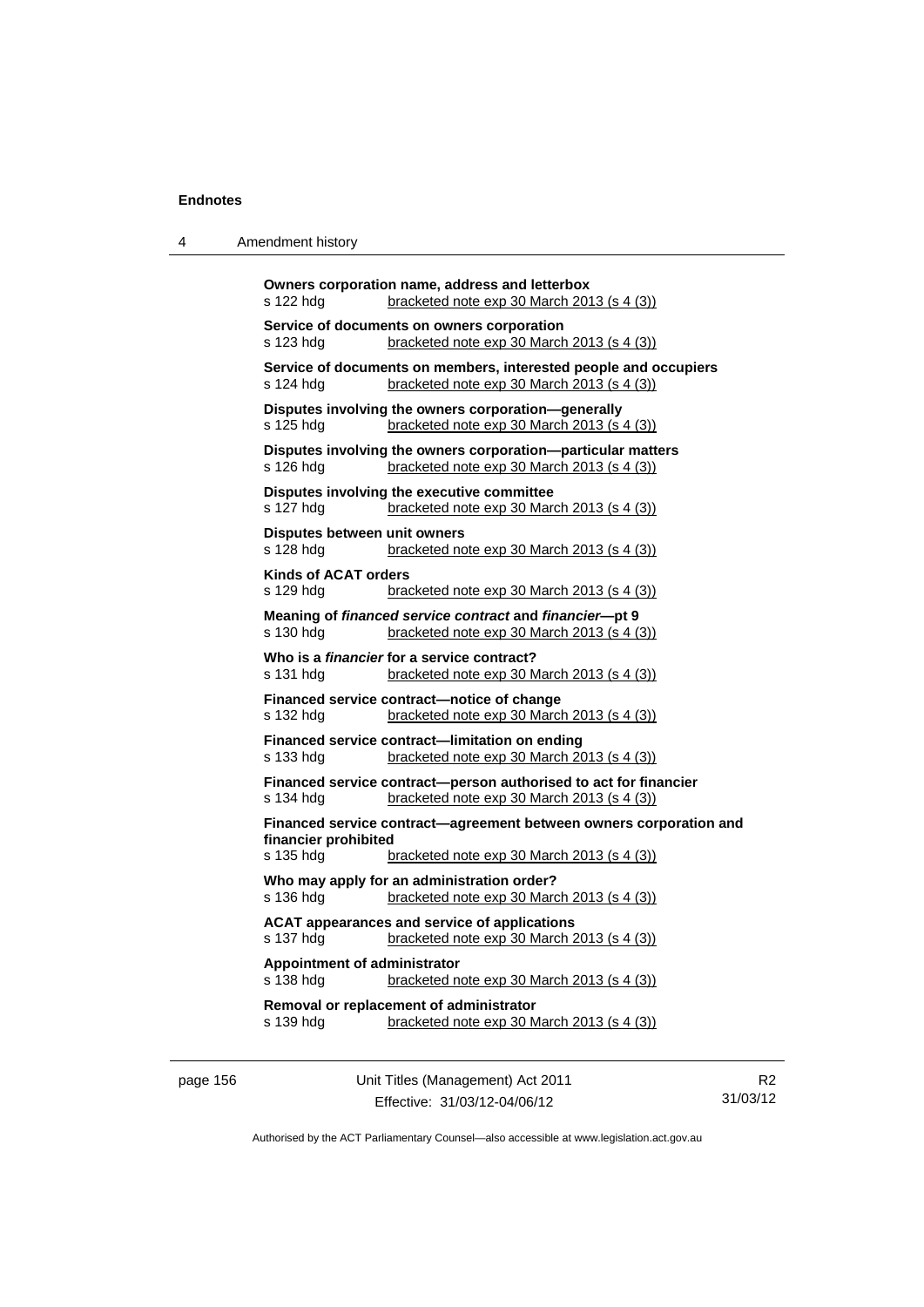**Owners corporation name, address and letterbox**
s 122 hdg bracketed note exp 30 March 2013 (s 4 (3))

**Service of documents on owners corporation**
s 123 hdg bracketed note exp 30 March 2013 (s 4 (3))

**Service of documents on members, interested people and occupiers**
s 124 hdg bracketed note exp 30 March 2013 (s 4 (3))

**Disputes involving the owners corporation—generally**
s 125 hdg bracketed note exp 30 March 2013 (s 4 (3))

**Disputes involving the owners corporation—particular matters**
s 126 hdg bracketed note exp 30 March 2013 (s 4 (3))

**Disputes involving the executive committee**
s 127 hdg bracketed note exp 30 March 2013 (s 4 (3))

**Disputes between unit owners**
s 128 hdg bracketed note exp 30 March 2013 (s 4 (3))

**Kinds of ACAT orders**
s 129 hdg bracketed note exp 30 March 2013 (s 4 (3))

**Meaning of *financed service contract* and *financier*—pt 9**
s 130 hdg bracketed note exp 30 March 2013 (s 4 (3))

**Who is a *financier* for a service contract?**
s 131 hdg bracketed note exp 30 March 2013 (s 4 (3))

**Financed service contract—notice of change**
s 132 hdg bracketed note exp 30 March 2013 (s 4 (3))

**Financed service contract—limitation on ending**
s 133 hdg bracketed note exp 30 March 2013 (s 4 (3))

**Financed service contract—person authorised to act for financier**
s 134 hdg bracketed note exp 30 March 2013 (s 4 (3))

**Financed service contract—agreement between owners corporation and financier prohibited**
s 135 hdg bracketed note exp 30 March 2013 (s 4 (3))

**Who may apply for an administration order?**
s 136 hdg bracketed note exp 30 March 2013 (s 4 (3))

**ACAT appearances and service of applications**
s 137 hdg bracketed note exp 30 March 2013 (s 4 (3))

**Appointment of administrator**
s 138 hdg bracketed note exp 30 March 2013 (s 4 (3))

**Removal or replacement of administrator**
s 139 hdg bracketed note exp 30 March 2013 (s 4 (3))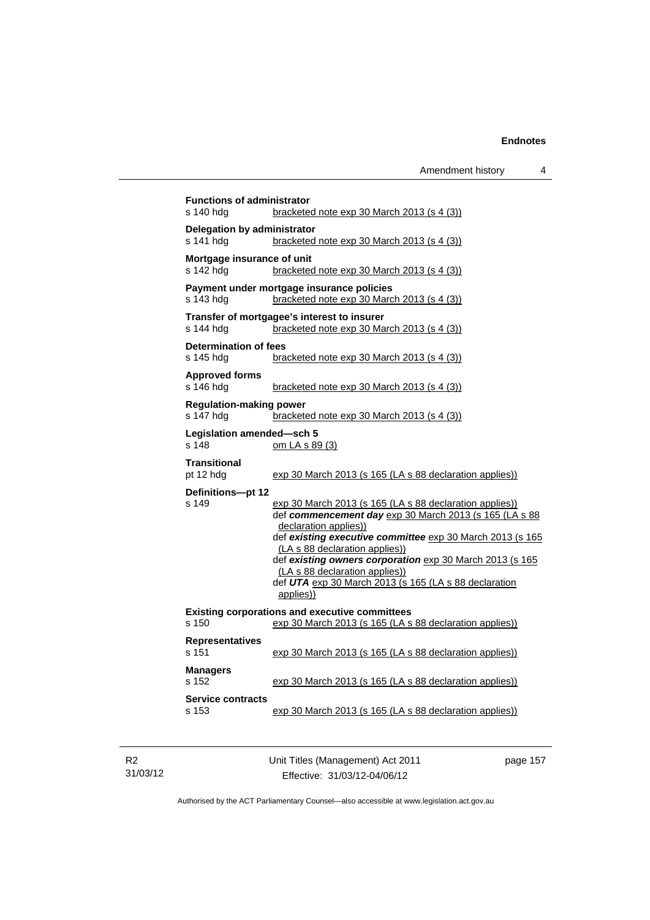**Functions of administrator**
s 140 hdg — bracketed note exp 30 March 2013 (s 4 (3))

**Delegation by administrator**
s 141 hdg — bracketed note exp 30 March 2013 (s 4 (3))

**Mortgage insurance of unit**
s 142 hdg — bracketed note exp 30 March 2013 (s 4 (3))

**Payment under mortgage insurance policies**
s 143 hdg — bracketed note exp 30 March 2013 (s 4 (3))

**Transfer of mortgagee's interest to insurer**
s 144 hdg — bracketed note exp 30 March 2013 (s 4 (3))

**Determination of fees**
s 145 hdg — bracketed note exp 30 March 2013 (s 4 (3))

**Approved forms**
s 146 hdg — bracketed note exp 30 March 2013 (s 4 (3))

**Regulation-making power**
s 147 hdg — bracketed note exp 30 March 2013 (s 4 (3))

**Legislation amended—sch 5**
s 148 — om LA s 89 (3)

**Transitional**
pt 12 hdg — exp 30 March 2013 (s 165 (LA s 88 declaration applies))

**Definitions—pt 12**
s 149 — exp 30 March 2013 (s 165 (LA s 88 declaration applies))
def ***commencement day*** exp 30 March 2013 (s 165 (LA s 88 declaration applies))
def ***existing executive committee*** exp 30 March 2013 (s 165 (LA s 88 declaration applies))
def ***existing owners corporation*** exp 30 March 2013 (s 165 (LA s 88 declaration applies))
def ***UTA*** exp 30 March 2013 (s 165 (LA s 88 declaration applies))

**Existing corporations and executive committees**
s 150 — exp 30 March 2013 (s 165 (LA s 88 declaration applies))

**Representatives**
s 151 — exp 30 March 2013 (s 165 (LA s 88 declaration applies))

**Managers**
s 152 — exp 30 March 2013 (s 165 (LA s 88 declaration applies))

**Service contracts**
s 153 — exp 30 March 2013 (s 165 (LA s 88 declaration applies))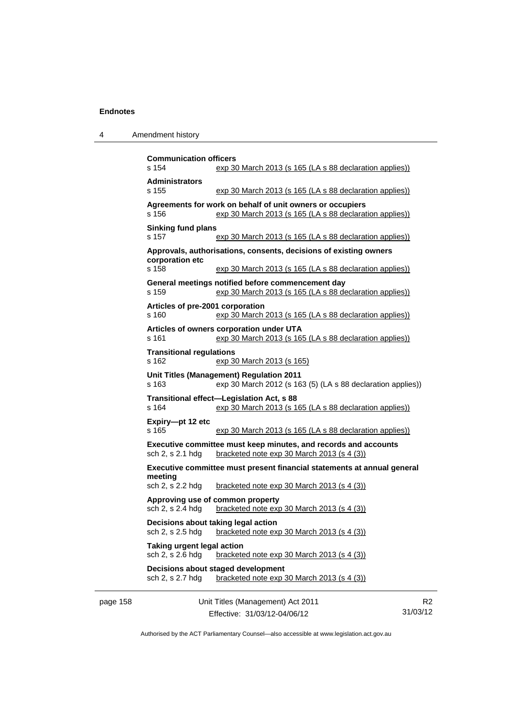**Communication officers**
s 154 — exp 30 March 2013 (s 165 (LA s 88 declaration applies))

**Administrators**
s 155 — exp 30 March 2013 (s 165 (LA s 88 declaration applies))

**Agreements for work on behalf of unit owners or occupiers**
s 156 — exp 30 March 2013 (s 165 (LA s 88 declaration applies))

**Sinking fund plans**
s 157 — exp 30 March 2013 (s 165 (LA s 88 declaration applies))

**Approvals, authorisations, consents, decisions of existing owners corporation etc**
s 158 — exp 30 March 2013 (s 165 (LA s 88 declaration applies))

**General meetings notified before commencement day**
s 159 — exp 30 March 2013 (s 165 (LA s 88 declaration applies))

**Articles of pre-2001 corporation**
s 160 — exp 30 March 2013 (s 165 (LA s 88 declaration applies))

**Articles of owners corporation under UTA**
s 161 — exp 30 March 2013 (s 165 (LA s 88 declaration applies))

**Transitional regulations**
s 162 — exp 30 March 2013 (s 165)

**Unit Titles (Management) Regulation 2011**
s 163 — exp 30 March 2012 (s 163 (5) (LA s 88 declaration applies))

**Transitional effect—Legislation Act, s 88**
s 164 — exp 30 March 2013 (s 165 (LA s 88 declaration applies))

**Expiry—pt 12 etc**
s 165 — exp 30 March 2013 (s 165 (LA s 88 declaration applies))

**Executive committee must keep minutes, and records and accounts**
sch 2, s 2.1 hdg — bracketed note exp 30 March 2013 (s 4 (3))

**Executive committee must present financial statements at annual general meeting**
sch 2, s 2.2 hdg — bracketed note exp 30 March 2013 (s 4 (3))

**Approving use of common property**
sch 2, s 2.4 hdg — bracketed note exp 30 March 2013 (s 4 (3))

**Decisions about taking legal action**
sch 2, s 2.5 hdg — bracketed note exp 30 March 2013 (s 4 (3))

**Taking urgent legal action**
sch 2, s 2.6 hdg — bracketed note exp 30 March 2013 (s 4 (3))

**Decisions about staged development**
sch 2, s 2.7 hdg — bracketed note exp 30 March 2013 (s 4 (3))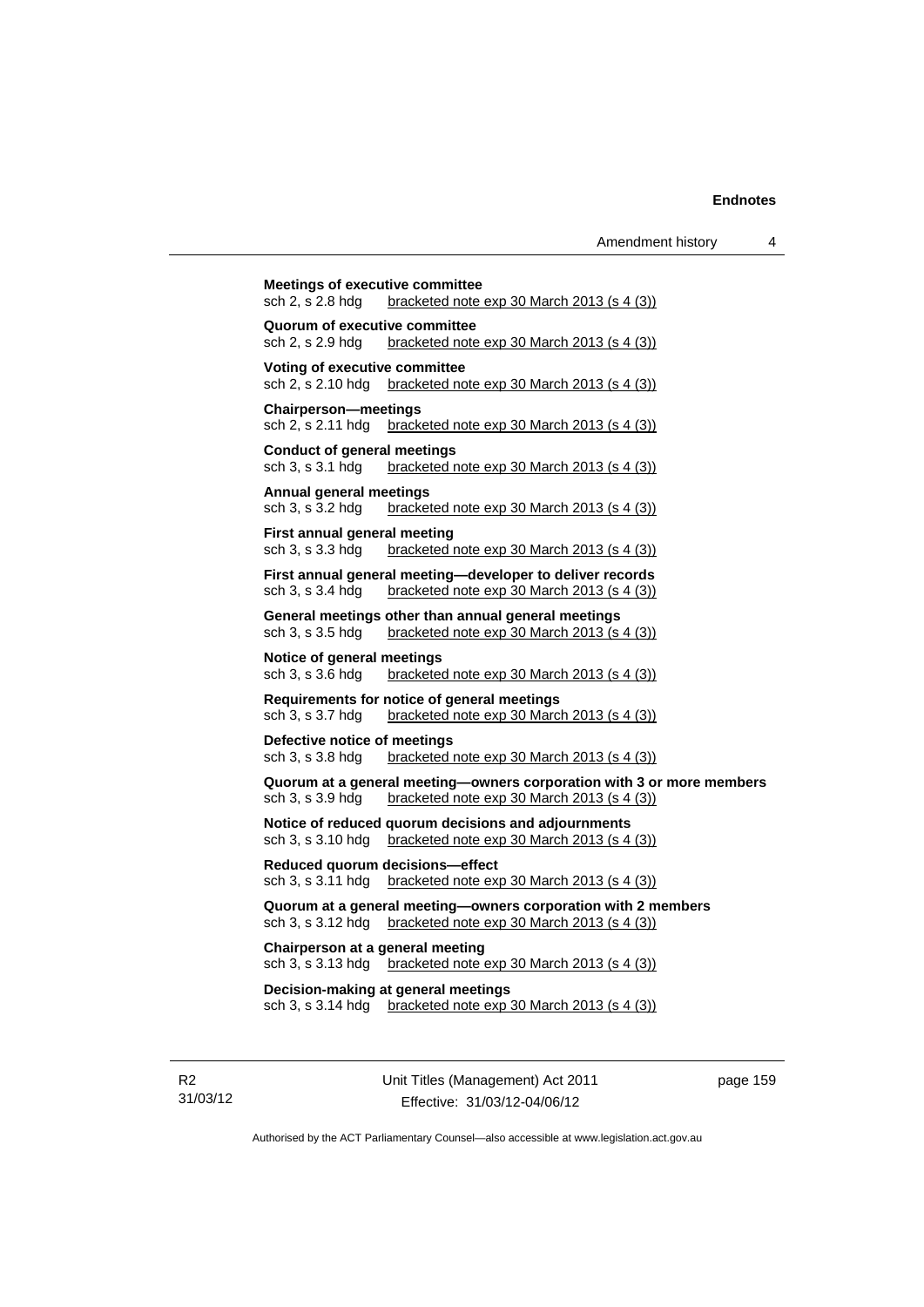**Meetings of executive committee**
sch 2, s 2.8 hdg    bracketed note exp 30 March 2013 (s 4 (3))

**Quorum of executive committee**
sch 2, s 2.9 hdg    bracketed note exp 30 March 2013 (s 4 (3))

**Voting of executive committee**
sch 2, s 2.10 hdg    bracketed note exp 30 March 2013 (s 4 (3))

**Chairperson—meetings**
sch 2, s 2.11 hdg    bracketed note exp 30 March 2013 (s 4 (3))

**Conduct of general meetings**
sch 3, s 3.1 hdg    bracketed note exp 30 March 2013 (s 4 (3))

**Annual general meetings**
sch 3, s 3.2 hdg    bracketed note exp 30 March 2013 (s 4 (3))

**First annual general meeting**
sch 3, s 3.3 hdg    bracketed note exp 30 March 2013 (s 4 (3))

**First annual general meeting—developer to deliver records**
sch 3, s 3.4 hdg    bracketed note exp 30 March 2013 (s 4 (3))

**General meetings other than annual general meetings**
sch 3, s 3.5 hdg    bracketed note exp 30 March 2013 (s 4 (3))

**Notice of general meetings**
sch 3, s 3.6 hdg    bracketed note exp 30 March 2013 (s 4 (3))

**Requirements for notice of general meetings**
sch 3, s 3.7 hdg    bracketed note exp 30 March 2013 (s 4 (3))

**Defective notice of meetings**
sch 3, s 3.8 hdg    bracketed note exp 30 March 2013 (s 4 (3))

**Quorum at a general meeting—owners corporation with 3 or more members**
sch 3, s 3.9 hdg    bracketed note exp 30 March 2013 (s 4 (3))

**Notice of reduced quorum decisions and adjournments**
sch 3, s 3.10 hdg    bracketed note exp 30 March 2013 (s 4 (3))

**Reduced quorum decisions—effect**
sch 3, s 3.11 hdg    bracketed note exp 30 March 2013 (s 4 (3))

**Quorum at a general meeting—owners corporation with 2 members**
sch 3, s 3.12 hdg    bracketed note exp 30 March 2013 (s 4 (3))

**Chairperson at a general meeting**
sch 3, s 3.13 hdg    bracketed note exp 30 March 2013 (s 4 (3))

**Decision-making at general meetings**
sch 3, s 3.14 hdg    bracketed note exp 30 March 2013 (s 4 (3))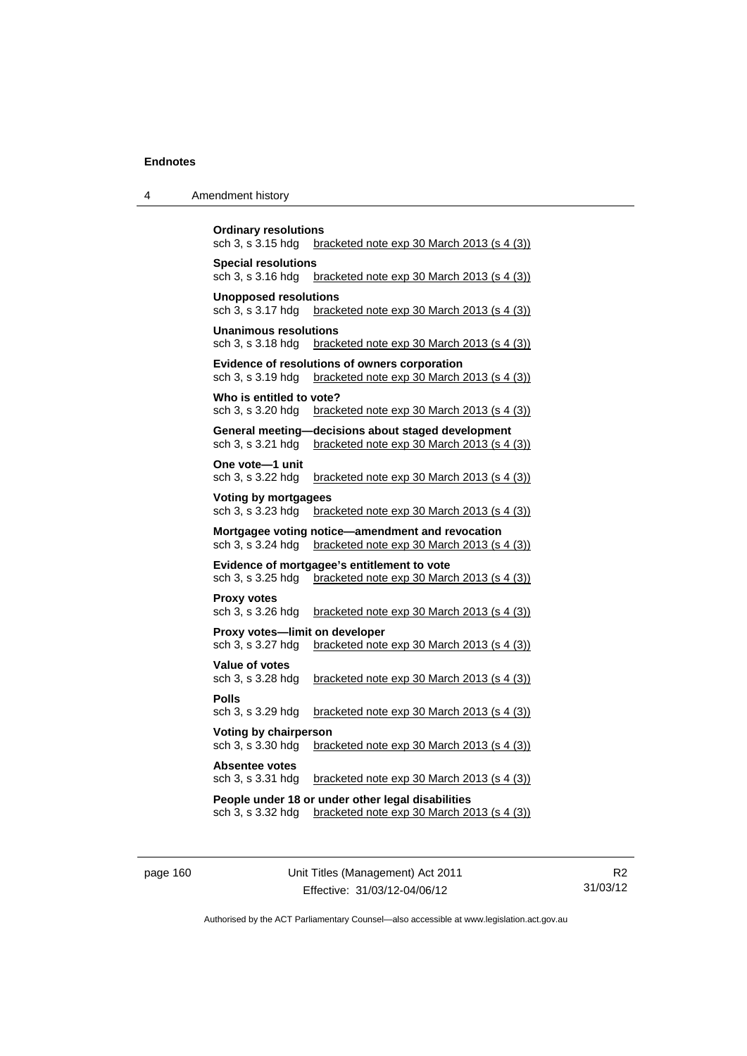**Ordinary resolutions**
sch 3, s 3.15 hdg bracketed note exp 30 March 2013 (s 4 (3))

**Special resolutions**
sch 3, s 3.16 hdg bracketed note exp 30 March 2013 (s 4 (3))

**Unopposed resolutions**
sch 3, s 3.17 hdg bracketed note exp 30 March 2013 (s 4 (3))

**Unanimous resolutions**
sch 3, s 3.18 hdg bracketed note exp 30 March 2013 (s 4 (3))

**Evidence of resolutions of owners corporation**
sch 3, s 3.19 hdg bracketed note exp 30 March 2013 (s 4 (3))

**Who is entitled to vote?**
sch 3, s 3.20 hdg bracketed note exp 30 March 2013 (s 4 (3))

**General meeting—decisions about staged development**
sch 3, s 3.21 hdg bracketed note exp 30 March 2013 (s 4 (3))

**One vote—1 unit**
sch 3, s 3.22 hdg bracketed note exp 30 March 2013 (s 4 (3))

**Voting by mortgagees**
sch 3, s 3.23 hdg bracketed note exp 30 March 2013 (s 4 (3))

**Mortgagee voting notice—amendment and revocation**
sch 3, s 3.24 hdg bracketed note exp 30 March 2013 (s 4 (3))

**Evidence of mortgagee's entitlement to vote**
sch 3, s 3.25 hdg bracketed note exp 30 March 2013 (s 4 (3))

**Proxy votes**
sch 3, s 3.26 hdg bracketed note exp 30 March 2013 (s 4 (3))

**Proxy votes—limit on developer**
sch 3, s 3.27 hdg bracketed note exp 30 March 2013 (s 4 (3))

**Value of votes**
sch 3, s 3.28 hdg bracketed note exp 30 March 2013 (s 4 (3))

**Polls**
sch 3, s 3.29 hdg bracketed note exp 30 March 2013 (s 4 (3))

**Voting by chairperson**
sch 3, s 3.30 hdg bracketed note exp 30 March 2013 (s 4 (3))

**Absentee votes**
sch 3, s 3.31 hdg bracketed note exp 30 March 2013 (s 4 (3))

**People under 18 or under other legal disabilities**
sch 3, s 3.32 hdg bracketed note exp 30 March 2013 (s 4 (3))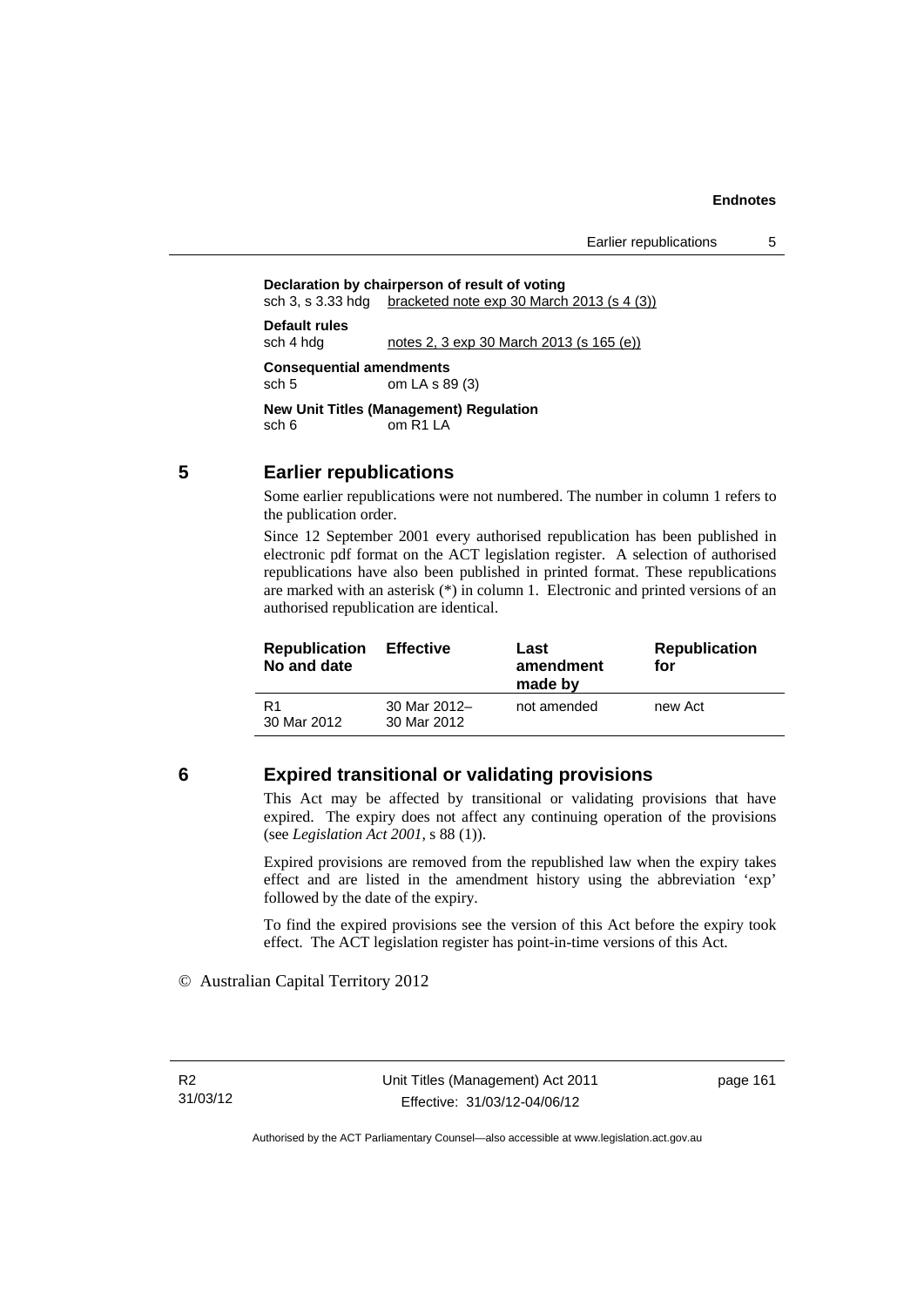**Declaration by chairperson of result of voting**
sch 3, s 3.33 hdg bracketed note exp 30 March 2013 (s 4 (3))

**Default rules**
sch 4 hdg notes 2, 3 exp 30 March 2013 (s 165 (e))

**Consequential amendments**
sch 5 om LA s 89 (3)

**New Unit Titles (Management) Regulation**
sch 6 om R1 LA

## 5 Earlier republications

Some earlier republications were not numbered. The number in column 1 refers to the publication order.

Since 12 September 2001 every authorised republication has been published in electronic pdf format on the ACT legislation register. A selection of authorised republications have also been published in printed format. These republications are marked with an asterisk (*) in column 1. Electronic and printed versions of an authorised republication are identical.

| Republication No and date | Effective | Last amendment made by | Republication for |
|---|---|---|---|
| R1 30 Mar 2012 | 30 Mar 2012– 30 Mar 2012 | not amended | new Act |

## 6 Expired transitional or validating provisions

This Act may be affected by transitional or validating provisions that have expired. The expiry does not affect any continuing operation of the provisions (see *Legislation Act 2001*, s 88 (1)).

Expired provisions are removed from the republished law when the expiry takes effect and are listed in the amendment history using the abbreviation 'exp' followed by the date of the expiry.

To find the expired provisions see the version of this Act before the expiry took effect. The ACT legislation register has point-in-time versions of this Act.

© Australian Capital Territory 2012